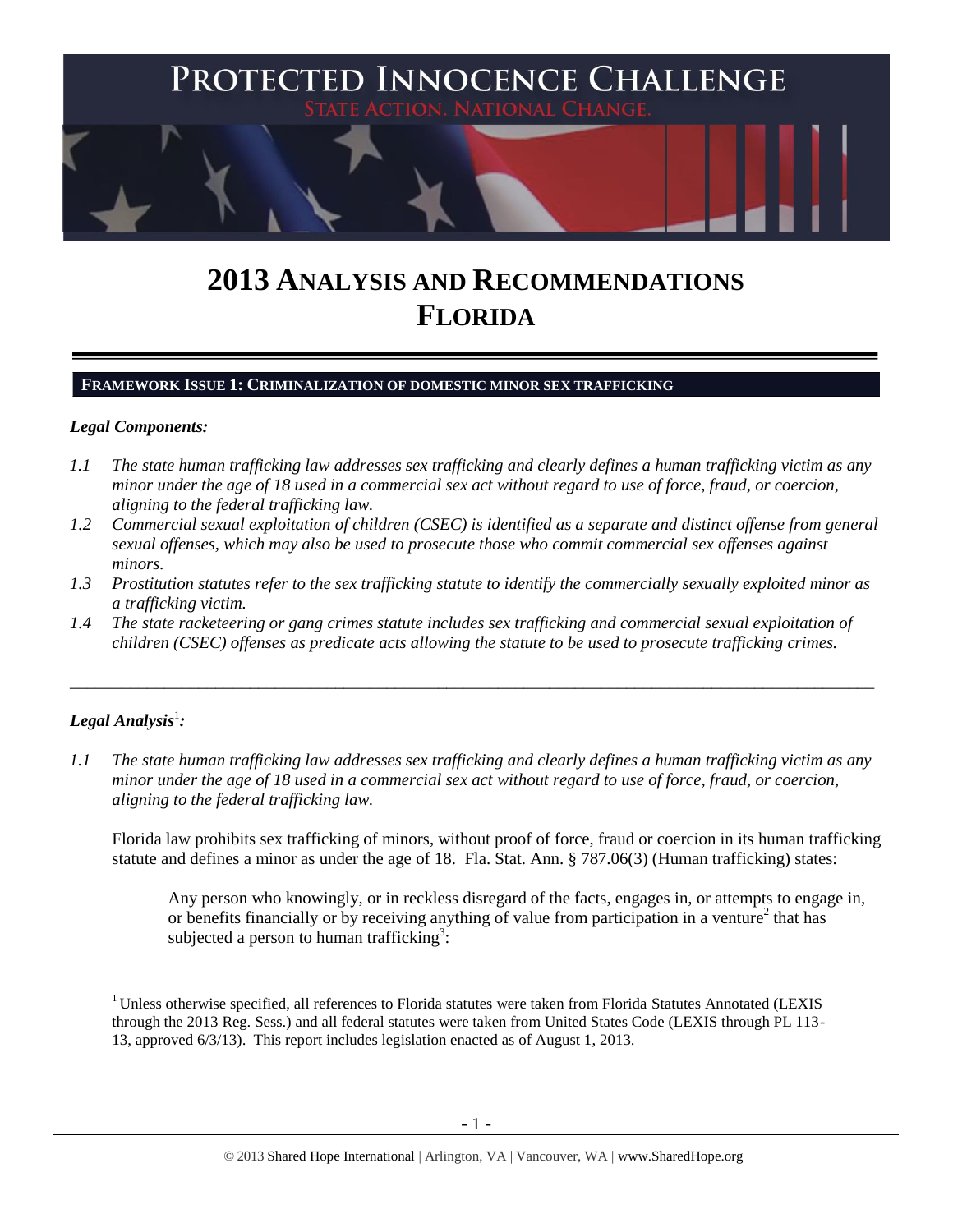# PROTECTED INNOCENCE CHALLENGE

STATE ACTION. NATIONAL CHANGE.

# 2013 ANALYSIS AND RECOMMENDATIONS FLORIDA

## FRAMEWORK ISSUE 1: CRIMINALIZATION OF DOMESTIC MINOR SEX TRAFFICKING

### *Legal Components:*

*1.1 The state human trafficking law addresses sex trafficking and clearly defines a human trafficking victim as any minor under the age of 18 used in a commercial sex act without regard to use of force, fraud, or coercion, aligning to the federal trafficking law.*

*1.2 Commercial sexual exploitation of children (CSEC) is identified as a separate and distinct offense from general sexual offenses, which may also be used to prosecute those who commit commercial sex offenses against minors.*

*1.3 Prostitution statutes refer to the sex trafficking statute to identify the commercially sexually exploited minor as a trafficking victim.*

*1.4 The state racketeering or gang crimes statute includes sex trafficking and commercial sexual exploitation of children (CSEC) offenses as predicate acts allowing the statute to be used to prosecute trafficking crimes.*

---

### *Legal Analysis*[1]*:*

*1.1 The state human trafficking law addresses sex trafficking and clearly defines a human trafficking victim as any minor under the age of 18 used in a commercial sex act without regard to use of force, fraud, or coercion, aligning to the federal trafficking law.*

Florida law prohibits sex trafficking of minors, without proof of force, fraud or coercion in its human trafficking statute and defines a minor as under the age of 18. Fla. Stat. Ann. § 787.06(3) (Human trafficking) states:

> Any person who knowingly, or in reckless disregard of the facts, engages in, or attempts to engage in, or benefits financially or by receiving anything of value from participation in a venture[2] that has subjected a person to human trafficking[3]:

---

[1] Unless otherwise specified, all references to Florida statutes were taken from Florida Statutes Annotated (LEXIS through the 2013 Reg. Sess.) and all federal statutes were taken from United States Code (LEXIS through PL 113-13, approved 6/3/13). This report includes legislation enacted as of August 1, 2013.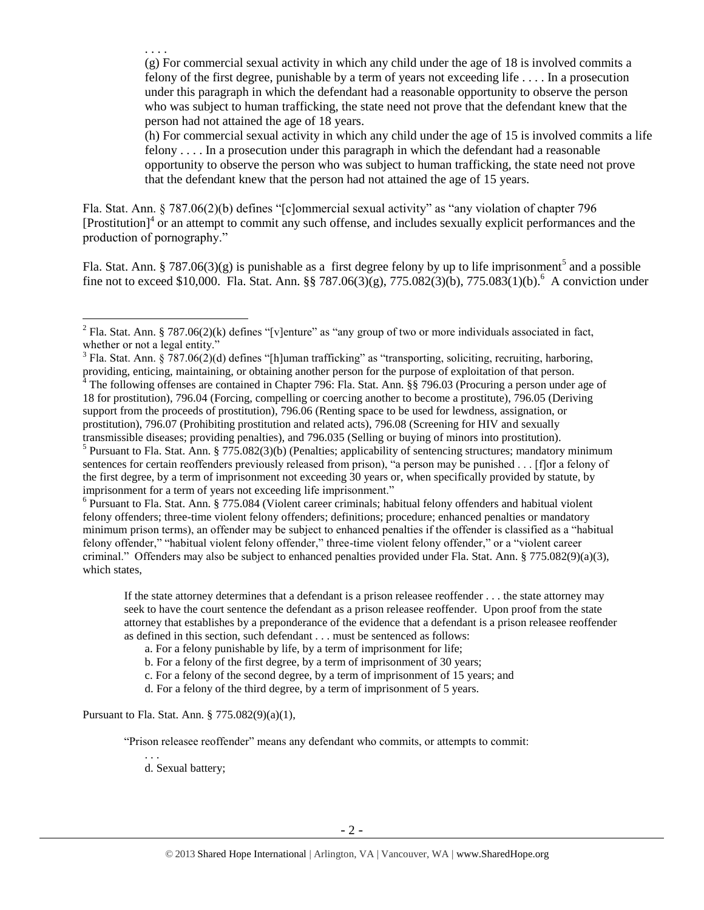. . . .

> (g) For commercial sexual activity in which any child under the age of 18 is involved commits a felony of the first degree, punishable by a term of years not exceeding life . . . . In a prosecution under this paragraph in which the defendant had a reasonable opportunity to observe the person who was subject to human trafficking, the state need not prove that the defendant knew that the person had not attained the age of 18 years.
>
> (h) For commercial sexual activity in which any child under the age of 15 is involved commits a life felony . . . . In a prosecution under this paragraph in which the defendant had a reasonable opportunity to observe the person who was subject to human trafficking, the state need not prove that the defendant knew that the person had not attained the age of 15 years.

Fla. Stat. Ann. § 787.06(2)(b) defines "[c]ommercial sexual activity" as "any violation of chapter 796 [Prostitution][4] or an attempt to commit any such offense, and includes sexually explicit performances and the production of pornography."

Fla. Stat. Ann. § 787.06(3)(g) is punishable as a first degree felony by up to life imprisonment[5] and a possible fine not to exceed $10,000. Fla. Stat. Ann. §§ 787.06(3)(g), 775.082(3)(b), 775.083(1)(b).[6] A conviction under

---

[2] Fla. Stat. Ann. § 787.06(2)(k) defines "[v]enture" as "any group of two or more individuals associated in fact, whether or not a legal entity."

[3] Fla. Stat. Ann. § 787.06(2)(d) defines "[h]uman trafficking" as "transporting, soliciting, recruiting, harboring, providing, enticing, maintaining, or obtaining another person for the purpose of exploitation of that person.

[4] The following offenses are contained in Chapter 796: Fla. Stat. Ann. §§ 796.03 (Procuring a person under age of 18 for prostitution), 796.04 (Forcing, compelling or coercing another to become a prostitute), 796.05 (Deriving support from the proceeds of prostitution), 796.06 (Renting space to be used for lewdness, assignation, or prostitution), 796.07 (Prohibiting prostitution and related acts), 796.08 (Screening for HIV and sexually transmissible diseases; providing penalties), and 796.035 (Selling or buying of minors into prostitution).

[5] Pursuant to Fla. Stat. Ann. § 775.082(3)(b) (Penalties; applicability of sentencing structures; mandatory minimum sentences for certain reoffenders previously released from prison), "a person may be punished . . . [f]or a felony of the first degree, by a term of imprisonment not exceeding 30 years or, when specifically provided by statute, by imprisonment for a term of years not exceeding life imprisonment."

[6] Pursuant to Fla. Stat. Ann. § 775.084 (Violent career criminals; habitual felony offenders and habitual violent felony offenders; three-time violent felony offenders; definitions; procedure; enhanced penalties or mandatory minimum prison terms), an offender may be subject to enhanced penalties if the offender is classified as a "habitual felony offender," "habitual violent felony offender," three-time violent felony offender," or a "violent career criminal." Offenders may also be subject to enhanced penalties provided under Fla. Stat. Ann. § 775.082(9)(a)(3), which states,

> If the state attorney determines that a defendant is a prison releasee reoffender . . . the state attorney may seek to have the court sentence the defendant as a prison releasee reoffender. Upon proof from the state attorney that establishes by a preponderance of the evidence that a defendant is a prison releasee reoffender as defined in this section, such defendant . . . must be sentenced as follows:
>
> a. For a felony punishable by life, by a term of imprisonment for life;
> b. For a felony of the first degree, by a term of imprisonment of 30 years;
> c. For a felony of the second degree, by a term of imprisonment of 15 years; and
> d. For a felony of the third degree, by a term of imprisonment of 5 years.

Pursuant to Fla. Stat. Ann. § 775.082(9)(a)(1),

> "Prison releasee reoffender" means any defendant who commits, or attempts to commit:
>
> . . .
>
> d. Sexual battery;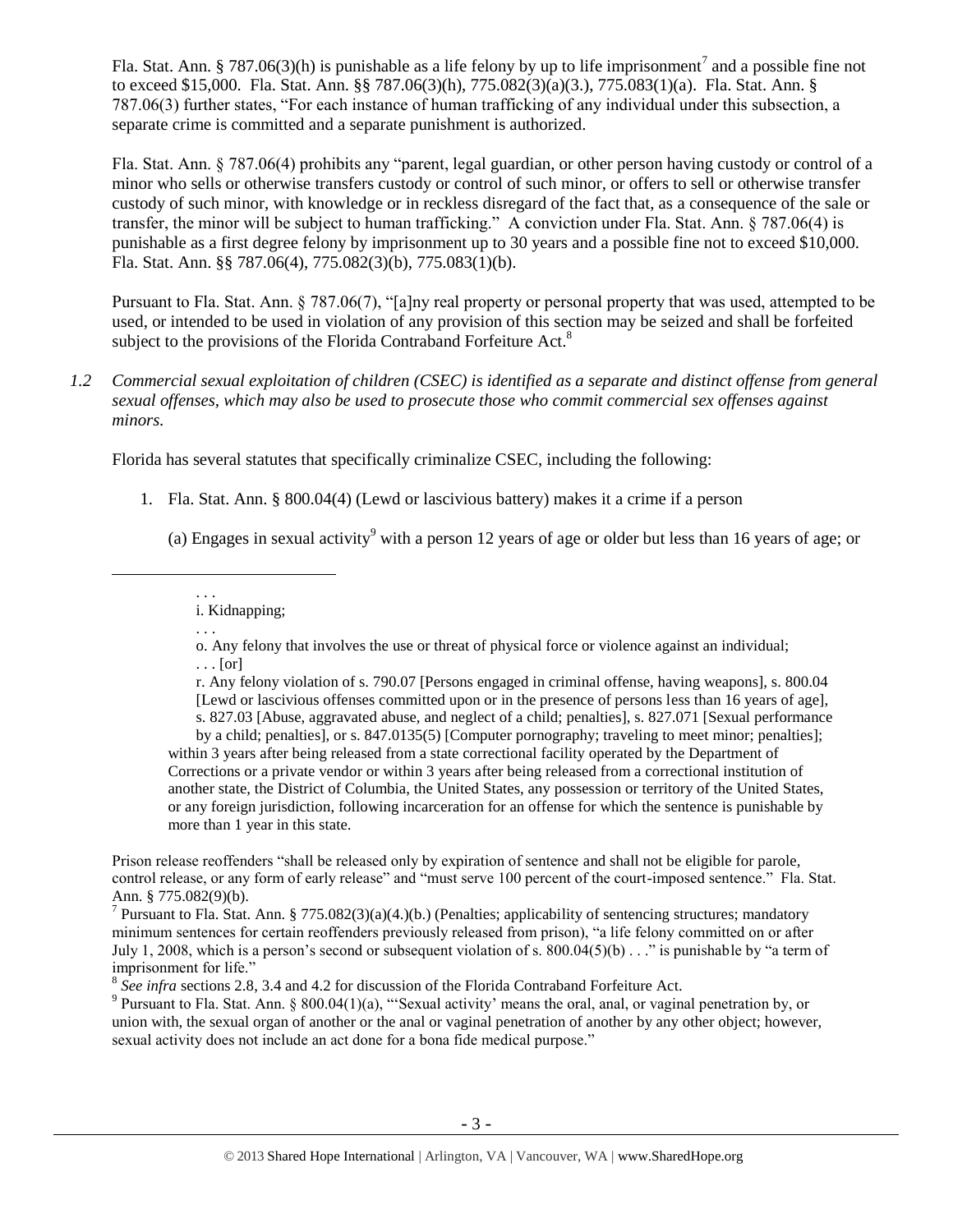Fla. Stat. Ann. § 787.06(3)(h) is punishable as a life felony by up to life imprisonment[7] and a possible fine not to exceed $15,000. Fla. Stat. Ann. §§ 787.06(3)(h), 775.082(3)(a)(3.), 775.083(1)(a). Fla. Stat. Ann. § 787.06(3) further states, "For each instance of human trafficking of any individual under this subsection, a separate crime is committed and a separate punishment is authorized.

Fla. Stat. Ann. § 787.06(4) prohibits any "parent, legal guardian, or other person having custody or control of a minor who sells or otherwise transfers custody or control of such minor, or offers to sell or otherwise transfer custody of such minor, with knowledge or in reckless disregard of the fact that, as a consequence of the sale or transfer, the minor will be subject to human trafficking." A conviction under Fla. Stat. Ann. § 787.06(4) is punishable as a first degree felony by imprisonment up to 30 years and a possible fine not to exceed $10,000. Fla. Stat. Ann. §§ 787.06(4), 775.082(3)(b), 775.083(1)(b).

Pursuant to Fla. Stat. Ann. § 787.06(7), "[a]ny real property or personal property that was used, attempted to be used, or intended to be used in violation of any provision of this section may be seized and shall be forfeited subject to the provisions of the Florida Contraband Forfeiture Act.[8]

*1.2 Commercial sexual exploitation of children (CSEC) is identified as a separate and distinct offense from general sexual offenses, which may also be used to prosecute those who commit commercial sex offenses against minors.*

Florida has several statutes that specifically criminalize CSEC, including the following:

1. Fla. Stat. Ann. § 800.04(4) (Lewd or lascivious battery) makes it a crime if a person

   (a) Engages in sexual activity[9] with a person 12 years of age or older but less than 16 years of age; or

---

> . . .
> i. Kidnapping;
> . . .
> o. Any felony that involves the use or threat of physical force or violence against an individual;
> . . . [or]
> r. Any felony violation of s. 790.07 [Persons engaged in criminal offense, having weapons], s. 800.04 [Lewd or lascivious offenses committed upon or in the presence of persons less than 16 years of age], s. 827.03 [Abuse, aggravated abuse, and neglect of a child; penalties], s. 827.071 [Sexual performance by a child; penalties], or s. 847.0135(5) [Computer pornography; traveling to meet minor; penalties];
>
> within 3 years after being released from a state correctional facility operated by the Department of Corrections or a private vendor or within 3 years after being released from a correctional institution of another state, the District of Columbia, the United States, any possession or territory of the United States, or any foreign jurisdiction, following incarceration for an offense for which the sentence is punishable by more than 1 year in this state.

Prison release reoffenders "shall be released only by expiration of sentence and shall not be eligible for parole, control release, or any form of early release" and "must serve 100 percent of the court-imposed sentence." Fla. Stat. Ann. § 775.082(9)(b).

[7] Pursuant to Fla. Stat. Ann. § 775.082(3)(a)(4.)(b.) (Penalties; applicability of sentencing structures; mandatory minimum sentences for certain reoffenders previously released from prison), "a life felony committed on or after July 1, 2008, which is a person's second or subsequent violation of s. 800.04(5)(b) . . ." is punishable by "a term of imprisonment for life."

[8] *See infra* sections 2.8, 3.4 and 4.2 for discussion of the Florida Contraband Forfeiture Act.

[9] Pursuant to Fla. Stat. Ann. § 800.04(1)(a), "'Sexual activity' means the oral, anal, or vaginal penetration by, or union with, the sexual organ of another or the anal or vaginal penetration of another by any other object; however, sexual activity does not include an act done for a bona fide medical purpose."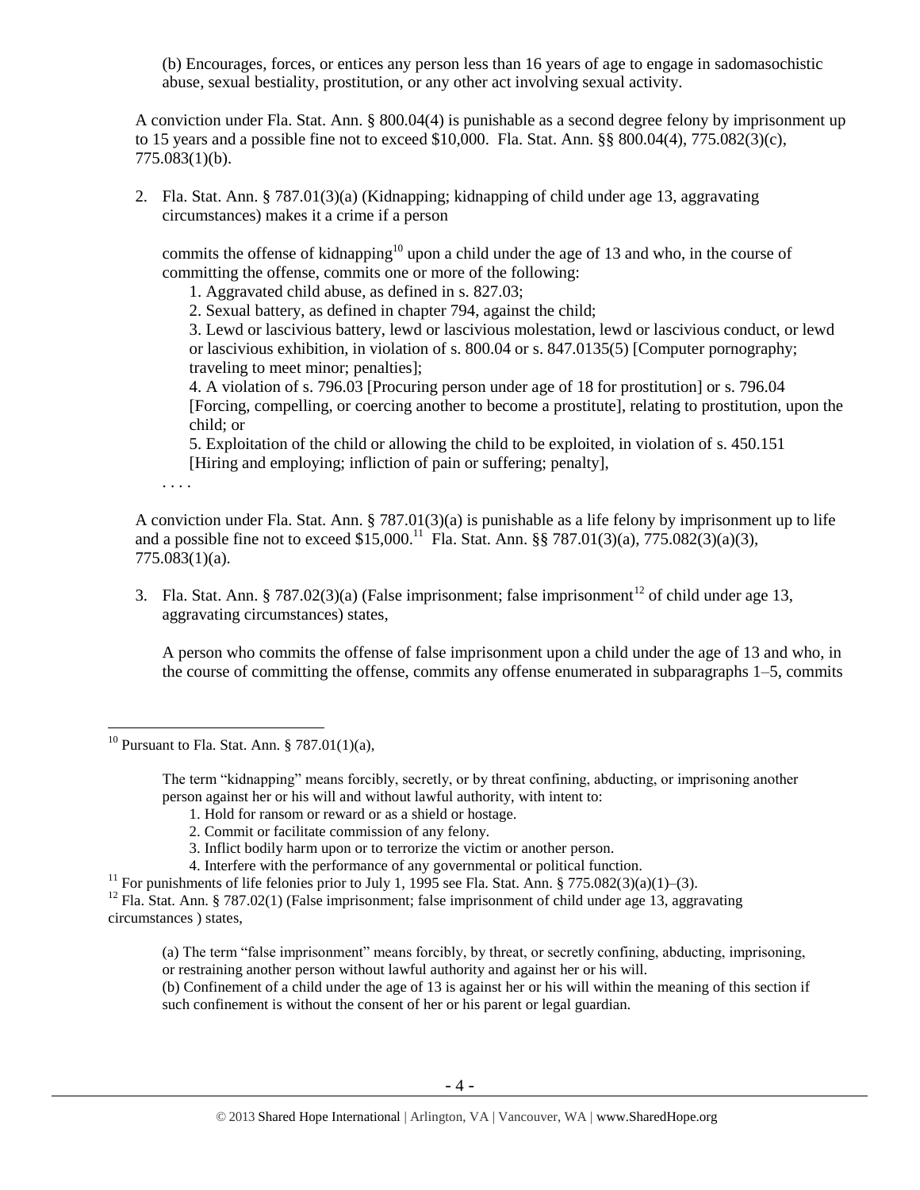(b) Encourages, forces, or entices any person less than 16 years of age to engage in sadomasochistic abuse, sexual bestiality, prostitution, or any other act involving sexual activity.

A conviction under Fla. Stat. Ann. § 800.04(4) is punishable as a second degree felony by imprisonment up to 15 years and a possible fine not to exceed $10,000. Fla. Stat. Ann. §§ 800.04(4), 775.082(3)(c), 775.083(1)(b).

2. Fla. Stat. Ann. § 787.01(3)(a) (Kidnapping; kidnapping of child under age 13, aggravating circumstances) makes it a crime if a person

   commits the offense of kidnapping[10] upon a child under the age of 13 and who, in the course of committing the offense, commits one or more of the following:

   1. Aggravated child abuse, as defined in s. 827.03;
   2. Sexual battery, as defined in chapter 794, against the child;
   3. Lewd or lascivious battery, lewd or lascivious molestation, lewd or lascivious conduct, or lewd or lascivious exhibition, in violation of s. 800.04 or s. 847.0135(5) [Computer pornography; traveling to meet minor; penalties];
   4. A violation of s. 796.03 [Procuring person under age of 18 for prostitution] or s. 796.04 [Forcing, compelling, or coercing another to become a prostitute], relating to prostitution, upon the child; or
   5. Exploitation of the child or allowing the child to be exploited, in violation of s. 450.151 [Hiring and employing; infliction of pain or suffering; penalty],

   . . . .

   A conviction under Fla. Stat. Ann. § 787.01(3)(a) is punishable as a life felony by imprisonment up to life and a possible fine not to exceed $15,000.[11] Fla. Stat. Ann. §§ 787.01(3)(a), 775.082(3)(a)(3), 775.083(1)(a).

3. Fla. Stat. Ann. § 787.02(3)(a) (False imprisonment; false imprisonment[12] of child under age 13, aggravating circumstances) states,

   A person who commits the offense of false imprisonment upon a child under the age of 13 and who, in the course of committing the offense, commits any offense enumerated in subparagraphs 1–5, commits

---

[10] Pursuant to Fla. Stat. Ann. § 787.01(1)(a),

> The term "kidnapping" means forcibly, secretly, or by threat confining, abducting, or imprisoning another person against her or his will and without lawful authority, with intent to:
> 1. Hold for ransom or reward or as a shield or hostage.
> 2. Commit or facilitate commission of any felony.
> 3. Inflict bodily harm upon or to terrorize the victim or another person.
> 4. Interfere with the performance of any governmental or political function.

[11] For punishments of life felonies prior to July 1, 1995 see Fla. Stat. Ann. § 775.082(3)(a)(1)–(3).

[12] Fla. Stat. Ann. § 787.02(1) (False imprisonment; false imprisonment of child under age 13, aggravating circumstances ) states,

> (a) The term "false imprisonment" means forcibly, by threat, or secretly confining, abducting, imprisoning, or restraining another person without lawful authority and against her or his will.
> (b) Confinement of a child under the age of 13 is against her or his will within the meaning of this section if such confinement is without the consent of her or his parent or legal guardian.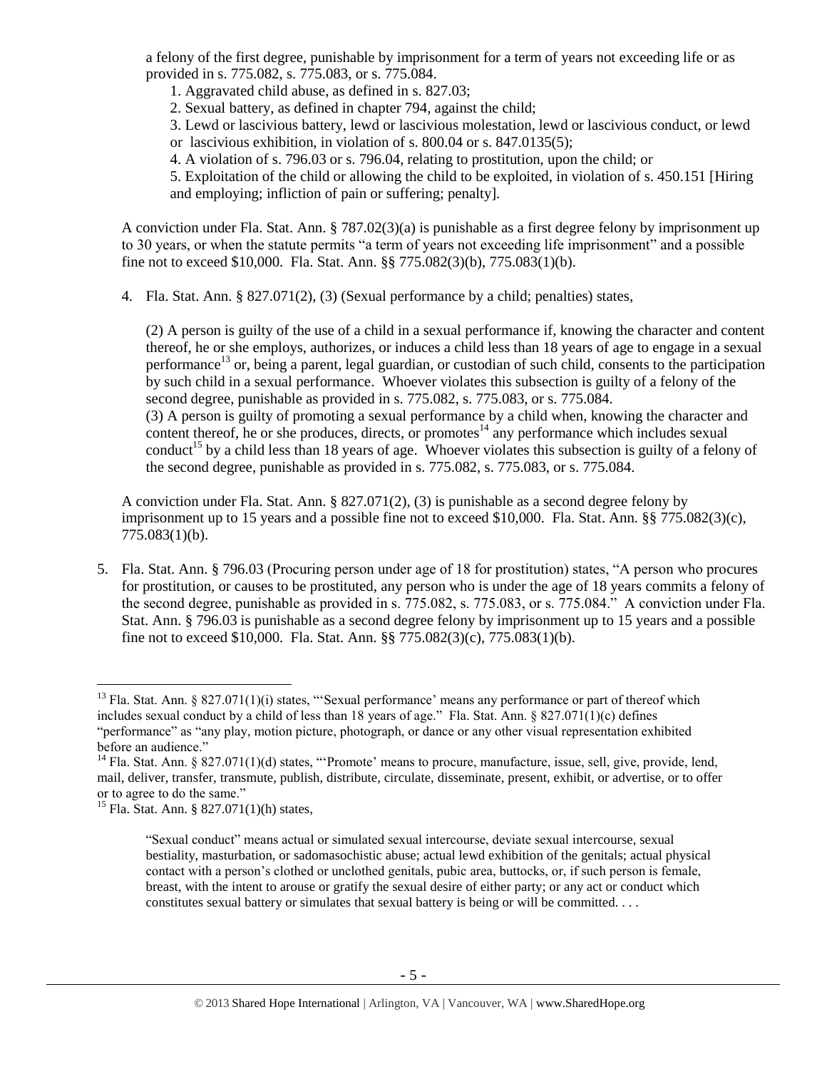a felony of the first degree, punishable by imprisonment for a term of years not exceeding life or as provided in s. 775.082, s. 775.083, or s. 775.084.

1. Aggravated child abuse, as defined in s. 827.03;
2. Sexual battery, as defined in chapter 794, against the child;
3. Lewd or lascivious battery, lewd or lascivious molestation, lewd or lascivious conduct, or lewd or lascivious exhibition, in violation of s. 800.04 or s. 847.0135(5);
4. A violation of s. 796.03 or s. 796.04, relating to prostitution, upon the child; or
5. Exploitation of the child or allowing the child to be exploited, in violation of s. 450.151 [Hiring and employing; infliction of pain or suffering; penalty].

A conviction under Fla. Stat. Ann. § 787.02(3)(a) is punishable as a first degree felony by imprisonment up to 30 years, or when the statute permits "a term of years not exceeding life imprisonment" and a possible fine not to exceed $10,000. Fla. Stat. Ann. §§ 775.082(3)(b), 775.083(1)(b).

4. Fla. Stat. Ann. § 827.071(2), (3) (Sexual performance by a child; penalties) states,

(2) A person is guilty of the use of a child in a sexual performance if, knowing the character and content thereof, he or she employs, authorizes, or induces a child less than 18 years of age to engage in a sexual performance[13] or, being a parent, legal guardian, or custodian of such child, consents to the participation by such child in a sexual performance. Whoever violates this subsection is guilty of a felony of the second degree, punishable as provided in s. 775.082, s. 775.083, or s. 775.084.
(3) A person is guilty of promoting a sexual performance by a child when, knowing the character and content thereof, he or she produces, directs, or promotes[14] any performance which includes sexual conduct[15] by a child less than 18 years of age. Whoever violates this subsection is guilty of a felony of the second degree, punishable as provided in s. 775.082, s. 775.083, or s. 775.084.

A conviction under Fla. Stat. Ann. § 827.071(2), (3) is punishable as a second degree felony by imprisonment up to 15 years and a possible fine not to exceed $10,000. Fla. Stat. Ann. §§ 775.082(3)(c), 775.083(1)(b).

5. Fla. Stat. Ann. § 796.03 (Procuring person under age of 18 for prostitution) states, "A person who procures for prostitution, or causes to be prostituted, any person who is under the age of 18 years commits a felony of the second degree, punishable as provided in s. 775.082, s. 775.083, or s. 775.084." A conviction under Fla. Stat. Ann. § 796.03 is punishable as a second degree felony by imprisonment up to 15 years and a possible fine not to exceed $10,000. Fla. Stat. Ann. §§ 775.082(3)(c), 775.083(1)(b).

---

[13] Fla. Stat. Ann. § 827.071(1)(i) states, "'Sexual performance' means any performance or part of thereof which includes sexual conduct by a child of less than 18 years of age." Fla. Stat. Ann. § 827.071(1)(c) defines "performance" as "any play, motion picture, photograph, or dance or any other visual representation exhibited before an audience."

[14] Fla. Stat. Ann. § 827.071(1)(d) states, "'Promote' means to procure, manufacture, issue, sell, give, provide, lend, mail, deliver, transfer, transmute, publish, distribute, circulate, disseminate, present, exhibit, or advertise, or to offer or to agree to do the same."

[15] Fla. Stat. Ann. § 827.071(1)(h) states,

"Sexual conduct" means actual or simulated sexual intercourse, deviate sexual intercourse, sexual bestiality, masturbation, or sadomasochistic abuse; actual lewd exhibition of the genitals; actual physical contact with a person's clothed or unclothed genitals, pubic area, buttocks, or, if such person is female, breast, with the intent to arouse or gratify the sexual desire of either party; or any act or conduct which constitutes sexual battery or simulates that sexual battery is being or will be committed. . . .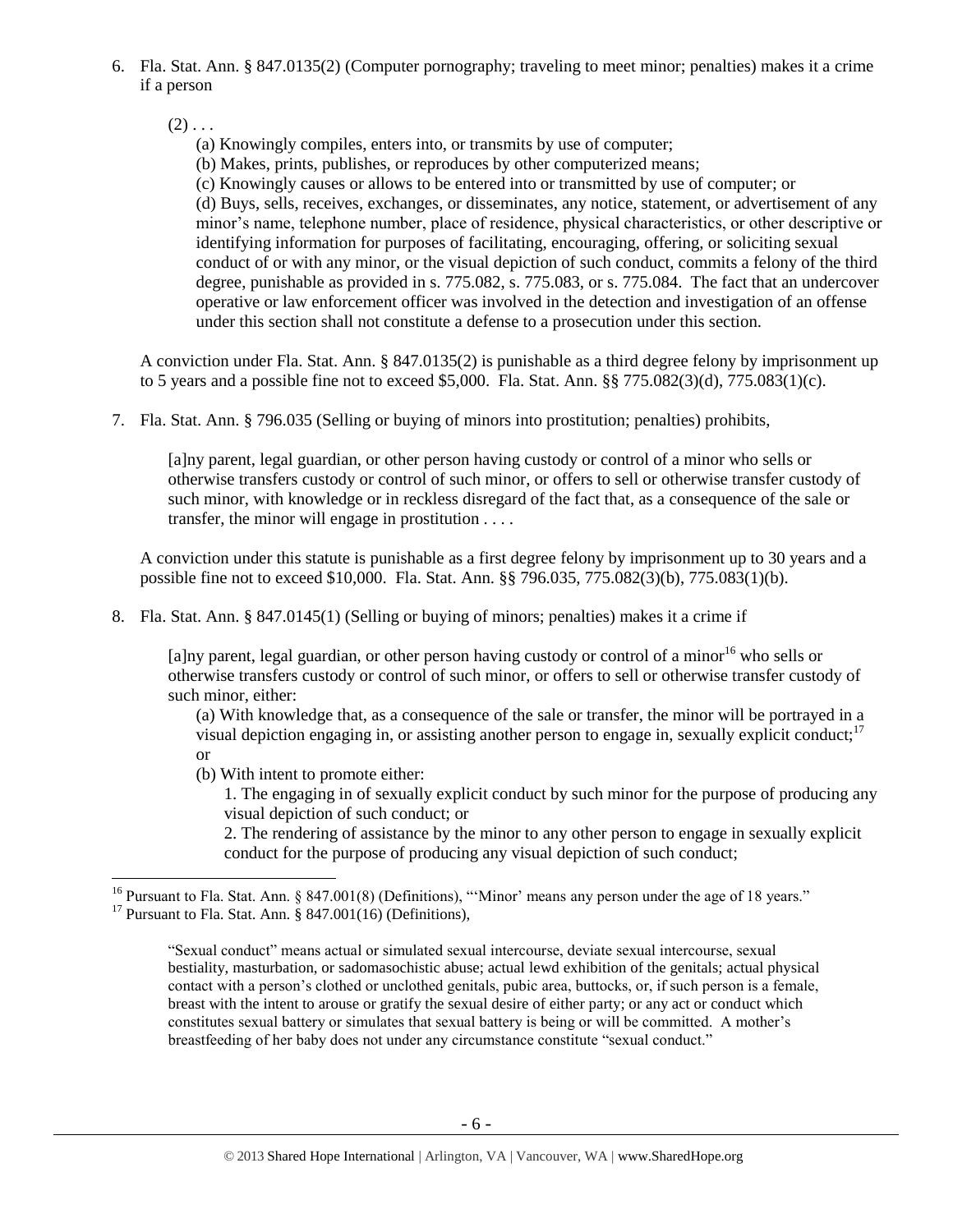6. Fla. Stat. Ann. § 847.0135(2) (Computer pornography; traveling to meet minor; penalties) makes it a crime if a person

   (2) . . .

   (a) Knowingly compiles, enters into, or transmits by use of computer;

   (b) Makes, prints, publishes, or reproduces by other computerized means;

   (c) Knowingly causes or allows to be entered into or transmitted by use of computer; or

   (d) Buys, sells, receives, exchanges, or disseminates, any notice, statement, or advertisement of any minor's name, telephone number, place of residence, physical characteristics, or other descriptive or identifying information for purposes of facilitating, encouraging, offering, or soliciting sexual conduct of or with any minor, or the visual depiction of such conduct, commits a felony of the third degree, punishable as provided in s. 775.082, s. 775.083, or s. 775.084. The fact that an undercover operative or law enforcement officer was involved in the detection and investigation of an offense under this section shall not constitute a defense to a prosecution under this section.

   A conviction under Fla. Stat. Ann. § 847.0135(2) is punishable as a third degree felony by imprisonment up to 5 years and a possible fine not to exceed $5,000. Fla. Stat. Ann. §§ 775.082(3)(d), 775.083(1)(c).

7. Fla. Stat. Ann. § 796.035 (Selling or buying of minors into prostitution; penalties) prohibits,

   [a]ny parent, legal guardian, or other person having custody or control of a minor who sells or otherwise transfers custody or control of such minor, or offers to sell or otherwise transfer custody of such minor, with knowledge or in reckless disregard of the fact that, as a consequence of the sale or transfer, the minor will engage in prostitution . . . .

   A conviction under this statute is punishable as a first degree felony by imprisonment up to 30 years and a possible fine not to exceed $10,000. Fla. Stat. Ann. §§ 796.035, 775.082(3)(b), 775.083(1)(b).

8. Fla. Stat. Ann. § 847.0145(1) (Selling or buying of minors; penalties) makes it a crime if

   [a]ny parent, legal guardian, or other person having custody or control of a minor[16] who sells or otherwise transfers custody or control of such minor, or offers to sell or otherwise transfer custody of such minor, either:

   (a) With knowledge that, as a consequence of the sale or transfer, the minor will be portrayed in a visual depiction engaging in, or assisting another person to engage in, sexually explicit conduct;[17] or

   (b) With intent to promote either:

   1. The engaging in of sexually explicit conduct by such minor for the purpose of producing any visual depiction of such conduct; or

   2. The rendering of assistance by the minor to any other person to engage in sexually explicit conduct for the purpose of producing any visual depiction of such conduct;

---

[16] Pursuant to Fla. Stat. Ann. § 847.001(8) (Definitions), "'Minor' means any person under the age of 18 years."

[17] Pursuant to Fla. Stat. Ann. § 847.001(16) (Definitions),

"Sexual conduct" means actual or simulated sexual intercourse, deviate sexual intercourse, sexual bestiality, masturbation, or sadomasochistic abuse; actual lewd exhibition of the genitals; actual physical contact with a person's clothed or unclothed genitals, pubic area, buttocks, or, if such person is a female, breast with the intent to arouse or gratify the sexual desire of either party; or any act or conduct which constitutes sexual battery or simulates that sexual battery is being or will be committed. A mother's breastfeeding of her baby does not under any circumstance constitute "sexual conduct."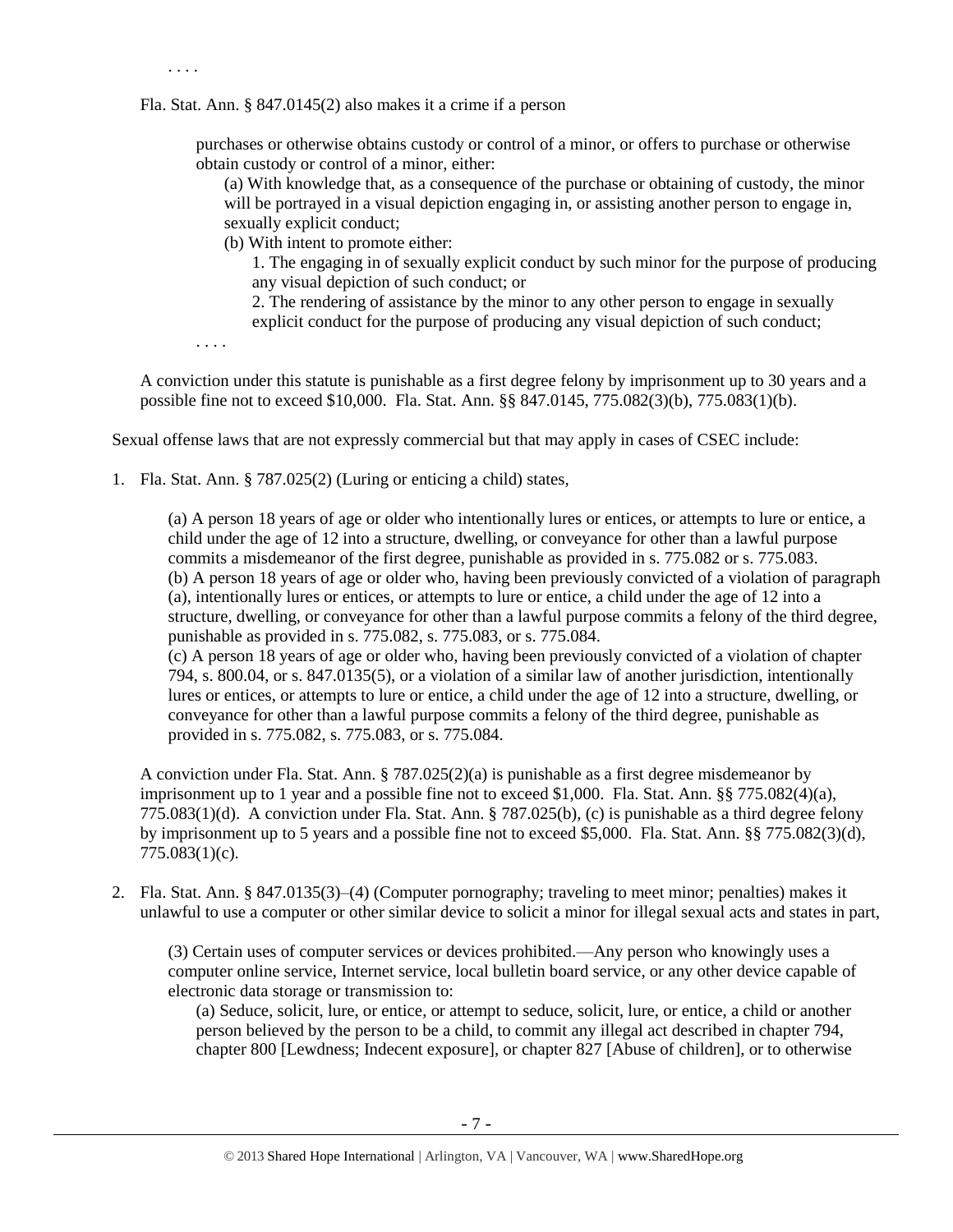. . . .

Fla. Stat. Ann. § 847.0145(2) also makes it a crime if a person

> purchases or otherwise obtains custody or control of a minor, or offers to purchase or otherwise obtain custody or control of a minor, either:
>
> (a) With knowledge that, as a consequence of the purchase or obtaining of custody, the minor will be portrayed in a visual depiction engaging in, or assisting another person to engage in, sexually explicit conduct;
>
> (b) With intent to promote either:
>
> 1. The engaging in of sexually explicit conduct by such minor for the purpose of producing any visual depiction of such conduct; or
>
> 2. The rendering of assistance by the minor to any other person to engage in sexually explicit conduct for the purpose of producing any visual depiction of such conduct;
>
> . . . .

A conviction under this statute is punishable as a first degree felony by imprisonment up to 30 years and a possible fine not to exceed $10,000. Fla. Stat. Ann. §§ 847.0145, 775.082(3)(b), 775.083(1)(b).

Sexual offense laws that are not expressly commercial but that may apply in cases of CSEC include:

1. Fla. Stat. Ann. § 787.025(2) (Luring or enticing a child) states,

> (a) A person 18 years of age or older who intentionally lures or entices, or attempts to lure or entice, a child under the age of 12 into a structure, dwelling, or conveyance for other than a lawful purpose commits a misdemeanor of the first degree, punishable as provided in s. 775.082 or s. 775.083.
>
> (b) A person 18 years of age or older who, having been previously convicted of a violation of paragraph (a), intentionally lures or entices, or attempts to lure or entice, a child under the age of 12 into a structure, dwelling, or conveyance for other than a lawful purpose commits a felony of the third degree, punishable as provided in s. 775.082, s. 775.083, or s. 775.084.
>
> (c) A person 18 years of age or older who, having been previously convicted of a violation of chapter 794, s. 800.04, or s. 847.0135(5), or a violation of a similar law of another jurisdiction, intentionally lures or entices, or attempts to lure or entice, a child under the age of 12 into a structure, dwelling, or conveyance for other than a lawful purpose commits a felony of the third degree, punishable as provided in s. 775.082, s. 775.083, or s. 775.084.

A conviction under Fla. Stat. Ann. § 787.025(2)(a) is punishable as a first degree misdemeanor by imprisonment up to 1 year and a possible fine not to exceed $1,000. Fla. Stat. Ann. §§ 775.082(4)(a), 775.083(1)(d). A conviction under Fla. Stat. Ann. § 787.025(b), (c) is punishable as a third degree felony by imprisonment up to 5 years and a possible fine not to exceed $5,000. Fla. Stat. Ann. §§ 775.082(3)(d), 775.083(1)(c).

2. Fla. Stat. Ann. § 847.0135(3)–(4) (Computer pornography; traveling to meet minor; penalties) makes it unlawful to use a computer or other similar device to solicit a minor for illegal sexual acts and states in part,

> (3) Certain uses of computer services or devices prohibited.—Any person who knowingly uses a computer online service, Internet service, local bulletin board service, or any other device capable of electronic data storage or transmission to:
>
> (a) Seduce, solicit, lure, or entice, or attempt to seduce, solicit, lure, or entice, a child or another person believed by the person to be a child, to commit any illegal act described in chapter 794, chapter 800 [Lewdness; Indecent exposure], or chapter 827 [Abuse of children], or to otherwise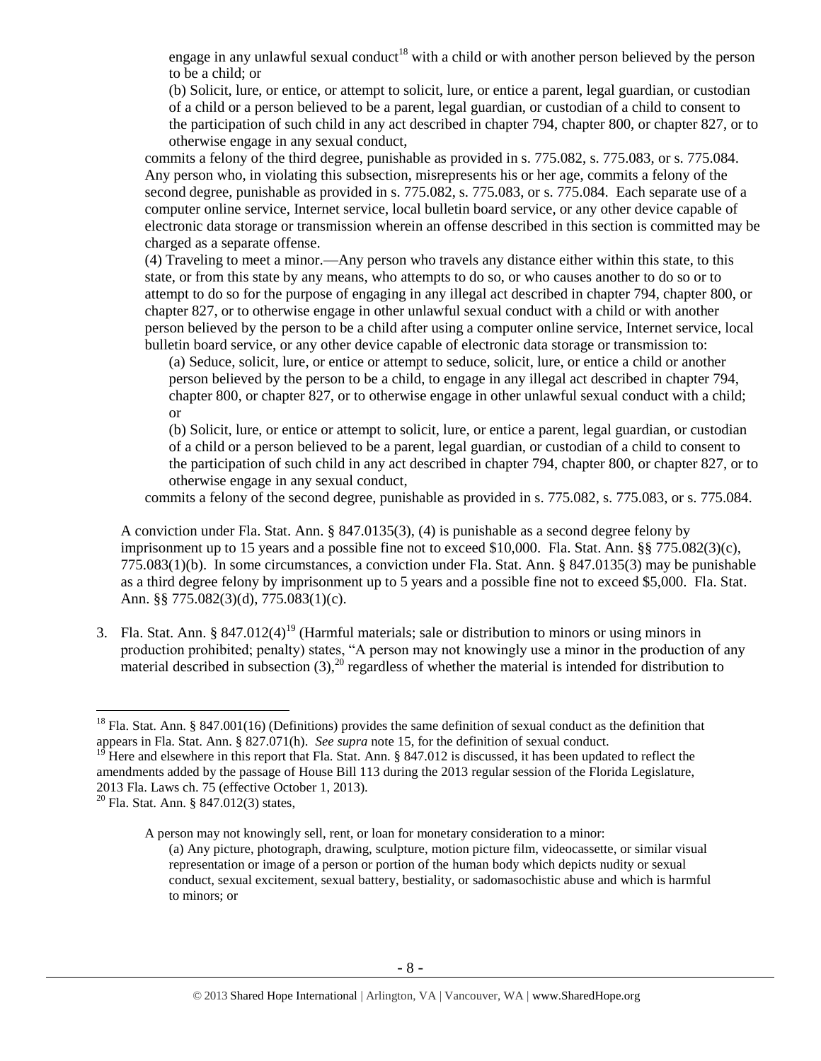engage in any unlawful sexual conduct[18] with a child or with another person believed by the person to be a child; or

(b) Solicit, lure, or entice, or attempt to solicit, lure, or entice a parent, legal guardian, or custodian of a child or a person believed to be a parent, legal guardian, or custodian of a child to consent to the participation of such child in any act described in chapter 794, chapter 800, or chapter 827, or to otherwise engage in any sexual conduct,

commits a felony of the third degree, punishable as provided in s. 775.082, s. 775.083, or s. 775.084. Any person who, in violating this subsection, misrepresents his or her age, commits a felony of the second degree, punishable as provided in s. 775.082, s. 775.083, or s. 775.084. Each separate use of a computer online service, Internet service, local bulletin board service, or any other device capable of electronic data storage or transmission wherein an offense described in this section is committed may be charged as a separate offense.

(4) Traveling to meet a minor.—Any person who travels any distance either within this state, to this state, or from this state by any means, who attempts to do so, or who causes another to do so or to attempt to do so for the purpose of engaging in any illegal act described in chapter 794, chapter 800, or chapter 827, or to otherwise engage in other unlawful sexual conduct with a child or with another person believed by the person to be a child after using a computer online service, Internet service, local bulletin board service, or any other device capable of electronic data storage or transmission to:

(a) Seduce, solicit, lure, or entice or attempt to seduce, solicit, lure, or entice a child or another person believed by the person to be a child, to engage in any illegal act described in chapter 794, chapter 800, or chapter 827, or to otherwise engage in other unlawful sexual conduct with a child; or

(b) Solicit, lure, or entice or attempt to solicit, lure, or entice a parent, legal guardian, or custodian of a child or a person believed to be a parent, legal guardian, or custodian of a child to consent to the participation of such child in any act described in chapter 794, chapter 800, or chapter 827, or to otherwise engage in any sexual conduct,

commits a felony of the second degree, punishable as provided in s. 775.082, s. 775.083, or s. 775.084.

A conviction under Fla. Stat. Ann. § 847.0135(3), (4) is punishable as a second degree felony by imprisonment up to 15 years and a possible fine not to exceed $10,000. Fla. Stat. Ann. §§ 775.082(3)(c), 775.083(1)(b). In some circumstances, a conviction under Fla. Stat. Ann. § 847.0135(3) may be punishable as a third degree felony by imprisonment up to 5 years and a possible fine not to exceed $5,000. Fla. Stat. Ann. §§ 775.082(3)(d), 775.083(1)(c).

3. Fla. Stat. Ann. § 847.012(4)[19] (Harmful materials; sale or distribution to minors or using minors in production prohibited; penalty) states, "A person may not knowingly use a minor in the production of any material described in subsection (3),[20] regardless of whether the material is intended for distribution to

---

[18] Fla. Stat. Ann. § 847.001(16) (Definitions) provides the same definition of sexual conduct as the definition that appears in Fla. Stat. Ann. § 827.071(h). *See supra* note 15, for the definition of sexual conduct.

[19] Here and elsewhere in this report that Fla. Stat. Ann. § 847.012 is discussed, it has been updated to reflect the amendments added by the passage of House Bill 113 during the 2013 regular session of the Florida Legislature, 2013 Fla. Laws ch. 75 (effective October 1, 2013).

[20] Fla. Stat. Ann. § 847.012(3) states,

> A person may not knowingly sell, rent, or loan for monetary consideration to a minor:
>
> (a) Any picture, photograph, drawing, sculpture, motion picture film, videocassette, or similar visual representation or image of a person or portion of the human body which depicts nudity or sexual conduct, sexual excitement, sexual battery, bestiality, or sadomasochistic abuse and which is harmful to minors; or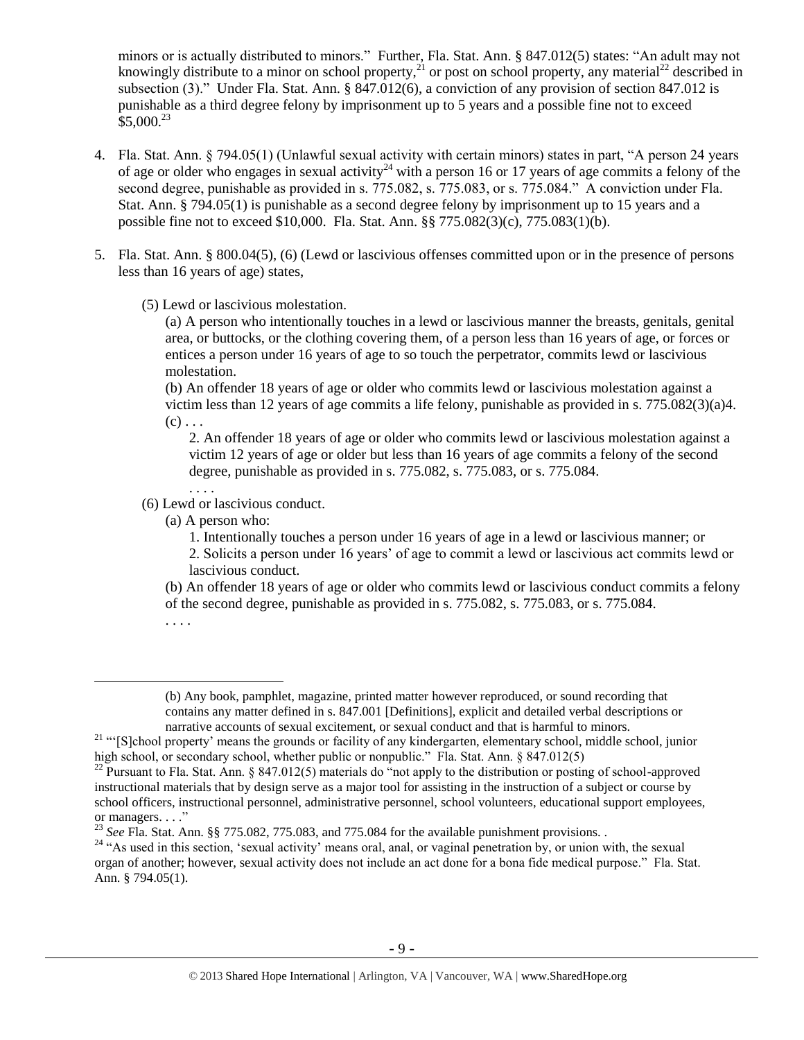minors or is actually distributed to minors." Further, Fla. Stat. Ann. § 847.012(5) states: "An adult may not knowingly distribute to a minor on school property,[21] or post on school property, any material[22] described in subsection (3)." Under Fla. Stat. Ann. § 847.012(6), a conviction of any provision of section 847.012 is punishable as a third degree felony by imprisonment up to 5 years and a possible fine not to exceed $5,000.[23]

4. Fla. Stat. Ann. § 794.05(1) (Unlawful sexual activity with certain minors) states in part, "A person 24 years of age or older who engages in sexual activity[24] with a person 16 or 17 years of age commits a felony of the second degree, punishable as provided in s. 775.082, s. 775.083, or s. 775.084." A conviction under Fla. Stat. Ann. § 794.05(1) is punishable as a second degree felony by imprisonment up to 15 years and a possible fine not to exceed $10,000. Fla. Stat. Ann. §§ 775.082(3)(c), 775.083(1)(b).

5. Fla. Stat. Ann. § 800.04(5), (6) (Lewd or lascivious offenses committed upon or in the presence of persons less than 16 years of age) states,

   (5) Lewd or lascivious molestation.

   (a) A person who intentionally touches in a lewd or lascivious manner the breasts, genitals, genital area, or buttocks, or the clothing covering them, of a person less than 16 years of age, or forces or entices a person under 16 years of age to so touch the perpetrator, commits lewd or lascivious molestation.

   (b) An offender 18 years of age or older who commits lewd or lascivious molestation against a victim less than 12 years of age commits a life felony, punishable as provided in s. 775.082(3)(a)4.

   (c) . . .

   2. An offender 18 years of age or older who commits lewd or lascivious molestation against a victim 12 years of age or older but less than 16 years of age commits a felony of the second degree, punishable as provided in s. 775.082, s. 775.083, or s. 775.084.

   . . . .

   (6) Lewd or lascivious conduct.

   (a) A person who:

   1. Intentionally touches a person under 16 years of age in a lewd or lascivious manner; or

   2. Solicits a person under 16 years' of age to commit a lewd or lascivious act commits lewd or lascivious conduct.

   (b) An offender 18 years of age or older who commits lewd or lascivious conduct commits a felony of the second degree, punishable as provided in s. 775.082, s. 775.083, or s. 775.084.

   . . . .

---

(b) Any book, pamphlet, magazine, printed matter however reproduced, or sound recording that contains any matter defined in s. 847.001 [Definitions], explicit and detailed verbal descriptions or narrative accounts of sexual excitement, or sexual conduct and that is harmful to minors.

[21] "'[S]chool property' means the grounds or facility of any kindergarten, elementary school, middle school, junior high school, or secondary school, whether public or nonpublic." Fla. Stat. Ann. § 847.012(5)

[22] Pursuant to Fla. Stat. Ann. § 847.012(5) materials do "not apply to the distribution or posting of school-approved instructional materials that by design serve as a major tool for assisting in the instruction of a subject or course by school officers, instructional personnel, administrative personnel, school volunteers, educational support employees, or managers. . . ."

[23] *See* Fla. Stat. Ann. §§ 775.082, 775.083, and 775.084 for the available punishment provisions. .

[24] "As used in this section, 'sexual activity' means oral, anal, or vaginal penetration by, or union with, the sexual organ of another; however, sexual activity does not include an act done for a bona fide medical purpose." Fla. Stat. Ann. § 794.05(1).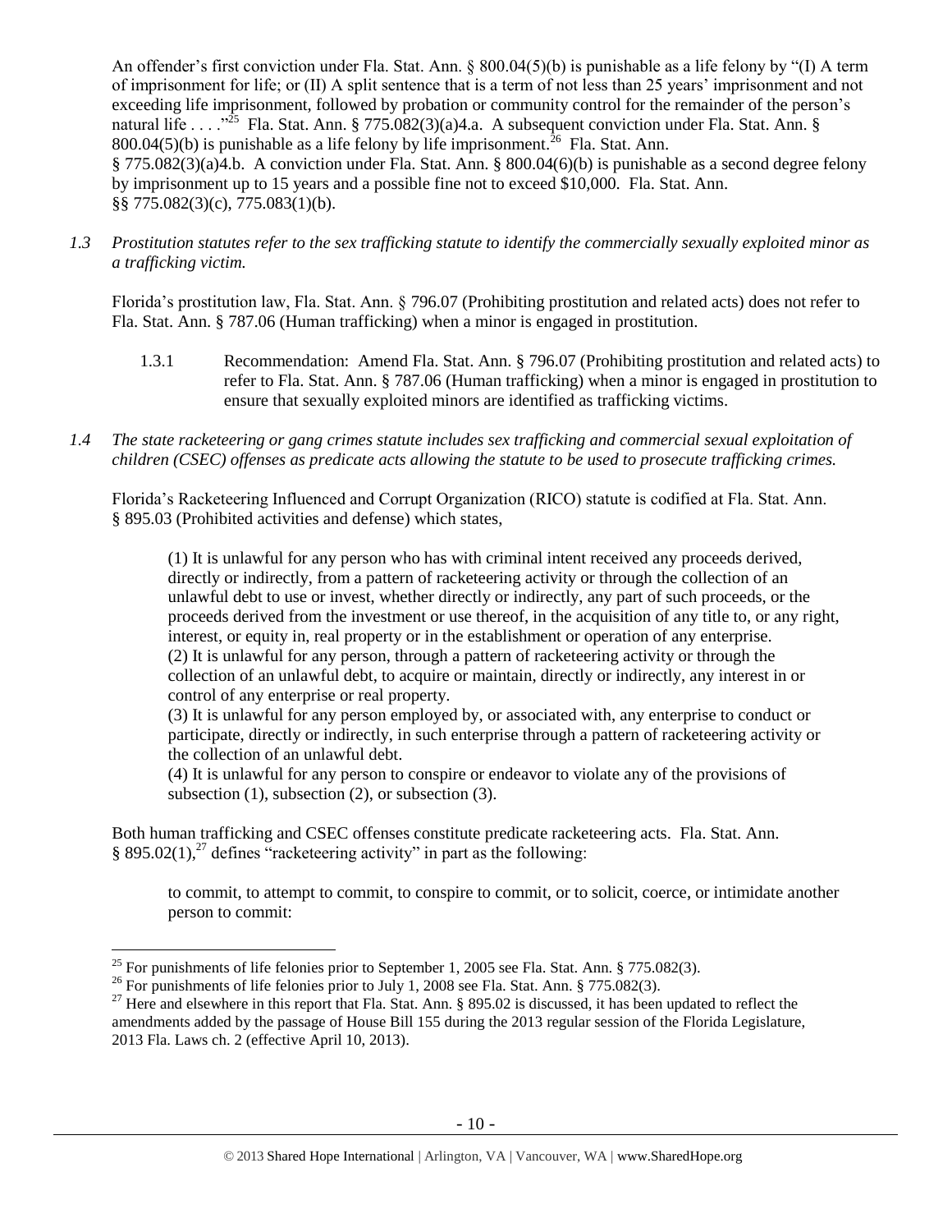An offender's first conviction under Fla. Stat. Ann. § 800.04(5)(b) is punishable as a life felony by "(I) A term of imprisonment for life; or (II) A split sentence that is a term of not less than 25 years' imprisonment and not exceeding life imprisonment, followed by probation or community control for the remainder of the person's natural life . . . ."[25] Fla. Stat. Ann. § 775.082(3)(a)4.a. A subsequent conviction under Fla. Stat. Ann. § 800.04(5)(b) is punishable as a life felony by life imprisonment.[26] Fla. Stat. Ann. § 775.082(3)(a)4.b. A conviction under Fla. Stat. Ann. § 800.04(6)(b) is punishable as a second degree felony by imprisonment up to 15 years and a possible fine not to exceed $10,000. Fla. Stat. Ann. §§ 775.082(3)(c), 775.083(1)(b).

*1.3 Prostitution statutes refer to the sex trafficking statute to identify the commercially sexually exploited minor as a trafficking victim.*

Florida's prostitution law, Fla. Stat. Ann. § 796.07 (Prohibiting prostitution and related acts) does not refer to Fla. Stat. Ann. § 787.06 (Human trafficking) when a minor is engaged in prostitution.

1.3.1 Recommendation: Amend Fla. Stat. Ann. § 796.07 (Prohibiting prostitution and related acts) to refer to Fla. Stat. Ann. § 787.06 (Human trafficking) when a minor is engaged in prostitution to ensure that sexually exploited minors are identified as trafficking victims.

*1.4 The state racketeering or gang crimes statute includes sex trafficking and commercial sexual exploitation of children (CSEC) offenses as predicate acts allowing the statute to be used to prosecute trafficking crimes.*

Florida's Racketeering Influenced and Corrupt Organization (RICO) statute is codified at Fla. Stat. Ann. § 895.03 (Prohibited activities and defense) which states,

> (1) It is unlawful for any person who has with criminal intent received any proceeds derived, directly or indirectly, from a pattern of racketeering activity or through the collection of an unlawful debt to use or invest, whether directly or indirectly, any part of such proceeds, or the proceeds derived from the investment or use thereof, in the acquisition of any title to, or any right, interest, or equity in, real property or in the establishment or operation of any enterprise.
> (2) It is unlawful for any person, through a pattern of racketeering activity or through the collection of an unlawful debt, to acquire or maintain, directly or indirectly, any interest in or control of any enterprise or real property.
> (3) It is unlawful for any person employed by, or associated with, any enterprise to conduct or participate, directly or indirectly, in such enterprise through a pattern of racketeering activity or the collection of an unlawful debt.
> (4) It is unlawful for any person to conspire or endeavor to violate any of the provisions of subsection (1), subsection (2), or subsection (3).

Both human trafficking and CSEC offenses constitute predicate racketeering acts. Fla. Stat. Ann. § 895.02(1),[27] defines "racketeering activity" in part as the following:

> to commit, to attempt to commit, to conspire to commit, or to solicit, coerce, or intimidate another person to commit:

---

[25] For punishments of life felonies prior to September 1, 2005 see Fla. Stat. Ann. § 775.082(3).

[26] For punishments of life felonies prior to July 1, 2008 see Fla. Stat. Ann. § 775.082(3).

[27] Here and elsewhere in this report that Fla. Stat. Ann. § 895.02 is discussed, it has been updated to reflect the amendments added by the passage of House Bill 155 during the 2013 regular session of the Florida Legislature, 2013 Fla. Laws ch. 2 (effective April 10, 2013).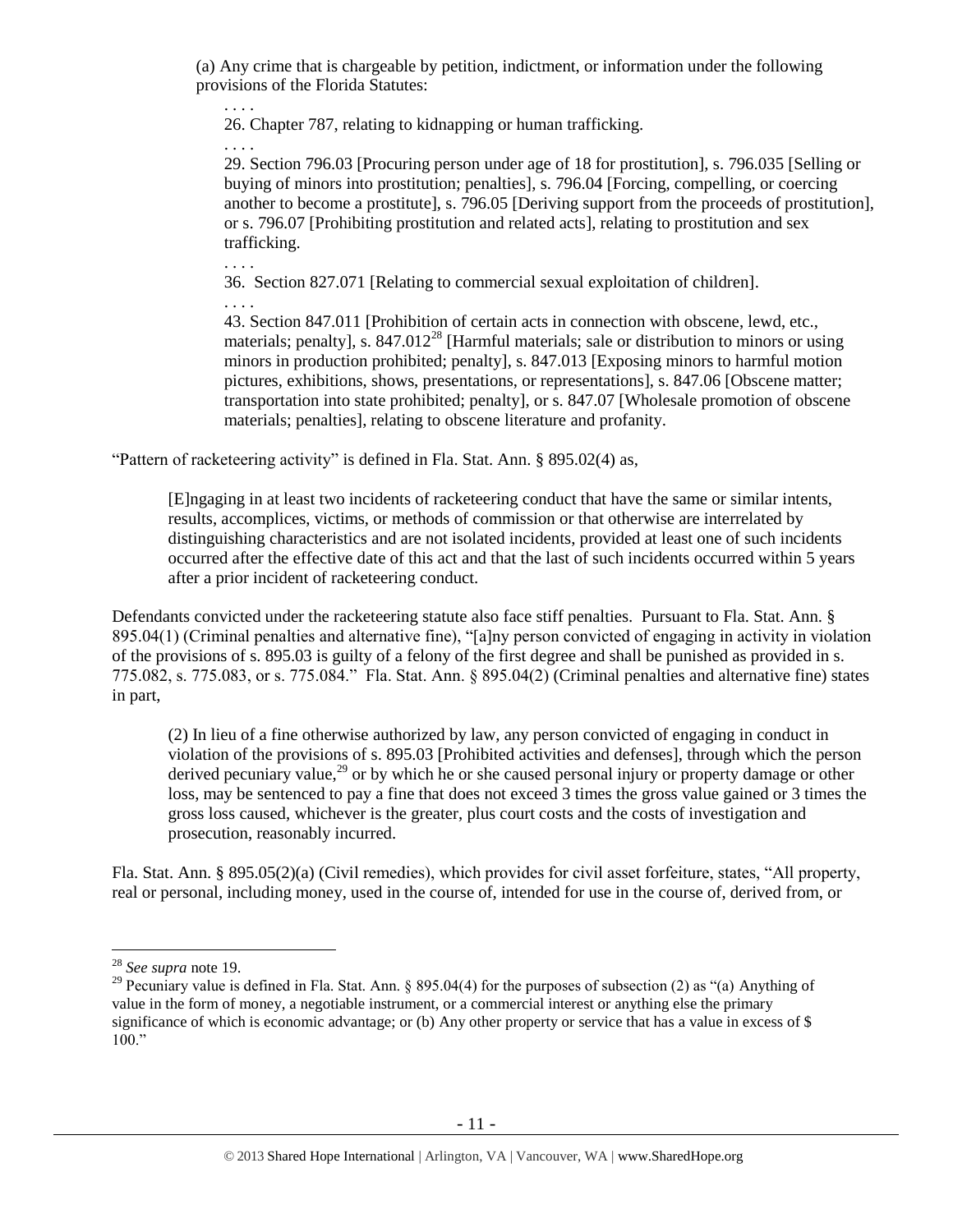(a) Any crime that is chargeable by petition, indictment, or information under the following provisions of the Florida Statutes:

. . . .

26. Chapter 787, relating to kidnapping or human trafficking.

. . . .

29. Section 796.03 [Procuring person under age of 18 for prostitution], s. 796.035 [Selling or buying of minors into prostitution; penalties], s. 796.04 [Forcing, compelling, or coercing another to become a prostitute], s. 796.05 [Deriving support from the proceeds of prostitution], or s. 796.07 [Prohibiting prostitution and related acts], relating to prostitution and sex trafficking.

. . . .

36. Section 827.071 [Relating to commercial sexual exploitation of children].

. . . .

43. Section 847.011 [Prohibition of certain acts in connection with obscene, lewd, etc., materials; penalty], s. 847.012[28] [Harmful materials; sale or distribution to minors or using minors in production prohibited; penalty], s. 847.013 [Exposing minors to harmful motion pictures, exhibitions, shows, presentations, or representations], s. 847.06 [Obscene matter; transportation into state prohibited; penalty], or s. 847.07 [Wholesale promotion of obscene materials; penalties], relating to obscene literature and profanity.

"Pattern of racketeering activity" is defined in Fla. Stat. Ann. § 895.02(4) as,

> [E]ngaging in at least two incidents of racketeering conduct that have the same or similar intents, results, accomplices, victims, or methods of commission or that otherwise are interrelated by distinguishing characteristics and are not isolated incidents, provided at least one of such incidents occurred after the effective date of this act and that the last of such incidents occurred within 5 years after a prior incident of racketeering conduct.

Defendants convicted under the racketeering statute also face stiff penalties. Pursuant to Fla. Stat. Ann. § 895.04(1) (Criminal penalties and alternative fine), "[a]ny person convicted of engaging in activity in violation of the provisions of s. 895.03 is guilty of a felony of the first degree and shall be punished as provided in s. 775.082, s. 775.083, or s. 775.084." Fla. Stat. Ann. § 895.04(2) (Criminal penalties and alternative fine) states in part,

> (2) In lieu of a fine otherwise authorized by law, any person convicted of engaging in conduct in violation of the provisions of s. 895.03 [Prohibited activities and defenses], through which the person derived pecuniary value,[29] or by which he or she caused personal injury or property damage or other loss, may be sentenced to pay a fine that does not exceed 3 times the gross value gained or 3 times the gross loss caused, whichever is the greater, plus court costs and the costs of investigation and prosecution, reasonably incurred.

Fla. Stat. Ann. § 895.05(2)(a) (Civil remedies), which provides for civil asset forfeiture, states, "All property, real or personal, including money, used in the course of, intended for use in the course of, derived from, or

---

[28] *See supra* note 19.

[29] Pecuniary value is defined in Fla. Stat. Ann. § 895.04(4) for the purposes of subsection (2) as "(a) Anything of value in the form of money, a negotiable instrument, or a commercial interest or anything else the primary significance of which is economic advantage; or (b) Any other property or service that has a value in excess of $ 100."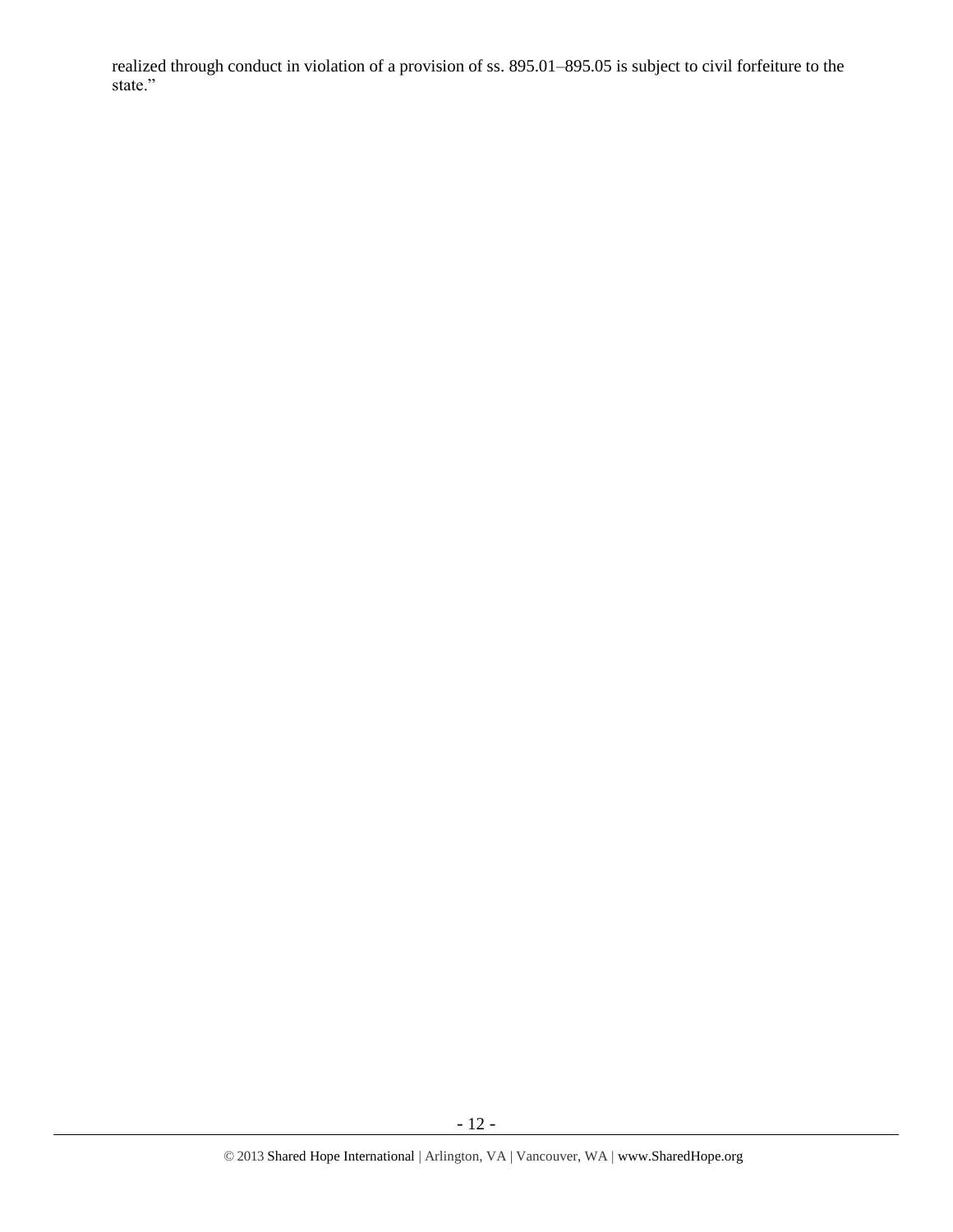realized through conduct in violation of a provision of ss. 895.01–895.05 is subject to civil forfeiture to the state."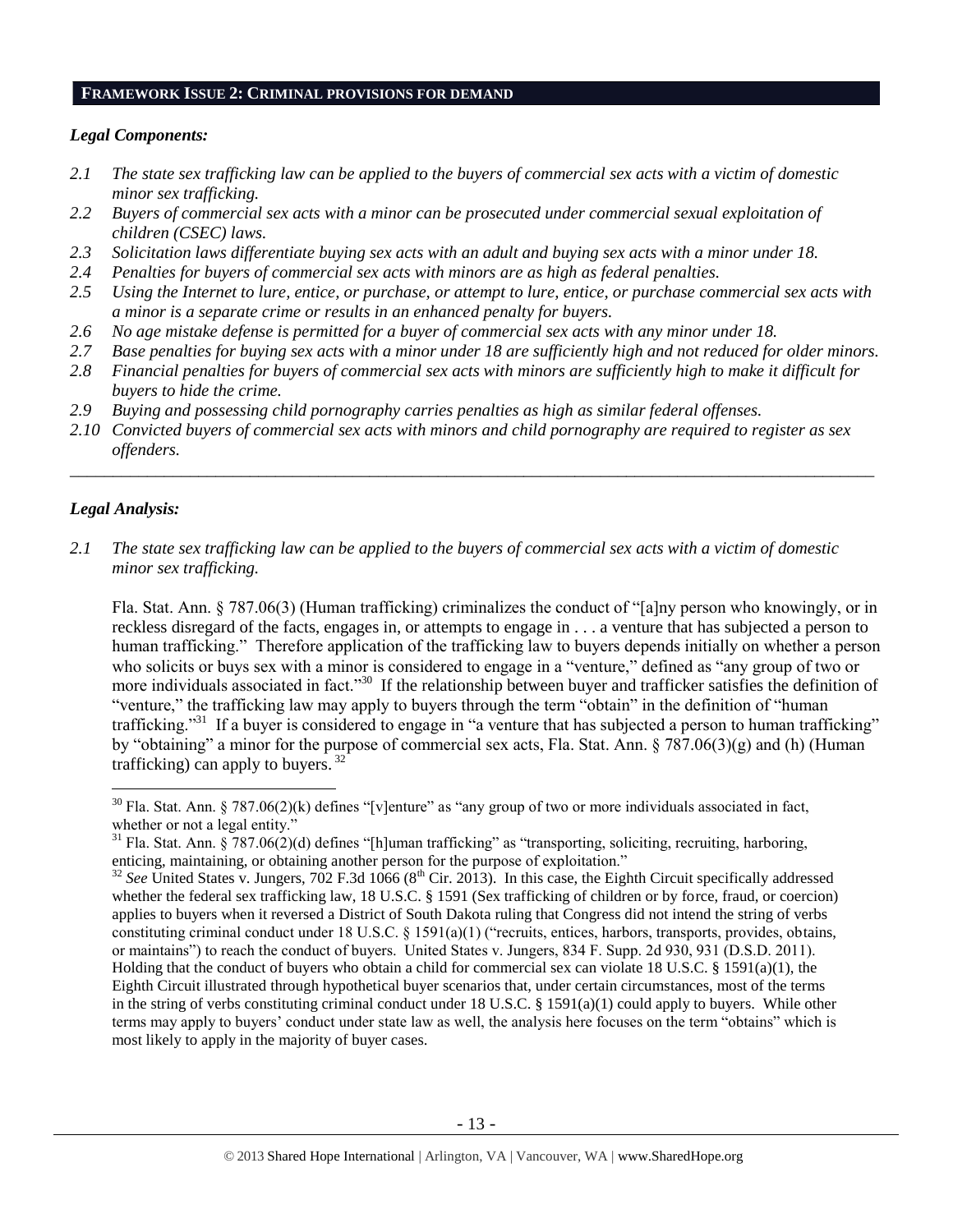## FRAMEWORK ISSUE 2: CRIMINAL PROVISIONS FOR DEMAND

### *Legal Components:*

*2.1 The state sex trafficking law can be applied to the buyers of commercial sex acts with a victim of domestic minor sex trafficking.*
*2.2 Buyers of commercial sex acts with a minor can be prosecuted under commercial sexual exploitation of children (CSEC) laws.*
*2.3 Solicitation laws differentiate buying sex acts with an adult and buying sex acts with a minor under 18.*
*2.4 Penalties for buyers of commercial sex acts with minors are as high as federal penalties.*
*2.5 Using the Internet to lure, entice, or purchase, or attempt to lure, entice, or purchase commercial sex acts with a minor is a separate crime or results in an enhanced penalty for buyers.*
*2.6 No age mistake defense is permitted for a buyer of commercial sex acts with any minor under 18.*
*2.7 Base penalties for buying sex acts with a minor under 18 are sufficiently high and not reduced for older minors.*
*2.8 Financial penalties for buyers of commercial sex acts with minors are sufficiently high to make it difficult for buyers to hide the crime.*
*2.9 Buying and possessing child pornography carries penalties as high as similar federal offenses.*
*2.10 Convicted buyers of commercial sex acts with minors and child pornography are required to register as sex offenders.*

---

### *Legal Analysis:*

*2.1 The state sex trafficking law can be applied to the buyers of commercial sex acts with a victim of domestic minor sex trafficking.*

Fla. Stat. Ann. § 787.06(3) (Human trafficking) criminalizes the conduct of "[a]ny person who knowingly, or in reckless disregard of the facts, engages in, or attempts to engage in . . . a venture that has subjected a person to human trafficking." Therefore application of the trafficking law to buyers depends initially on whether a person who solicits or buys sex with a minor is considered to engage in a "venture," defined as "any group of two or more individuals associated in fact."[30] If the relationship between buyer and trafficker satisfies the definition of "venture," the trafficking law may apply to buyers through the term "obtain" in the definition of "human trafficking."[31] If a buyer is considered to engage in "a venture that has subjected a person to human trafficking" by "obtaining" a minor for the purpose of commercial sex acts, Fla. Stat. Ann. § 787.06(3)(g) and (h) (Human trafficking) can apply to buyers.[32]

---

[30] Fla. Stat. Ann. § 787.06(2)(k) defines "[v]enture" as "any group of two or more individuals associated in fact, whether or not a legal entity."

[31] Fla. Stat. Ann. § 787.06(2)(d) defines "[h]uman trafficking" as "transporting, soliciting, recruiting, harboring, enticing, maintaining, or obtaining another person for the purpose of exploitation."

[32] *See* United States v. Jungers, 702 F.3d 1066 (8th Cir. 2013). In this case, the Eighth Circuit specifically addressed whether the federal sex trafficking law, 18 U.S.C. § 1591 (Sex trafficking of children or by force, fraud, or coercion) applies to buyers when it reversed a District of South Dakota ruling that Congress did not intend the string of verbs constituting criminal conduct under 18 U.S.C. § 1591(a)(1) ("recruits, entices, harbors, transports, provides, obtains, or maintains") to reach the conduct of buyers. United States v. Jungers, 834 F. Supp. 2d 930, 931 (D.S.D. 2011). Holding that the conduct of buyers who obtain a child for commercial sex can violate 18 U.S.C. § 1591(a)(1), the Eighth Circuit illustrated through hypothetical buyer scenarios that, under certain circumstances, most of the terms in the string of verbs constituting criminal conduct under 18 U.S.C. § 1591(a)(1) could apply to buyers. While other terms may apply to buyers' conduct under state law as well, the analysis here focuses on the term "obtains" which is most likely to apply in the majority of buyer cases.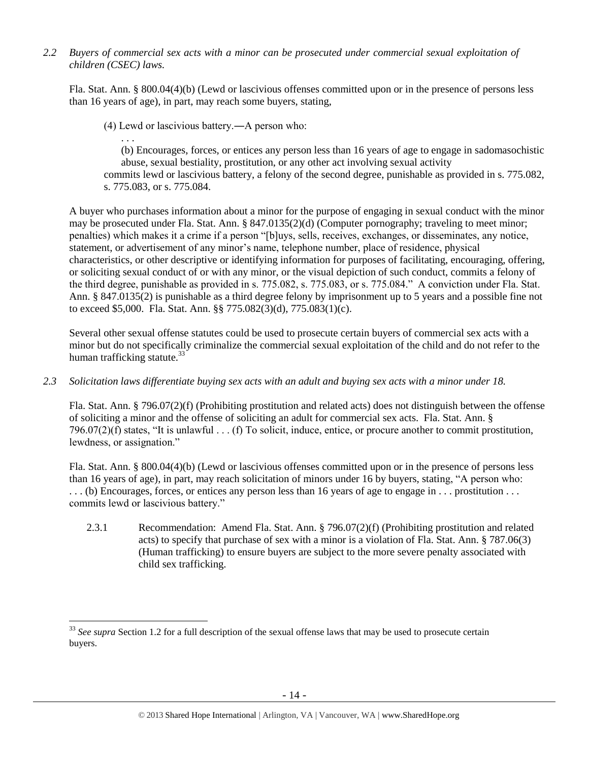*2.2 Buyers of commercial sex acts with a minor can be prosecuted under commercial sexual exploitation of children (CSEC) laws.*

Fla. Stat. Ann. § 800.04(4)(b) (Lewd or lascivious offenses committed upon or in the presence of persons less than 16 years of age), in part, may reach some buyers, stating,

> (4) Lewd or lascivious battery.―A person who:
>
> . . .
>
> (b) Encourages, forces, or entices any person less than 16 years of age to engage in sadomasochistic abuse, sexual bestiality, prostitution, or any other act involving sexual activity
>
> commits lewd or lascivious battery, a felony of the second degree, punishable as provided in s. 775.082, s. 775.083, or s. 775.084.

A buyer who purchases information about a minor for the purpose of engaging in sexual conduct with the minor may be prosecuted under Fla. Stat. Ann. § 847.0135(2)(d) (Computer pornography; traveling to meet minor; penalties) which makes it a crime if a person "[b]uys, sells, receives, exchanges, or disseminates, any notice, statement, or advertisement of any minor's name, telephone number, place of residence, physical characteristics, or other descriptive or identifying information for purposes of facilitating, encouraging, offering, or soliciting sexual conduct of or with any minor, or the visual depiction of such conduct, commits a felony of the third degree, punishable as provided in s. 775.082, s. 775.083, or s. 775.084." A conviction under Fla. Stat. Ann. § 847.0135(2) is punishable as a third degree felony by imprisonment up to 5 years and a possible fine not to exceed $5,000. Fla. Stat. Ann. §§ 775.082(3)(d), 775.083(1)(c).

Several other sexual offense statutes could be used to prosecute certain buyers of commercial sex acts with a minor but do not specifically criminalize the commercial sexual exploitation of the child and do not refer to the human trafficking statute.[33]

*2.3 Solicitation laws differentiate buying sex acts with an adult and buying sex acts with a minor under 18.*

Fla. Stat. Ann. § 796.07(2)(f) (Prohibiting prostitution and related acts) does not distinguish between the offense of soliciting a minor and the offense of soliciting an adult for commercial sex acts. Fla. Stat. Ann. § 796.07(2)(f) states, "It is unlawful . . . (f) To solicit, induce, entice, or procure another to commit prostitution, lewdness, or assignation."

Fla. Stat. Ann. § 800.04(4)(b) (Lewd or lascivious offenses committed upon or in the presence of persons less than 16 years of age), in part, may reach solicitation of minors under 16 by buyers, stating, "A person who: . . . (b) Encourages, forces, or entices any person less than 16 years of age to engage in . . . prostitution . . . commits lewd or lascivious battery."

2.3.1 Recommendation: Amend Fla. Stat. Ann. § 796.07(2)(f) (Prohibiting prostitution and related acts) to specify that purchase of sex with a minor is a violation of Fla. Stat. Ann. § 787.06(3) (Human trafficking) to ensure buyers are subject to the more severe penalty associated with child sex trafficking.

---

[33] *See supra* Section 1.2 for a full description of the sexual offense laws that may be used to prosecute certain buyers.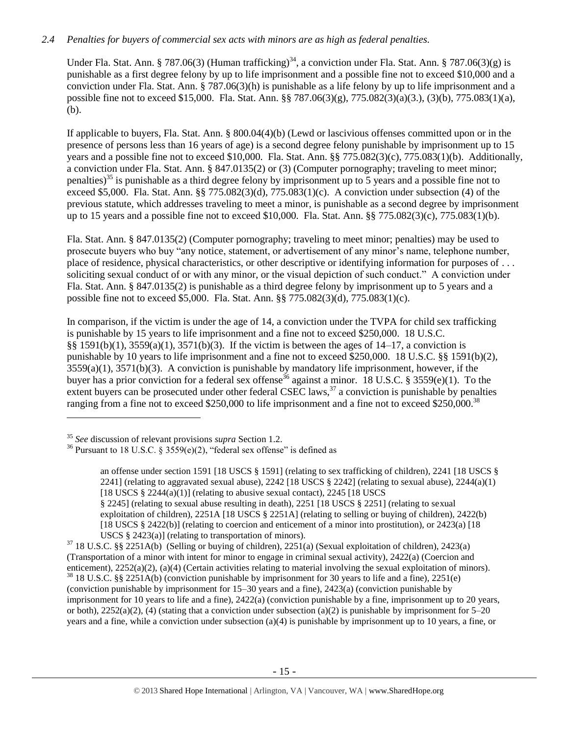*2.4 Penalties for buyers of commercial sex acts with minors are as high as federal penalties.*

Under Fla. Stat. Ann. § 787.06(3) (Human trafficking)[34], a conviction under Fla. Stat. Ann. § 787.06(3)(g) is punishable as a first degree felony by up to life imprisonment and a possible fine not to exceed $10,000 and a conviction under Fla. Stat. Ann. § 787.06(3)(h) is punishable as a life felony by up to life imprisonment and a possible fine not to exceed $15,000. Fla. Stat. Ann. §§ 787.06(3)(g), 775.082(3)(a)(3.), (3)(b), 775.083(1)(a), (b).

If applicable to buyers, Fla. Stat. Ann. § 800.04(4)(b) (Lewd or lascivious offenses committed upon or in the presence of persons less than 16 years of age) is a second degree felony punishable by imprisonment up to 15 years and a possible fine not to exceed $10,000. Fla. Stat. Ann. §§ 775.082(3)(c), 775.083(1)(b). Additionally, a conviction under Fla. Stat. Ann. § 847.0135(2) or (3) (Computer pornography; traveling to meet minor; penalties)[35] is punishable as a third degree felony by imprisonment up to 5 years and a possible fine not to exceed $5,000. Fla. Stat. Ann. §§ 775.082(3)(d), 775.083(1)(c). A conviction under subsection (4) of the previous statute, which addresses traveling to meet a minor, is punishable as a second degree by imprisonment up to 15 years and a possible fine not to exceed $10,000. Fla. Stat. Ann. §§ 775.082(3)(c), 775.083(1)(b).

Fla. Stat. Ann. § 847.0135(2) (Computer pornography; traveling to meet minor; penalties) may be used to prosecute buyers who buy "any notice, statement, or advertisement of any minor's name, telephone number, place of residence, physical characteristics, or other descriptive or identifying information for purposes of . . . soliciting sexual conduct of or with any minor, or the visual depiction of such conduct." A conviction under Fla. Stat. Ann. § 847.0135(2) is punishable as a third degree felony by imprisonment up to 5 years and a possible fine not to exceed $5,000. Fla. Stat. Ann. §§ 775.082(3)(d), 775.083(1)(c).

In comparison, if the victim is under the age of 14, a conviction under the TVPA for child sex trafficking is punishable by 15 years to life imprisonment and a fine not to exceed $250,000. 18 U.S.C. §§ 1591(b)(1), 3559(a)(1), 3571(b)(3). If the victim is between the ages of 14–17, a conviction is punishable by 10 years to life imprisonment and a fine not to exceed $250,000. 18 U.S.C. §§ 1591(b)(2), 3559(a)(1), 3571(b)(3). A conviction is punishable by mandatory life imprisonment, however, if the buyer has a prior conviction for a federal sex offense[36] against a minor. 18 U.S.C. § 3559(e)(1). To the extent buyers can be prosecuted under other federal CSEC laws,[37] a conviction is punishable by penalties ranging from a fine not to exceed $250,000 to life imprisonment and a fine not to exceed $250,000.[38]

---

[35] *See* discussion of relevant provisions *supra* Section 1.2.

[36] Pursuant to 18 U.S.C. § 3559(e)(2), "federal sex offense" is defined as

> an offense under section 1591 [18 USCS § 1591] (relating to sex trafficking of children), 2241 [18 USCS § 2241] (relating to aggravated sexual abuse), 2242 [18 USCS § 2242] (relating to sexual abuse), 2244(a)(1) [18 USCS § 2244(a)(1)] (relating to abusive sexual contact), 2245 [18 USCS § 2245] (relating to sexual abuse resulting in death), 2251 [18 USCS § 2251] (relating to sexual exploitation of children), 2251A [18 USCS § 2251A] (relating to selling or buying of children), 2422(b) [18 USCS § 2422(b)] (relating to coercion and enticement of a minor into prostitution), or 2423(a) [18 USCS § 2423(a)] (relating to transportation of minors).

[37] 18 U.S.C. §§ 2251A(b) (Selling or buying of children), 2251(a) (Sexual exploitation of children), 2423(a) (Transportation of a minor with intent for minor to engage in criminal sexual activity), 2422(a) (Coercion and enticement), 2252(a)(2), (a)(4) (Certain activities relating to material involving the sexual exploitation of minors).

[38] 18 U.S.C. §§ 2251A(b) (conviction punishable by imprisonment for 30 years to life and a fine), 2251(e) (conviction punishable by imprisonment for 15–30 years and a fine), 2423(a) (conviction punishable by imprisonment for 10 years to life and a fine), 2422(a) (conviction punishable by a fine, imprisonment up to 20 years, or both), 2252(a)(2), (4) (stating that a conviction under subsection (a)(2) is punishable by imprisonment for 5–20 years and a fine, while a conviction under subsection (a)(4) is punishable by imprisonment up to 10 years, a fine, or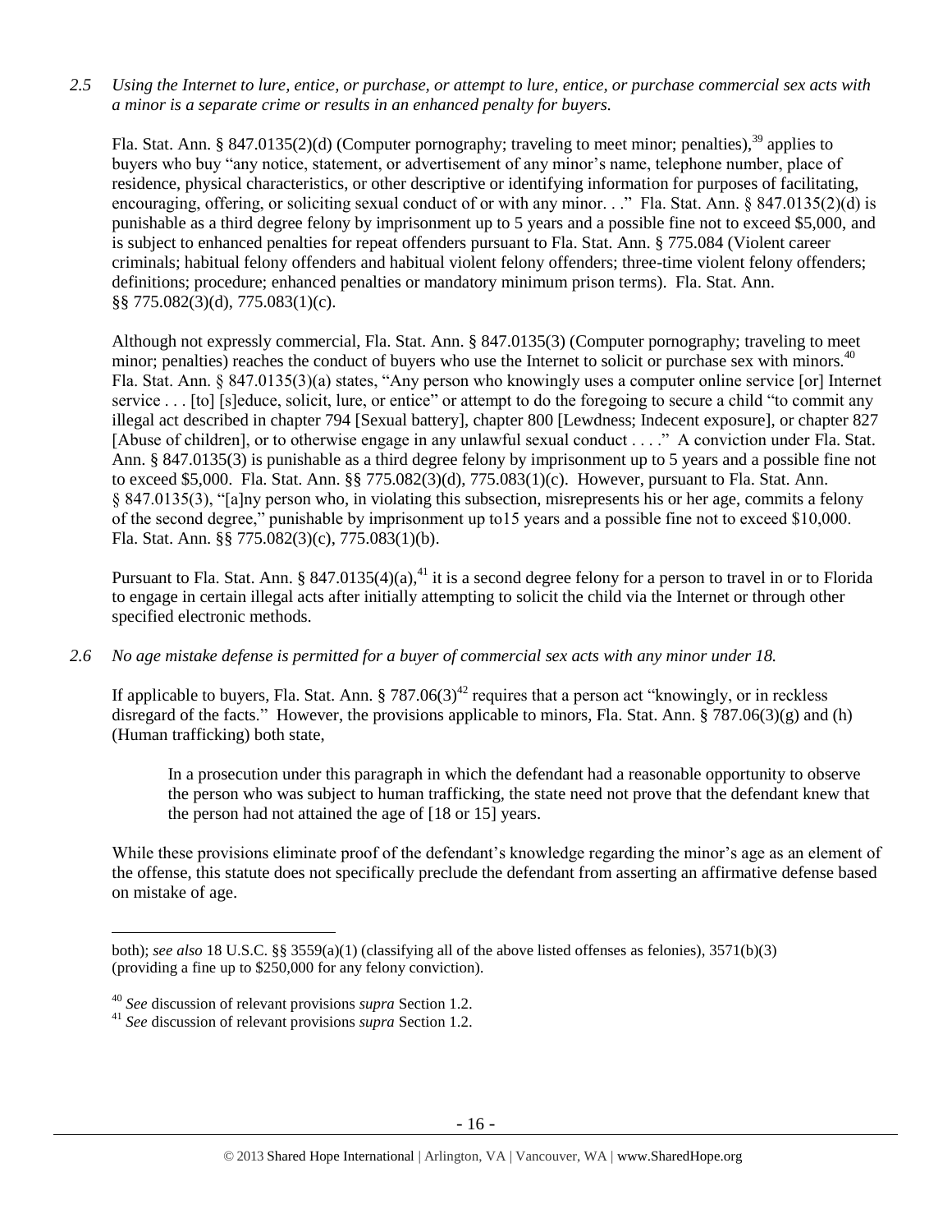*2.5 Using the Internet to lure, entice, or purchase, or attempt to lure, entice, or purchase commercial sex acts with a minor is a separate crime or results in an enhanced penalty for buyers.*

Fla. Stat. Ann. § 847.0135(2)(d) (Computer pornography; traveling to meet minor; penalties),[39] applies to buyers who buy "any notice, statement, or advertisement of any minor's name, telephone number, place of residence, physical characteristics, or other descriptive or identifying information for purposes of facilitating, encouraging, offering, or soliciting sexual conduct of or with any minor. . ." Fla. Stat. Ann. § 847.0135(2)(d) is punishable as a third degree felony by imprisonment up to 5 years and a possible fine not to exceed $5,000, and is subject to enhanced penalties for repeat offenders pursuant to Fla. Stat. Ann. § 775.084 (Violent career criminals; habitual felony offenders and habitual violent felony offenders; three-time violent felony offenders; definitions; procedure; enhanced penalties or mandatory minimum prison terms). Fla. Stat. Ann. §§ 775.082(3)(d), 775.083(1)(c).

Although not expressly commercial, Fla. Stat. Ann. § 847.0135(3) (Computer pornography; traveling to meet minor; penalties) reaches the conduct of buyers who use the Internet to solicit or purchase sex with minors.[40] Fla. Stat. Ann. § 847.0135(3)(a) states, "Any person who knowingly uses a computer online service [or] Internet service . . . [to] [s]educe, solicit, lure, or entice" or attempt to do the foregoing to secure a child "to commit any illegal act described in chapter 794 [Sexual battery], chapter 800 [Lewdness; Indecent exposure], or chapter 827 [Abuse of children], or to otherwise engage in any unlawful sexual conduct . . . ." A conviction under Fla. Stat. Ann. § 847.0135(3) is punishable as a third degree felony by imprisonment up to 5 years and a possible fine not to exceed $5,000. Fla. Stat. Ann. §§ 775.082(3)(d), 775.083(1)(c). However, pursuant to Fla. Stat. Ann. § 847.0135(3), "[a]ny person who, in violating this subsection, misrepresents his or her age, commits a felony of the second degree," punishable by imprisonment up to15 years and a possible fine not to exceed $10,000. Fla. Stat. Ann. §§ 775.082(3)(c), 775.083(1)(b).

Pursuant to Fla. Stat. Ann. § 847.0135(4)(a),[41] it is a second degree felony for a person to travel in or to Florida to engage in certain illegal acts after initially attempting to solicit the child via the Internet or through other specified electronic methods.

*2.6 No age mistake defense is permitted for a buyer of commercial sex acts with any minor under 18.*

If applicable to buyers, Fla. Stat. Ann. § 787.06(3)[42] requires that a person act "knowingly, or in reckless disregard of the facts." However, the provisions applicable to minors, Fla. Stat. Ann. § 787.06(3)(g) and (h) (Human trafficking) both state,

> In a prosecution under this paragraph in which the defendant had a reasonable opportunity to observe the person who was subject to human trafficking, the state need not prove that the defendant knew that the person had not attained the age of [18 or 15] years.

While these provisions eliminate proof of the defendant's knowledge regarding the minor's age as an element of the offense, this statute does not specifically preclude the defendant from asserting an affirmative defense based on mistake of age.

---

both); *see also* 18 U.S.C. §§ 3559(a)(1) (classifying all of the above listed offenses as felonies), 3571(b)(3) (providing a fine up to $250,000 for any felony conviction).

[40] *See* discussion of relevant provisions *supra* Section 1.2.

[41] *See* discussion of relevant provisions *supra* Section 1.2.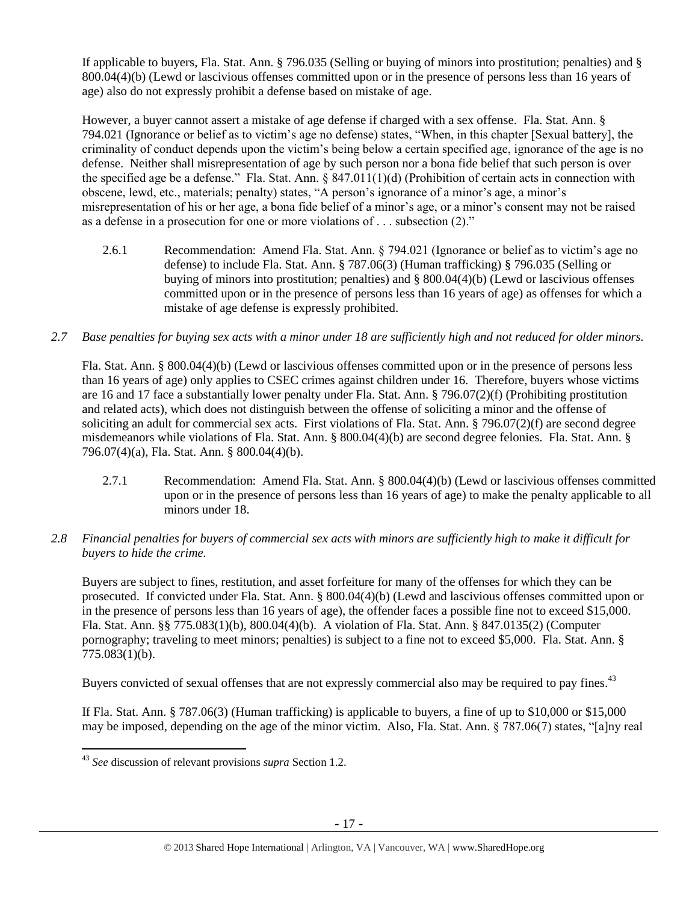If applicable to buyers, Fla. Stat. Ann. § 796.035 (Selling or buying of minors into prostitution; penalties) and § 800.04(4)(b) (Lewd or lascivious offenses committed upon or in the presence of persons less than 16 years of age) also do not expressly prohibit a defense based on mistake of age.

However, a buyer cannot assert a mistake of age defense if charged with a sex offense. Fla. Stat. Ann. § 794.021 (Ignorance or belief as to victim's age no defense) states, "When, in this chapter [Sexual battery], the criminality of conduct depends upon the victim's being below a certain specified age, ignorance of the age is no defense. Neither shall misrepresentation of age by such person nor a bona fide belief that such person is over the specified age be a defense." Fla. Stat. Ann. § 847.011(1)(d) (Prohibition of certain acts in connection with obscene, lewd, etc., materials; penalty) states, "A person's ignorance of a minor's age, a minor's misrepresentation of his or her age, a bona fide belief of a minor's age, or a minor's consent may not be raised as a defense in a prosecution for one or more violations of . . . subsection (2)."

2.6.1 Recommendation: Amend Fla. Stat. Ann. § 794.021 (Ignorance or belief as to victim's age no defense) to include Fla. Stat. Ann. § 787.06(3) (Human trafficking) § 796.035 (Selling or buying of minors into prostitution; penalties) and § 800.04(4)(b) (Lewd or lascivious offenses committed upon or in the presence of persons less than 16 years of age) as offenses for which a mistake of age defense is expressly prohibited.

*2.7 Base penalties for buying sex acts with a minor under 18 are sufficiently high and not reduced for older minors.*

Fla. Stat. Ann. § 800.04(4)(b) (Lewd or lascivious offenses committed upon or in the presence of persons less than 16 years of age) only applies to CSEC crimes against children under 16. Therefore, buyers whose victims are 16 and 17 face a substantially lower penalty under Fla. Stat. Ann. § 796.07(2)(f) (Prohibiting prostitution and related acts), which does not distinguish between the offense of soliciting a minor and the offense of soliciting an adult for commercial sex acts. First violations of Fla. Stat. Ann. § 796.07(2)(f) are second degree misdemeanors while violations of Fla. Stat. Ann. § 800.04(4)(b) are second degree felonies. Fla. Stat. Ann. § 796.07(4)(a), Fla. Stat. Ann. § 800.04(4)(b).

2.7.1 Recommendation: Amend Fla. Stat. Ann. § 800.04(4)(b) (Lewd or lascivious offenses committed upon or in the presence of persons less than 16 years of age) to make the penalty applicable to all minors under 18.

*2.8 Financial penalties for buyers of commercial sex acts with minors are sufficiently high to make it difficult for buyers to hide the crime.*

Buyers are subject to fines, restitution, and asset forfeiture for many of the offenses for which they can be prosecuted. If convicted under Fla. Stat. Ann. § 800.04(4)(b) (Lewd and lascivious offenses committed upon or in the presence of persons less than 16 years of age), the offender faces a possible fine not to exceed $15,000. Fla. Stat. Ann. §§ 775.083(1)(b), 800.04(4)(b). A violation of Fla. Stat. Ann. § 847.0135(2) (Computer pornography; traveling to meet minors; penalties) is subject to a fine not to exceed $5,000. Fla. Stat. Ann. § 775.083(1)(b).

Buyers convicted of sexual offenses that are not expressly commercial also may be required to pay fines.[43]

If Fla. Stat. Ann. § 787.06(3) (Human trafficking) is applicable to buyers, a fine of up to $10,000 or $15,000 may be imposed, depending on the age of the minor victim. Also, Fla. Stat. Ann. § 787.06(7) states, "[a]ny real

[43] *See* discussion of relevant provisions *supra* Section 1.2.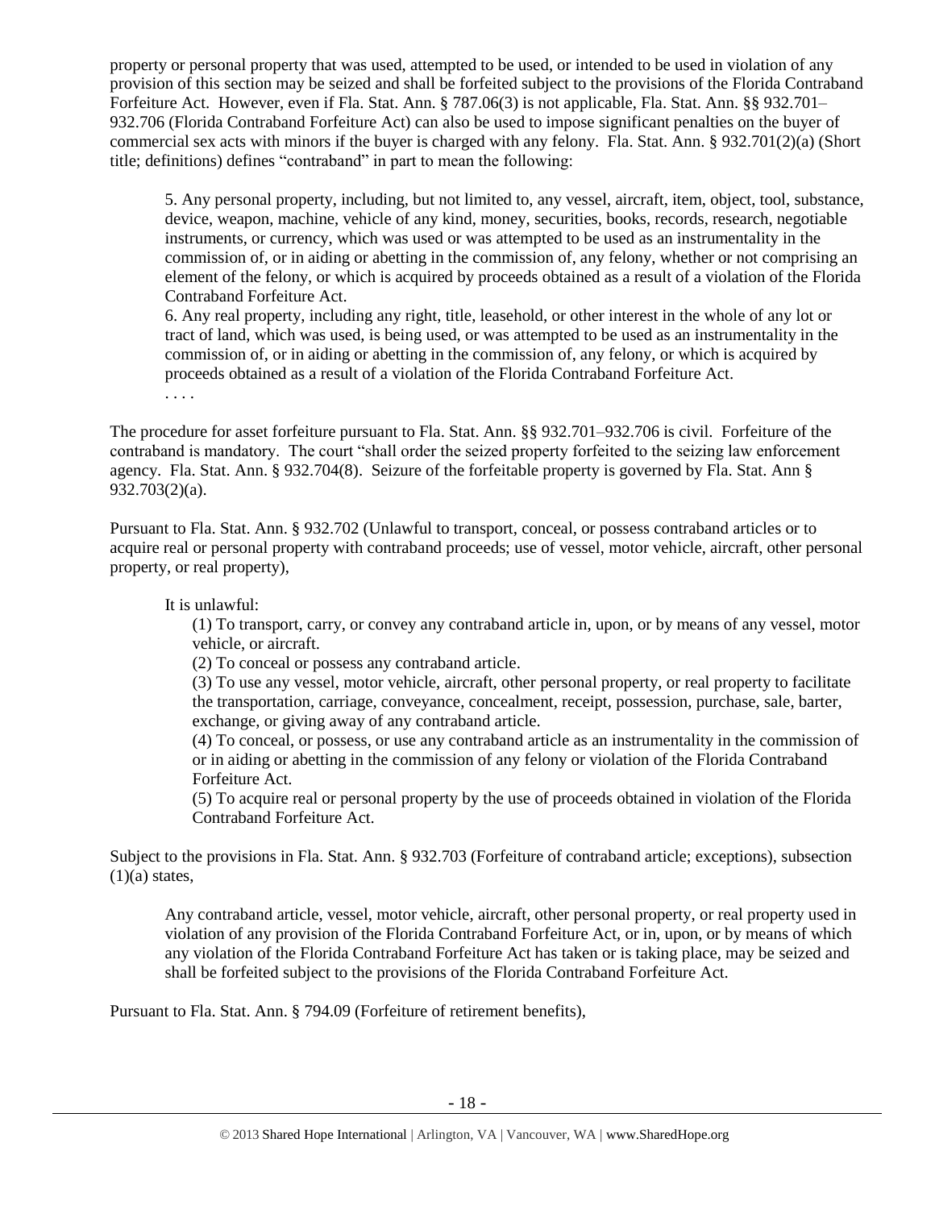property or personal property that was used, attempted to be used, or intended to be used in violation of any provision of this section may be seized and shall be forfeited subject to the provisions of the Florida Contraband Forfeiture Act. However, even if Fla. Stat. Ann. § 787.06(3) is not applicable, Fla. Stat. Ann. §§ 932.701–932.706 (Florida Contraband Forfeiture Act) can also be used to impose significant penalties on the buyer of commercial sex acts with minors if the buyer is charged with any felony. Fla. Stat. Ann. § 932.701(2)(a) (Short title; definitions) defines "contraband" in part to mean the following:

> 5. Any personal property, including, but not limited to, any vessel, aircraft, item, object, tool, substance, device, weapon, machine, vehicle of any kind, money, securities, books, records, research, negotiable instruments, or currency, which was used or was attempted to be used as an instrumentality in the commission of, or in aiding or abetting in the commission of, any felony, whether or not comprising an element of the felony, or which is acquired by proceeds obtained as a result of a violation of the Florida Contraband Forfeiture Act.
>
> 6. Any real property, including any right, title, leasehold, or other interest in the whole of any lot or tract of land, which was used, is being used, or was attempted to be used as an instrumentality in the commission of, or in aiding or abetting in the commission of, any felony, or which is acquired by proceeds obtained as a result of a violation of the Florida Contraband Forfeiture Act.
>
> . . . .

The procedure for asset forfeiture pursuant to Fla. Stat. Ann. §§ 932.701–932.706 is civil. Forfeiture of the contraband is mandatory. The court "shall order the seized property forfeited to the seizing law enforcement agency. Fla. Stat. Ann. § 932.704(8). Seizure of the forfeitable property is governed by Fla. Stat. Ann § 932.703(2)(a).

Pursuant to Fla. Stat. Ann. § 932.702 (Unlawful to transport, conceal, or possess contraband articles or to acquire real or personal property with contraband proceeds; use of vessel, motor vehicle, aircraft, other personal property, or real property),

> It is unlawful:
>
> (1) To transport, carry, or convey any contraband article in, upon, or by means of any vessel, motor vehicle, or aircraft.
>
> (2) To conceal or possess any contraband article.
>
> (3) To use any vessel, motor vehicle, aircraft, other personal property, or real property to facilitate the transportation, carriage, conveyance, concealment, receipt, possession, purchase, sale, barter, exchange, or giving away of any contraband article.
>
> (4) To conceal, or possess, or use any contraband article as an instrumentality in the commission of or in aiding or abetting in the commission of any felony or violation of the Florida Contraband Forfeiture Act.
>
> (5) To acquire real or personal property by the use of proceeds obtained in violation of the Florida Contraband Forfeiture Act.

Subject to the provisions in Fla. Stat. Ann. § 932.703 (Forfeiture of contraband article; exceptions), subsection (1)(a) states,

> Any contraband article, vessel, motor vehicle, aircraft, other personal property, or real property used in violation of any provision of the Florida Contraband Forfeiture Act, or in, upon, or by means of which any violation of the Florida Contraband Forfeiture Act has taken or is taking place, may be seized and shall be forfeited subject to the provisions of the Florida Contraband Forfeiture Act.

Pursuant to Fla. Stat. Ann. § 794.09 (Forfeiture of retirement benefits),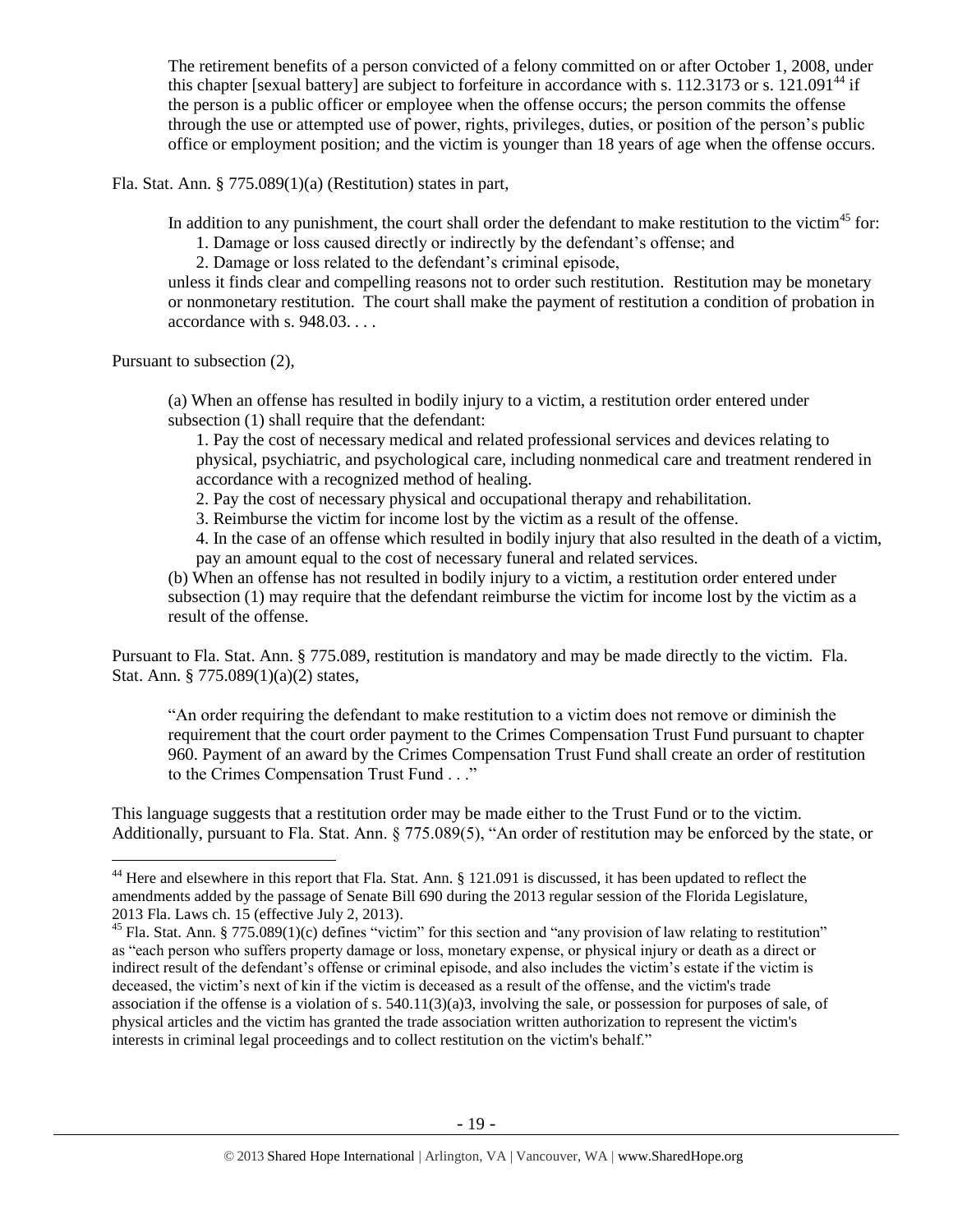> The retirement benefits of a person convicted of a felony committed on or after October 1, 2008, under this chapter [sexual battery] are subject to forfeiture in accordance with s. 112.3173 or s. 121.091[44] if the person is a public officer or employee when the offense occurs; the person commits the offense through the use or attempted use of power, rights, privileges, duties, or position of the person's public office or employment position; and the victim is younger than 18 years of age when the offense occurs.

Fla. Stat. Ann. § 775.089(1)(a) (Restitution) states in part,

> In addition to any punishment, the court shall order the defendant to make restitution to the victim[45] for:
>
> 1. Damage or loss caused directly or indirectly by the defendant's offense; and
> 2. Damage or loss related to the defendant's criminal episode,
>
> unless it finds clear and compelling reasons not to order such restitution. Restitution may be monetary or nonmonetary restitution. The court shall make the payment of restitution a condition of probation in accordance with s. 948.03. . . .

Pursuant to subsection (2),

> (a) When an offense has resulted in bodily injury to a victim, a restitution order entered under subsection (1) shall require that the defendant:
>
> 1. Pay the cost of necessary medical and related professional services and devices relating to physical, psychiatric, and psychological care, including nonmedical care and treatment rendered in accordance with a recognized method of healing.
> 2. Pay the cost of necessary physical and occupational therapy and rehabilitation.
> 3. Reimburse the victim for income lost by the victim as a result of the offense.
> 4. In the case of an offense which resulted in bodily injury that also resulted in the death of a victim, pay an amount equal to the cost of necessary funeral and related services.
>
> (b) When an offense has not resulted in bodily injury to a victim, a restitution order entered under subsection (1) may require that the defendant reimburse the victim for income lost by the victim as a result of the offense.

Pursuant to Fla. Stat. Ann. § 775.089, restitution is mandatory and may be made directly to the victim. Fla. Stat. Ann. § 775.089(1)(a)(2) states,

> "An order requiring the defendant to make restitution to a victim does not remove or diminish the requirement that the court order payment to the Crimes Compensation Trust Fund pursuant to chapter 960. Payment of an award by the Crimes Compensation Trust Fund shall create an order of restitution to the Crimes Compensation Trust Fund . . ."

This language suggests that a restitution order may be made either to the Trust Fund or to the victim. Additionally, pursuant to Fla. Stat. Ann. § 775.089(5), "An order of restitution may be enforced by the state, or

---

[44] Here and elsewhere in this report that Fla. Stat. Ann. § 121.091 is discussed, it has been updated to reflect the amendments added by the passage of Senate Bill 690 during the 2013 regular session of the Florida Legislature, 2013 Fla. Laws ch. 15 (effective July 2, 2013).

[45] Fla. Stat. Ann. § 775.089(1)(c) defines "victim" for this section and "any provision of law relating to restitution" as "each person who suffers property damage or loss, monetary expense, or physical injury or death as a direct or indirect result of the defendant's offense or criminal episode, and also includes the victim's estate if the victim is deceased, the victim's next of kin if the victim is deceased as a result of the offense, and the victim's trade association if the offense is a violation of s. 540.11(3)(a)3, involving the sale, or possession for purposes of sale, of physical articles and the victim has granted the trade association written authorization to represent the victim's interests in criminal legal proceedings and to collect restitution on the victim's behalf."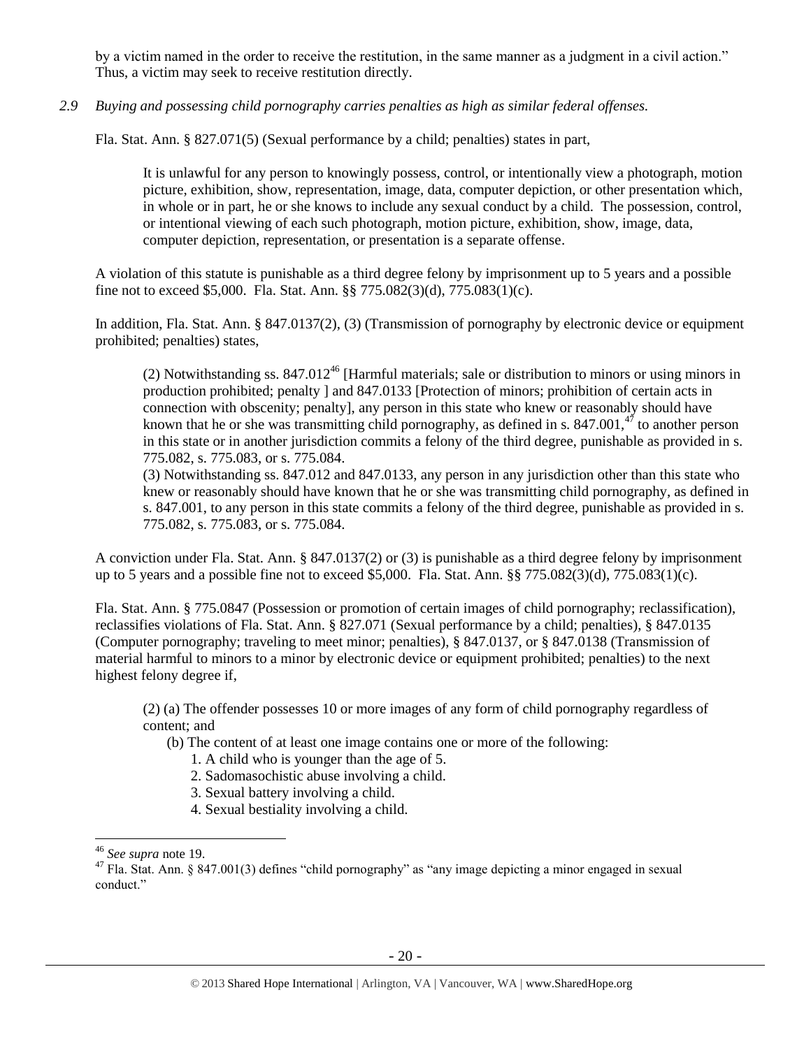by a victim named in the order to receive the restitution, in the same manner as a judgment in a civil action." Thus, a victim may seek to receive restitution directly.

*2.9 Buying and possessing child pornography carries penalties as high as similar federal offenses.*

Fla. Stat. Ann. § 827.071(5) (Sexual performance by a child; penalties) states in part,

> It is unlawful for any person to knowingly possess, control, or intentionally view a photograph, motion picture, exhibition, show, representation, image, data, computer depiction, or other presentation which, in whole or in part, he or she knows to include any sexual conduct by a child. The possession, control, or intentional viewing of each such photograph, motion picture, exhibition, show, image, data, computer depiction, representation, or presentation is a separate offense.

A violation of this statute is punishable as a third degree felony by imprisonment up to 5 years and a possible fine not to exceed $5,000. Fla. Stat. Ann. §§ 775.082(3)(d), 775.083(1)(c).

In addition, Fla. Stat. Ann. § 847.0137(2), (3) (Transmission of pornography by electronic device or equipment prohibited; penalties) states,

> (2) Notwithstanding ss. 847.012[46] [Harmful materials; sale or distribution to minors or using minors in production prohibited; penalty ] and 847.0133 [Protection of minors; prohibition of certain acts in connection with obscenity; penalty], any person in this state who knew or reasonably should have known that he or she was transmitting child pornography, as defined in s. 847.001,[47] to another person in this state or in another jurisdiction commits a felony of the third degree, punishable as provided in s. 775.082, s. 775.083, or s. 775.084.
>
> (3) Notwithstanding ss. 847.012 and 847.0133, any person in any jurisdiction other than this state who knew or reasonably should have known that he or she was transmitting child pornography, as defined in s. 847.001, to any person in this state commits a felony of the third degree, punishable as provided in s. 775.082, s. 775.083, or s. 775.084.

A conviction under Fla. Stat. Ann. § 847.0137(2) or (3) is punishable as a third degree felony by imprisonment up to 5 years and a possible fine not to exceed $5,000. Fla. Stat. Ann. §§ 775.082(3)(d), 775.083(1)(c).

Fla. Stat. Ann. § 775.0847 (Possession or promotion of certain images of child pornography; reclassification), reclassifies violations of Fla. Stat. Ann. § 827.071 (Sexual performance by a child; penalties), § 847.0135 (Computer pornography; traveling to meet minor; penalties), § 847.0137, or § 847.0138 (Transmission of material harmful to minors to a minor by electronic device or equipment prohibited; penalties) to the next highest felony degree if,

> (2) (a) The offender possesses 10 or more images of any form of child pornography regardless of content; and
>
> (b) The content of at least one image contains one or more of the following:
>
> 1. A child who is younger than the age of 5.
> 2. Sadomasochistic abuse involving a child.
> 3. Sexual battery involving a child.
> 4. Sexual bestiality involving a child.

---

[46] *See supra* note 19.

[47] Fla. Stat. Ann. § 847.001(3) defines "child pornography" as "any image depicting a minor engaged in sexual conduct."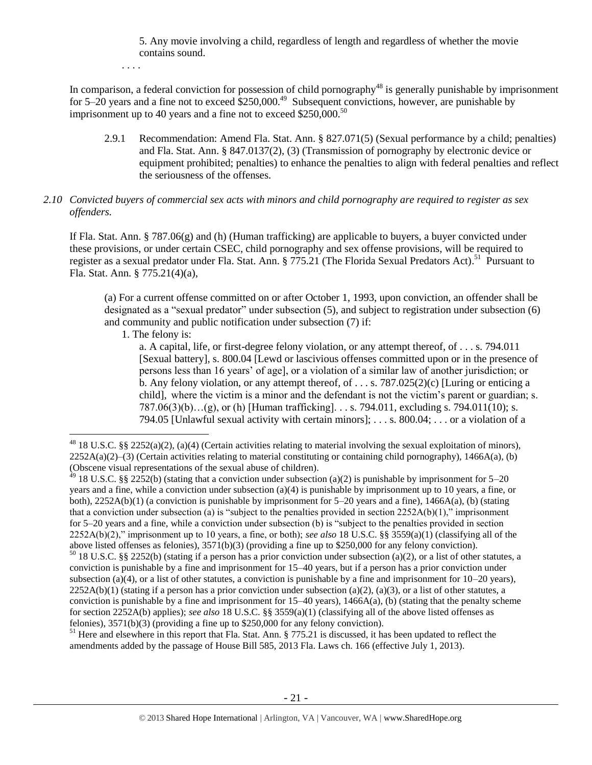5. Any movie involving a child, regardless of length and regardless of whether the movie contains sound.

. . . .

In comparison, a federal conviction for possession of child pornography[48] is generally punishable by imprisonment for 5–20 years and a fine not to exceed $250,000.[49] Subsequent convictions, however, are punishable by imprisonment up to 40 years and a fine not to exceed $250,000.[50]

2.9.1 Recommendation: Amend Fla. Stat. Ann. § 827.071(5) (Sexual performance by a child; penalties) and Fla. Stat. Ann. § 847.0137(2), (3) (Transmission of pornography by electronic device or equipment prohibited; penalties) to enhance the penalties to align with federal penalties and reflect the seriousness of the offenses.

*2.10 Convicted buyers of commercial sex acts with minors and child pornography are required to register as sex offenders.*

If Fla. Stat. Ann. § 787.06(g) and (h) (Human trafficking) are applicable to buyers, a buyer convicted under these provisions, or under certain CSEC, child pornography and sex offense provisions, will be required to register as a sexual predator under Fla. Stat. Ann. § 775.21 (The Florida Sexual Predators Act).[51] Pursuant to Fla. Stat. Ann. § 775.21(4)(a),

> (a) For a current offense committed on or after October 1, 1993, upon conviction, an offender shall be designated as a "sexual predator" under subsection (5), and subject to registration under subsection (6) and community and public notification under subsection (7) if:
>
> 1. The felony is:
>
> a. A capital, life, or first-degree felony violation, or any attempt thereof, of . . . s. 794.011 [Sexual battery], s. 800.04 [Lewd or lascivious offenses committed upon or in the presence of persons less than 16 years' of age], or a violation of a similar law of another jurisdiction; or
>
> b. Any felony violation, or any attempt thereof, of . . . s. 787.025(2)(c) [Luring or enticing a child], where the victim is a minor and the defendant is not the victim's parent or guardian; s. 787.06(3)(b)…(g), or (h) [Human trafficking]. . . s. 794.011, excluding s. 794.011(10); s. 794.05 [Unlawful sexual activity with certain minors]; . . . s. 800.04; . . . or a violation of a

---

[48] 18 U.S.C. §§ 2252(a)(2), (a)(4) (Certain activities relating to material involving the sexual exploitation of minors), 2252A(a)(2)–(3) (Certain activities relating to material constituting or containing child pornography), 1466A(a), (b) (Obscene visual representations of the sexual abuse of children).

[49] 18 U.S.C. §§ 2252(b) (stating that a conviction under subsection (a)(2) is punishable by imprisonment for 5–20 years and a fine, while a conviction under subsection (a)(4) is punishable by imprisonment up to 10 years, a fine, or both), 2252A(b)(1) (a conviction is punishable by imprisonment for 5–20 years and a fine), 1466A(a), (b) (stating that a conviction under subsection (a) is "subject to the penalties provided in section 2252A(b)(1)," imprisonment for 5–20 years and a fine, while a conviction under subsection (b) is "subject to the penalties provided in section 2252A(b)(2)," imprisonment up to 10 years, a fine, or both); *see also* 18 U.S.C. §§ 3559(a)(1) (classifying all of the above listed offenses as felonies), 3571(b)(3) (providing a fine up to $250,000 for any felony conviction).

[50] 18 U.S.C. §§ 2252(b) (stating if a person has a prior conviction under subsection (a)(2), or a list of other statutes, a conviction is punishable by a fine and imprisonment for 15–40 years, but if a person has a prior conviction under subsection (a)(4), or a list of other statutes, a conviction is punishable by a fine and imprisonment for 10–20 years), 2252A(b)(1) (stating if a person has a prior conviction under subsection (a)(2), (a)(3), or a list of other statutes, a conviction is punishable by a fine and imprisonment for 15–40 years), 1466A(a), (b) (stating that the penalty scheme for section 2252A(b) applies); *see also* 18 U.S.C. §§ 3559(a)(1) (classifying all of the above listed offenses as felonies), 3571(b)(3) (providing a fine up to $250,000 for any felony conviction).

[51] Here and elsewhere in this report that Fla. Stat. Ann. § 775.21 is discussed, it has been updated to reflect the amendments added by the passage of House Bill 585, 2013 Fla. Laws ch. 166 (effective July 1, 2013).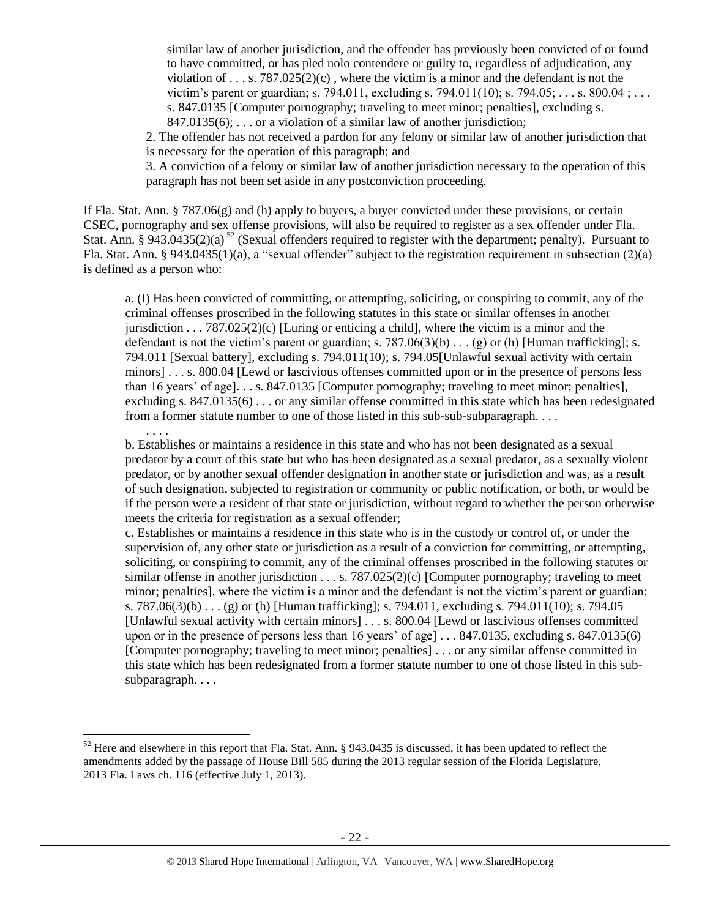> similar law of another jurisdiction, and the offender has previously been convicted of or found to have committed, or has pled nolo contendere or guilty to, regardless of adjudication, any violation of . . . s. 787.025(2)(c) , where the victim is a minor and the defendant is not the victim's parent or guardian; s. 794.011, excluding s. 794.011(10); s. 794.05; . . . s. 800.04 ; . . . s. 847.0135 [Computer pornography; traveling to meet minor; penalties], excluding s. 847.0135(6); . . . or a violation of a similar law of another jurisdiction;
>
> 2. The offender has not received a pardon for any felony or similar law of another jurisdiction that is necessary for the operation of this paragraph; and
>
> 3. A conviction of a felony or similar law of another jurisdiction necessary to the operation of this paragraph has not been set aside in any postconviction proceeding.

If Fla. Stat. Ann. § 787.06(g) and (h) apply to buyers, a buyer convicted under these provisions, or certain CSEC, pornography and sex offense provisions, will also be required to register as a sex offender under Fla. Stat. Ann. § 943.0435(2)(a) [52] (Sexual offenders required to register with the department; penalty). Pursuant to Fla. Stat. Ann. § 943.0435(1)(a), a "sexual offender" subject to the registration requirement in subsection (2)(a) is defined as a person who:

> a. (I) Has been convicted of committing, or attempting, soliciting, or conspiring to commit, any of the criminal offenses proscribed in the following statutes in this state or similar offenses in another jurisdiction . . . 787.025(2)(c) [Luring or enticing a child], where the victim is a minor and the defendant is not the victim's parent or guardian; s. 787.06(3)(b) . . . (g) or (h) [Human trafficking]; s. 794.011 [Sexual battery], excluding s. 794.011(10); s. 794.05[Unlawful sexual activity with certain minors] . . . s. 800.04 [Lewd or lascivious offenses committed upon or in the presence of persons less than 16 years' of age]. . . s. 847.0135 [Computer pornography; traveling to meet minor; penalties], excluding s. 847.0135(6) . . . or any similar offense committed in this state which has been redesignated from a former statute number to one of those listed in this sub-sub-subparagraph. . . .
>
> . . . .
>
> b. Establishes or maintains a residence in this state and who has not been designated as a sexual predator by a court of this state but who has been designated as a sexual predator, as a sexually violent predator, or by another sexual offender designation in another state or jurisdiction and was, as a result of such designation, subjected to registration or community or public notification, or both, or would be if the person were a resident of that state or jurisdiction, without regard to whether the person otherwise meets the criteria for registration as a sexual offender;
>
> c. Establishes or maintains a residence in this state who is in the custody or control of, or under the supervision of, any other state or jurisdiction as a result of a conviction for committing, or attempting, soliciting, or conspiring to commit, any of the criminal offenses proscribed in the following statutes or similar offense in another jurisdiction . . . s. 787.025(2)(c) [Computer pornography; traveling to meet minor; penalties], where the victim is a minor and the defendant is not the victim's parent or guardian; s. 787.06(3)(b) . . . (g) or (h) [Human trafficking]; s. 794.011, excluding s. 794.011(10); s. 794.05 [Unlawful sexual activity with certain minors] . . . s. 800.04 [Lewd or lascivious offenses committed upon or in the presence of persons less than 16 years' of age] . . . 847.0135, excluding s. 847.0135(6) [Computer pornography; traveling to meet minor; penalties] . . . or any similar offense committed in this state which has been redesignated from a former statute number to one of those listed in this sub-subparagraph. . . .

---

[52] Here and elsewhere in this report that Fla. Stat. Ann. § 943.0435 is discussed, it has been updated to reflect the amendments added by the passage of House Bill 585 during the 2013 regular session of the Florida Legislature, 2013 Fla. Laws ch. 116 (effective July 1, 2013).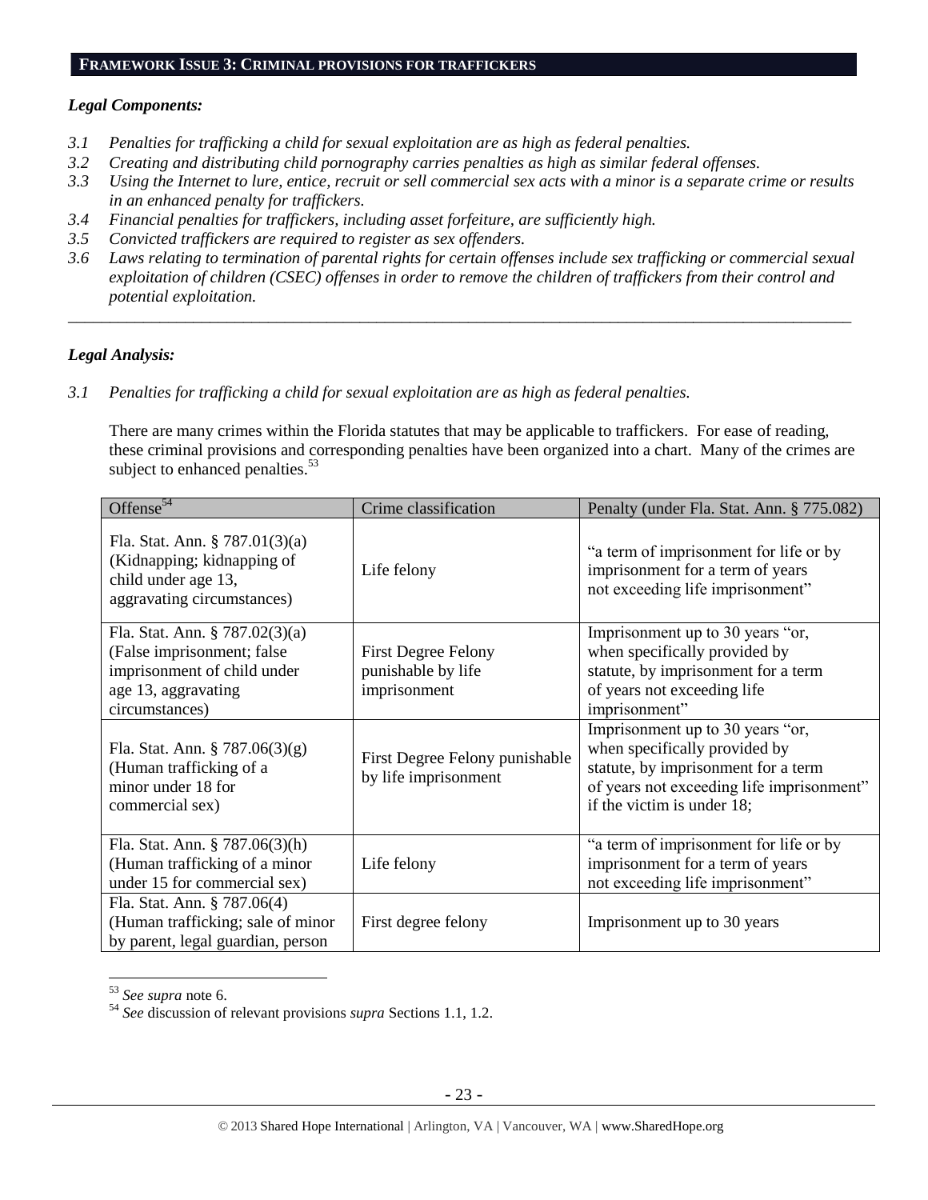**FRAMEWORK ISSUE 3: CRIMINAL PROVISIONS FOR TRAFFICKERS**

***Legal Components:***

*3.1 Penalties for trafficking a child for sexual exploitation are as high as federal penalties.*
*3.2 Creating and distributing child pornography carries penalties as high as similar federal offenses.*
*3.3 Using the Internet to lure, entice, recruit or sell commercial sex acts with a minor is a separate crime or results in an enhanced penalty for traffickers.*
*3.4 Financial penalties for traffickers, including asset forfeiture, are sufficiently high.*
*3.5 Convicted traffickers are required to register as sex offenders.*
*3.6 Laws relating to termination of parental rights for certain offenses include sex trafficking or commercial sexual exploitation of children (CSEC) offenses in order to remove the children of traffickers from their control and potential exploitation.*

---

***Legal Analysis:***

*3.1 Penalties for trafficking a child for sexual exploitation are as high as federal penalties.*

There are many crimes within the Florida statutes that may be applicable to traffickers. For ease of reading, these criminal provisions and corresponding penalties have been organized into a chart. Many of the crimes are subject to enhanced penalties.[53]

| Offense[54] | Crime classification | Penalty (under Fla. Stat. Ann. § 775.082) |
|---|---|---|
| Fla. Stat. Ann. § 787.01(3)(a) (Kidnapping; kidnapping of child under age 13, aggravating circumstances) | Life felony | "a term of imprisonment for life or by imprisonment for a term of years not exceeding life imprisonment" |
| Fla. Stat. Ann. § 787.02(3)(a) (False imprisonment; false imprisonment of child under age 13, aggravating circumstances) | First Degree Felony punishable by life imprisonment | Imprisonment up to 30 years "or, when specifically provided by statute, by imprisonment for a term of years not exceeding life imprisonment" |
| Fla. Stat. Ann. § 787.06(3)(g) (Human trafficking of a minor under 18 for commercial sex) | First Degree Felony punishable by life imprisonment | Imprisonment up to 30 years "or, when specifically provided by statute, by imprisonment for a term of years not exceeding life imprisonment" if the victim is under 18; |
| Fla. Stat. Ann. § 787.06(3)(h) (Human trafficking of a minor under 15 for commercial sex) | Life felony | "a term of imprisonment for life or by imprisonment for a term of years not exceeding life imprisonment" |
| Fla. Stat. Ann. § 787.06(4) (Human trafficking; sale of minor by parent, legal guardian, person | First degree felony | Imprisonment up to 30 years |

[53] *See supra* note 6.
[54] *See* discussion of relevant provisions *supra* Sections 1.1, 1.2.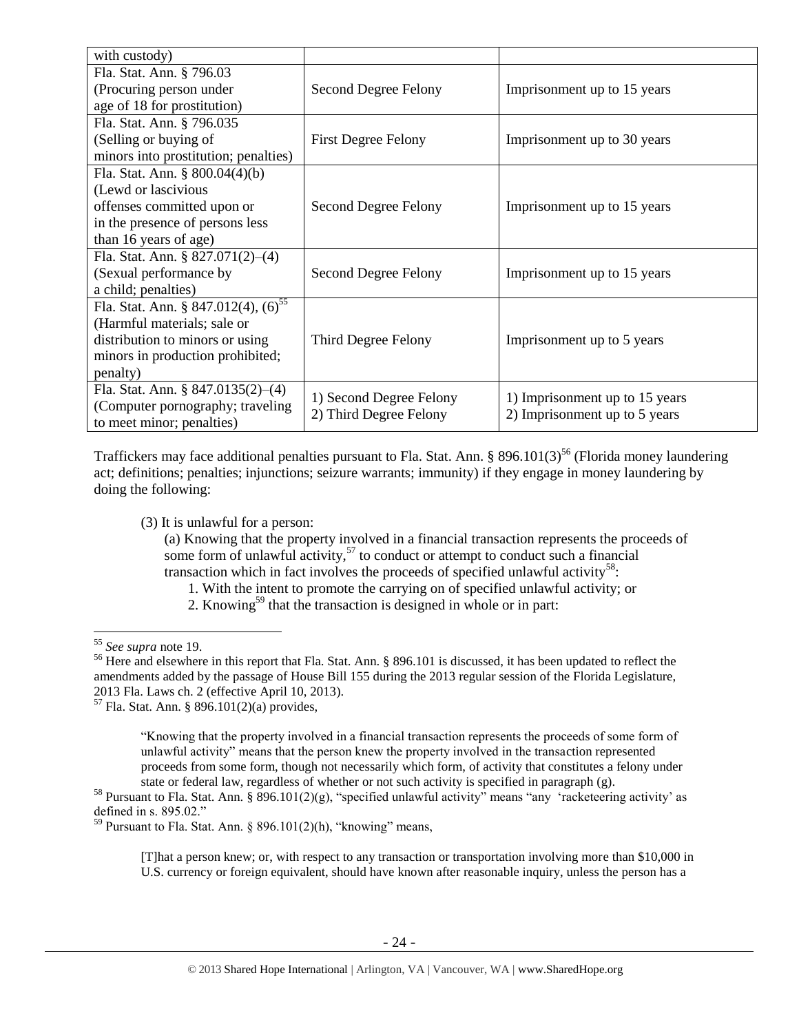| | | |
|---|---|---|
| with custody) | | |
| Fla. Stat. Ann. § 796.03 (Procuring person under age of 18 for prostitution) | Second Degree Felony | Imprisonment up to 15 years |
| Fla. Stat. Ann. § 796.035 (Selling or buying of minors into prostitution; penalties) | First Degree Felony | Imprisonment up to 30 years |
| Fla. Stat. Ann. § 800.04(4)(b) (Lewd or lascivious offenses committed upon or in the presence of persons less than 16 years of age) | Second Degree Felony | Imprisonment up to 15 years |
| Fla. Stat. Ann. § 827.071(2)–(4) (Sexual performance by a child; penalties) | Second Degree Felony | Imprisonment up to 15 years |
| Fla. Stat. Ann. § 847.012(4), (6)[55] (Harmful materials; sale or distribution to minors or using minors in production prohibited; penalty) | Third Degree Felony | Imprisonment up to 5 years |
| Fla. Stat. Ann. § 847.0135(2)–(4) (Computer pornography; traveling to meet minor; penalties) | 1) Second Degree Felony<br>2) Third Degree Felony | 1) Imprisonment up to 15 years<br>2) Imprisonment up to 5 years |

Traffickers may face additional penalties pursuant to Fla. Stat. Ann. § 896.101(3)[56] (Florida money laundering act; definitions; penalties; injunctions; seizure warrants; immunity) if they engage in money laundering by doing the following:

> (3) It is unlawful for a person:
>
> (a) Knowing that the property involved in a financial transaction represents the proceeds of some form of unlawful activity,[57] to conduct or attempt to conduct such a financial transaction which in fact involves the proceeds of specified unlawful activity[58]:
>
> 1. With the intent to promote the carrying on of specified unlawful activity; or
> 2. Knowing[59] that the transaction is designed in whole or in part:

---

[55] *See supra* note 19.

[56] Here and elsewhere in this report that Fla. Stat. Ann. § 896.101 is discussed, it has been updated to reflect the amendments added by the passage of House Bill 155 during the 2013 regular session of the Florida Legislature, 2013 Fla. Laws ch. 2 (effective April 10, 2013).

[57] Fla. Stat. Ann. § 896.101(2)(a) provides,

> "Knowing that the property involved in a financial transaction represents the proceeds of some form of unlawful activity" means that the person knew the property involved in the transaction represented proceeds from some form, though not necessarily which form, of activity that constitutes a felony under state or federal law, regardless of whether or not such activity is specified in paragraph (g).

[58] Pursuant to Fla. Stat. Ann. § 896.101(2)(g), "specified unlawful activity" means "any 'racketeering activity' as defined in s. 895.02."

[59] Pursuant to Fla. Stat. Ann. § 896.101(2)(h), "knowing" means,

> [T]hat a person knew; or, with respect to any transaction or transportation involving more than $10,000 in U.S. currency or foreign equivalent, should have known after reasonable inquiry, unless the person has a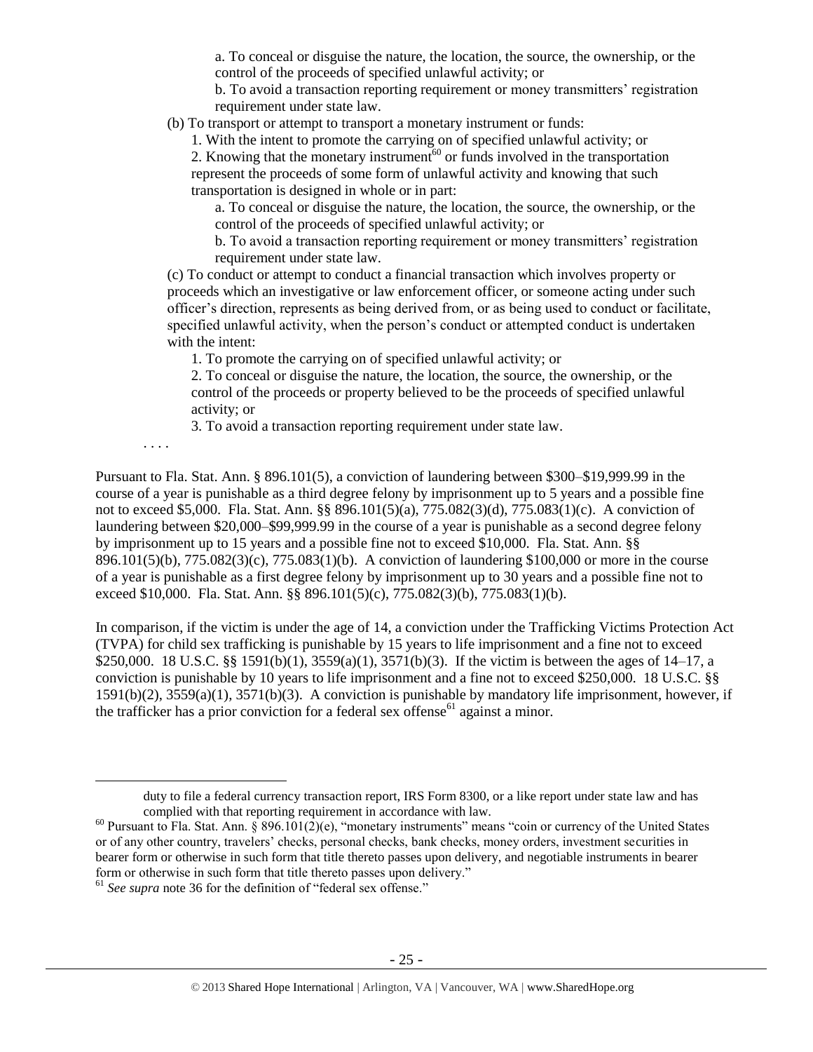a. To conceal or disguise the nature, the location, the source, the ownership, or the control of the proceeds of specified unlawful activity; or

b. To avoid a transaction reporting requirement or money transmitters' registration requirement under state law.

(b) To transport or attempt to transport a monetary instrument or funds:

1. With the intent to promote the carrying on of specified unlawful activity; or

2. Knowing that the monetary instrument[60] or funds involved in the transportation represent the proceeds of some form of unlawful activity and knowing that such transportation is designed in whole or in part:

a. To conceal or disguise the nature, the location, the source, the ownership, or the control of the proceeds of specified unlawful activity; or

b. To avoid a transaction reporting requirement or money transmitters' registration requirement under state law.

(c) To conduct or attempt to conduct a financial transaction which involves property or proceeds which an investigative or law enforcement officer, or someone acting under such officer's direction, represents as being derived from, or as being used to conduct or facilitate, specified unlawful activity, when the person's conduct or attempted conduct is undertaken with the intent:

1. To promote the carrying on of specified unlawful activity; or

2. To conceal or disguise the nature, the location, the source, the ownership, or the control of the proceeds or property believed to be the proceeds of specified unlawful activity; or

3. To avoid a transaction reporting requirement under state law.

. . . .

Pursuant to Fla. Stat. Ann. § 896.101(5), a conviction of laundering between $300–$19,999.99 in the course of a year is punishable as a third degree felony by imprisonment up to 5 years and a possible fine not to exceed $5,000. Fla. Stat. Ann. §§ 896.101(5)(a), 775.082(3)(d), 775.083(1)(c). A conviction of laundering between $20,000–$99,999.99 in the course of a year is punishable as a second degree felony by imprisonment up to 15 years and a possible fine not to exceed $10,000. Fla. Stat. Ann. §§ 896.101(5)(b), 775.082(3)(c), 775.083(1)(b). A conviction of laundering $100,000 or more in the course of a year is punishable as a first degree felony by imprisonment up to 30 years and a possible fine not to exceed $10,000. Fla. Stat. Ann. §§ 896.101(5)(c), 775.082(3)(b), 775.083(1)(b).

In comparison, if the victim is under the age of 14, a conviction under the Trafficking Victims Protection Act (TVPA) for child sex trafficking is punishable by 15 years to life imprisonment and a fine not to exceed $250,000. 18 U.S.C. §§ 1591(b)(1), 3559(a)(1), 3571(b)(3). If the victim is between the ages of 14–17, a conviction is punishable by 10 years to life imprisonment and a fine not to exceed $250,000. 18 U.S.C. §§ 1591(b)(2), 3559(a)(1), 3571(b)(3). A conviction is punishable by mandatory life imprisonment, however, if the trafficker has a prior conviction for a federal sex offense[61] against a minor.

---

duty to file a federal currency transaction report, IRS Form 8300, or a like report under state law and has complied with that reporting requirement in accordance with law.

[60] Pursuant to Fla. Stat. Ann. § 896.101(2)(e), "monetary instruments" means "coin or currency of the United States or of any other country, travelers' checks, personal checks, bank checks, money orders, investment securities in bearer form or otherwise in such form that title thereto passes upon delivery, and negotiable instruments in bearer form or otherwise in such form that title thereto passes upon delivery."

[61] *See supra* note 36 for the definition of "federal sex offense."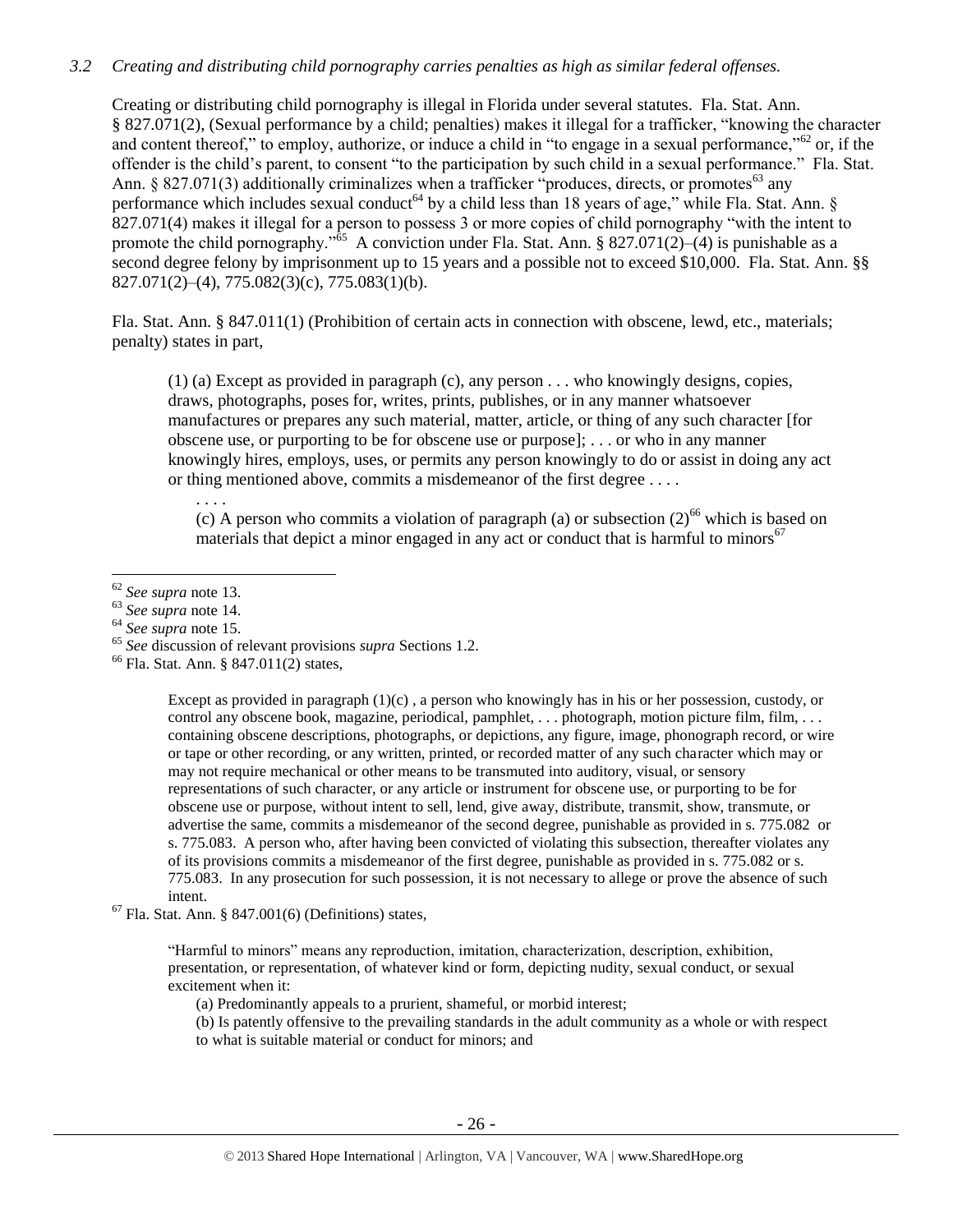### *3.2 Creating and distributing child pornography carries penalties as high as similar federal offenses.*

Creating or distributing child pornography is illegal in Florida under several statutes. Fla. Stat. Ann. § 827.071(2), (Sexual performance by a child; penalties) makes it illegal for a trafficker, "knowing the character and content thereof," to employ, authorize, or induce a child in "to engage in a sexual performance,"[62] or, if the offender is the child's parent, to consent "to the participation by such child in a sexual performance." Fla. Stat. Ann. § 827.071(3) additionally criminalizes when a trafficker "produces, directs, or promotes[63] any performance which includes sexual conduct[64] by a child less than 18 years of age," while Fla. Stat. Ann. § 827.071(4) makes it illegal for a person to possess 3 or more copies of child pornography "with the intent to promote the child pornography."[65] A conviction under Fla. Stat. Ann. § 827.071(2)–(4) is punishable as a second degree felony by imprisonment up to 15 years and a possible not to exceed $10,000. Fla. Stat. Ann. §§ 827.071(2)–(4), 775.082(3)(c), 775.083(1)(b).

Fla. Stat. Ann. § 847.011(1) (Prohibition of certain acts in connection with obscene, lewd, etc., materials; penalty) states in part,

> (1) (a) Except as provided in paragraph (c), any person . . . who knowingly designs, copies, draws, photographs, poses for, writes, prints, publishes, or in any manner whatsoever manufactures or prepares any such material, matter, article, or thing of any such character [for obscene use, or purporting to be for obscene use or purpose]; . . . or who in any manner knowingly hires, employs, uses, or permits any person knowingly to do or assist in doing any act or thing mentioned above, commits a misdemeanor of the first degree . . . .
>
> . . . .
>
> (c) A person who commits a violation of paragraph (a) or subsection (2)[66] which is based on materials that depict a minor engaged in any act or conduct that is harmful to minors[67]

---

[62] *See supra* note 13.

[63] *See supra* note 14.

[64] *See supra* note 15.

[65] *See* discussion of relevant provisions *supra* Sections 1.2.

[66] Fla. Stat. Ann. § 847.011(2) states,

> Except as provided in paragraph (1)(c) , a person who knowingly has in his or her possession, custody, or control any obscene book, magazine, periodical, pamphlet, . . . photograph, motion picture film, film, . . . containing obscene descriptions, photographs, or depictions, any figure, image, phonograph record, or wire or tape or other recording, or any written, printed, or recorded matter of any such character which may or may not require mechanical or other means to be transmuted into auditory, visual, or sensory representations of such character, or any article or instrument for obscene use, or purporting to be for obscene use or purpose, without intent to sell, lend, give away, distribute, transmit, show, transmute, or advertise the same, commits a misdemeanor of the second degree, punishable as provided in s. 775.082 or s. 775.083. A person who, after having been convicted of violating this subsection, thereafter violates any of its provisions commits a misdemeanor of the first degree, punishable as provided in s. 775.082 or s. 775.083. In any prosecution for such possession, it is not necessary to allege or prove the absence of such intent.

[67] Fla. Stat. Ann. § 847.001(6) (Definitions) states,

> "Harmful to minors" means any reproduction, imitation, characterization, description, exhibition, presentation, or representation, of whatever kind or form, depicting nudity, sexual conduct, or sexual excitement when it:
>
> (a) Predominantly appeals to a prurient, shameful, or morbid interest;
>
> (b) Is patently offensive to the prevailing standards in the adult community as a whole or with respect to what is suitable material or conduct for minors; and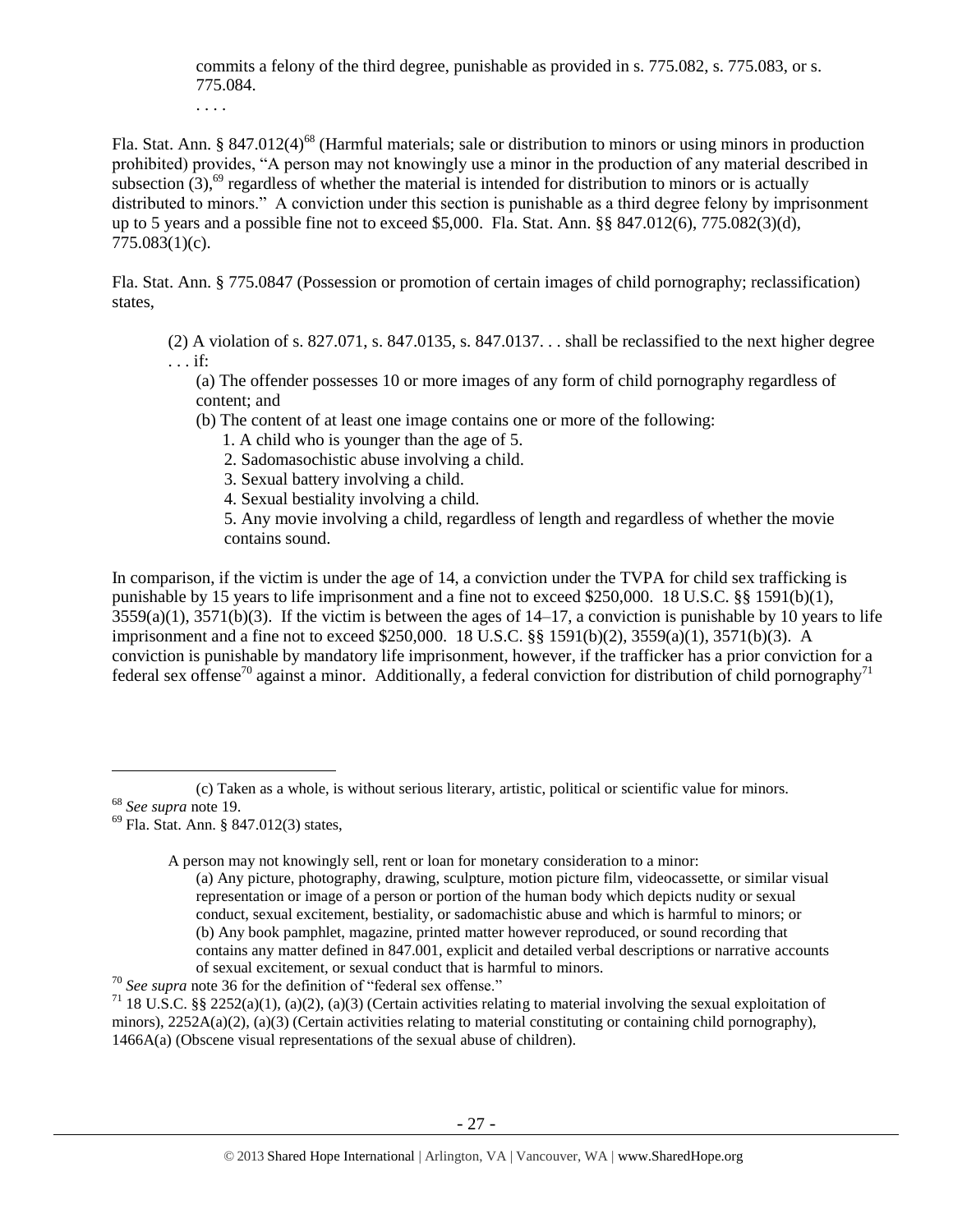commits a felony of the third degree, punishable as provided in s. 775.082, s. 775.083, or s. 775.084.

. . . .

Fla. Stat. Ann. § 847.012(4)[68] (Harmful materials; sale or distribution to minors or using minors in production prohibited) provides, "A person may not knowingly use a minor in the production of any material described in subsection (3),[69] regardless of whether the material is intended for distribution to minors or is actually distributed to minors." A conviction under this section is punishable as a third degree felony by imprisonment up to 5 years and a possible fine not to exceed $5,000. Fla. Stat. Ann. §§ 847.012(6), 775.082(3)(d), 775.083(1)(c).

Fla. Stat. Ann. § 775.0847 (Possession or promotion of certain images of child pornography; reclassification) states,

> (2) A violation of s. 827.071, s. 847.0135, s. 847.0137. . . shall be reclassified to the next higher degree . . . if:
>
> (a) The offender possesses 10 or more images of any form of child pornography regardless of content; and
>
> (b) The content of at least one image contains one or more of the following:
>
> 1. A child who is younger than the age of 5.
> 2. Sadomasochistic abuse involving a child.
> 3. Sexual battery involving a child.
> 4. Sexual bestiality involving a child.
> 5. Any movie involving a child, regardless of length and regardless of whether the movie contains sound.

In comparison, if the victim is under the age of 14, a conviction under the TVPA for child sex trafficking is punishable by 15 years to life imprisonment and a fine not to exceed $250,000. 18 U.S.C. §§ 1591(b)(1), 3559(a)(1), 3571(b)(3). If the victim is between the ages of 14–17, a conviction is punishable by 10 years to life imprisonment and a fine not to exceed $250,000. 18 U.S.C. §§ 1591(b)(2), 3559(a)(1), 3571(b)(3). A conviction is punishable by mandatory life imprisonment, however, if the trafficker has a prior conviction for a federal sex offense[70] against a minor. Additionally, a federal conviction for distribution of child pornography[71]

---

(c) Taken as a whole, is without serious literary, artistic, political or scientific value for minors.

[68] *See supra* note 19.

[69] Fla. Stat. Ann. § 847.012(3) states,

> A person may not knowingly sell, rent or loan for monetary consideration to a minor:
>
> (a) Any picture, photography, drawing, sculpture, motion picture film, videocassette, or similar visual representation or image of a person or portion of the human body which depicts nudity or sexual conduct, sexual excitement, bestiality, or sadomachistic abuse and which is harmful to minors; or
>
> (b) Any book pamphlet, magazine, printed matter however reproduced, or sound recording that contains any matter defined in 847.001, explicit and detailed verbal descriptions or narrative accounts of sexual excitement, or sexual conduct that is harmful to minors.

[70] *See supra* note 36 for the definition of "federal sex offense."

[71] 18 U.S.C. §§ 2252(a)(1), (a)(2), (a)(3) (Certain activities relating to material involving the sexual exploitation of minors), 2252A(a)(2), (a)(3) (Certain activities relating to material constituting or containing child pornography), 1466A(a) (Obscene visual representations of the sexual abuse of children).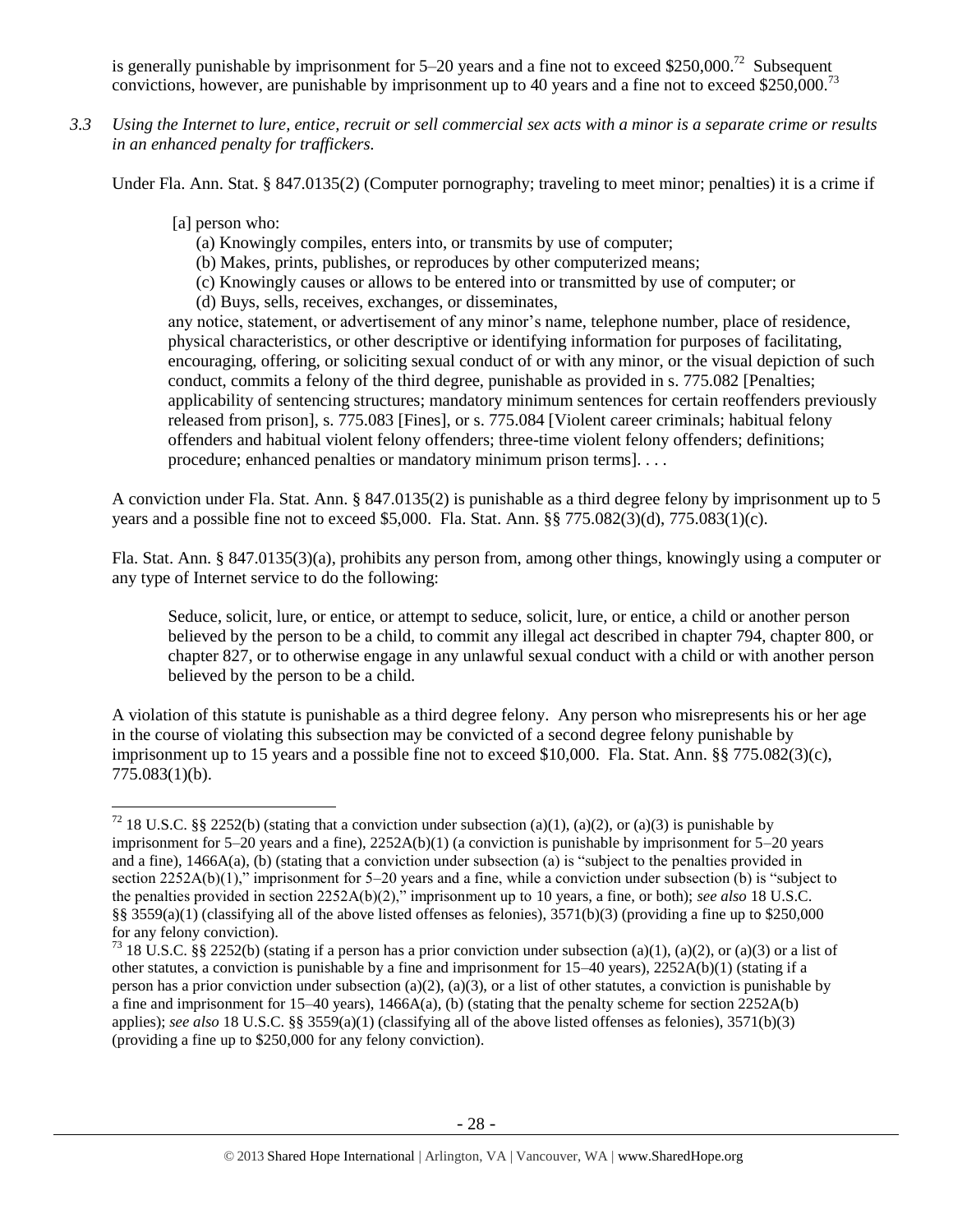is generally punishable by imprisonment for 5–20 years and a fine not to exceed $250,000.[72] Subsequent convictions, however, are punishable by imprisonment up to 40 years and a fine not to exceed $250,000.[73]

*3.3 Using the Internet to lure, entice, recruit or sell commercial sex acts with a minor is a separate crime or results in an enhanced penalty for traffickers.*

Under Fla. Ann. Stat. § 847.0135(2) (Computer pornography; traveling to meet minor; penalties) it is a crime if

> [a] person who:
>
> (a) Knowingly compiles, enters into, or transmits by use of computer;
>
> (b) Makes, prints, publishes, or reproduces by other computerized means;
>
> (c) Knowingly causes or allows to be entered into or transmitted by use of computer; or
>
> (d) Buys, sells, receives, exchanges, or disseminates,
>
> any notice, statement, or advertisement of any minor's name, telephone number, place of residence, physical characteristics, or other descriptive or identifying information for purposes of facilitating, encouraging, offering, or soliciting sexual conduct of or with any minor, or the visual depiction of such conduct, commits a felony of the third degree, punishable as provided in s. 775.082 [Penalties; applicability of sentencing structures; mandatory minimum sentences for certain reoffenders previously released from prison], s. 775.083 [Fines], or s. 775.084 [Violent career criminals; habitual felony offenders and habitual violent felony offenders; three-time violent felony offenders; definitions; procedure; enhanced penalties or mandatory minimum prison terms]. . . .

A conviction under Fla. Stat. Ann. § 847.0135(2) is punishable as a third degree felony by imprisonment up to 5 years and a possible fine not to exceed $5,000. Fla. Stat. Ann. §§ 775.082(3)(d), 775.083(1)(c).

Fla. Stat. Ann. § 847.0135(3)(a), prohibits any person from, among other things, knowingly using a computer or any type of Internet service to do the following:

> Seduce, solicit, lure, or entice, or attempt to seduce, solicit, lure, or entice, a child or another person believed by the person to be a child, to commit any illegal act described in chapter 794, chapter 800, or chapter 827, or to otherwise engage in any unlawful sexual conduct with a child or with another person believed by the person to be a child.

A violation of this statute is punishable as a third degree felony. Any person who misrepresents his or her age in the course of violating this subsection may be convicted of a second degree felony punishable by imprisonment up to 15 years and a possible fine not to exceed $10,000. Fla. Stat. Ann. §§ 775.082(3)(c), 775.083(1)(b).

---

[72] 18 U.S.C. §§ 2252(b) (stating that a conviction under subsection (a)(1), (a)(2), or (a)(3) is punishable by imprisonment for 5–20 years and a fine), 2252A(b)(1) (a conviction is punishable by imprisonment for 5–20 years and a fine), 1466A(a), (b) (stating that a conviction under subsection (a) is "subject to the penalties provided in section 2252A(b)(1)," imprisonment for 5–20 years and a fine, while a conviction under subsection (b) is "subject to the penalties provided in section 2252A(b)(2)," imprisonment up to 10 years, a fine, or both); *see also* 18 U.S.C. §§ 3559(a)(1) (classifying all of the above listed offenses as felonies), 3571(b)(3) (providing a fine up to $250,000 for any felony conviction).

[73] 18 U.S.C. §§ 2252(b) (stating if a person has a prior conviction under subsection (a)(1), (a)(2), or (a)(3) or a list of other statutes, a conviction is punishable by a fine and imprisonment for 15–40 years), 2252A(b)(1) (stating if a person has a prior conviction under subsection (a)(2), (a)(3), or a list of other statutes, a conviction is punishable by a fine and imprisonment for 15–40 years), 1466A(a), (b) (stating that the penalty scheme for section 2252A(b) applies); *see also* 18 U.S.C. §§ 3559(a)(1) (classifying all of the above listed offenses as felonies), 3571(b)(3) (providing a fine up to $250,000 for any felony conviction).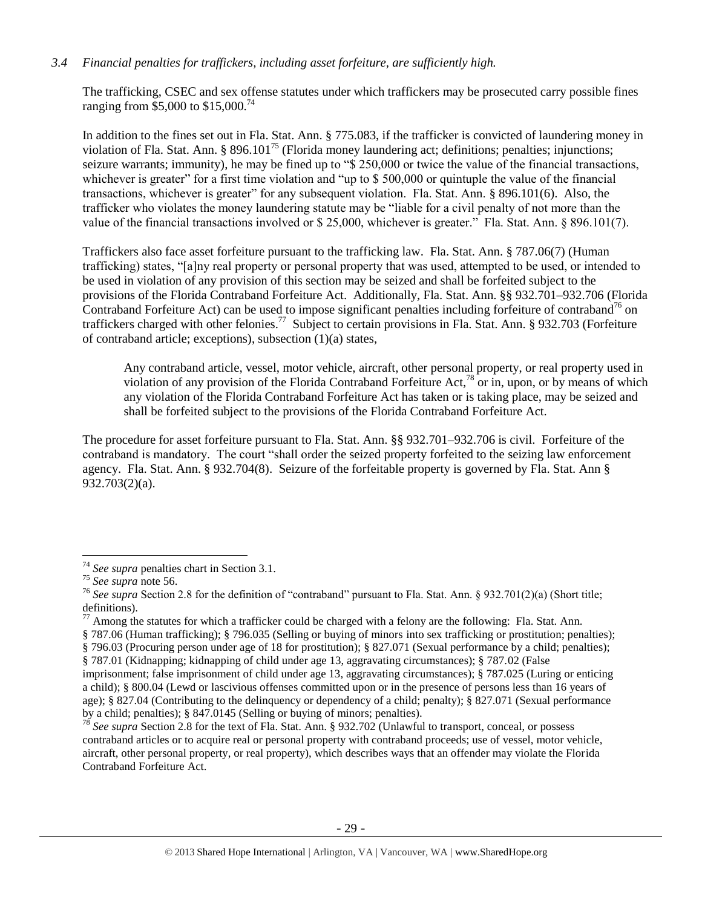### *3.4 Financial penalties for traffickers, including asset forfeiture, are sufficiently high.*

The trafficking, CSEC and sex offense statutes under which traffickers may be prosecuted carry possible fines ranging from $5,000 to $15,000.[74]

In addition to the fines set out in Fla. Stat. Ann. § 775.083, if the trafficker is convicted of laundering money in violation of Fla. Stat. Ann. § 896.101[75] (Florida money laundering act; definitions; penalties; injunctions; seizure warrants; immunity), he may be fined up to "$ 250,000 or twice the value of the financial transactions, whichever is greater" for a first time violation and "up to $ 500,000 or quintuple the value of the financial transactions, whichever is greater" for any subsequent violation. Fla. Stat. Ann. § 896.101(6). Also, the trafficker who violates the money laundering statute may be "liable for a civil penalty of not more than the value of the financial transactions involved or $ 25,000, whichever is greater." Fla. Stat. Ann. § 896.101(7).

Traffickers also face asset forfeiture pursuant to the trafficking law. Fla. Stat. Ann. § 787.06(7) (Human trafficking) states, "[a]ny real property or personal property that was used, attempted to be used, or intended to be used in violation of any provision of this section may be seized and shall be forfeited subject to the provisions of the Florida Contraband Forfeiture Act. Additionally, Fla. Stat. Ann. §§ 932.701–932.706 (Florida Contraband Forfeiture Act) can be used to impose significant penalties including forfeiture of contraband[76] on traffickers charged with other felonies.[77] Subject to certain provisions in Fla. Stat. Ann. § 932.703 (Forfeiture of contraband article; exceptions), subsection (1)(a) states,

> Any contraband article, vessel, motor vehicle, aircraft, other personal property, or real property used in violation of any provision of the Florida Contraband Forfeiture Act,[78] or in, upon, or by means of which any violation of the Florida Contraband Forfeiture Act has taken or is taking place, may be seized and shall be forfeited subject to the provisions of the Florida Contraband Forfeiture Act.

The procedure for asset forfeiture pursuant to Fla. Stat. Ann. §§ 932.701–932.706 is civil. Forfeiture of the contraband is mandatory. The court "shall order the seized property forfeited to the seizing law enforcement agency. Fla. Stat. Ann. § 932.704(8). Seizure of the forfeitable property is governed by Fla. Stat. Ann § 932.703(2)(a).

---

[74] *See supra* penalties chart in Section 3.1.

[75] *See supra* note 56.

[76] *See supra* Section 2.8 for the definition of "contraband" pursuant to Fla. Stat. Ann. § 932.701(2)(a) (Short title; definitions).

[77] Among the statutes for which a trafficker could be charged with a felony are the following: Fla. Stat. Ann. § 787.06 (Human trafficking); § 796.035 (Selling or buying of minors into sex trafficking or prostitution; penalties); § 796.03 (Procuring person under age of 18 for prostitution); § 827.071 (Sexual performance by a child; penalties); § 787.01 (Kidnapping; kidnapping of child under age 13, aggravating circumstances); § 787.02 (False imprisonment; false imprisonment of child under age 13, aggravating circumstances); § 787.025 (Luring or enticing a child); § 800.04 (Lewd or lascivious offenses committed upon or in the presence of persons less than 16 years of age); § 827.04 (Contributing to the delinquency or dependency of a child; penalty); § 827.071 (Sexual performance by a child; penalties); § 847.0145 (Selling or buying of minors; penalties).

[78] *See supra* Section 2.8 for the text of Fla. Stat. Ann. § 932.702 (Unlawful to transport, conceal, or possess contraband articles or to acquire real or personal property with contraband proceeds; use of vessel, motor vehicle, aircraft, other personal property, or real property), which describes ways that an offender may violate the Florida Contraband Forfeiture Act.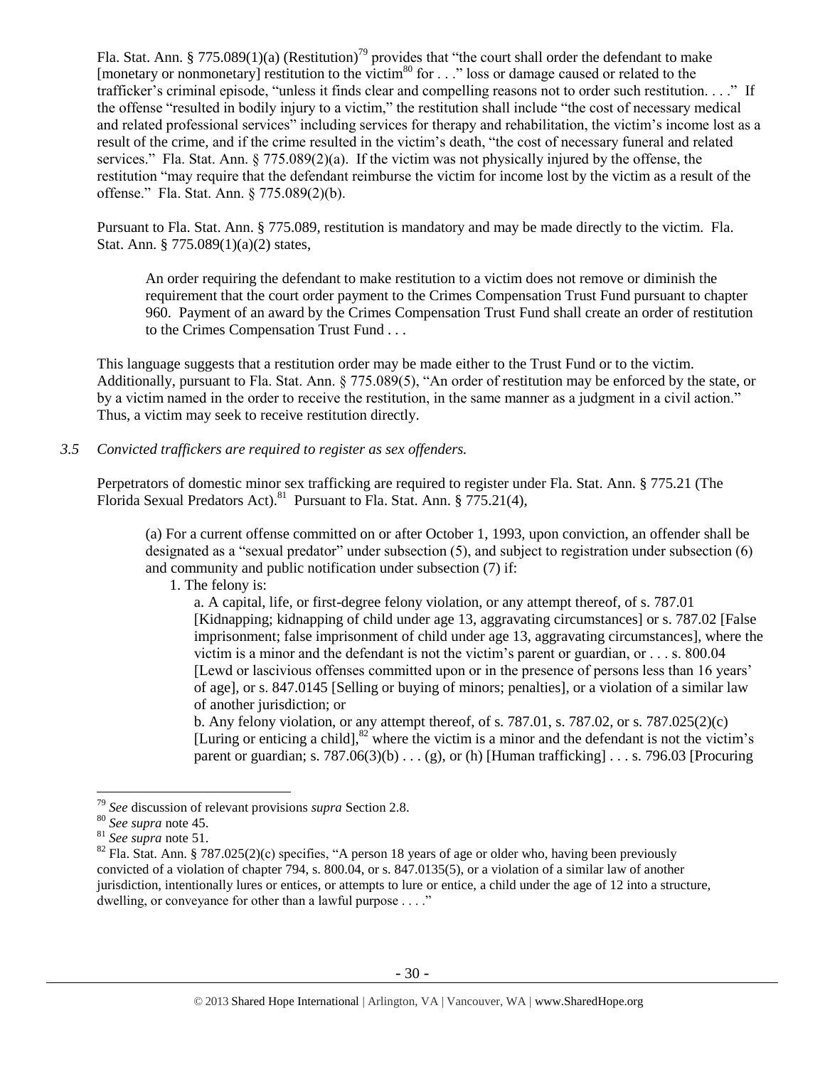Fla. Stat. Ann. § 775.089(1)(a) (Restitution)[79] provides that "the court shall order the defendant to make [monetary or nonmonetary] restitution to the victim[80] for . . ." loss or damage caused or related to the trafficker's criminal episode, "unless it finds clear and compelling reasons not to order such restitution. . . ." If the offense "resulted in bodily injury to a victim," the restitution shall include "the cost of necessary medical and related professional services" including services for therapy and rehabilitation, the victim's income lost as a result of the crime, and if the crime resulted in the victim's death, "the cost of necessary funeral and related services." Fla. Stat. Ann. § 775.089(2)(a). If the victim was not physically injured by the offense, the restitution "may require that the defendant reimburse the victim for income lost by the victim as a result of the offense." Fla. Stat. Ann. § 775.089(2)(b).

Pursuant to Fla. Stat. Ann. § 775.089, restitution is mandatory and may be made directly to the victim. Fla. Stat. Ann. § 775.089(1)(a)(2) states,

> An order requiring the defendant to make restitution to a victim does not remove or diminish the requirement that the court order payment to the Crimes Compensation Trust Fund pursuant to chapter 960. Payment of an award by the Crimes Compensation Trust Fund shall create an order of restitution to the Crimes Compensation Trust Fund . . .

This language suggests that a restitution order may be made either to the Trust Fund or to the victim. Additionally, pursuant to Fla. Stat. Ann. § 775.089(5), "An order of restitution may be enforced by the state, or by a victim named in the order to receive the restitution, in the same manner as a judgment in a civil action." Thus, a victim may seek to receive restitution directly.

*3.5 Convicted traffickers are required to register as sex offenders.*

Perpetrators of domestic minor sex trafficking are required to register under Fla. Stat. Ann. § 775.21 (The Florida Sexual Predators Act).[81] Pursuant to Fla. Stat. Ann. § 775.21(4),

> (a) For a current offense committed on or after October 1, 1993, upon conviction, an offender shall be designated as a "sexual predator" under subsection (5), and subject to registration under subsection (6) and community and public notification under subsection (7) if:
>
> 1. The felony is:
>
> a. A capital, life, or first-degree felony violation, or any attempt thereof, of s. 787.01 [Kidnapping; kidnapping of child under age 13, aggravating circumstances] or s. 787.02 [False imprisonment; false imprisonment of child under age 13, aggravating circumstances], where the victim is a minor and the defendant is not the victim's parent or guardian, or . . . s. 800.04 [Lewd or lascivious offenses committed upon or in the presence of persons less than 16 years' of age], or s. 847.0145 [Selling or buying of minors; penalties], or a violation of a similar law of another jurisdiction; or
>
> b. Any felony violation, or any attempt thereof, of s. 787.01, s. 787.02, or s. 787.025(2)(c) [Luring or enticing a child],[82] where the victim is a minor and the defendant is not the victim's parent or guardian; s. 787.06(3)(b) . . . (g), or (h) [Human trafficking] . . . s. 796.03 [Procuring

---

[79] *See* discussion of relevant provisions *supra* Section 2.8.

[80] *See supra* note 45.

[81] *See supra* note 51.

[82] Fla. Stat. Ann. § 787.025(2)(c) specifies, "A person 18 years of age or older who, having been previously convicted of a violation of chapter 794, s. 800.04, or s. 847.0135(5), or a violation of a similar law of another jurisdiction, intentionally lures or entices, or attempts to lure or entice, a child under the age of 12 into a structure, dwelling, or conveyance for other than a lawful purpose . . . ."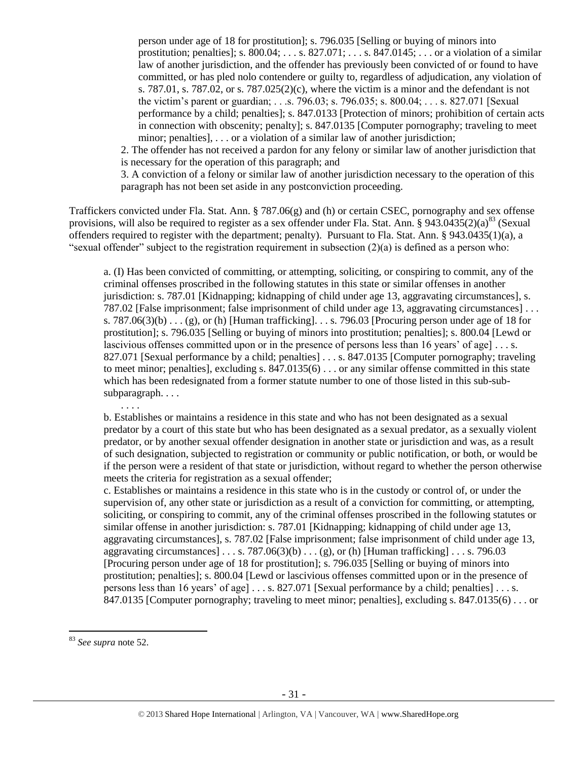> person under age of 18 for prostitution]; s. 796.035 [Selling or buying of minors into prostitution; penalties]; s. 800.04; . . . s. 827.071; . . . s. 847.0145; . . . or a violation of a similar law of another jurisdiction, and the offender has previously been convicted of or found to have committed, or has pled nolo contendere or guilty to, regardless of adjudication, any violation of s. 787.01, s. 787.02, or s. 787.025(2)(c), where the victim is a minor and the defendant is not the victim's parent or guardian; . . .s. 796.03; s. 796.035; s. 800.04; . . . s. 827.071 [Sexual performance by a child; penalties]; s. 847.0133 [Protection of minors; prohibition of certain acts in connection with obscenity; penalty]; s. 847.0135 [Computer pornography; traveling to meet minor; penalties], . . . or a violation of a similar law of another jurisdiction;
>
> 2. The offender has not received a pardon for any felony or similar law of another jurisdiction that is necessary for the operation of this paragraph; and
>
> 3. A conviction of a felony or similar law of another jurisdiction necessary to the operation of this paragraph has not been set aside in any postconviction proceeding.

Traffickers convicted under Fla. Stat. Ann. § 787.06(g) and (h) or certain CSEC, pornography and sex offense provisions, will also be required to register as a sex offender under Fla. Stat. Ann. § 943.0435(2)(a)[83] (Sexual offenders required to register with the department; penalty). Pursuant to Fla. Stat. Ann. § 943.0435(1)(a), a "sexual offender" subject to the registration requirement in subsection (2)(a) is defined as a person who:

> a. (I) Has been convicted of committing, or attempting, soliciting, or conspiring to commit, any of the criminal offenses proscribed in the following statutes in this state or similar offenses in another jurisdiction: s. 787.01 [Kidnapping; kidnapping of child under age 13, aggravating circumstances], s. 787.02 [False imprisonment; false imprisonment of child under age 13, aggravating circumstances] . . . s. 787.06(3)(b) . . . (g), or (h) [Human trafficking]. . . s. 796.03 [Procuring person under age of 18 for prostitution]; s. 796.035 [Selling or buying of minors into prostitution; penalties]; s. 800.04 [Lewd or lascivious offenses committed upon or in the presence of persons less than 16 years' of age] . . . s. 827.071 [Sexual performance by a child; penalties] . . . s. 847.0135 [Computer pornography; traveling to meet minor; penalties], excluding s. 847.0135(6) . . . or any similar offense committed in this state which has been redesignated from a former statute number to one of those listed in this sub-sub-subparagraph. . . .
>
> . . . .
>
> b. Establishes or maintains a residence in this state and who has not been designated as a sexual predator by a court of this state but who has been designated as a sexual predator, as a sexually violent predator, or by another sexual offender designation in another state or jurisdiction and was, as a result of such designation, subjected to registration or community or public notification, or both, or would be if the person were a resident of that state or jurisdiction, without regard to whether the person otherwise meets the criteria for registration as a sexual offender;
>
> c. Establishes or maintains a residence in this state who is in the custody or control of, or under the supervision of, any other state or jurisdiction as a result of a conviction for committing, or attempting, soliciting, or conspiring to commit, any of the criminal offenses proscribed in the following statutes or similar offense in another jurisdiction: s. 787.01 [Kidnapping; kidnapping of child under age 13, aggravating circumstances], s. 787.02 [False imprisonment; false imprisonment of child under age 13, aggravating circumstances] . . . s. 787.06(3)(b) . . . (g), or (h) [Human trafficking] . . . s. 796.03 [Procuring person under age of 18 for prostitution]; s. 796.035 [Selling or buying of minors into prostitution; penalties]; s. 800.04 [Lewd or lascivious offenses committed upon or in the presence of persons less than 16 years' of age] . . . s. 827.071 [Sexual performance by a child; penalties] . . . s. 847.0135 [Computer pornography; traveling to meet minor; penalties], excluding s. 847.0135(6) . . . or

---

[83] *See supra* note 52.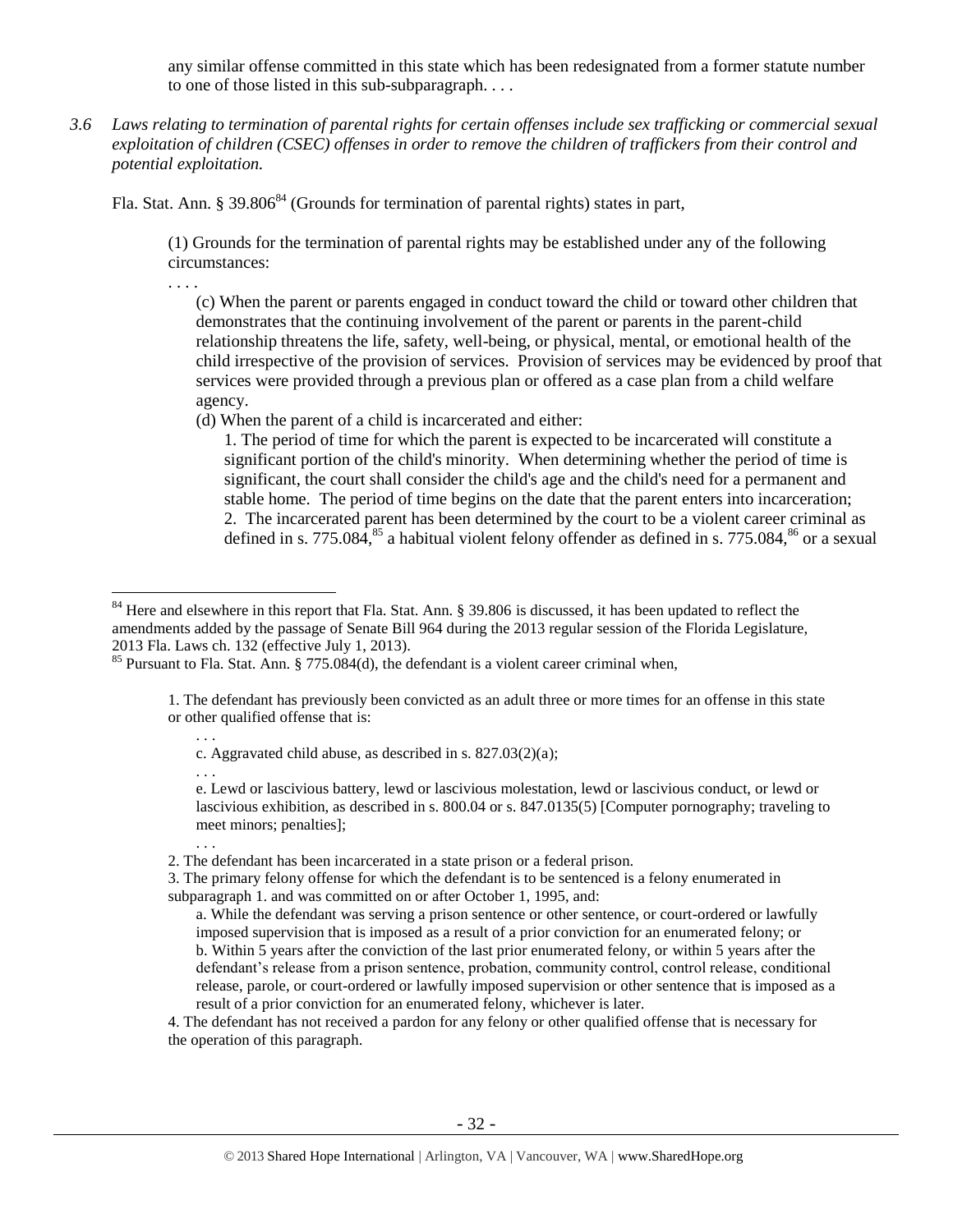any similar offense committed in this state which has been redesignated from a former statute number to one of those listed in this sub-subparagraph. . . .

*3.6 Laws relating to termination of parental rights for certain offenses include sex trafficking or commercial sexual exploitation of children (CSEC) offenses in order to remove the children of traffickers from their control and potential exploitation.*

Fla. Stat. Ann. § 39.806[84] (Grounds for termination of parental rights) states in part,

> (1) Grounds for the termination of parental rights may be established under any of the following circumstances:
>
> . . . .
>
> (c) When the parent or parents engaged in conduct toward the child or toward other children that demonstrates that the continuing involvement of the parent or parents in the parent-child relationship threatens the life, safety, well-being, or physical, mental, or emotional health of the child irrespective of the provision of services. Provision of services may be evidenced by proof that services were provided through a previous plan or offered as a case plan from a child welfare agency.
>
> (d) When the parent of a child is incarcerated and either:
>
> 1. The period of time for which the parent is expected to be incarcerated will constitute a significant portion of the child's minority. When determining whether the period of time is significant, the court shall consider the child's age and the child's need for a permanent and stable home. The period of time begins on the date that the parent enters into incarceration;
>
> 2. The incarcerated parent has been determined by the court to be a violent career criminal as defined in s. 775.084,[85] a habitual violent felony offender as defined in s. 775.084,[86] or a sexual

---

[84] Here and elsewhere in this report that Fla. Stat. Ann. § 39.806 is discussed, it has been updated to reflect the amendments added by the passage of Senate Bill 964 during the 2013 regular session of the Florida Legislature, 2013 Fla. Laws ch. 132 (effective July 1, 2013).

[85] Pursuant to Fla. Stat. Ann. § 775.084(d), the defendant is a violent career criminal when,

> 1. The defendant has previously been convicted as an adult three or more times for an offense in this state or other qualified offense that is:
>
> . . .
>
> c. Aggravated child abuse, as described in s. 827.03(2)(a);
>
> . . .
>
> e. Lewd or lascivious battery, lewd or lascivious molestation, lewd or lascivious conduct, or lewd or lascivious exhibition, as described in s. 800.04 or s. 847.0135(5) [Computer pornography; traveling to meet minors; penalties];
>
> . . .
>
> 2. The defendant has been incarcerated in a state prison or a federal prison.
>
> 3. The primary felony offense for which the defendant is to be sentenced is a felony enumerated in subparagraph 1. and was committed on or after October 1, 1995, and:
>
> a. While the defendant was serving a prison sentence or other sentence, or court-ordered or lawfully imposed supervision that is imposed as a result of a prior conviction for an enumerated felony; or
>
> b. Within 5 years after the conviction of the last prior enumerated felony, or within 5 years after the defendant's release from a prison sentence, probation, community control, control release, conditional release, parole, or court-ordered or lawfully imposed supervision or other sentence that is imposed as a result of a prior conviction for an enumerated felony, whichever is later.
>
> 4. The defendant has not received a pardon for any felony or other qualified offense that is necessary for the operation of this paragraph.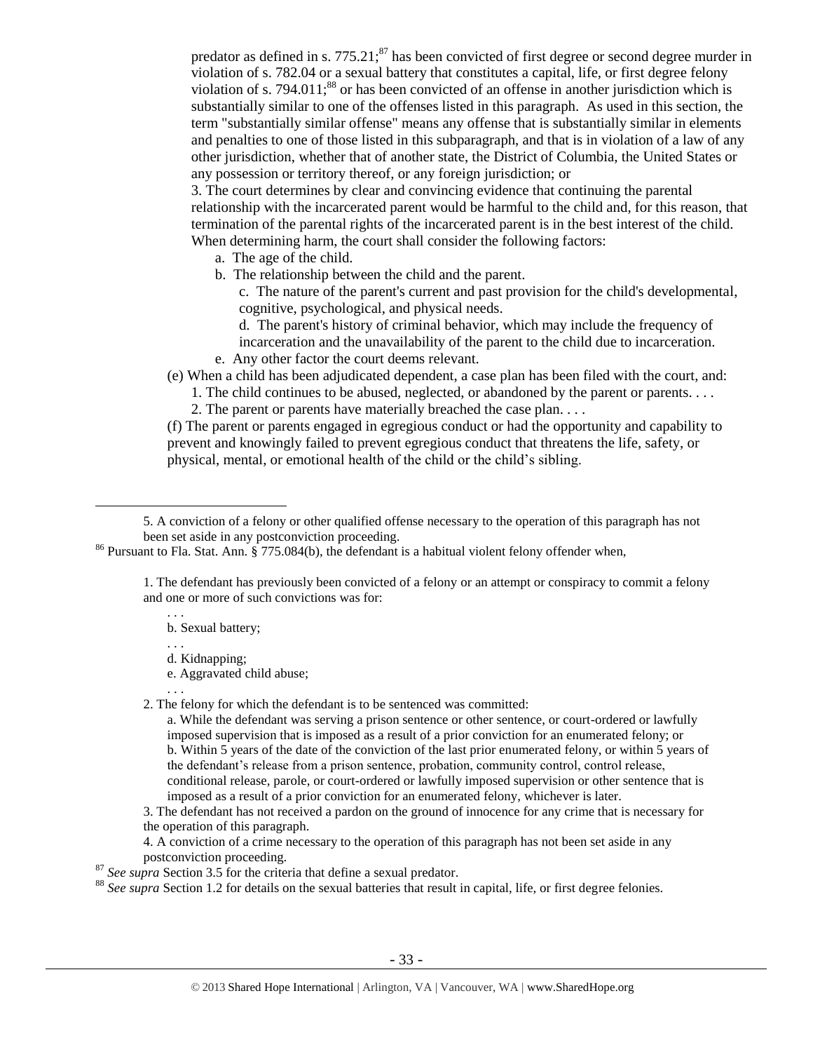predator as defined in s. 775.21;[87] has been convicted of first degree or second degree murder in violation of s. 782.04 or a sexual battery that constitutes a capital, life, or first degree felony violation of s. 794.011;[88] or has been convicted of an offense in another jurisdiction which is substantially similar to one of the offenses listed in this paragraph. As used in this section, the term "substantially similar offense" means any offense that is substantially similar in elements and penalties to one of those listed in this subparagraph, and that is in violation of a law of any other jurisdiction, whether that of another state, the District of Columbia, the United States or any possession or territory thereof, or any foreign jurisdiction; or

3. The court determines by clear and convincing evidence that continuing the parental relationship with the incarcerated parent would be harmful to the child and, for this reason, that termination of the parental rights of the incarcerated parent is in the best interest of the child. When determining harm, the court shall consider the following factors:

a. The age of the child.

b. The relationship between the child and the parent.

c. The nature of the parent's current and past provision for the child's developmental, cognitive, psychological, and physical needs.

d. The parent's history of criminal behavior, which may include the frequency of incarceration and the unavailability of the parent to the child due to incarceration.

e. Any other factor the court deems relevant.

(e) When a child has been adjudicated dependent, a case plan has been filed with the court, and:

1. The child continues to be abused, neglected, or abandoned by the parent or parents. . . .

2. The parent or parents have materially breached the case plan. . . .

(f) The parent or parents engaged in egregious conduct or had the opportunity and capability to prevent and knowingly failed to prevent egregious conduct that threatens the life, safety, or physical, mental, or emotional health of the child or the child's sibling.

---

5. A conviction of a felony or other qualified offense necessary to the operation of this paragraph has not been set aside in any postconviction proceeding.

[86] Pursuant to Fla. Stat. Ann. § 775.084(b), the defendant is a habitual violent felony offender when,

1. The defendant has previously been convicted of a felony or an attempt or conspiracy to commit a felony and one or more of such convictions was for:

. . .

b. Sexual battery;

. . .

d. Kidnapping;

e. Aggravated child abuse;

. . .

2. The felony for which the defendant is to be sentenced was committed:

a. While the defendant was serving a prison sentence or other sentence, or court-ordered or lawfully imposed supervision that is imposed as a result of a prior conviction for an enumerated felony; or

b. Within 5 years of the date of the conviction of the last prior enumerated felony, or within 5 years of the defendant's release from a prison sentence, probation, community control, control release, conditional release, parole, or court-ordered or lawfully imposed supervision or other sentence that is imposed as a result of a prior conviction for an enumerated felony, whichever is later.

3. The defendant has not received a pardon on the ground of innocence for any crime that is necessary for the operation of this paragraph.

4. A conviction of a crime necessary to the operation of this paragraph has not been set aside in any postconviction proceeding.

[87] *See supra* Section 3.5 for the criteria that define a sexual predator.

[88] *See supra* Section 1.2 for details on the sexual batteries that result in capital, life, or first degree felonies.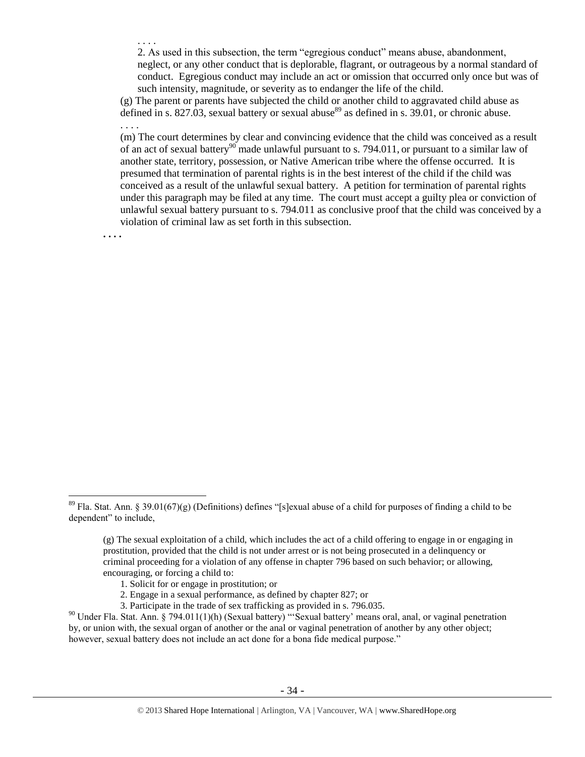. . . .

2. As used in this subsection, the term "egregious conduct" means abuse, abandonment, neglect, or any other conduct that is deplorable, flagrant, or outrageous by a normal standard of conduct. Egregious conduct may include an act or omission that occurred only once but was of such intensity, magnitude, or severity as to endanger the life of the child.

(g) The parent or parents have subjected the child or another child to aggravated child abuse as defined in s. 827.03, sexual battery or sexual abuse[89] as defined in s. 39.01, or chronic abuse.

. . . .

(m) The court determines by clear and convincing evidence that the child was conceived as a result of an act of sexual battery[90] made unlawful pursuant to s. 794.011, or pursuant to a similar law of another state, territory, possession, or Native American tribe where the offense occurred. It is presumed that termination of parental rights is in the best interest of the child if the child was conceived as a result of the unlawful sexual battery. A petition for termination of parental rights under this paragraph may be filed at any time. The court must accept a guilty plea or conviction of unlawful sexual battery pursuant to s. 794.011 as conclusive proof that the child was conceived by a violation of criminal law as set forth in this subsection.

. . . .

---

[89] Fla. Stat. Ann. § 39.01(67)(g) (Definitions) defines "[s]exual abuse of a child for purposes of finding a child to be dependent" to include,

> (g) The sexual exploitation of a child, which includes the act of a child offering to engage in or engaging in prostitution, provided that the child is not under arrest or is not being prosecuted in a delinquency or criminal proceeding for a violation of any offense in chapter 796 based on such behavior; or allowing, encouraging, or forcing a child to:
>
> 1. Solicit for or engage in prostitution; or
> 2. Engage in a sexual performance, as defined by chapter 827; or
> 3. Participate in the trade of sex trafficking as provided in s. 796.035.

[90] Under Fla. Stat. Ann. § 794.011(1)(h) (Sexual battery) "'Sexual battery' means oral, anal, or vaginal penetration by, or union with, the sexual organ of another or the anal or vaginal penetration of another by any other object; however, sexual battery does not include an act done for a bona fide medical purpose."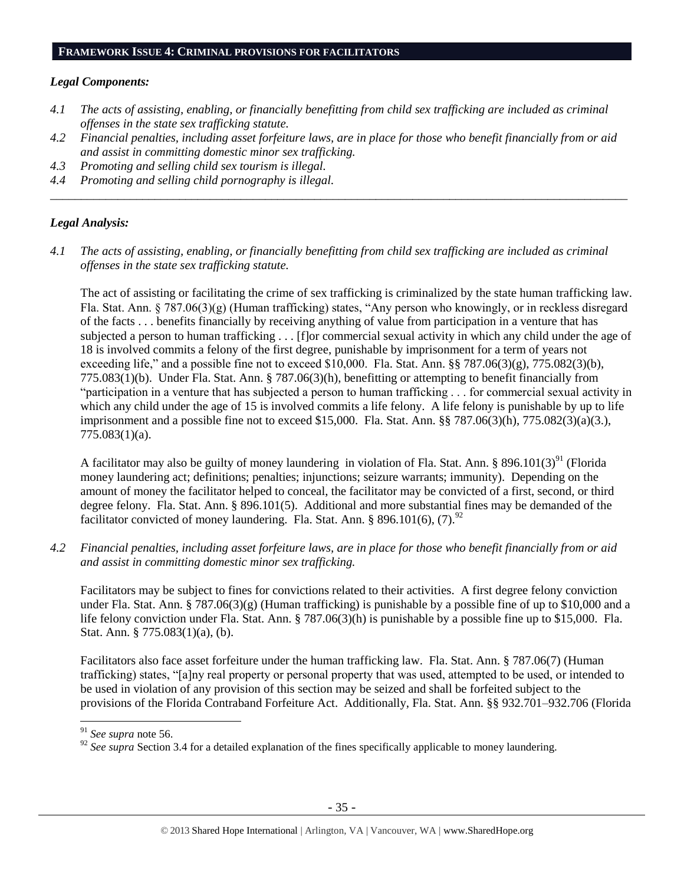## FRAMEWORK ISSUE 4: CRIMINAL PROVISIONS FOR FACILITATORS

### *Legal Components:*

*4.1 The acts of assisting, enabling, or financially benefitting from child sex trafficking are included as criminal offenses in the state sex trafficking statute.*

*4.2 Financial penalties, including asset forfeiture laws, are in place for those who benefit financially from or aid and assist in committing domestic minor sex trafficking.*

*4.3 Promoting and selling child sex tourism is illegal.*

*4.4 Promoting and selling child pornography is illegal.*

---

### *Legal Analysis:*

*4.1 The acts of assisting, enabling, or financially benefitting from child sex trafficking are included as criminal offenses in the state sex trafficking statute.*

The act of assisting or facilitating the crime of sex trafficking is criminalized by the state human trafficking law. Fla. Stat. Ann. § 787.06(3)(g) (Human trafficking) states, "Any person who knowingly, or in reckless disregard of the facts . . . benefits financially by receiving anything of value from participation in a venture that has subjected a person to human trafficking . . . [f]or commercial sexual activity in which any child under the age of 18 is involved commits a felony of the first degree, punishable by imprisonment for a term of years not exceeding life," and a possible fine not to exceed $10,000. Fla. Stat. Ann. §§ 787.06(3)(g), 775.082(3)(b), 775.083(1)(b). Under Fla. Stat. Ann. § 787.06(3)(h), benefitting or attempting to benefit financially from "participation in a venture that has subjected a person to human trafficking . . . for commercial sexual activity in which any child under the age of 15 is involved commits a life felony. A life felony is punishable by up to life imprisonment and a possible fine not to exceed $15,000. Fla. Stat. Ann. §§ 787.06(3)(h), 775.082(3)(a)(3.), 775.083(1)(a).

A facilitator may also be guilty of money laundering in violation of Fla. Stat. Ann. § 896.101(3)[91] (Florida money laundering act; definitions; penalties; injunctions; seizure warrants; immunity). Depending on the amount of money the facilitator helped to conceal, the facilitator may be convicted of a first, second, or third degree felony. Fla. Stat. Ann. § 896.101(5). Additional and more substantial fines may be demanded of the facilitator convicted of money laundering. Fla. Stat. Ann. § 896.101(6), (7).[92]

*4.2 Financial penalties, including asset forfeiture laws, are in place for those who benefit financially from or aid and assist in committing domestic minor sex trafficking.*

Facilitators may be subject to fines for convictions related to their activities. A first degree felony conviction under Fla. Stat. Ann. § 787.06(3)(g) (Human trafficking) is punishable by a possible fine of up to $10,000 and a life felony conviction under Fla. Stat. Ann. § 787.06(3)(h) is punishable by a possible fine up to $15,000. Fla. Stat. Ann. § 775.083(1)(a), (b).

Facilitators also face asset forfeiture under the human trafficking law. Fla. Stat. Ann. § 787.06(7) (Human trafficking) states, "[a]ny real property or personal property that was used, attempted to be used, or intended to be used in violation of any provision of this section may be seized and shall be forfeited subject to the provisions of the Florida Contraband Forfeiture Act. Additionally, Fla. Stat. Ann. §§ 932.701–932.706 (Florida

---

[91] *See supra* note 56.

[92] *See supra* Section 3.4 for a detailed explanation of the fines specifically applicable to money laundering.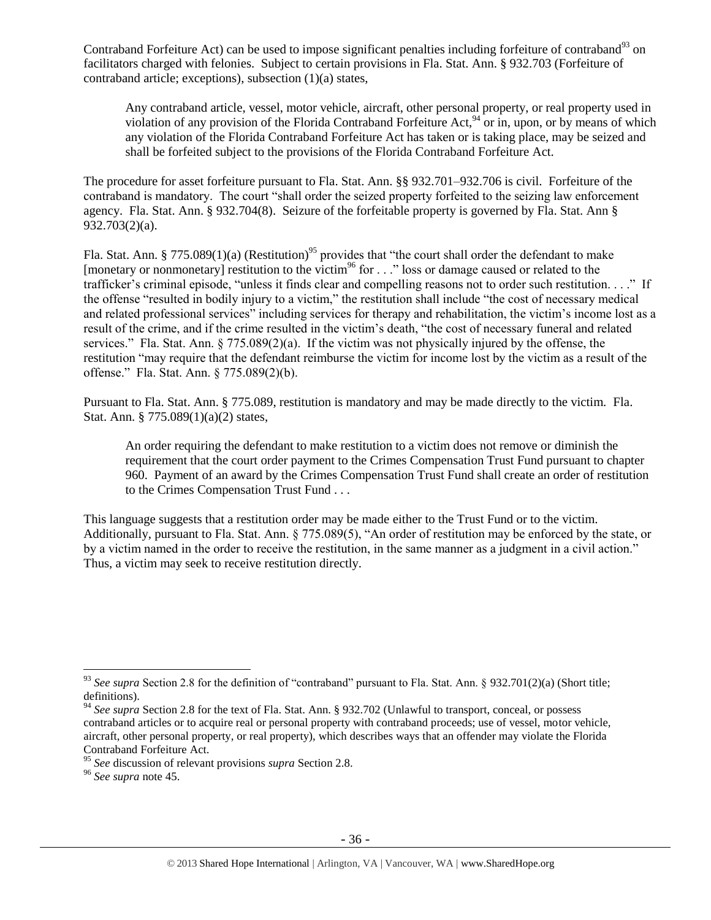Contraband Forfeiture Act) can be used to impose significant penalties including forfeiture of contraband[93] on facilitators charged with felonies. Subject to certain provisions in Fla. Stat. Ann. § 932.703 (Forfeiture of contraband article; exceptions), subsection (1)(a) states,

> Any contraband article, vessel, motor vehicle, aircraft, other personal property, or real property used in violation of any provision of the Florida Contraband Forfeiture Act,[94] or in, upon, or by means of which any violation of the Florida Contraband Forfeiture Act has taken or is taking place, may be seized and shall be forfeited subject to the provisions of the Florida Contraband Forfeiture Act.

The procedure for asset forfeiture pursuant to Fla. Stat. Ann. §§ 932.701–932.706 is civil. Forfeiture of the contraband is mandatory. The court "shall order the seized property forfeited to the seizing law enforcement agency. Fla. Stat. Ann. § 932.704(8). Seizure of the forfeitable property is governed by Fla. Stat. Ann § 932.703(2)(a).

Fla. Stat. Ann. § 775.089(1)(a) (Restitution)[95] provides that "the court shall order the defendant to make [monetary or nonmonetary] restitution to the victim[96] for . . ." loss or damage caused or related to the trafficker's criminal episode, "unless it finds clear and compelling reasons not to order such restitution. . . ." If the offense "resulted in bodily injury to a victim," the restitution shall include "the cost of necessary medical and related professional services" including services for therapy and rehabilitation, the victim's income lost as a result of the crime, and if the crime resulted in the victim's death, "the cost of necessary funeral and related services." Fla. Stat. Ann. § 775.089(2)(a). If the victim was not physically injured by the offense, the restitution "may require that the defendant reimburse the victim for income lost by the victim as a result of the offense." Fla. Stat. Ann. § 775.089(2)(b).

Pursuant to Fla. Stat. Ann. § 775.089, restitution is mandatory and may be made directly to the victim. Fla. Stat. Ann. § 775.089(1)(a)(2) states,

> An order requiring the defendant to make restitution to a victim does not remove or diminish the requirement that the court order payment to the Crimes Compensation Trust Fund pursuant to chapter 960. Payment of an award by the Crimes Compensation Trust Fund shall create an order of restitution to the Crimes Compensation Trust Fund . . .

This language suggests that a restitution order may be made either to the Trust Fund or to the victim. Additionally, pursuant to Fla. Stat. Ann. § 775.089(5), "An order of restitution may be enforced by the state, or by a victim named in the order to receive the restitution, in the same manner as a judgment in a civil action." Thus, a victim may seek to receive restitution directly.

---

[93] *See supra* Section 2.8 for the definition of "contraband" pursuant to Fla. Stat. Ann. § 932.701(2)(a) (Short title; definitions).

[94] *See supra* Section 2.8 for the text of Fla. Stat. Ann. § 932.702 (Unlawful to transport, conceal, or possess contraband articles or to acquire real or personal property with contraband proceeds; use of vessel, motor vehicle, aircraft, other personal property, or real property), which describes ways that an offender may violate the Florida Contraband Forfeiture Act.

[95] *See* discussion of relevant provisions *supra* Section 2.8.

[96] *See supra* note 45.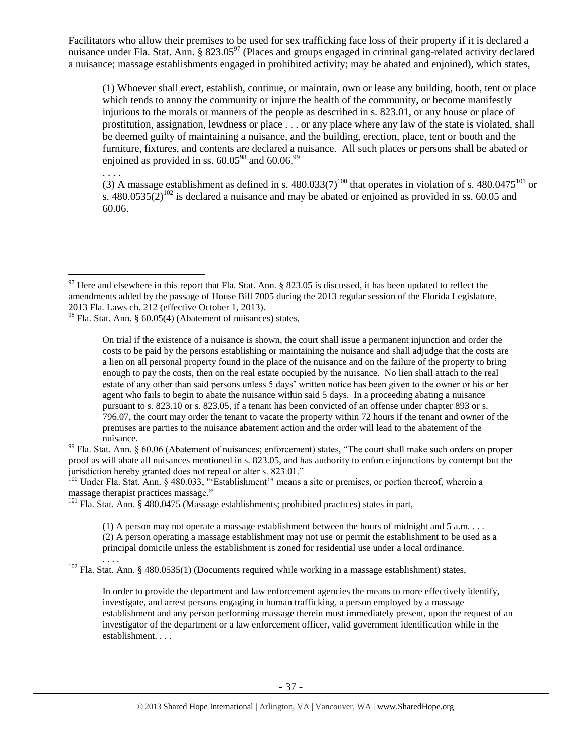Facilitators who allow their premises to be used for sex trafficking face loss of their property if it is declared a nuisance under Fla. Stat. Ann. § 823.05[97] (Places and groups engaged in criminal gang-related activity declared a nuisance; massage establishments engaged in prohibited activity; may be abated and enjoined), which states,

> (1) Whoever shall erect, establish, continue, or maintain, own or lease any building, booth, tent or place which tends to annoy the community or injure the health of the community, or become manifestly injurious to the morals or manners of the people as described in s. 823.01, or any house or place of prostitution, assignation, lewdness or place . . . or any place where any law of the state is violated, shall be deemed guilty of maintaining a nuisance, and the building, erection, place, tent or booth and the furniture, fixtures, and contents are declared a nuisance. All such places or persons shall be abated or enjoined as provided in ss. 60.05[98] and 60.06.[99]
>
> . . . .
>
> (3) A massage establishment as defined in s. 480.033(7)[100] that operates in violation of s. 480.0475[101] or s. 480.0535(2)[102] is declared a nuisance and may be abated or enjoined as provided in ss. 60.05 and 60.06.

---

[97] Here and elsewhere in this report that Fla. Stat. Ann. § 823.05 is discussed, it has been updated to reflect the amendments added by the passage of House Bill 7005 during the 2013 regular session of the Florida Legislature, 2013 Fla. Laws ch. 212 (effective October 1, 2013).

[98] Fla. Stat. Ann. § 60.05(4) (Abatement of nuisances) states,

> On trial if the existence of a nuisance is shown, the court shall issue a permanent injunction and order the costs to be paid by the persons establishing or maintaining the nuisance and shall adjudge that the costs are a lien on all personal property found in the place of the nuisance and on the failure of the property to bring enough to pay the costs, then on the real estate occupied by the nuisance. No lien shall attach to the real estate of any other than said persons unless 5 days' written notice has been given to the owner or his or her agent who fails to begin to abate the nuisance within said 5 days. In a proceeding abating a nuisance pursuant to s. 823.10 or s. 823.05, if a tenant has been convicted of an offense under chapter 893 or s. 796.07, the court may order the tenant to vacate the property within 72 hours if the tenant and owner of the premises are parties to the nuisance abatement action and the order will lead to the abatement of the nuisance.

[99] Fla. Stat. Ann. § 60.06 (Abatement of nuisances; enforcement) states, "The court shall make such orders on proper proof as will abate all nuisances mentioned in s. 823.05, and has authority to enforce injunctions by contempt but the jurisdiction hereby granted does not repeal or alter s. 823.01."

[100] Under Fla. Stat. Ann. § 480.033, "'Establishment'" means a site or premises, or portion thereof, wherein a massage therapist practices massage."

[101] Fla. Stat. Ann. § 480.0475 (Massage establishments; prohibited practices) states in part,

> (1) A person may not operate a massage establishment between the hours of midnight and 5 a.m. . . .
> (2) A person operating a massage establishment may not use or permit the establishment to be used as a principal domicile unless the establishment is zoned for residential use under a local ordinance.
> . . . .

[102] Fla. Stat. Ann. § 480.0535(1) (Documents required while working in a massage establishment) states,

> In order to provide the department and law enforcement agencies the means to more effectively identify, investigate, and arrest persons engaging in human trafficking, a person employed by a massage establishment and any person performing massage therein must immediately present, upon the request of an investigator of the department or a law enforcement officer, valid government identification while in the establishment. . . .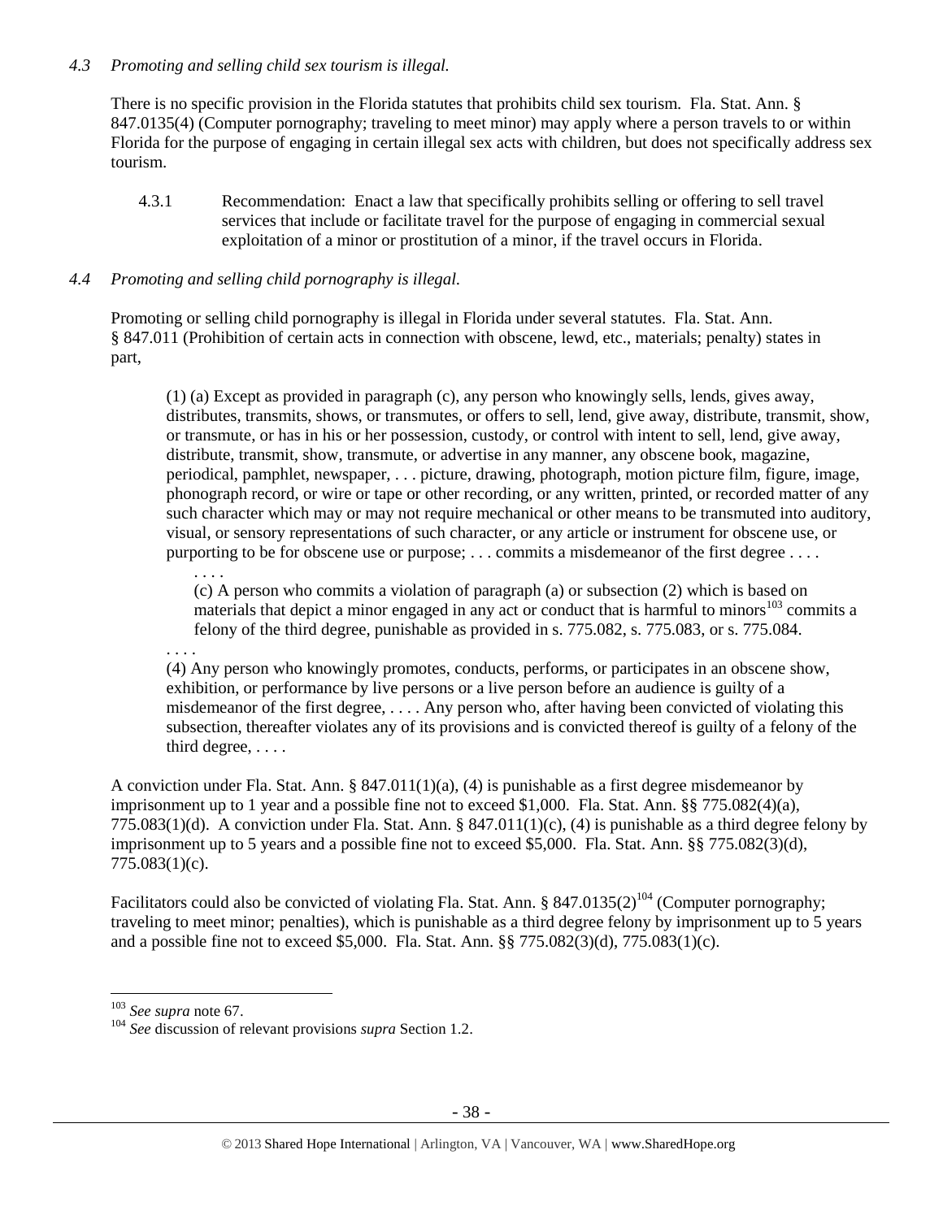### *4.3 Promoting and selling child sex tourism is illegal.*

There is no specific provision in the Florida statutes that prohibits child sex tourism. Fla. Stat. Ann. § 847.0135(4) (Computer pornography; traveling to meet minor) may apply where a person travels to or within Florida for the purpose of engaging in certain illegal sex acts with children, but does not specifically address sex tourism.

4.3.1 Recommendation: Enact a law that specifically prohibits selling or offering to sell travel services that include or facilitate travel for the purpose of engaging in commercial sexual exploitation of a minor or prostitution of a minor, if the travel occurs in Florida.

### *4.4 Promoting and selling child pornography is illegal.*

Promoting or selling child pornography is illegal in Florida under several statutes. Fla. Stat. Ann. § 847.011 (Prohibition of certain acts in connection with obscene, lewd, etc., materials; penalty) states in part,

> (1) (a) Except as provided in paragraph (c), any person who knowingly sells, lends, gives away, distributes, transmits, shows, or transmutes, or offers to sell, lend, give away, distribute, transmit, show, or transmute, or has in his or her possession, custody, or control with intent to sell, lend, give away, distribute, transmit, show, transmute, or advertise in any manner, any obscene book, magazine, periodical, pamphlet, newspaper, . . . picture, drawing, photograph, motion picture film, figure, image, phonograph record, or wire or tape or other recording, or any written, printed, or recorded matter of any such character which may or may not require mechanical or other means to be transmuted into auditory, visual, or sensory representations of such character, or any article or instrument for obscene use, or purporting to be for obscene use or purpose; . . . commits a misdemeanor of the first degree . . . .
>
> . . . .
>
> (c) A person who commits a violation of paragraph (a) or subsection (2) which is based on materials that depict a minor engaged in any act or conduct that is harmful to minors[103] commits a felony of the third degree, punishable as provided in s. 775.082, s. 775.083, or s. 775.084.
>
> . . . .
>
> (4) Any person who knowingly promotes, conducts, performs, or participates in an obscene show, exhibition, or performance by live persons or a live person before an audience is guilty of a misdemeanor of the first degree, . . . . Any person who, after having been convicted of violating this subsection, thereafter violates any of its provisions and is convicted thereof is guilty of a felony of the third degree, . . . .

A conviction under Fla. Stat. Ann. § 847.011(1)(a), (4) is punishable as a first degree misdemeanor by imprisonment up to 1 year and a possible fine not to exceed $1,000. Fla. Stat. Ann. §§ 775.082(4)(a), 775.083(1)(d). A conviction under Fla. Stat. Ann. § 847.011(1)(c), (4) is punishable as a third degree felony by imprisonment up to 5 years and a possible fine not to exceed $5,000. Fla. Stat. Ann. §§ 775.082(3)(d), 775.083(1)(c).

Facilitators could also be convicted of violating Fla. Stat. Ann. § 847.0135(2)[104] (Computer pornography; traveling to meet minor; penalties), which is punishable as a third degree felony by imprisonment up to 5 years and a possible fine not to exceed $5,000. Fla. Stat. Ann. §§ 775.082(3)(d), 775.083(1)(c).

---

[103] *See supra* note 67.

[104] *See* discussion of relevant provisions *supra* Section 1.2.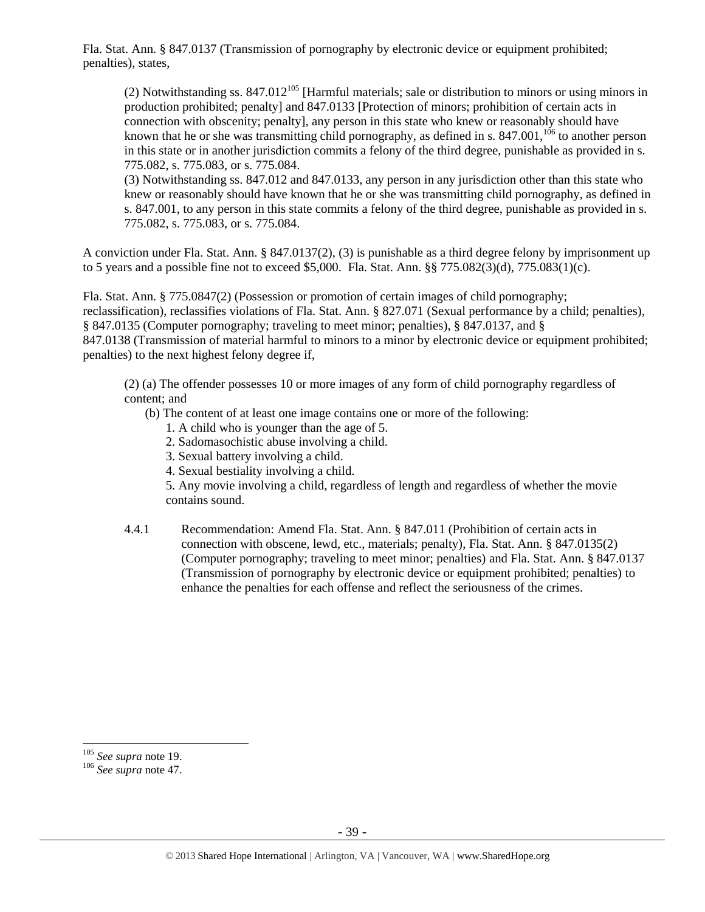Fla. Stat. Ann. § 847.0137 (Transmission of pornography by electronic device or equipment prohibited; penalties), states,

> (2) Notwithstanding ss. 847.012[105] [Harmful materials; sale or distribution to minors or using minors in production prohibited; penalty] and 847.0133 [Protection of minors; prohibition of certain acts in connection with obscenity; penalty], any person in this state who knew or reasonably should have known that he or she was transmitting child pornography, as defined in s. 847.001,[106] to another person in this state or in another jurisdiction commits a felony of the third degree, punishable as provided in s. 775.082, s. 775.083, or s. 775.084.
>
> (3) Notwithstanding ss. 847.012 and 847.0133, any person in any jurisdiction other than this state who knew or reasonably should have known that he or she was transmitting child pornography, as defined in s. 847.001, to any person in this state commits a felony of the third degree, punishable as provided in s. 775.082, s. 775.083, or s. 775.084.

A conviction under Fla. Stat. Ann. § 847.0137(2), (3) is punishable as a third degree felony by imprisonment up to 5 years and a possible fine not to exceed $5,000. Fla. Stat. Ann. §§ 775.082(3)(d), 775.083(1)(c).

Fla. Stat. Ann. § 775.0847(2) (Possession or promotion of certain images of child pornography; reclassification), reclassifies violations of Fla. Stat. Ann. § 827.071 (Sexual performance by a child; penalties), § 847.0135 (Computer pornography; traveling to meet minor; penalties), § 847.0137, and § 847.0138 (Transmission of material harmful to minors to a minor by electronic device or equipment prohibited; penalties) to the next highest felony degree if,

> (2) (a) The offender possesses 10 or more images of any form of child pornography regardless of content; and
>
> (b) The content of at least one image contains one or more of the following:
>
> 1. A child who is younger than the age of 5.
> 2. Sadomasochistic abuse involving a child.
> 3. Sexual battery involving a child.
> 4. Sexual bestiality involving a child.
> 5. Any movie involving a child, regardless of length and regardless of whether the movie contains sound.

4.4.1 Recommendation: Amend Fla. Stat. Ann. § 847.011 (Prohibition of certain acts in connection with obscene, lewd, etc., materials; penalty), Fla. Stat. Ann. § 847.0135(2) (Computer pornography; traveling to meet minor; penalties) and Fla. Stat. Ann. § 847.0137 (Transmission of pornography by electronic device or equipment prohibited; penalties) to enhance the penalties for each offense and reflect the seriousness of the crimes.

---

[105] *See supra* note 19.

[106] *See supra* note 47.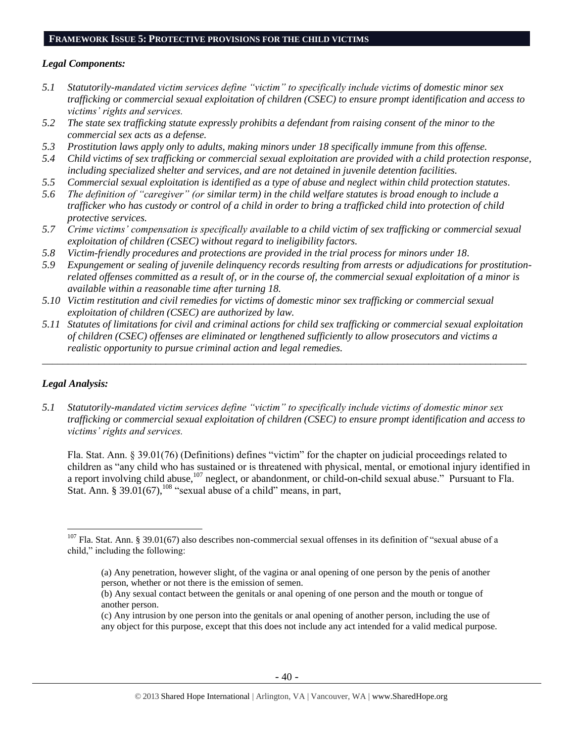## FRAMEWORK ISSUE 5: PROTECTIVE PROVISIONS FOR THE CHILD VICTIMS

### *Legal Components:*

*5.1 Statutorily-mandated victim services define "victim" to specifically include victims of domestic minor sex trafficking or commercial sexual exploitation of children (CSEC) to ensure prompt identification and access to victims' rights and services.*

*5.2 The state sex trafficking statute expressly prohibits a defendant from raising consent of the minor to the commercial sex acts as a defense.*

*5.3 Prostitution laws apply only to adults, making minors under 18 specifically immune from this offense.*

*5.4 Child victims of sex trafficking or commercial sexual exploitation are provided with a child protection response, including specialized shelter and services, and are not detained in juvenile detention facilities.*

*5.5 Commercial sexual exploitation is identified as a type of abuse and neglect within child protection statutes.*

*5.6 The definition of "caregiver" (or similar term) in the child welfare statutes is broad enough to include a trafficker who has custody or control of a child in order to bring a trafficked child into protection of child protective services.*

*5.7 Crime victims' compensation is specifically available to a child victim of sex trafficking or commercial sexual exploitation of children (CSEC) without regard to ineligibility factors.*

*5.8 Victim-friendly procedures and protections are provided in the trial process for minors under 18.*

*5.9 Expungement or sealing of juvenile delinquency records resulting from arrests or adjudications for prostitution-related offenses committed as a result of, or in the course of, the commercial sexual exploitation of a minor is available within a reasonable time after turning 18.*

*5.10 Victim restitution and civil remedies for victims of domestic minor sex trafficking or commercial sexual exploitation of children (CSEC) are authorized by law.*

*5.11 Statutes of limitations for civil and criminal actions for child sex trafficking or commercial sexual exploitation of children (CSEC) offenses are eliminated or lengthened sufficiently to allow prosecutors and victims a realistic opportunity to pursue criminal action and legal remedies.*

---

### *Legal Analysis:*

*5.1 Statutorily-mandated victim services define "victim" to specifically include victims of domestic minor sex trafficking or commercial sexual exploitation of children (CSEC) to ensure prompt identification and access to victims' rights and services.*

Fla. Stat. Ann. § 39.01(76) (Definitions) defines "victim" for the chapter on judicial proceedings related to children as "any child who has sustained or is threatened with physical, mental, or emotional injury identified in a report involving child abuse,[107] neglect, or abandonment, or child-on-child sexual abuse." Pursuant to Fla. Stat. Ann. § 39.01(67),[108] "sexual abuse of a child" means, in part,

---

[107] Fla. Stat. Ann. § 39.01(67) also describes non-commercial sexual offenses in its definition of "sexual abuse of a child," including the following:

> (a) Any penetration, however slight, of the vagina or anal opening of one person by the penis of another person, whether or not there is the emission of semen.
> (b) Any sexual contact between the genitals or anal opening of one person and the mouth or tongue of another person.
> (c) Any intrusion by one person into the genitals or anal opening of another person, including the use of any object for this purpose, except that this does not include any act intended for a valid medical purpose.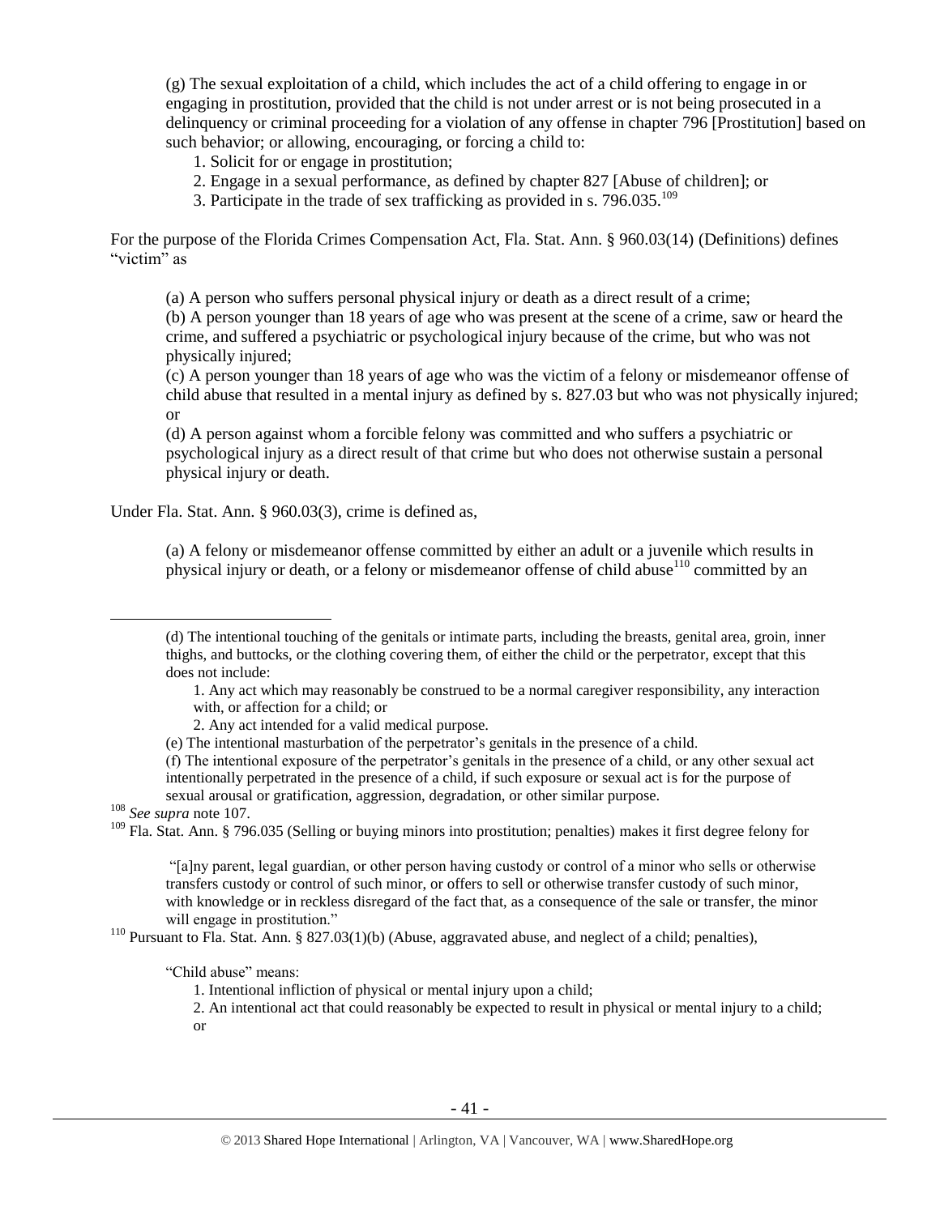(g) The sexual exploitation of a child, which includes the act of a child offering to engage in or engaging in prostitution, provided that the child is not under arrest or is not being prosecuted in a delinquency or criminal proceeding for a violation of any offense in chapter 796 [Prostitution] based on such behavior; or allowing, encouraging, or forcing a child to:

1. Solicit for or engage in prostitution;
2. Engage in a sexual performance, as defined by chapter 827 [Abuse of children]; or
3. Participate in the trade of sex trafficking as provided in s. 796.035.[109]

For the purpose of the Florida Crimes Compensation Act, Fla. Stat. Ann. § 960.03(14) (Definitions) defines "victim" as

> (a) A person who suffers personal physical injury or death as a direct result of a crime;
> (b) A person younger than 18 years of age who was present at the scene of a crime, saw or heard the crime, and suffered a psychiatric or psychological injury because of the crime, but who was not physically injured;
> (c) A person younger than 18 years of age who was the victim of a felony or misdemeanor offense of child abuse that resulted in a mental injury as defined by s. 827.03 but who was not physically injured; or
> (d) A person against whom a forcible felony was committed and who suffers a psychiatric or psychological injury as a direct result of that crime but who does not otherwise sustain a personal physical injury or death.

Under Fla. Stat. Ann. § 960.03(3), crime is defined as,

> (a) A felony or misdemeanor offense committed by either an adult or a juvenile which results in physical injury or death, or a felony or misdemeanor offense of child abuse[110] committed by an

---

> (d) The intentional touching of the genitals or intimate parts, including the breasts, genital area, groin, inner thighs, and buttocks, or the clothing covering them, of either the child or the perpetrator, except that this does not include:
>
> 1. Any act which may reasonably be construed to be a normal caregiver responsibility, any interaction with, or affection for a child; or
> 2. Any act intended for a valid medical purpose.
>
> (e) The intentional masturbation of the perpetrator's genitals in the presence of a child.
> (f) The intentional exposure of the perpetrator's genitals in the presence of a child, or any other sexual act intentionally perpetrated in the presence of a child, if such exposure or sexual act is for the purpose of sexual arousal or gratification, aggression, degradation, or other similar purpose.

[108] *See supra* note 107.

[109] Fla. Stat. Ann. § 796.035 (Selling or buying minors into prostitution; penalties) makes it first degree felony for

> "[a]ny parent, legal guardian, or other person having custody or control of a minor who sells or otherwise transfers custody or control of such minor, or offers to sell or otherwise transfer custody of such minor, with knowledge or in reckless disregard of the fact that, as a consequence of the sale or transfer, the minor will engage in prostitution."

[110] Pursuant to Fla. Stat. Ann. § 827.03(1)(b) (Abuse, aggravated abuse, and neglect of a child; penalties),

> "Child abuse" means:
>
> 1. Intentional infliction of physical or mental injury upon a child;
> 2. An intentional act that could reasonably be expected to result in physical or mental injury to a child; or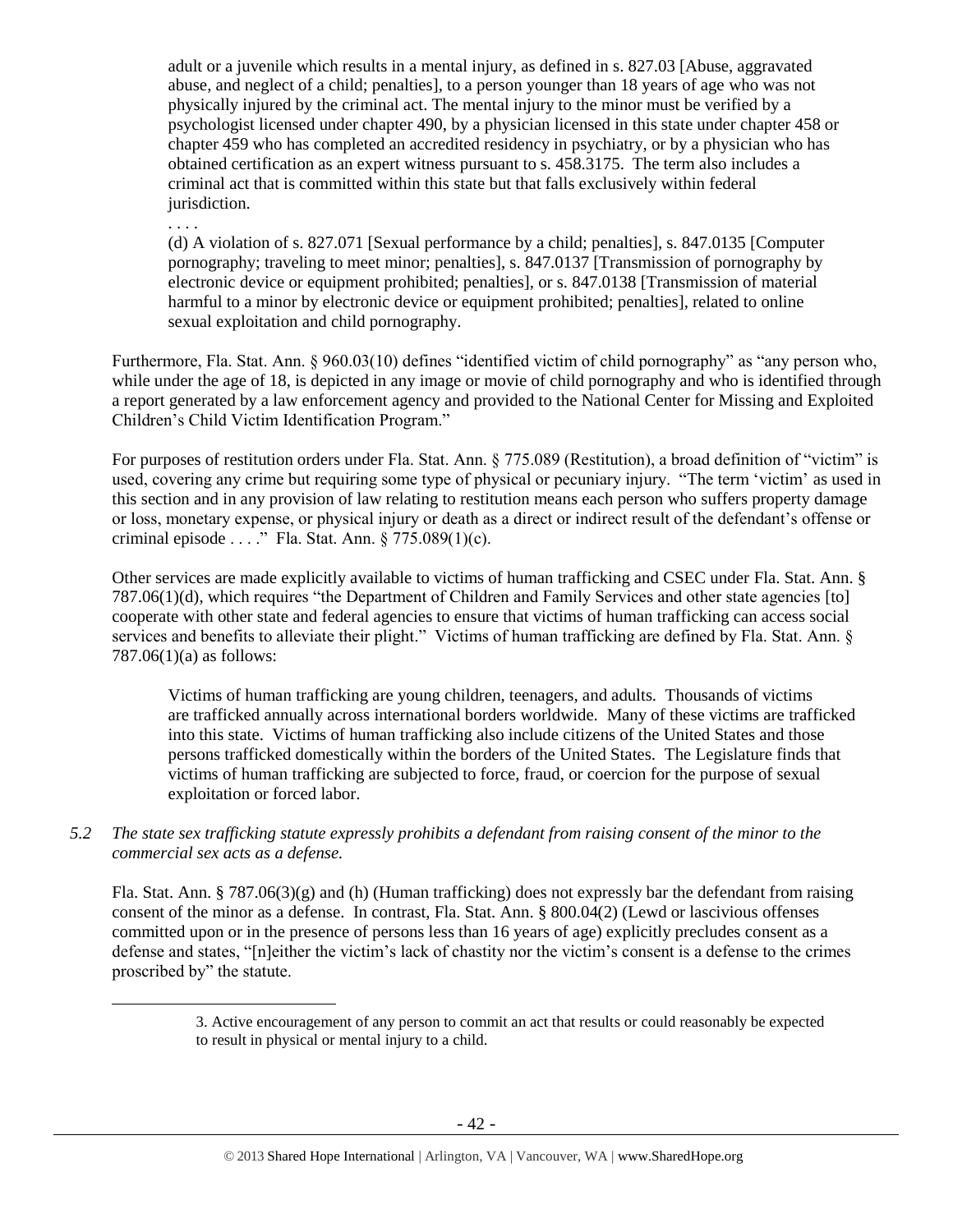> adult or a juvenile which results in a mental injury, as defined in s. 827.03 [Abuse, aggravated abuse, and neglect of a child; penalties], to a person younger than 18 years of age who was not physically injured by the criminal act. The mental injury to the minor must be verified by a psychologist licensed under chapter 490, by a physician licensed in this state under chapter 458 or chapter 459 who has completed an accredited residency in psychiatry, or by a physician who has obtained certification as an expert witness pursuant to s. 458.3175. The term also includes a criminal act that is committed within this state but that falls exclusively within federal jurisdiction.
>
> . . . .
>
> (d) A violation of s. 827.071 [Sexual performance by a child; penalties], s. 847.0135 [Computer pornography; traveling to meet minor; penalties], s. 847.0137 [Transmission of pornography by electronic device or equipment prohibited; penalties], or s. 847.0138 [Transmission of material harmful to a minor by electronic device or equipment prohibited; penalties], related to online sexual exploitation and child pornography.

Furthermore, Fla. Stat. Ann. § 960.03(10) defines "identified victim of child pornography" as "any person who, while under the age of 18, is depicted in any image or movie of child pornography and who is identified through a report generated by a law enforcement agency and provided to the National Center for Missing and Exploited Children's Child Victim Identification Program."

For purposes of restitution orders under Fla. Stat. Ann. § 775.089 (Restitution), a broad definition of "victim" is used, covering any crime but requiring some type of physical or pecuniary injury. "The term 'victim' as used in this section and in any provision of law relating to restitution means each person who suffers property damage or loss, monetary expense, or physical injury or death as a direct or indirect result of the defendant's offense or criminal episode . . . ." Fla. Stat. Ann. § 775.089(1)(c).

Other services are made explicitly available to victims of human trafficking and CSEC under Fla. Stat. Ann. § 787.06(1)(d), which requires "the Department of Children and Family Services and other state agencies [to] cooperate with other state and federal agencies to ensure that victims of human trafficking can access social services and benefits to alleviate their plight." Victims of human trafficking are defined by Fla. Stat. Ann. § 787.06(1)(a) as follows:

> Victims of human trafficking are young children, teenagers, and adults. Thousands of victims are trafficked annually across international borders worldwide. Many of these victims are trafficked into this state. Victims of human trafficking also include citizens of the United States and those persons trafficked domestically within the borders of the United States. The Legislature finds that victims of human trafficking are subjected to force, fraud, or coercion for the purpose of sexual exploitation or forced labor.

*5.2 The state sex trafficking statute expressly prohibits a defendant from raising consent of the minor to the commercial sex acts as a defense.*

Fla. Stat. Ann. § 787.06(3)(g) and (h) (Human trafficking) does not expressly bar the defendant from raising consent of the minor as a defense. In contrast, Fla. Stat. Ann. § 800.04(2) (Lewd or lascivious offenses committed upon or in the presence of persons less than 16 years of age) explicitly precludes consent as a defense and states, "[n]either the victim's lack of chastity nor the victim's consent is a defense to the crimes proscribed by" the statute.

> 3. Active encouragement of any person to commit an act that results or could reasonably be expected to result in physical or mental injury to a child.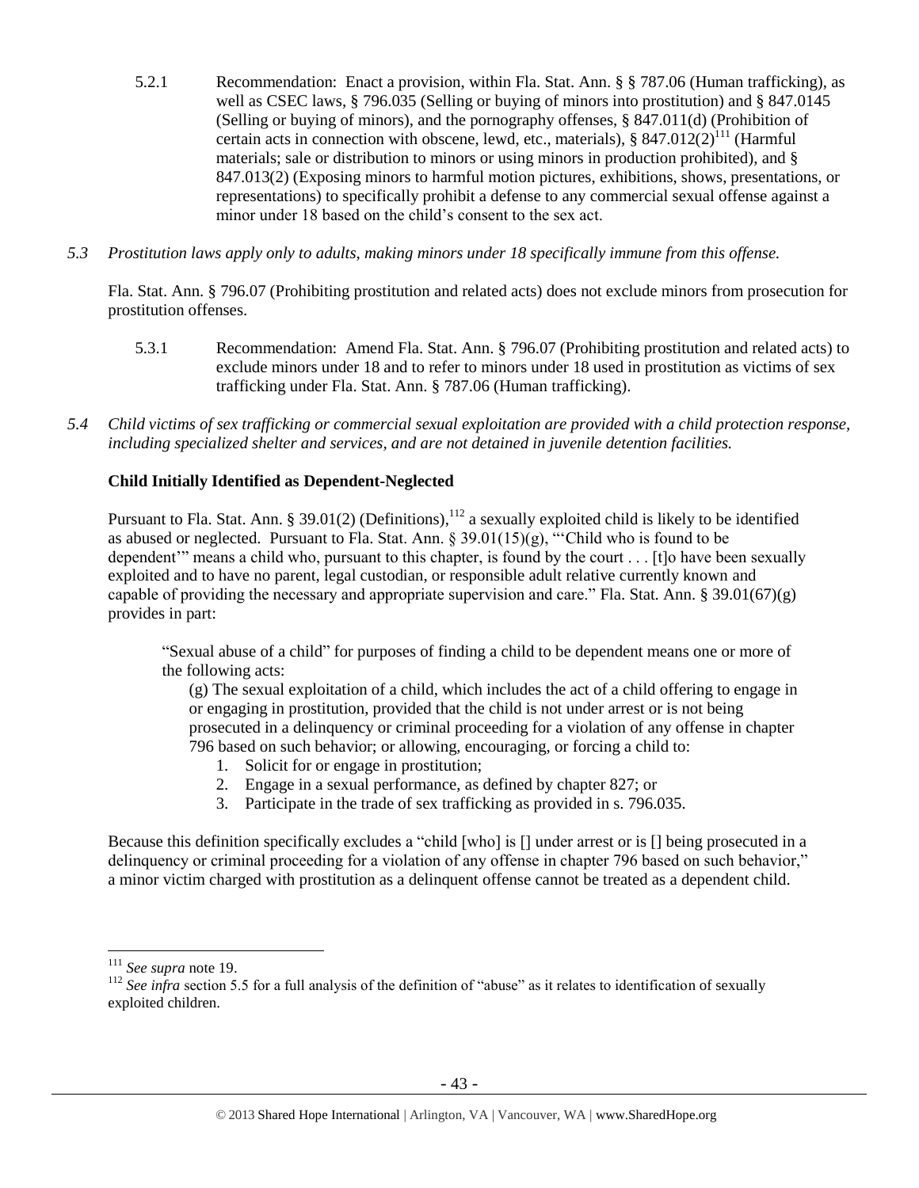5.2.1 Recommendation: Enact a provision, within Fla. Stat. Ann. § § 787.06 (Human trafficking), as well as CSEC laws, § 796.035 (Selling or buying of minors into prostitution) and § 847.0145 (Selling or buying of minors), and the pornography offenses, § 847.011(d) (Prohibition of certain acts in connection with obscene, lewd, etc., materials), § 847.012(2)[111] (Harmful materials; sale or distribution to minors or using minors in production prohibited), and § 847.013(2) (Exposing minors to harmful motion pictures, exhibitions, shows, presentations, or representations) to specifically prohibit a defense to any commercial sexual offense against a minor under 18 based on the child's consent to the sex act.

*5.3 Prostitution laws apply only to adults, making minors under 18 specifically immune from this offense.*

Fla. Stat. Ann. § 796.07 (Prohibiting prostitution and related acts) does not exclude minors from prosecution for prostitution offenses.

5.3.1 Recommendation: Amend Fla. Stat. Ann. § 796.07 (Prohibiting prostitution and related acts) to exclude minors under 18 and to refer to minors under 18 used in prostitution as victims of sex trafficking under Fla. Stat. Ann. § 787.06 (Human trafficking).

*5.4 Child victims of sex trafficking or commercial sexual exploitation are provided with a child protection response, including specialized shelter and services, and are not detained in juvenile detention facilities.*

**Child Initially Identified as Dependent-Neglected**

Pursuant to Fla. Stat. Ann. § 39.01(2) (Definitions),[112] a sexually exploited child is likely to be identified as abused or neglected. Pursuant to Fla. Stat. Ann. § 39.01(15)(g), "'Child who is found to be dependent'" means a child who, pursuant to this chapter, is found by the court . . . [t]o have been sexually exploited and to have no parent, legal custodian, or responsible adult relative currently known and capable of providing the necessary and appropriate supervision and care." Fla. Stat. Ann. § 39.01(67)(g) provides in part:

> "Sexual abuse of a child" for purposes of finding a child to be dependent means one or more of the following acts:
>
> (g) The sexual exploitation of a child, which includes the act of a child offering to engage in or engaging in prostitution, provided that the child is not under arrest or is not being prosecuted in a delinquency or criminal proceeding for a violation of any offense in chapter 796 based on such behavior; or allowing, encouraging, or forcing a child to:
>
> 1. Solicit for or engage in prostitution;
> 2. Engage in a sexual performance, as defined by chapter 827; or
> 3. Participate in the trade of sex trafficking as provided in s. 796.035.

Because this definition specifically excludes a "child [who] is [] under arrest or is [] being prosecuted in a delinquency or criminal proceeding for a violation of any offense in chapter 796 based on such behavior," a minor victim charged with prostitution as a delinquent offense cannot be treated as a dependent child.

---

[111] *See supra* note 19.

[112] *See infra* section 5.5 for a full analysis of the definition of "abuse" as it relates to identification of sexually exploited children.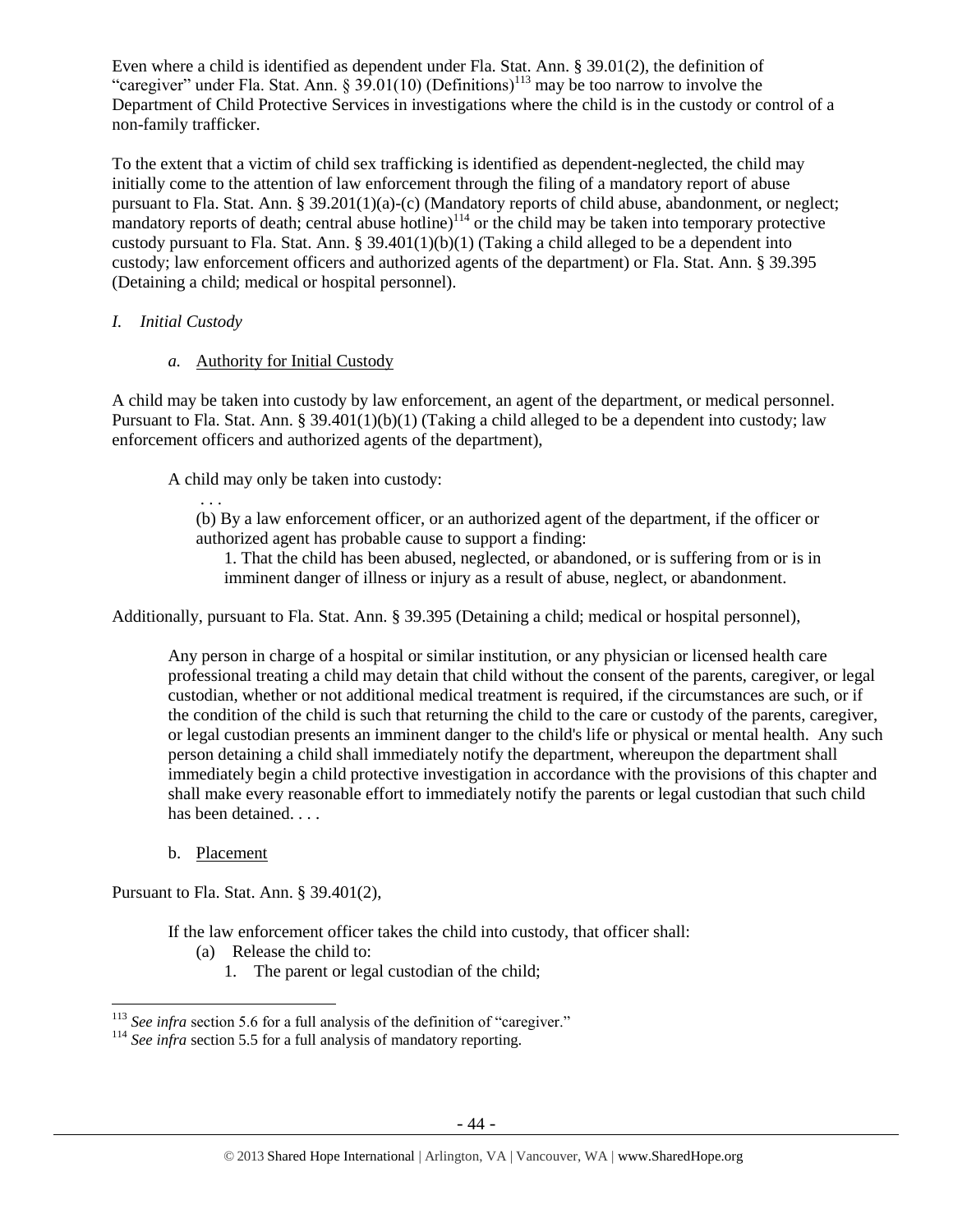Even where a child is identified as dependent under Fla. Stat. Ann. § 39.01(2), the definition of "caregiver" under Fla. Stat. Ann. § 39.01(10) (Definitions)[113] may be too narrow to involve the Department of Child Protective Services in investigations where the child is in the custody or control of a non-family trafficker.

To the extent that a victim of child sex trafficking is identified as dependent-neglected, the child may initially come to the attention of law enforcement through the filing of a mandatory report of abuse pursuant to Fla. Stat. Ann. § 39.201(1)(a)-(c) (Mandatory reports of child abuse, abandonment, or neglect; mandatory reports of death; central abuse hotline)[114] or the child may be taken into temporary protective custody pursuant to Fla. Stat. Ann. § 39.401(1)(b)(1) (Taking a child alleged to be a dependent into custody; law enforcement officers and authorized agents of the department) or Fla. Stat. Ann. § 39.395 (Detaining a child; medical or hospital personnel).

*I. Initial Custody*

*a.* Authority for Initial Custody

A child may be taken into custody by law enforcement, an agent of the department, or medical personnel. Pursuant to Fla. Stat. Ann. § 39.401(1)(b)(1) (Taking a child alleged to be a dependent into custody; law enforcement officers and authorized agents of the department),

> A child may only be taken into custody:
>
> . . .
>
> (b) By a law enforcement officer, or an authorized agent of the department, if the officer or authorized agent has probable cause to support a finding:
>
> 1. That the child has been abused, neglected, or abandoned, or is suffering from or is in imminent danger of illness or injury as a result of abuse, neglect, or abandonment.

Additionally, pursuant to Fla. Stat. Ann. § 39.395 (Detaining a child; medical or hospital personnel),

> Any person in charge of a hospital or similar institution, or any physician or licensed health care professional treating a child may detain that child without the consent of the parents, caregiver, or legal custodian, whether or not additional medical treatment is required, if the circumstances are such, or if the condition of the child is such that returning the child to the care or custody of the parents, caregiver, or legal custodian presents an imminent danger to the child's life or physical or mental health. Any such person detaining a child shall immediately notify the department, whereupon the department shall immediately begin a child protective investigation in accordance with the provisions of this chapter and shall make every reasonable effort to immediately notify the parents or legal custodian that such child has been detained. . . .

b. Placement

Pursuant to Fla. Stat. Ann. § 39.401(2),

> If the law enforcement officer takes the child into custody, that officer shall:
>
> (a) Release the child to:
>
> 1. The parent or legal custodian of the child;

---

[113] *See infra* section 5.6 for a full analysis of the definition of "caregiver."

[114] *See infra* section 5.5 for a full analysis of mandatory reporting.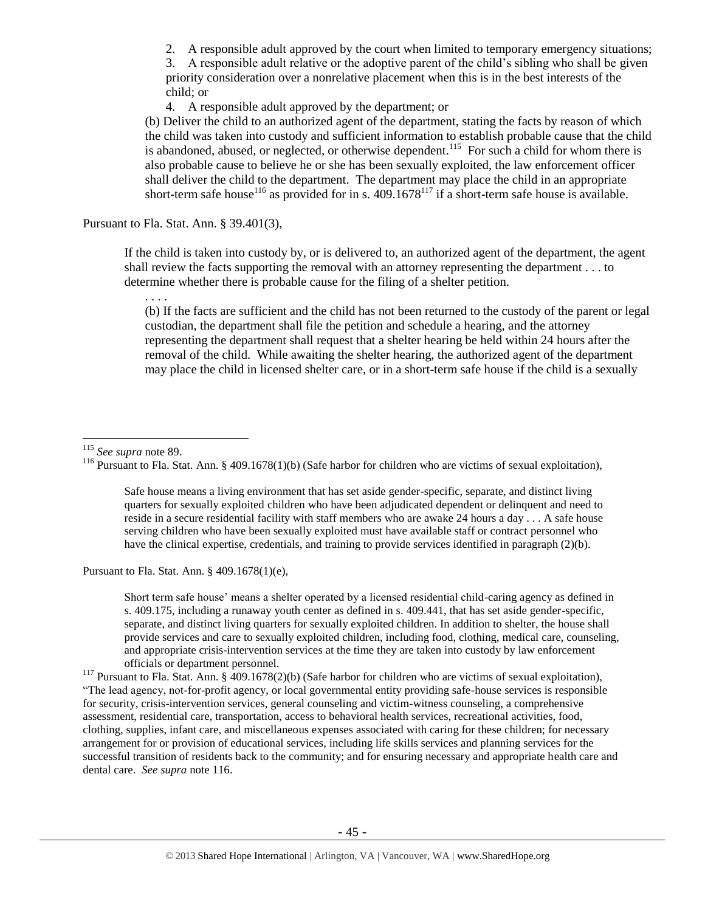2. A responsible adult approved by the court when limited to temporary emergency situations;

3. A responsible adult relative or the adoptive parent of the child's sibling who shall be given priority consideration over a nonrelative placement when this is in the best interests of the child; or

4. A responsible adult approved by the department; or

(b) Deliver the child to an authorized agent of the department, stating the facts by reason of which the child was taken into custody and sufficient information to establish probable cause that the child is abandoned, abused, or neglected, or otherwise dependent.[115] For such a child for whom there is also probable cause to believe he or she has been sexually exploited, the law enforcement officer shall deliver the child to the department. The department may place the child in an appropriate short-term safe house[116] as provided for in s. 409.1678[117] if a short-term safe house is available.

Pursuant to Fla. Stat. Ann. § 39.401(3),

> If the child is taken into custody by, or is delivered to, an authorized agent of the department, the agent shall review the facts supporting the removal with an attorney representing the department . . . to determine whether there is probable cause for the filing of a shelter petition.
>
> . . . .
>
> (b) If the facts are sufficient and the child has not been returned to the custody of the parent or legal custodian, the department shall file the petition and schedule a hearing, and the attorney representing the department shall request that a shelter hearing be held within 24 hours after the removal of the child. While awaiting the shelter hearing, the authorized agent of the department may place the child in licensed shelter care, or in a short-term safe house if the child is a sexually

---

[115] *See supra* note 89.

[116] Pursuant to Fla. Stat. Ann. § 409.1678(1)(b) (Safe harbor for children who are victims of sexual exploitation),

> Safe house means a living environment that has set aside gender-specific, separate, and distinct living quarters for sexually exploited children who have been adjudicated dependent or delinquent and need to reside in a secure residential facility with staff members who are awake 24 hours a day . . . A safe house serving children who have been sexually exploited must have available staff or contract personnel who have the clinical expertise, credentials, and training to provide services identified in paragraph (2)(b).

Pursuant to Fla. Stat. Ann. § 409.1678(1)(e),

> Short term safe house' means a shelter operated by a licensed residential child-caring agency as defined in s. 409.175, including a runaway youth center as defined in s. 409.441, that has set aside gender-specific, separate, and distinct living quarters for sexually exploited children. In addition to shelter, the house shall provide services and care to sexually exploited children, including food, clothing, medical care, counseling, and appropriate crisis-intervention services at the time they are taken into custody by law enforcement officials or department personnel.

[117] Pursuant to Fla. Stat. Ann. § 409.1678(2)(b) (Safe harbor for children who are victims of sexual exploitation), "The lead agency, not-for-profit agency, or local governmental entity providing safe-house services is responsible for security, crisis-intervention services, general counseling and victim-witness counseling, a comprehensive assessment, residential care, transportation, access to behavioral health services, recreational activities, food, clothing, supplies, infant care, and miscellaneous expenses associated with caring for these children; for necessary arrangement for or provision of educational services, including life skills services and planning services for the successful transition of residents back to the community; and for ensuring necessary and appropriate health care and dental care. *See supra* note 116.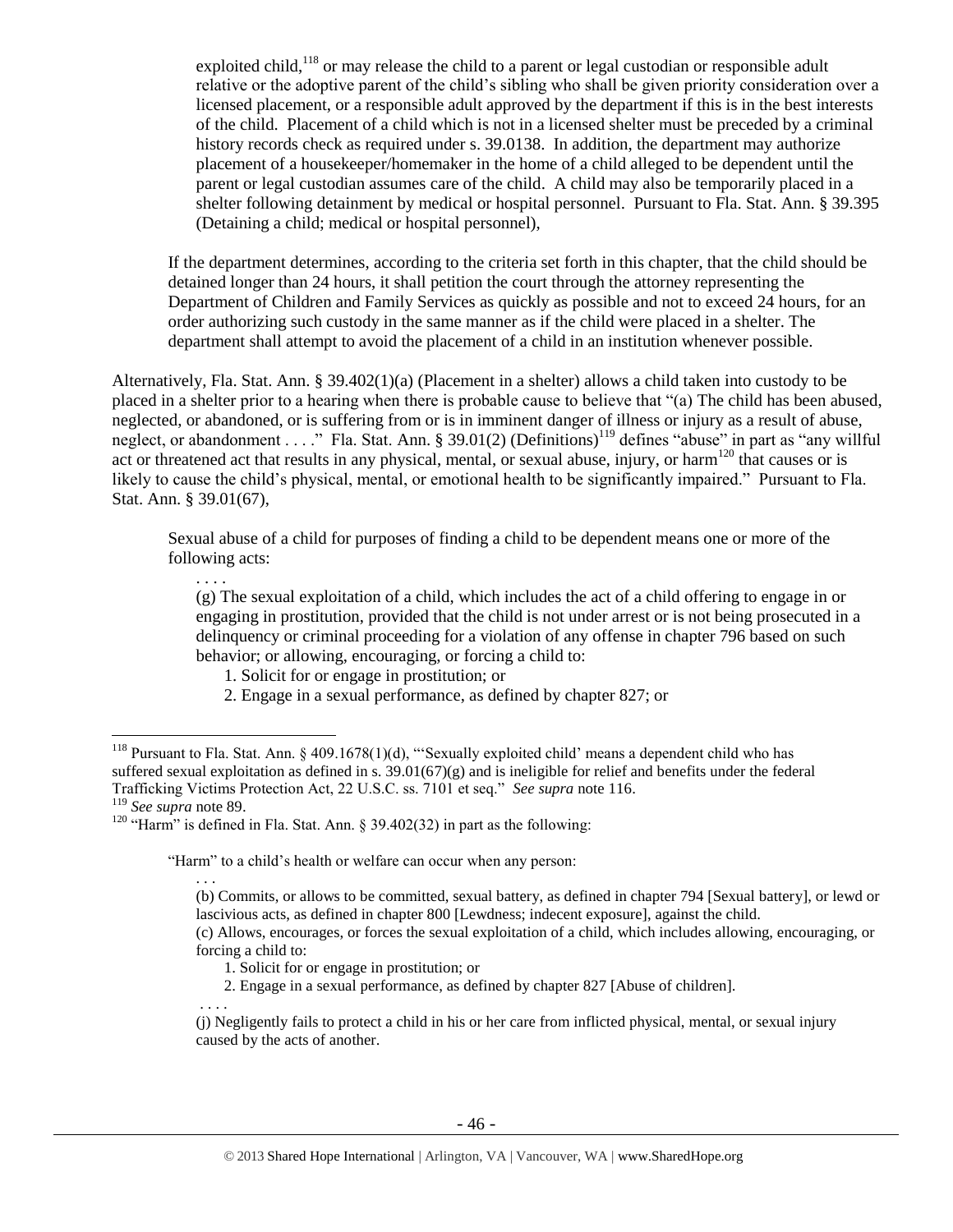> exploited child,[118] or may release the child to a parent or legal custodian or responsible adult relative or the adoptive parent of the child's sibling who shall be given priority consideration over a licensed placement, or a responsible adult approved by the department if this is in the best interests of the child. Placement of a child which is not in a licensed shelter must be preceded by a criminal history records check as required under s. 39.0138. In addition, the department may authorize placement of a housekeeper/homemaker in the home of a child alleged to be dependent until the parent or legal custodian assumes care of the child. A child may also be temporarily placed in a shelter following detainment by medical or hospital personnel. Pursuant to Fla. Stat. Ann. § 39.395 (Detaining a child; medical or hospital personnel),

> If the department determines, according to the criteria set forth in this chapter, that the child should be detained longer than 24 hours, it shall petition the court through the attorney representing the Department of Children and Family Services as quickly as possible and not to exceed 24 hours, for an order authorizing such custody in the same manner as if the child were placed in a shelter. The department shall attempt to avoid the placement of a child in an institution whenever possible.

Alternatively, Fla. Stat. Ann. § 39.402(1)(a) (Placement in a shelter) allows a child taken into custody to be placed in a shelter prior to a hearing when there is probable cause to believe that "(a) The child has been abused, neglected, or abandoned, or is suffering from or is in imminent danger of illness or injury as a result of abuse, neglect, or abandonment . . . ." Fla. Stat. Ann. § 39.01(2) (Definitions)[119] defines "abuse" in part as "any willful act or threatened act that results in any physical, mental, or sexual abuse, injury, or harm[120] that causes or is likely to cause the child's physical, mental, or emotional health to be significantly impaired." Pursuant to Fla. Stat. Ann. § 39.01(67),

> Sexual abuse of a child for purposes of finding a child to be dependent means one or more of the following acts:
>
> . . . .
>
> (g) The sexual exploitation of a child, which includes the act of a child offering to engage in or engaging in prostitution, provided that the child is not under arrest or is not being prosecuted in a delinquency or criminal proceeding for a violation of any offense in chapter 796 based on such behavior; or allowing, encouraging, or forcing a child to:
>
> 1. Solicit for or engage in prostitution; or
> 2. Engage in a sexual performance, as defined by chapter 827; or

---

[118] Pursuant to Fla. Stat. Ann. § 409.1678(1)(d), "'Sexually exploited child' means a dependent child who has suffered sexual exploitation as defined in s. 39.01(67)(g) and is ineligible for relief and benefits under the federal Trafficking Victims Protection Act, 22 U.S.C. ss. 7101 et seq." *See supra* note 116.

[119] *See supra* note 89.

[120] "Harm" is defined in Fla. Stat. Ann. § 39.402(32) in part as the following:

> "Harm" to a child's health or welfare can occur when any person:
>
> . . .
>
> (b) Commits, or allows to be committed, sexual battery, as defined in chapter 794 [Sexual battery], or lewd or lascivious acts, as defined in chapter 800 [Lewdness; indecent exposure], against the child.
>
> (c) Allows, encourages, or forces the sexual exploitation of a child, which includes allowing, encouraging, or forcing a child to:
>
> 1. Solicit for or engage in prostitution; or
> 2. Engage in a sexual performance, as defined by chapter 827 [Abuse of children].
>
> . . . .
>
> (j) Negligently fails to protect a child in his or her care from inflicted physical, mental, or sexual injury caused by the acts of another.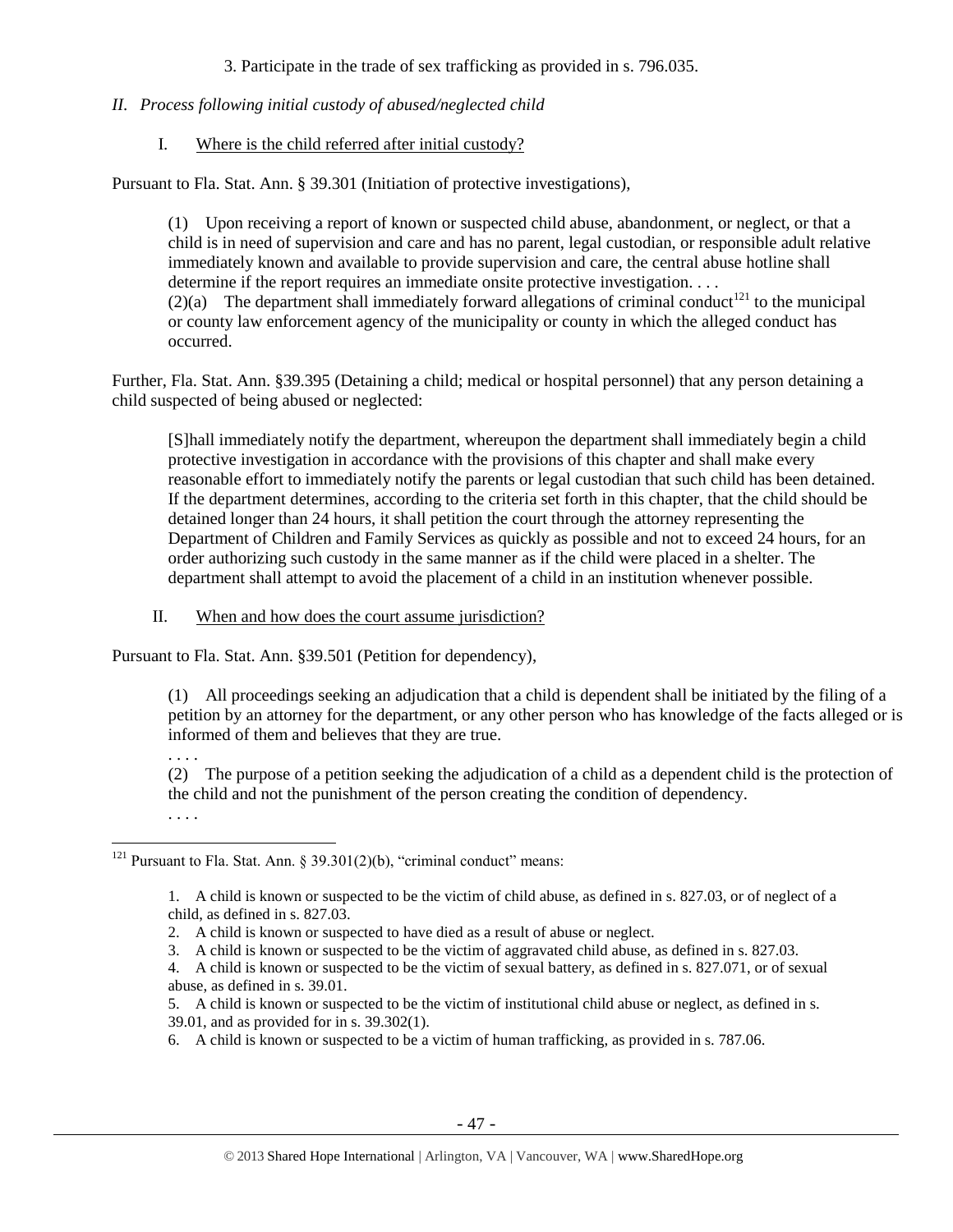3. Participate in the trade of sex trafficking as provided in s. 796.035.

*II. Process following initial custody of abused/neglected child*

I. Where is the child referred after initial custody?

Pursuant to Fla. Stat. Ann. § 39.301 (Initiation of protective investigations),

> (1) Upon receiving a report of known or suspected child abuse, abandonment, or neglect, or that a child is in need of supervision and care and has no parent, legal custodian, or responsible adult relative immediately known and available to provide supervision and care, the central abuse hotline shall determine if the report requires an immediate onsite protective investigation. . . .
> (2)(a) The department shall immediately forward allegations of criminal conduct[121] to the municipal or county law enforcement agency of the municipality or county in which the alleged conduct has occurred.

Further, Fla. Stat. Ann. §39.395 (Detaining a child; medical or hospital personnel) that any person detaining a child suspected of being abused or neglected:

> [S]hall immediately notify the department, whereupon the department shall immediately begin a child protective investigation in accordance with the provisions of this chapter and shall make every reasonable effort to immediately notify the parents or legal custodian that such child has been detained. If the department determines, according to the criteria set forth in this chapter, that the child should be detained longer than 24 hours, it shall petition the court through the attorney representing the Department of Children and Family Services as quickly as possible and not to exceed 24 hours, for an order authorizing such custody in the same manner as if the child were placed in a shelter. The department shall attempt to avoid the placement of a child in an institution whenever possible.

II. When and how does the court assume jurisdiction?

Pursuant to Fla. Stat. Ann. §39.501 (Petition for dependency),

> (1) All proceedings seeking an adjudication that a child is dependent shall be initiated by the filing of a petition by an attorney for the department, or any other person who has knowledge of the facts alleged or is informed of them and believes that they are true.
> . . . .
> (2) The purpose of a petition seeking the adjudication of a child as a dependent child is the protection of the child and not the punishment of the person creating the condition of dependency.
> . . . .

---

[121] Pursuant to Fla. Stat. Ann. § 39.301(2)(b), "criminal conduct" means:

> 1. A child is known or suspected to be the victim of child abuse, as defined in s. 827.03, or of neglect of a child, as defined in s. 827.03.
> 2. A child is known or suspected to have died as a result of abuse or neglect.
> 3. A child is known or suspected to be the victim of aggravated child abuse, as defined in s. 827.03.
> 4. A child is known or suspected to be the victim of sexual battery, as defined in s. 827.071, or of sexual abuse, as defined in s. 39.01.
> 5. A child is known or suspected to be the victim of institutional child abuse or neglect, as defined in s. 39.01, and as provided for in s. 39.302(1).
> 6. A child is known or suspected to be a victim of human trafficking, as provided in s. 787.06.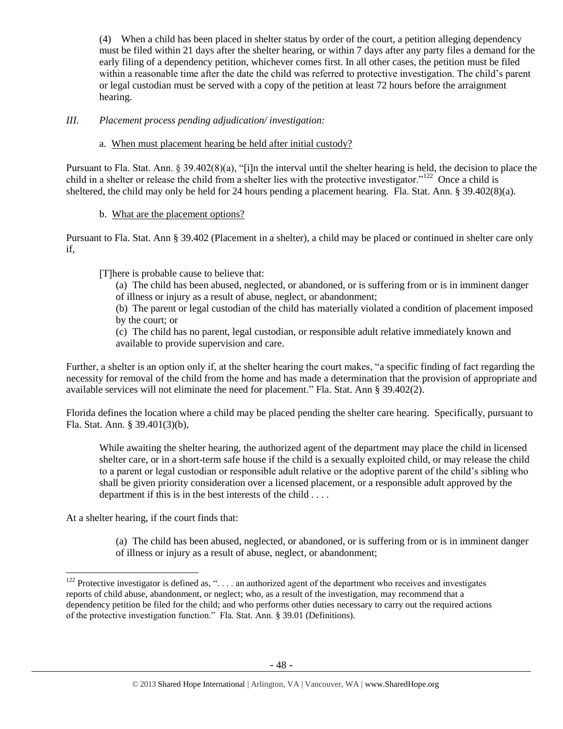(4) When a child has been placed in shelter status by order of the court, a petition alleging dependency must be filed within 21 days after the shelter hearing, or within 7 days after any party files a demand for the early filing of a dependency petition, whichever comes first. In all other cases, the petition must be filed within a reasonable time after the date the child was referred to protective investigation. The child's parent or legal custodian must be served with a copy of the petition at least 72 hours before the arraignment hearing.

### *III. Placement process pending adjudication/ investigation:*

#### a. When must placement hearing be held after initial custody?

Pursuant to Fla. Stat. Ann. § 39.402(8)(a), "[i]n the interval until the shelter hearing is held, the decision to place the child in a shelter or release the child from a shelter lies with the protective investigator."[122] Once a child is sheltered, the child may only be held for 24 hours pending a placement hearing. Fla. Stat. Ann. § 39.402(8)(a).

#### b. What are the placement options?

Pursuant to Fla. Stat. Ann § 39.402 (Placement in a shelter), a child may be placed or continued in shelter care only if,

> [T]here is probable cause to believe that:
>
> (a) The child has been abused, neglected, or abandoned, or is suffering from or is in imminent danger of illness or injury as a result of abuse, neglect, or abandonment;
>
> (b) The parent or legal custodian of the child has materially violated a condition of placement imposed by the court; or
>
> (c) The child has no parent, legal custodian, or responsible adult relative immediately known and available to provide supervision and care.

Further, a shelter is an option only if, at the shelter hearing the court makes, "a specific finding of fact regarding the necessity for removal of the child from the home and has made a determination that the provision of appropriate and available services will not eliminate the need for placement." Fla. Stat. Ann § 39.402(2).

Florida defines the location where a child may be placed pending the shelter care hearing. Specifically, pursuant to Fla. Stat. Ann. § 39.401(3)(b),

> While awaiting the shelter hearing, the authorized agent of the department may place the child in licensed shelter care, or in a short-term safe house if the child is a sexually exploited child, or may release the child to a parent or legal custodian or responsible adult relative or the adoptive parent of the child's sibling who shall be given priority consideration over a licensed placement, or a responsible adult approved by the department if this is in the best interests of the child . . . .

At a shelter hearing, if the court finds that:

> (a) The child has been abused, neglected, or abandoned, or is suffering from or is in imminent danger of illness or injury as a result of abuse, neglect, or abandonment;

---

[122] Protective investigator is defined as, ". . . . an authorized agent of the department who receives and investigates reports of child abuse, abandonment, or neglect; who, as a result of the investigation, may recommend that a dependency petition be filed for the child; and who performs other duties necessary to carry out the required actions of the protective investigation function." Fla. Stat. Ann. § 39.01 (Definitions).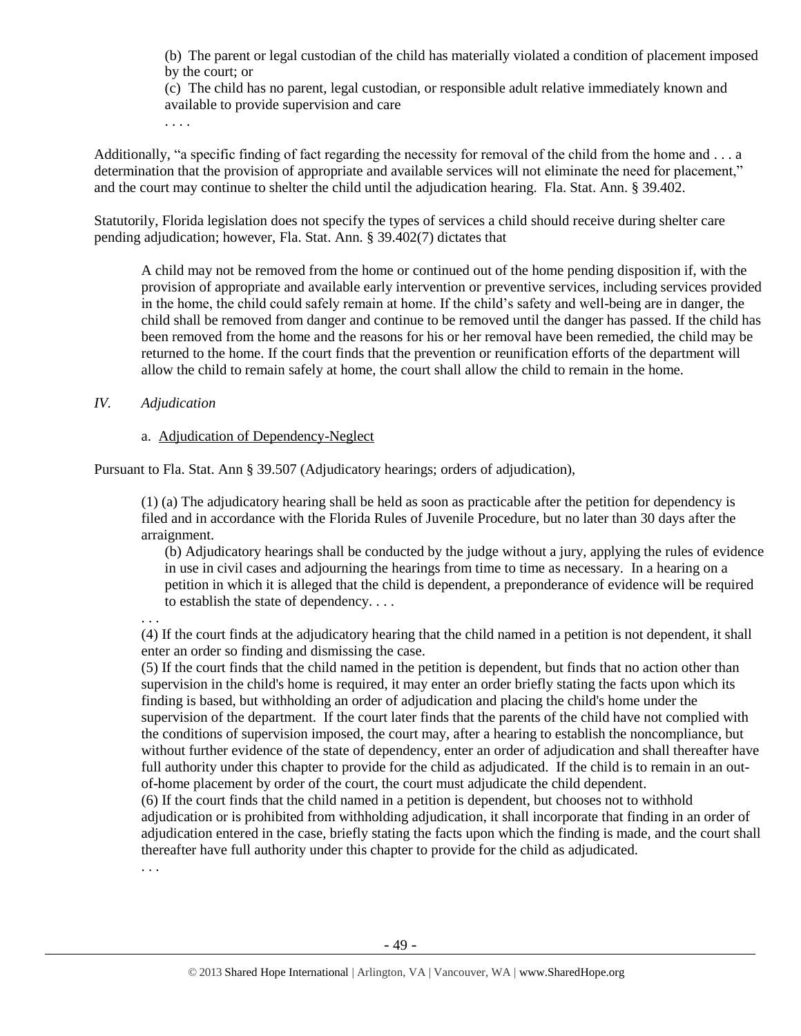> (b) The parent or legal custodian of the child has materially violated a condition of placement imposed by the court; or
>
> (c) The child has no parent, legal custodian, or responsible adult relative immediately known and available to provide supervision and care
>
> . . . .

Additionally, "a specific finding of fact regarding the necessity for removal of the child from the home and . . . a determination that the provision of appropriate and available services will not eliminate the need for placement," and the court may continue to shelter the child until the adjudication hearing. Fla. Stat. Ann. § 39.402.

Statutorily, Florida legislation does not specify the types of services a child should receive during shelter care pending adjudication; however, Fla. Stat. Ann. § 39.402(7) dictates that

> A child may not be removed from the home or continued out of the home pending disposition if, with the provision of appropriate and available early intervention or preventive services, including services provided in the home, the child could safely remain at home. If the child's safety and well-being are in danger, the child shall be removed from danger and continue to be removed until the danger has passed. If the child has been removed from the home and the reasons for his or her removal have been remedied, the child may be returned to the home. If the court finds that the prevention or reunification efforts of the department will allow the child to remain safely at home, the court shall allow the child to remain in the home.

## *IV. Adjudication*

### a. Adjudication of Dependency-Neglect

Pursuant to Fla. Stat. Ann § 39.507 (Adjudicatory hearings; orders of adjudication),

> (1) (a) The adjudicatory hearing shall be held as soon as practicable after the petition for dependency is filed and in accordance with the Florida Rules of Juvenile Procedure, but no later than 30 days after the arraignment.
>
> (b) Adjudicatory hearings shall be conducted by the judge without a jury, applying the rules of evidence in use in civil cases and adjourning the hearings from time to time as necessary. In a hearing on a petition in which it is alleged that the child is dependent, a preponderance of evidence will be required to establish the state of dependency. . . .
>
> . . .
>
> (4) If the court finds at the adjudicatory hearing that the child named in a petition is not dependent, it shall enter an order so finding and dismissing the case.
>
> (5) If the court finds that the child named in the petition is dependent, but finds that no action other than supervision in the child's home is required, it may enter an order briefly stating the facts upon which its finding is based, but withholding an order of adjudication and placing the child's home under the supervision of the department. If the court later finds that the parents of the child have not complied with the conditions of supervision imposed, the court may, after a hearing to establish the noncompliance, but without further evidence of the state of dependency, enter an order of adjudication and shall thereafter have full authority under this chapter to provide for the child as adjudicated. If the child is to remain in an out-of-home placement by order of the court, the court must adjudicate the child dependent.
>
> (6) If the court finds that the child named in a petition is dependent, but chooses not to withhold adjudication or is prohibited from withholding adjudication, it shall incorporate that finding in an order of adjudication entered in the case, briefly stating the facts upon which the finding is made, and the court shall thereafter have full authority under this chapter to provide for the child as adjudicated.
>
> . . .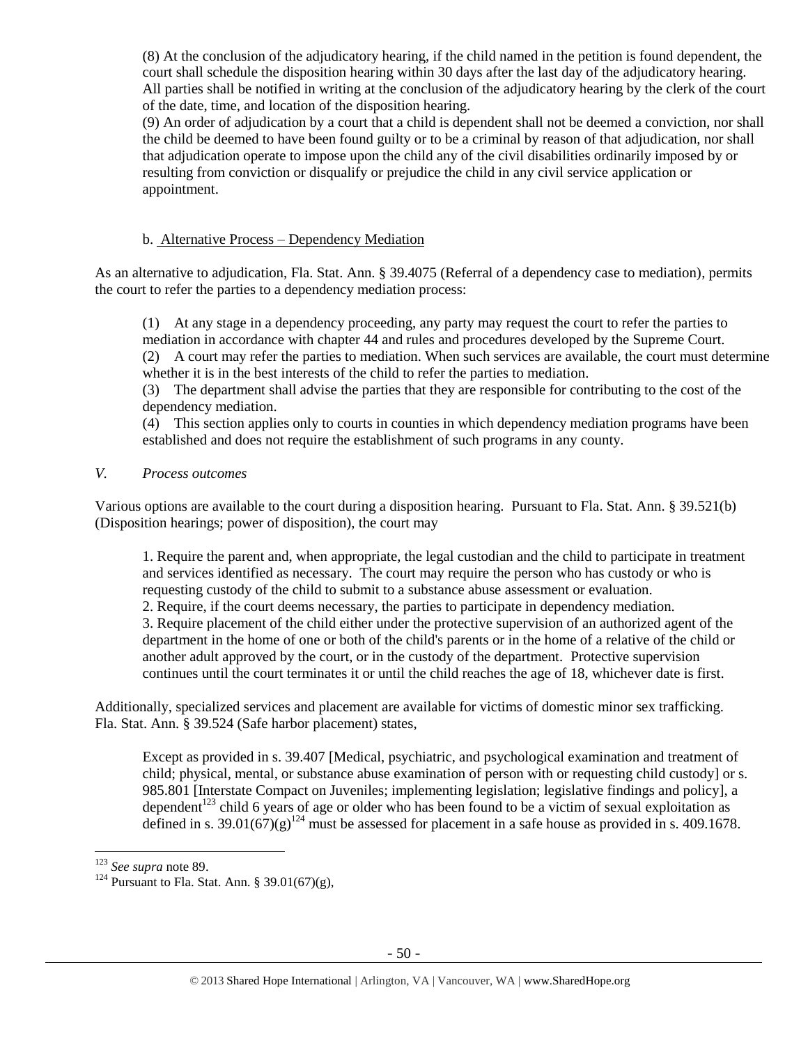(8) At the conclusion of the adjudicatory hearing, if the child named in the petition is found dependent, the court shall schedule the disposition hearing within 30 days after the last day of the adjudicatory hearing. All parties shall be notified in writing at the conclusion of the adjudicatory hearing by the clerk of the court of the date, time, and location of the disposition hearing.

(9) An order of adjudication by a court that a child is dependent shall not be deemed a conviction, nor shall the child be deemed to have been found guilty or to be a criminal by reason of that adjudication, nor shall that adjudication operate to impose upon the child any of the civil disabilities ordinarily imposed by or resulting from conviction or disqualify or prejudice the child in any civil service application or appointment.

b. Alternative Process – Dependency Mediation

As an alternative to adjudication, Fla. Stat. Ann. § 39.4075 (Referral of a dependency case to mediation), permits the court to refer the parties to a dependency mediation process:

(1) At any stage in a dependency proceeding, any party may request the court to refer the parties to mediation in accordance with chapter 44 and rules and procedures developed by the Supreme Court.

(2) A court may refer the parties to mediation. When such services are available, the court must determine whether it is in the best interests of the child to refer the parties to mediation.

(3) The department shall advise the parties that they are responsible for contributing to the cost of the dependency mediation.

(4) This section applies only to courts in counties in which dependency mediation programs have been established and does not require the establishment of such programs in any county.

*V. Process outcomes*

Various options are available to the court during a disposition hearing. Pursuant to Fla. Stat. Ann. § 39.521(b) (Disposition hearings; power of disposition), the court may

1. Require the parent and, when appropriate, the legal custodian and the child to participate in treatment and services identified as necessary. The court may require the person who has custody or who is requesting custody of the child to submit to a substance abuse assessment or evaluation.
2. Require, if the court deems necessary, the parties to participate in dependency mediation.
3. Require placement of the child either under the protective supervision of an authorized agent of the department in the home of one or both of the child's parents or in the home of a relative of the child or another adult approved by the court, or in the custody of the department. Protective supervision continues until the court terminates it or until the child reaches the age of 18, whichever date is first.

Additionally, specialized services and placement are available for victims of domestic minor sex trafficking. Fla. Stat. Ann. § 39.524 (Safe harbor placement) states,

Except as provided in s. 39.407 [Medical, psychiatric, and psychological examination and treatment of child; physical, mental, or substance abuse examination of person with or requesting child custody] or s. 985.801 [Interstate Compact on Juveniles; implementing legislation; legislative findings and policy], a dependent[123] child 6 years of age or older who has been found to be a victim of sexual exploitation as defined in s. 39.01(67)(g)[124] must be assessed for placement in a safe house as provided in s. 409.1678.

---

[123] *See supra* note 89.

[124] Pursuant to Fla. Stat. Ann. § 39.01(67)(g),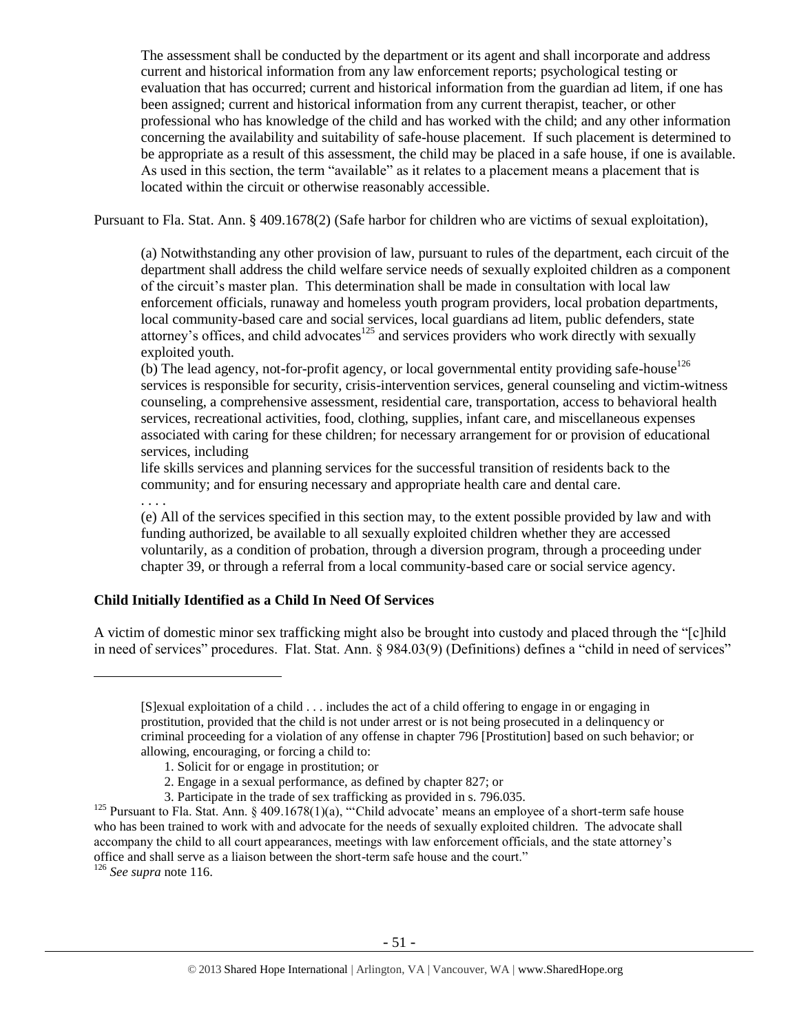The assessment shall be conducted by the department or its agent and shall incorporate and address current and historical information from any law enforcement reports; psychological testing or evaluation that has occurred; current and historical information from the guardian ad litem, if one has been assigned; current and historical information from any current therapist, teacher, or other professional who has knowledge of the child and has worked with the child; and any other information concerning the availability and suitability of safe-house placement. If such placement is determined to be appropriate as a result of this assessment, the child may be placed in a safe house, if one is available. As used in this section, the term "available" as it relates to a placement means a placement that is located within the circuit or otherwise reasonably accessible.

Pursuant to Fla. Stat. Ann. § 409.1678(2) (Safe harbor for children who are victims of sexual exploitation),

> (a) Notwithstanding any other provision of law, pursuant to rules of the department, each circuit of the department shall address the child welfare service needs of sexually exploited children as a component of the circuit's master plan. This determination shall be made in consultation with local law enforcement officials, runaway and homeless youth program providers, local probation departments, local community-based care and social services, local guardians ad litem, public defenders, state attorney's offices, and child advocates[125] and services providers who work directly with sexually exploited youth.
>
> (b) The lead agency, not-for-profit agency, or local governmental entity providing safe-house[126] services is responsible for security, crisis-intervention services, general counseling and victim-witness counseling, a comprehensive assessment, residential care, transportation, access to behavioral health services, recreational activities, food, clothing, supplies, infant care, and miscellaneous expenses associated with caring for these children; for necessary arrangement for or provision of educational services, including life skills services and planning services for the successful transition of residents back to the community; and for ensuring necessary and appropriate health care and dental care.
>
> . . . .
>
> (e) All of the services specified in this section may, to the extent possible provided by law and with funding authorized, be available to all sexually exploited children whether they are accessed voluntarily, as a condition of probation, through a diversion program, through a proceeding under chapter 39, or through a referral from a local community-based care or social service agency.

**Child Initially Identified as a Child In Need Of Services**

A victim of domestic minor sex trafficking might also be brought into custody and placed through the "[c]hild in need of services" procedures. Flat. Stat. Ann. § 984.03(9) (Definitions) defines a "child in need of services"

---

> [S]exual exploitation of a child . . . includes the act of a child offering to engage in or engaging in prostitution, provided that the child is not under arrest or is not being prosecuted in a delinquency or criminal proceeding for a violation of any offense in chapter 796 [Prostitution] based on such behavior; or allowing, encouraging, or forcing a child to:
>
> 1. Solicit for or engage in prostitution; or
> 2. Engage in a sexual performance, as defined by chapter 827; or
> 3. Participate in the trade of sex trafficking as provided in s. 796.035.

[125] Pursuant to Fla. Stat. Ann. § 409.1678(1)(a), "'Child advocate' means an employee of a short-term safe house who has been trained to work with and advocate for the needs of sexually exploited children. The advocate shall accompany the child to all court appearances, meetings with law enforcement officials, and the state attorney's office and shall serve as a liaison between the short-term safe house and the court."

[126] *See supra* note 116.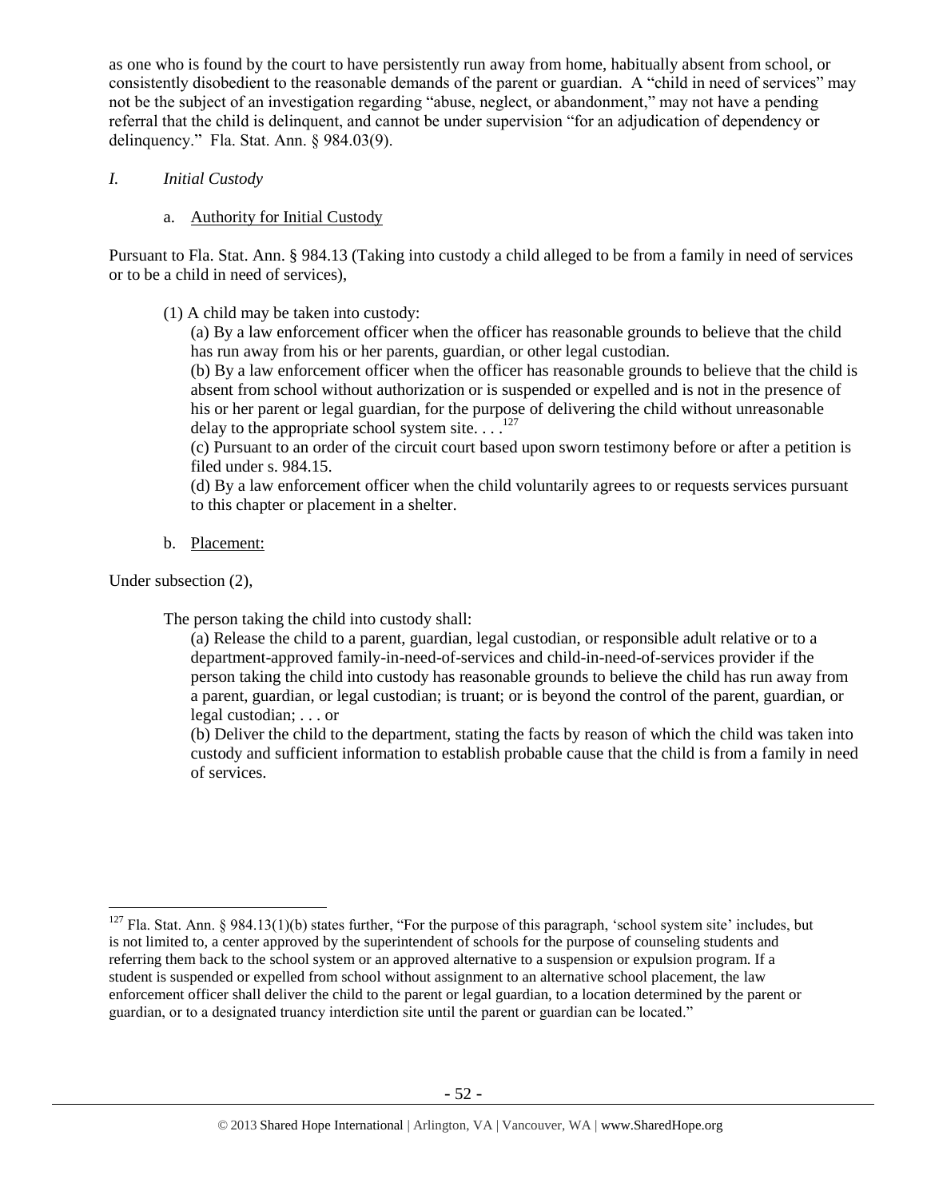as one who is found by the court to have persistently run away from home, habitually absent from school, or consistently disobedient to the reasonable demands of the parent or guardian. A "child in need of services" may not be the subject of an investigation regarding "abuse, neglect, or abandonment," may not have a pending referral that the child is delinquent, and cannot be under supervision "for an adjudication of dependency or delinquency." Fla. Stat. Ann. § 984.03(9).

*I. Initial Custody*

a. Authority for Initial Custody

Pursuant to Fla. Stat. Ann. § 984.13 (Taking into custody a child alleged to be from a family in need of services or to be a child in need of services),

> (1) A child may be taken into custody:
>
> (a) By a law enforcement officer when the officer has reasonable grounds to believe that the child has run away from his or her parents, guardian, or other legal custodian.
>
> (b) By a law enforcement officer when the officer has reasonable grounds to believe that the child is absent from school without authorization or is suspended or expelled and is not in the presence of his or her parent or legal guardian, for the purpose of delivering the child without unreasonable delay to the appropriate school system site. . . .[127]
>
> (c) Pursuant to an order of the circuit court based upon sworn testimony before or after a petition is filed under s. 984.15.
>
> (d) By a law enforcement officer when the child voluntarily agrees to or requests services pursuant to this chapter or placement in a shelter.

b. Placement:

Under subsection (2),

> The person taking the child into custody shall:
>
> (a) Release the child to a parent, guardian, legal custodian, or responsible adult relative or to a department-approved family-in-need-of-services and child-in-need-of-services provider if the person taking the child into custody has reasonable grounds to believe the child has run away from a parent, guardian, or legal custodian; is truant; or is beyond the control of the parent, guardian, or legal custodian; . . . or
>
> (b) Deliver the child to the department, stating the facts by reason of which the child was taken into custody and sufficient information to establish probable cause that the child is from a family in need of services.

---

[127] Fla. Stat. Ann. § 984.13(1)(b) states further, "For the purpose of this paragraph, 'school system site' includes, but is not limited to, a center approved by the superintendent of schools for the purpose of counseling students and referring them back to the school system or an approved alternative to a suspension or expulsion program. If a student is suspended or expelled from school without assignment to an alternative school placement, the law enforcement officer shall deliver the child to the parent or legal guardian, to a location determined by the parent or guardian, or to a designated truancy interdiction site until the parent or guardian can be located."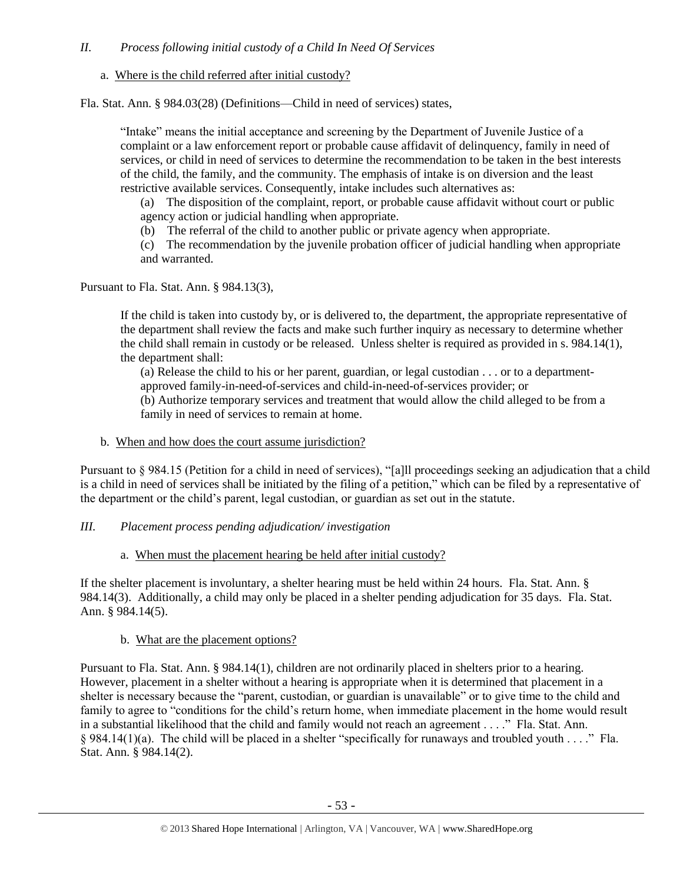## *II. Process following initial custody of a Child In Need Of Services*

### a. Where is the child referred after initial custody?

Fla. Stat. Ann. § 984.03(28) (Definitions—Child in need of services) states,

> "Intake" means the initial acceptance and screening by the Department of Juvenile Justice of a complaint or a law enforcement report or probable cause affidavit of delinquency, family in need of services, or child in need of services to determine the recommendation to be taken in the best interests of the child, the family, and the community. The emphasis of intake is on diversion and the least restrictive available services. Consequently, intake includes such alternatives as:
>
> (a) The disposition of the complaint, report, or probable cause affidavit without court or public agency action or judicial handling when appropriate.
>
> (b) The referral of the child to another public or private agency when appropriate.
>
> (c) The recommendation by the juvenile probation officer of judicial handling when appropriate and warranted.

Pursuant to Fla. Stat. Ann. § 984.13(3),

> If the child is taken into custody by, or is delivered to, the department, the appropriate representative of the department shall review the facts and make such further inquiry as necessary to determine whether the child shall remain in custody or be released. Unless shelter is required as provided in s. 984.14(1), the department shall:
>
> (a) Release the child to his or her parent, guardian, or legal custodian . . . or to a department-approved family-in-need-of-services and child-in-need-of-services provider; or
>
> (b) Authorize temporary services and treatment that would allow the child alleged to be from a family in need of services to remain at home.

### b. When and how does the court assume jurisdiction?

Pursuant to § 984.15 (Petition for a child in need of services), "[a]ll proceedings seeking an adjudication that a child is a child in need of services shall be initiated by the filing of a petition," which can be filed by a representative of the department or the child's parent, legal custodian, or guardian as set out in the statute.

## *III. Placement process pending adjudication/ investigation*

### a. When must the placement hearing be held after initial custody?

If the shelter placement is involuntary, a shelter hearing must be held within 24 hours. Fla. Stat. Ann. § 984.14(3). Additionally, a child may only be placed in a shelter pending adjudication for 35 days. Fla. Stat. Ann. § 984.14(5).

### b. What are the placement options?

Pursuant to Fla. Stat. Ann. § 984.14(1), children are not ordinarily placed in shelters prior to a hearing. However, placement in a shelter without a hearing is appropriate when it is determined that placement in a shelter is necessary because the "parent, custodian, or guardian is unavailable" or to give time to the child and family to agree to "conditions for the child's return home, when immediate placement in the home would result in a substantial likelihood that the child and family would not reach an agreement . . . ." Fla. Stat. Ann. § 984.14(1)(a). The child will be placed in a shelter "specifically for runaways and troubled youth . . . ." Fla. Stat. Ann. § 984.14(2).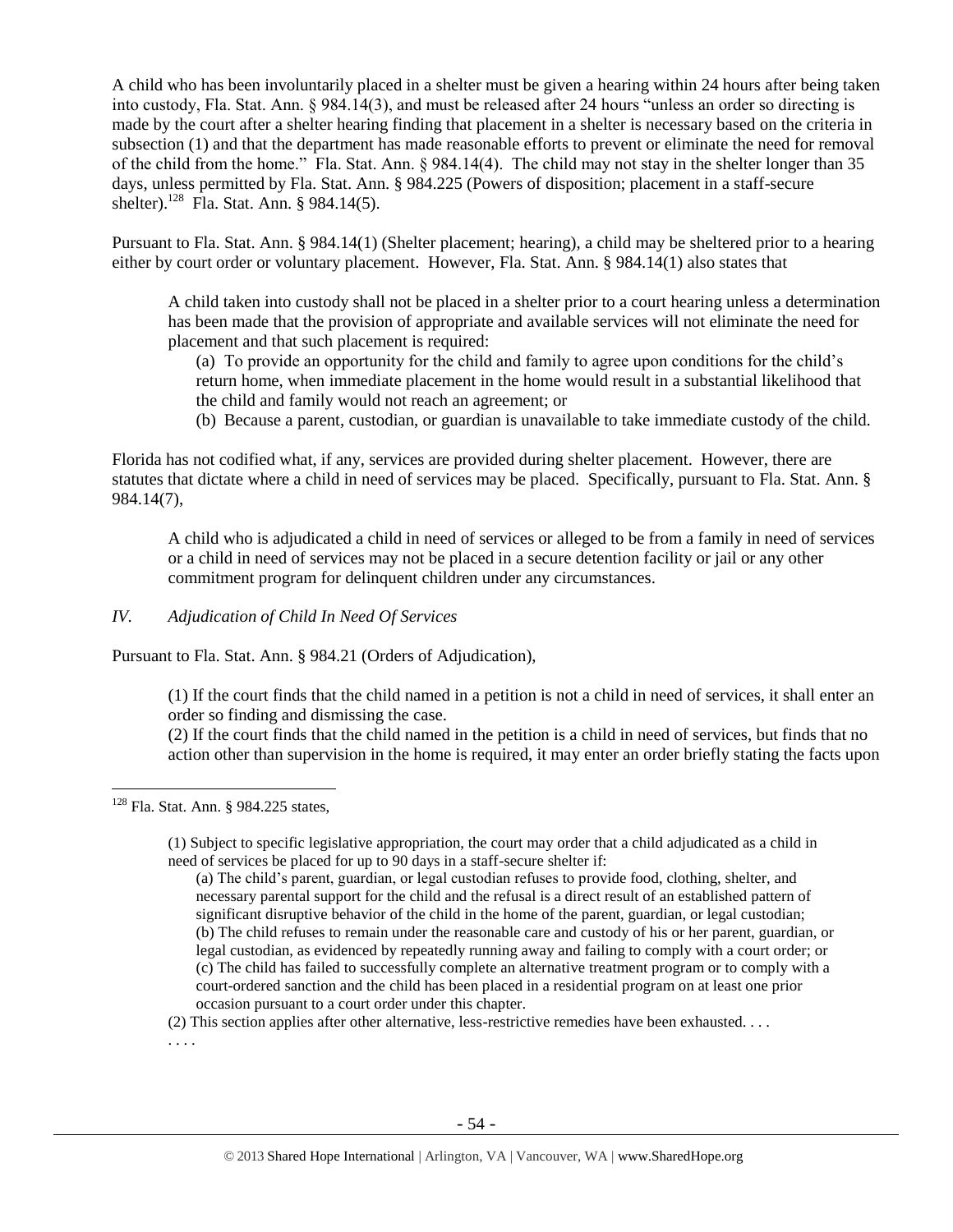A child who has been involuntarily placed in a shelter must be given a hearing within 24 hours after being taken into custody, Fla. Stat. Ann. § 984.14(3), and must be released after 24 hours "unless an order so directing is made by the court after a shelter hearing finding that placement in a shelter is necessary based on the criteria in subsection (1) and that the department has made reasonable efforts to prevent or eliminate the need for removal of the child from the home." Fla. Stat. Ann. § 984.14(4). The child may not stay in the shelter longer than 35 days, unless permitted by Fla. Stat. Ann. § 984.225 (Powers of disposition; placement in a staff-secure shelter).[128] Fla. Stat. Ann. § 984.14(5).

Pursuant to Fla. Stat. Ann. § 984.14(1) (Shelter placement; hearing), a child may be sheltered prior to a hearing either by court order or voluntary placement. However, Fla. Stat. Ann. § 984.14(1) also states that

> A child taken into custody shall not be placed in a shelter prior to a court hearing unless a determination has been made that the provision of appropriate and available services will not eliminate the need for placement and that such placement is required:
>
> (a) To provide an opportunity for the child and family to agree upon conditions for the child's return home, when immediate placement in the home would result in a substantial likelihood that the child and family would not reach an agreement; or
>
> (b) Because a parent, custodian, or guardian is unavailable to take immediate custody of the child.

Florida has not codified what, if any, services are provided during shelter placement. However, there are statutes that dictate where a child in need of services may be placed. Specifically, pursuant to Fla. Stat. Ann. § 984.14(7),

> A child who is adjudicated a child in need of services or alleged to be from a family in need of services or a child in need of services may not be placed in a secure detention facility or jail or any other commitment program for delinquent children under any circumstances.

*IV. Adjudication of Child In Need Of Services*

Pursuant to Fla. Stat. Ann. § 984.21 (Orders of Adjudication),

> (1) If the court finds that the child named in a petition is not a child in need of services, it shall enter an order so finding and dismissing the case.
>
> (2) If the court finds that the child named in the petition is a child in need of services, but finds that no action other than supervision in the home is required, it may enter an order briefly stating the facts upon

---

[128] Fla. Stat. Ann. § 984.225 states,

> (1) Subject to specific legislative appropriation, the court may order that a child adjudicated as a child in need of services be placed for up to 90 days in a staff-secure shelter if:
>
> (a) The child's parent, guardian, or legal custodian refuses to provide food, clothing, shelter, and necessary parental support for the child and the refusal is a direct result of an established pattern of significant disruptive behavior of the child in the home of the parent, guardian, or legal custodian;
>
> (b) The child refuses to remain under the reasonable care and custody of his or her parent, guardian, or legal custodian, as evidenced by repeatedly running away and failing to comply with a court order; or
>
> (c) The child has failed to successfully complete an alternative treatment program or to comply with a court-ordered sanction and the child has been placed in a residential program on at least one prior occasion pursuant to a court order under this chapter.
>
> (2) This section applies after other alternative, less-restrictive remedies have been exhausted. . . .
>
> . . . .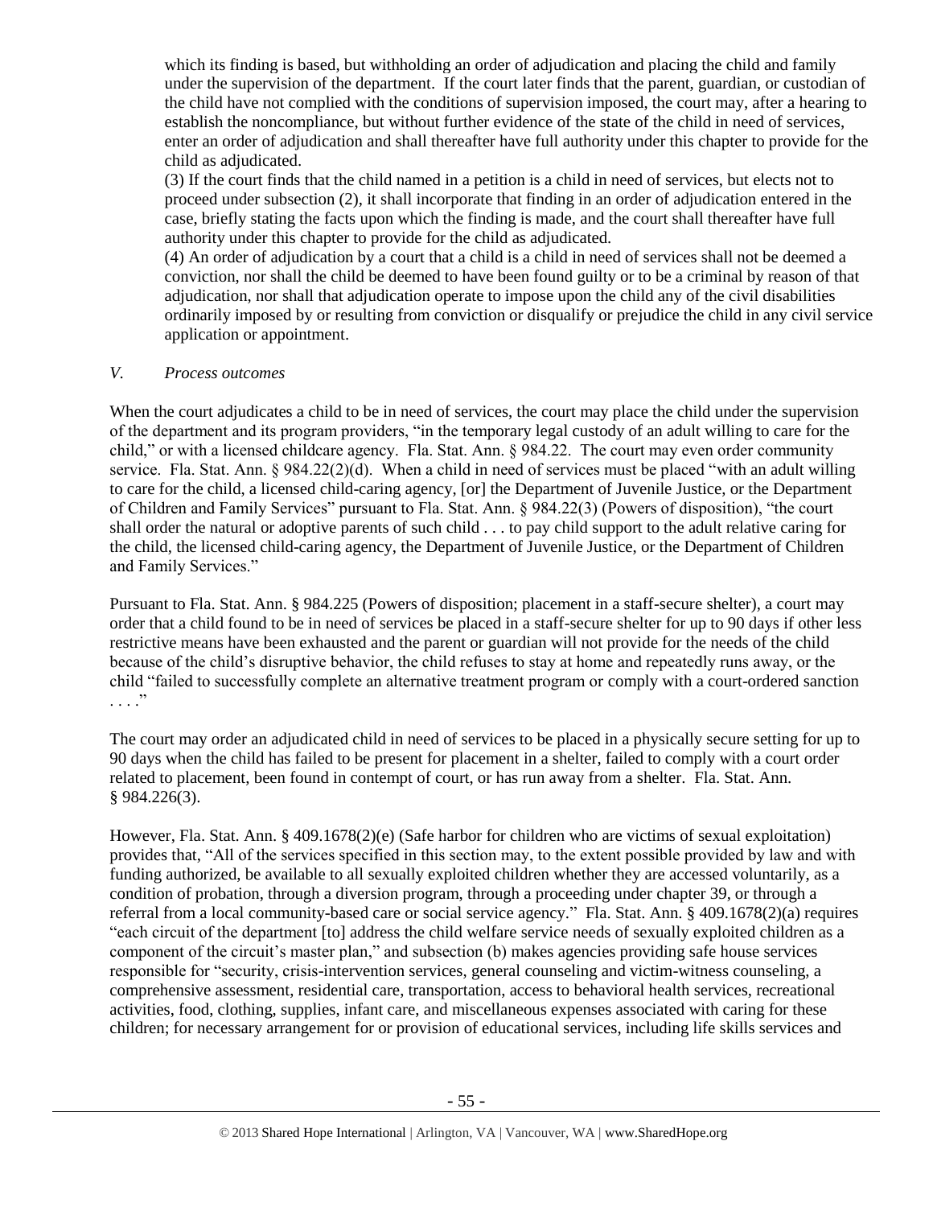which its finding is based, but withholding an order of adjudication and placing the child and family under the supervision of the department. If the court later finds that the parent, guardian, or custodian of the child have not complied with the conditions of supervision imposed, the court may, after a hearing to establish the noncompliance, but without further evidence of the state of the child in need of services, enter an order of adjudication and shall thereafter have full authority under this chapter to provide for the child as adjudicated.

(3) If the court finds that the child named in a petition is a child in need of services, but elects not to proceed under subsection (2), it shall incorporate that finding in an order of adjudication entered in the case, briefly stating the facts upon which the finding is made, and the court shall thereafter have full authority under this chapter to provide for the child as adjudicated.

(4) An order of adjudication by a court that a child is a child in need of services shall not be deemed a conviction, nor shall the child be deemed to have been found guilty or to be a criminal by reason of that adjudication, nor shall that adjudication operate to impose upon the child any of the civil disabilities ordinarily imposed by or resulting from conviction or disqualify or prejudice the child in any civil service application or appointment.

### *V. Process outcomes*

When the court adjudicates a child to be in need of services, the court may place the child under the supervision of the department and its program providers, "in the temporary legal custody of an adult willing to care for the child," or with a licensed childcare agency. Fla. Stat. Ann. § 984.22. The court may even order community service. Fla. Stat. Ann. § 984.22(2)(d). When a child in need of services must be placed "with an adult willing to care for the child, a licensed child-caring agency, [or] the Department of Juvenile Justice, or the Department of Children and Family Services" pursuant to Fla. Stat. Ann. § 984.22(3) (Powers of disposition), "the court shall order the natural or adoptive parents of such child . . . to pay child support to the adult relative caring for the child, the licensed child-caring agency, the Department of Juvenile Justice, or the Department of Children and Family Services."

Pursuant to Fla. Stat. Ann. § 984.225 (Powers of disposition; placement in a staff-secure shelter), a court may order that a child found to be in need of services be placed in a staff-secure shelter for up to 90 days if other less restrictive means have been exhausted and the parent or guardian will not provide for the needs of the child because of the child's disruptive behavior, the child refuses to stay at home and repeatedly runs away, or the child "failed to successfully complete an alternative treatment program or comply with a court-ordered sanction . . . ."

The court may order an adjudicated child in need of services to be placed in a physically secure setting for up to 90 days when the child has failed to be present for placement in a shelter, failed to comply with a court order related to placement, been found in contempt of court, or has run away from a shelter. Fla. Stat. Ann. § 984.226(3).

However, Fla. Stat. Ann. § 409.1678(2)(e) (Safe harbor for children who are victims of sexual exploitation) provides that, "All of the services specified in this section may, to the extent possible provided by law and with funding authorized, be available to all sexually exploited children whether they are accessed voluntarily, as a condition of probation, through a diversion program, through a proceeding under chapter 39, or through a referral from a local community-based care or social service agency." Fla. Stat. Ann. § 409.1678(2)(a) requires "each circuit of the department [to] address the child welfare service needs of sexually exploited children as a component of the circuit's master plan," and subsection (b) makes agencies providing safe house services responsible for "security, crisis-intervention services, general counseling and victim-witness counseling, a comprehensive assessment, residential care, transportation, access to behavioral health services, recreational activities, food, clothing, supplies, infant care, and miscellaneous expenses associated with caring for these children; for necessary arrangement for or provision of educational services, including life skills services and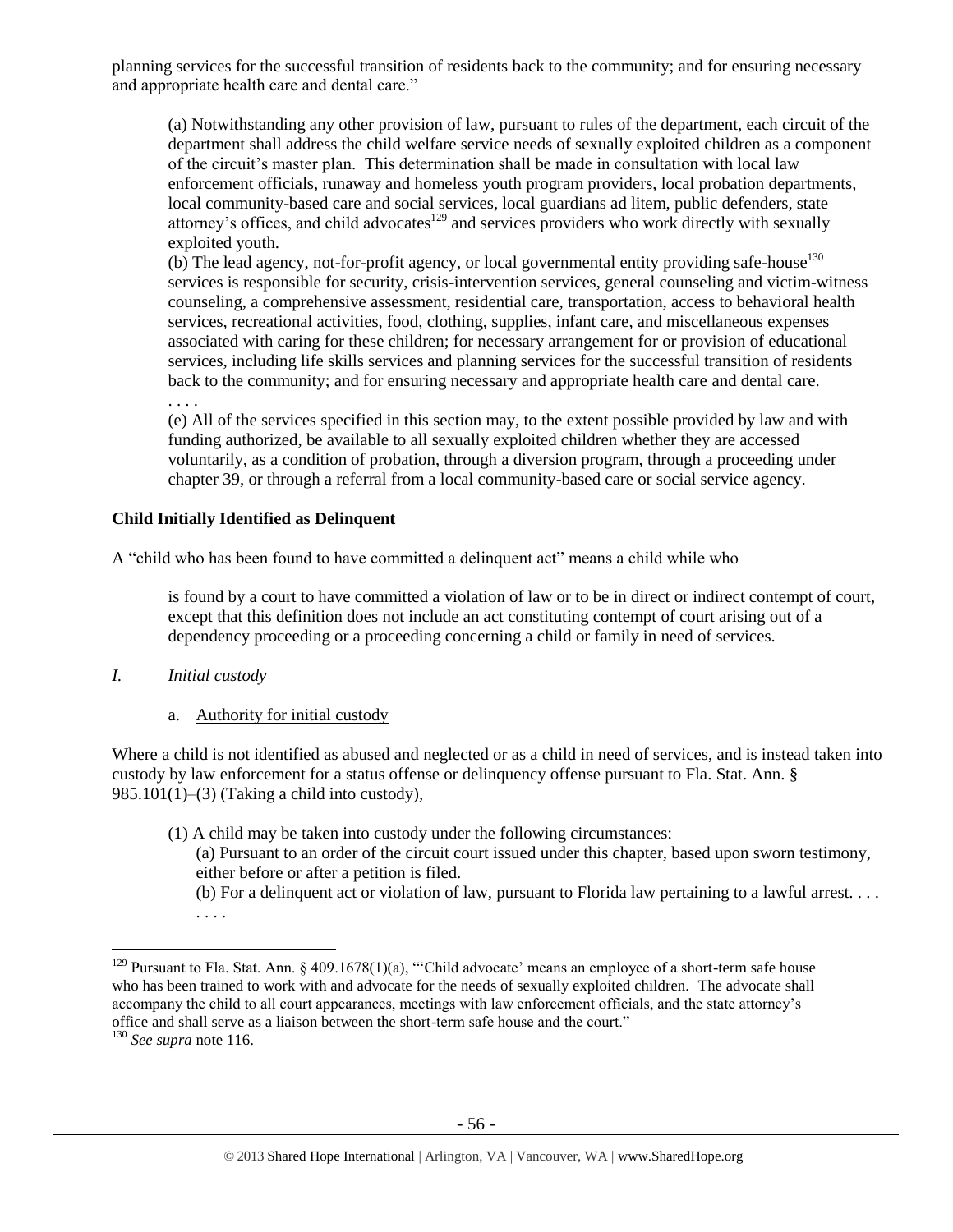planning services for the successful transition of residents back to the community; and for ensuring necessary and appropriate health care and dental care."

> (a) Notwithstanding any other provision of law, pursuant to rules of the department, each circuit of the department shall address the child welfare service needs of sexually exploited children as a component of the circuit's master plan. This determination shall be made in consultation with local law enforcement officials, runaway and homeless youth program providers, local probation departments, local community-based care and social services, local guardians ad litem, public defenders, state attorney's offices, and child advocates[129] and services providers who work directly with sexually exploited youth.
>
> (b) The lead agency, not-for-profit agency, or local governmental entity providing safe-house[130] services is responsible for security, crisis-intervention services, general counseling and victim-witness counseling, a comprehensive assessment, residential care, transportation, access to behavioral health services, recreational activities, food, clothing, supplies, infant care, and miscellaneous expenses associated with caring for these children; for necessary arrangement for or provision of educational services, including life skills services and planning services for the successful transition of residents back to the community; and for ensuring necessary and appropriate health care and dental care.
>
> . . . .
>
> (e) All of the services specified in this section may, to the extent possible provided by law and with funding authorized, be available to all sexually exploited children whether they are accessed voluntarily, as a condition of probation, through a diversion program, through a proceeding under chapter 39, or through a referral from a local community-based care or social service agency.

**Child Initially Identified as Delinquent**

A "child who has been found to have committed a delinquent act" means a child while who

> is found by a court to have committed a violation of law or to be in direct or indirect contempt of court, except that this definition does not include an act constituting contempt of court arising out of a dependency proceeding or a proceeding concerning a child or family in need of services.

*I. Initial custody*

a. Authority for initial custody

Where a child is not identified as abused and neglected or as a child in need of services, and is instead taken into custody by law enforcement for a status offense or delinquency offense pursuant to Fla. Stat. Ann. § 985.101(1)–(3) (Taking a child into custody),

> (1) A child may be taken into custody under the following circumstances:
>
> (a) Pursuant to an order of the circuit court issued under this chapter, based upon sworn testimony, either before or after a petition is filed.
>
> (b) For a delinquent act or violation of law, pursuant to Florida law pertaining to a lawful arrest. . . .
>
> . . . .

---

[129] Pursuant to Fla. Stat. Ann. § 409.1678(1)(a), "'Child advocate' means an employee of a short-term safe house who has been trained to work with and advocate for the needs of sexually exploited children. The advocate shall accompany the child to all court appearances, meetings with law enforcement officials, and the state attorney's office and shall serve as a liaison between the short-term safe house and the court."

[130] *See supra* note 116.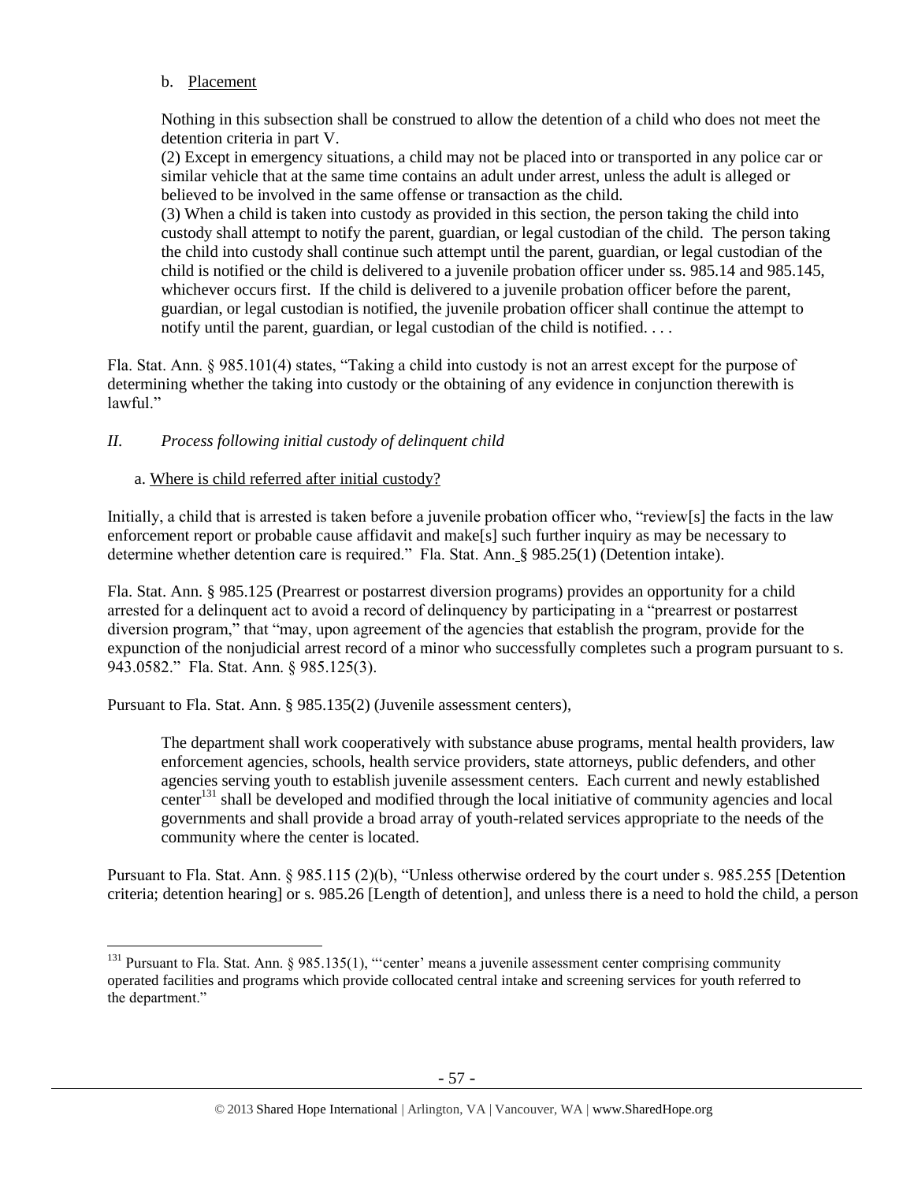b. Placement

> Nothing in this subsection shall be construed to allow the detention of a child who does not meet the detention criteria in part V.
>
> (2) Except in emergency situations, a child may not be placed into or transported in any police car or similar vehicle that at the same time contains an adult under arrest, unless the adult is alleged or believed to be involved in the same offense or transaction as the child.
>
> (3) When a child is taken into custody as provided in this section, the person taking the child into custody shall attempt to notify the parent, guardian, or legal custodian of the child. The person taking the child into custody shall continue such attempt until the parent, guardian, or legal custodian of the child is notified or the child is delivered to a juvenile probation officer under ss. 985.14 and 985.145, whichever occurs first. If the child is delivered to a juvenile probation officer before the parent, guardian, or legal custodian is notified, the juvenile probation officer shall continue the attempt to notify until the parent, guardian, or legal custodian of the child is notified. . . .

Fla. Stat. Ann. § 985.101(4) states, "Taking a child into custody is not an arrest except for the purpose of determining whether the taking into custody or the obtaining of any evidence in conjunction therewith is lawful."

## *II. Process following initial custody of delinquent child*

a. Where is child referred after initial custody?

Initially, a child that is arrested is taken before a juvenile probation officer who, "review[s] the facts in the law enforcement report or probable cause affidavit and make[s] such further inquiry as may be necessary to determine whether detention care is required." Fla. Stat. Ann. § 985.25(1) (Detention intake).

Fla. Stat. Ann. § 985.125 (Prearrest or postarrest diversion programs) provides an opportunity for a child arrested for a delinquent act to avoid a record of delinquency by participating in a "prearrest or postarrest diversion program," that "may, upon agreement of the agencies that establish the program, provide for the expunction of the nonjudicial arrest record of a minor who successfully completes such a program pursuant to s. 943.0582." Fla. Stat. Ann. § 985.125(3).

Pursuant to Fla. Stat. Ann. § 985.135(2) (Juvenile assessment centers),

> The department shall work cooperatively with substance abuse programs, mental health providers, law enforcement agencies, schools, health service providers, state attorneys, public defenders, and other agencies serving youth to establish juvenile assessment centers. Each current and newly established center[131] shall be developed and modified through the local initiative of community agencies and local governments and shall provide a broad array of youth-related services appropriate to the needs of the community where the center is located.

Pursuant to Fla. Stat. Ann. § 985.115 (2)(b), "Unless otherwise ordered by the court under s. 985.255 [Detention criteria; detention hearing] or s. 985.26 [Length of detention], and unless there is a need to hold the child, a person

---

[131] Pursuant to Fla. Stat. Ann. § 985.135(1), "'center' means a juvenile assessment center comprising community operated facilities and programs which provide collocated central intake and screening services for youth referred to the department."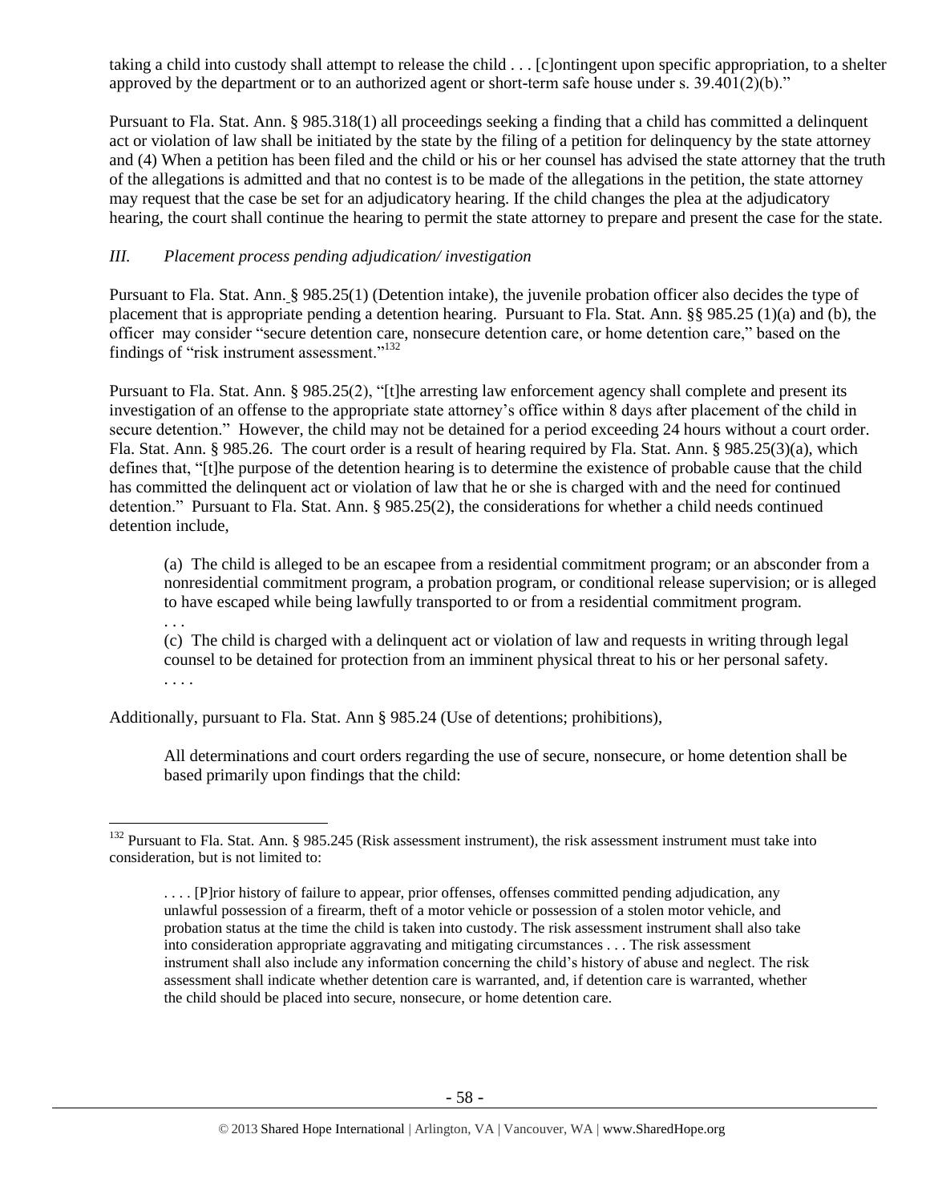taking a child into custody shall attempt to release the child . . . [c]ontingent upon specific appropriation, to a shelter approved by the department or to an authorized agent or short-term safe house under s. 39.401(2)(b)."

Pursuant to Fla. Stat. Ann. § 985.318(1) all proceedings seeking a finding that a child has committed a delinquent act or violation of law shall be initiated by the state by the filing of a petition for delinquency by the state attorney and (4) When a petition has been filed and the child or his or her counsel has advised the state attorney that the truth of the allegations is admitted and that no contest is to be made of the allegations in the petition, the state attorney may request that the case be set for an adjudicatory hearing. If the child changes the plea at the adjudicatory hearing, the court shall continue the hearing to permit the state attorney to prepare and present the case for the state.

### *III. Placement process pending adjudication/ investigation*

Pursuant to Fla. Stat. Ann. § 985.25(1) (Detention intake), the juvenile probation officer also decides the type of placement that is appropriate pending a detention hearing. Pursuant to Fla. Stat. Ann. §§ 985.25 (1)(a) and (b), the officer may consider "secure detention care, nonsecure detention care, or home detention care," based on the findings of "risk instrument assessment."[132]

Pursuant to Fla. Stat. Ann. § 985.25(2), "[t]he arresting law enforcement agency shall complete and present its investigation of an offense to the appropriate state attorney's office within 8 days after placement of the child in secure detention." However, the child may not be detained for a period exceeding 24 hours without a court order. Fla. Stat. Ann. § 985.26. The court order is a result of hearing required by Fla. Stat. Ann. § 985.25(3)(a), which defines that, "[t]he purpose of the detention hearing is to determine the existence of probable cause that the child has committed the delinquent act or violation of law that he or she is charged with and the need for continued detention." Pursuant to Fla. Stat. Ann. § 985.25(2), the considerations for whether a child needs continued detention include,

> (a) The child is alleged to be an escapee from a residential commitment program; or an absconder from a nonresidential commitment program, a probation program, or conditional release supervision; or is alleged to have escaped while being lawfully transported to or from a residential commitment program.
> . . .
> (c) The child is charged with a delinquent act or violation of law and requests in writing through legal counsel to be detained for protection from an imminent physical threat to his or her personal safety.
> . . . .

Additionally, pursuant to Fla. Stat Ann § 985.24 (Use of detentions; prohibitions),

> All determinations and court orders regarding the use of secure, nonsecure, or home detention shall be based primarily upon findings that the child:

---

[132] Pursuant to Fla. Stat. Ann. § 985.245 (Risk assessment instrument), the risk assessment instrument must take into consideration, but is not limited to:

> . . . . [P]rior history of failure to appear, prior offenses, offenses committed pending adjudication, any unlawful possession of a firearm, theft of a motor vehicle or possession of a stolen motor vehicle, and probation status at the time the child is taken into custody. The risk assessment instrument shall also take into consideration appropriate aggravating and mitigating circumstances . . . The risk assessment instrument shall also include any information concerning the child's history of abuse and neglect. The risk assessment shall indicate whether detention care is warranted, and, if detention care is warranted, whether the child should be placed into secure, nonsecure, or home detention care.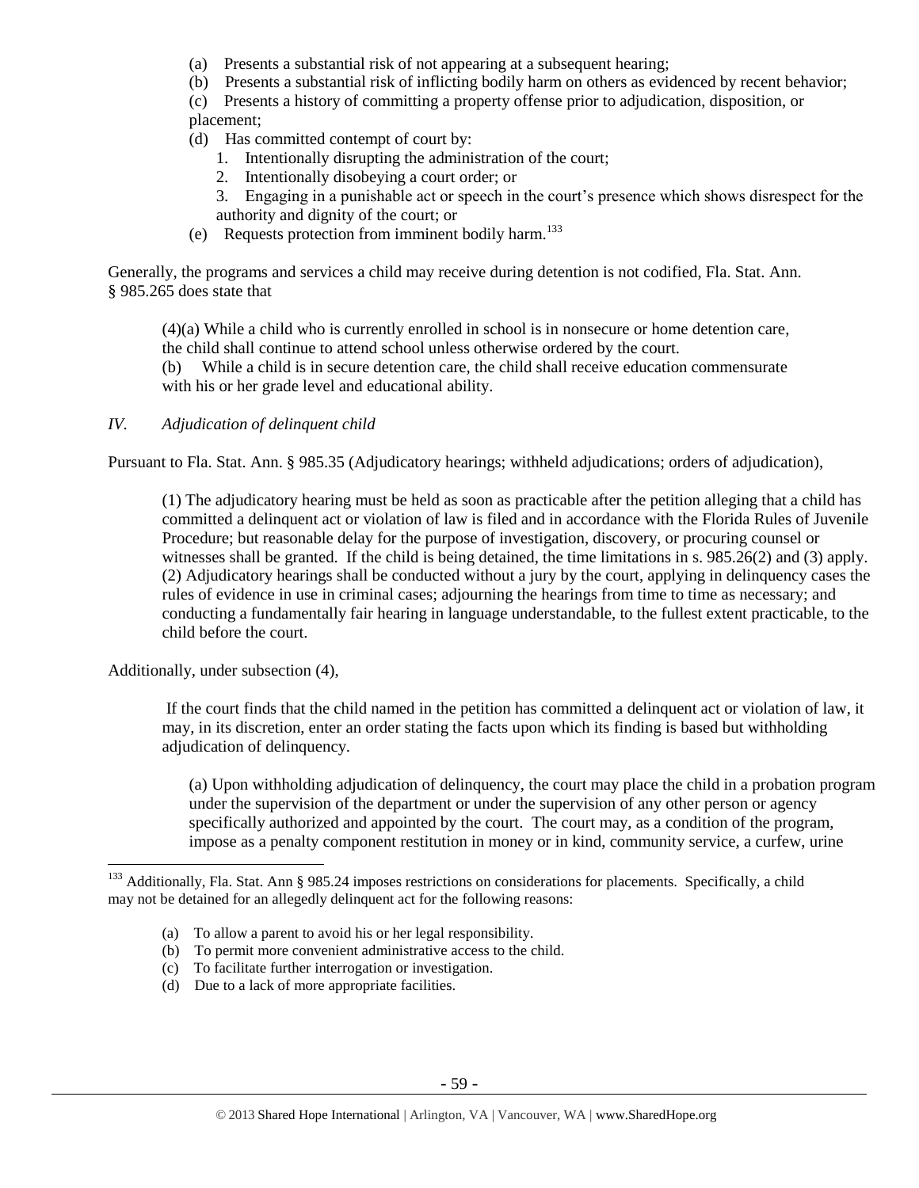(a) Presents a substantial risk of not appearing at a subsequent hearing;
(b) Presents a substantial risk of inflicting bodily harm on others as evidenced by recent behavior;
(c) Presents a history of committing a property offense prior to adjudication, disposition, or placement;
(d) Has committed contempt of court by:
1. Intentionally disrupting the administration of the court;
2. Intentionally disobeying a court order; or
3. Engaging in a punishable act or speech in the court's presence which shows disrespect for the authority and dignity of the court; or
(e) Requests protection from imminent bodily harm.[133]

Generally, the programs and services a child may receive during detention is not codified, Fla. Stat. Ann. § 985.265 does state that

> (4)(a) While a child who is currently enrolled in school is in nonsecure or home detention care, the child shall continue to attend school unless otherwise ordered by the court.
> (b) While a child is in secure detention care, the child shall receive education commensurate with his or her grade level and educational ability.

*IV. Adjudication of delinquent child*

Pursuant to Fla. Stat. Ann. § 985.35 (Adjudicatory hearings; withheld adjudications; orders of adjudication),

> (1) The adjudicatory hearing must be held as soon as practicable after the petition alleging that a child has committed a delinquent act or violation of law is filed and in accordance with the Florida Rules of Juvenile Procedure; but reasonable delay for the purpose of investigation, discovery, or procuring counsel or witnesses shall be granted. If the child is being detained, the time limitations in s. 985.26(2) and (3) apply.
> (2) Adjudicatory hearings shall be conducted without a jury by the court, applying in delinquency cases the rules of evidence in use in criminal cases; adjourning the hearings from time to time as necessary; and conducting a fundamentally fair hearing in language understandable, to the fullest extent practicable, to the child before the court.

Additionally, under subsection (4),

> If the court finds that the child named in the petition has committed a delinquent act or violation of law, it may, in its discretion, enter an order stating the facts upon which its finding is based but withholding adjudication of delinquency.
>
> (a) Upon withholding adjudication of delinquency, the court may place the child in a probation program under the supervision of the department or under the supervision of any other person or agency specifically authorized and appointed by the court. The court may, as a condition of the program, impose as a penalty component restitution in money or in kind, community service, a curfew, urine

---

[133] Additionally, Fla. Stat. Ann § 985.24 imposes restrictions on considerations for placements. Specifically, a child may not be detained for an allegedly delinquent act for the following reasons:

(a) To allow a parent to avoid his or her legal responsibility.
(b) To permit more convenient administrative access to the child.
(c) To facilitate further interrogation or investigation.
(d) Due to a lack of more appropriate facilities.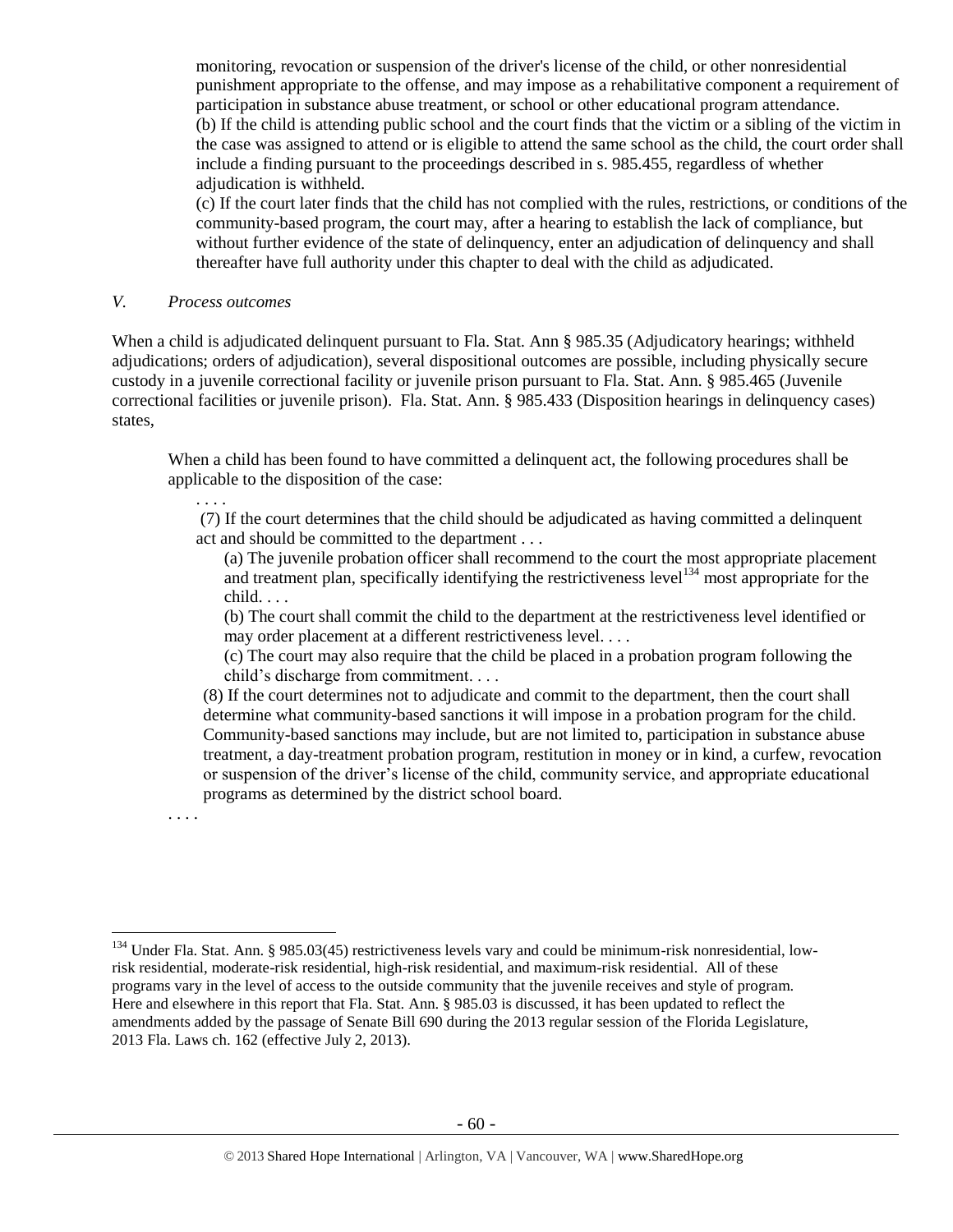monitoring, revocation or suspension of the driver's license of the child, or other nonresidential punishment appropriate to the offense, and may impose as a rehabilitative component a requirement of participation in substance abuse treatment, or school or other educational program attendance.
(b) If the child is attending public school and the court finds that the victim or a sibling of the victim in the case was assigned to attend or is eligible to attend the same school as the child, the court order shall include a finding pursuant to the proceedings described in s. 985.455, regardless of whether adjudication is withheld.
(c) If the court later finds that the child has not complied with the rules, restrictions, or conditions of the community-based program, the court may, after a hearing to establish the lack of compliance, but without further evidence of the state of delinquency, enter an adjudication of delinquency and shall thereafter have full authority under this chapter to deal with the child as adjudicated.

*V. Process outcomes*

When a child is adjudicated delinquent pursuant to Fla. Stat. Ann § 985.35 (Adjudicatory hearings; withheld adjudications; orders of adjudication), several dispositional outcomes are possible, including physically secure custody in a juvenile correctional facility or juvenile prison pursuant to Fla. Stat. Ann. § 985.465 (Juvenile correctional facilities or juvenile prison). Fla. Stat. Ann. § 985.433 (Disposition hearings in delinquency cases) states,

> When a child has been found to have committed a delinquent act, the following procedures shall be applicable to the disposition of the case:
>
> . . . .
>
> (7) If the court determines that the child should be adjudicated as having committed a delinquent act and should be committed to the department . . .
>
> (a) The juvenile probation officer shall recommend to the court the most appropriate placement and treatment plan, specifically identifying the restrictiveness level[134] most appropriate for the child. . . .
>
> (b) The court shall commit the child to the department at the restrictiveness level identified or may order placement at a different restrictiveness level. . . .
>
> (c) The court may also require that the child be placed in a probation program following the child's discharge from commitment. . . .
>
> (8) If the court determines not to adjudicate and commit to the department, then the court shall determine what community-based sanctions it will impose in a probation program for the child. Community-based sanctions may include, but are not limited to, participation in substance abuse treatment, a day-treatment probation program, restitution in money or in kind, a curfew, revocation or suspension of the driver's license of the child, community service, and appropriate educational programs as determined by the district school board.
>
> . . . .

---

[134] Under Fla. Stat. Ann. § 985.03(45) restrictiveness levels vary and could be minimum-risk nonresidential, low-risk residential, moderate-risk residential, high-risk residential, and maximum-risk residential. All of these programs vary in the level of access to the outside community that the juvenile receives and style of program. Here and elsewhere in this report that Fla. Stat. Ann. § 985.03 is discussed, it has been updated to reflect the amendments added by the passage of Senate Bill 690 during the 2013 regular session of the Florida Legislature, 2013 Fla. Laws ch. 162 (effective July 2, 2013).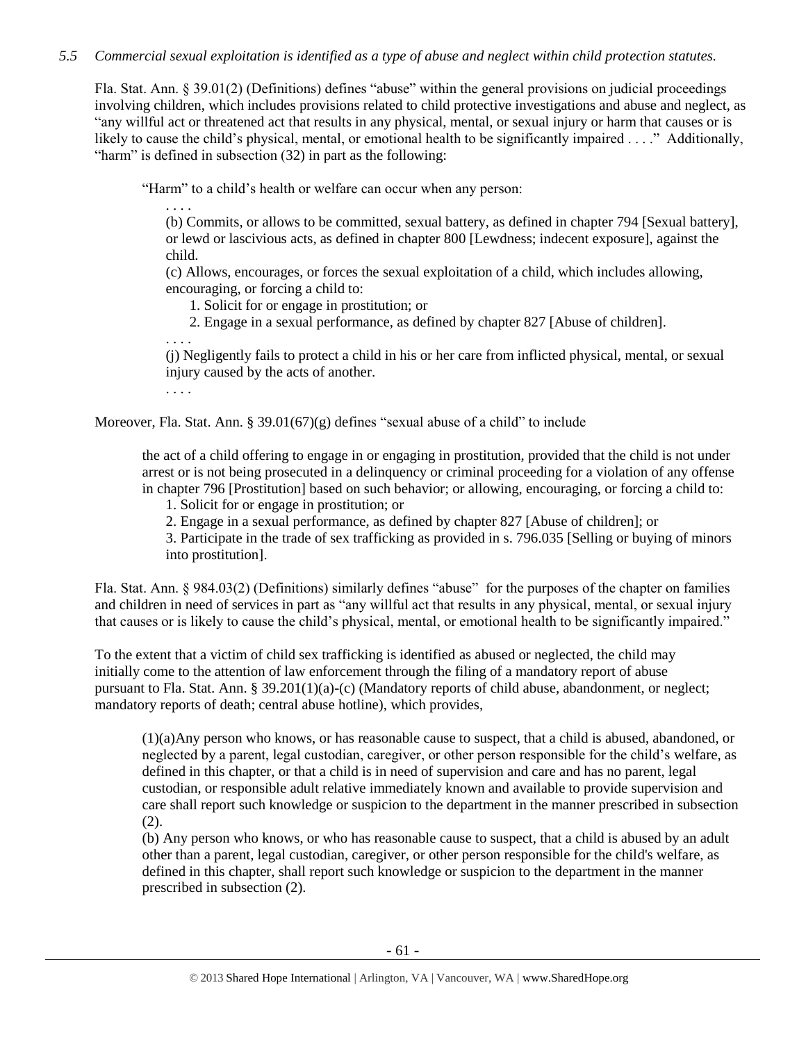*5.5 Commercial sexual exploitation is identified as a type of abuse and neglect within child protection statutes.*

Fla. Stat. Ann. § 39.01(2) (Definitions) defines "abuse" within the general provisions on judicial proceedings involving children, which includes provisions related to child protective investigations and abuse and neglect, as "any willful act or threatened act that results in any physical, mental, or sexual injury or harm that causes or is likely to cause the child's physical, mental, or emotional health to be significantly impaired . . . ." Additionally, "harm" is defined in subsection (32) in part as the following:

> "Harm" to a child's health or welfare can occur when any person:
>
> . . . .
>
> (b) Commits, or allows to be committed, sexual battery, as defined in chapter 794 [Sexual battery], or lewd or lascivious acts, as defined in chapter 800 [Lewdness; indecent exposure], against the child.
>
> (c) Allows, encourages, or forces the sexual exploitation of a child, which includes allowing, encouraging, or forcing a child to:
>
> 1. Solicit for or engage in prostitution; or
> 2. Engage in a sexual performance, as defined by chapter 827 [Abuse of children].
>
> . . . .
>
> (j) Negligently fails to protect a child in his or her care from inflicted physical, mental, or sexual injury caused by the acts of another.
>
> . . . .

Moreover, Fla. Stat. Ann. § 39.01(67)(g) defines "sexual abuse of a child" to include

> the act of a child offering to engage in or engaging in prostitution, provided that the child is not under arrest or is not being prosecuted in a delinquency or criminal proceeding for a violation of any offense in chapter 796 [Prostitution] based on such behavior; or allowing, encouraging, or forcing a child to:
>
> 1. Solicit for or engage in prostitution; or
> 2. Engage in a sexual performance, as defined by chapter 827 [Abuse of children]; or
> 3. Participate in the trade of sex trafficking as provided in s. 796.035 [Selling or buying of minors into prostitution].

Fla. Stat. Ann. § 984.03(2) (Definitions) similarly defines "abuse" for the purposes of the chapter on families and children in need of services in part as "any willful act that results in any physical, mental, or sexual injury that causes or is likely to cause the child's physical, mental, or emotional health to be significantly impaired."

To the extent that a victim of child sex trafficking is identified as abused or neglected, the child may initially come to the attention of law enforcement through the filing of a mandatory report of abuse pursuant to Fla. Stat. Ann. § 39.201(1)(a)-(c) (Mandatory reports of child abuse, abandonment, or neglect; mandatory reports of death; central abuse hotline), which provides,

> (1)(a) Any person who knows, or has reasonable cause to suspect, that a child is abused, abandoned, or neglected by a parent, legal custodian, caregiver, or other person responsible for the child's welfare, as defined in this chapter, or that a child is in need of supervision and care and has no parent, legal custodian, or responsible adult relative immediately known and available to provide supervision and care shall report such knowledge or suspicion to the department in the manner prescribed in subsection (2).
>
> (b) Any person who knows, or who has reasonable cause to suspect, that a child is abused by an adult other than a parent, legal custodian, caregiver, or other person responsible for the child's welfare, as defined in this chapter, shall report such knowledge or suspicion to the department in the manner prescribed in subsection (2).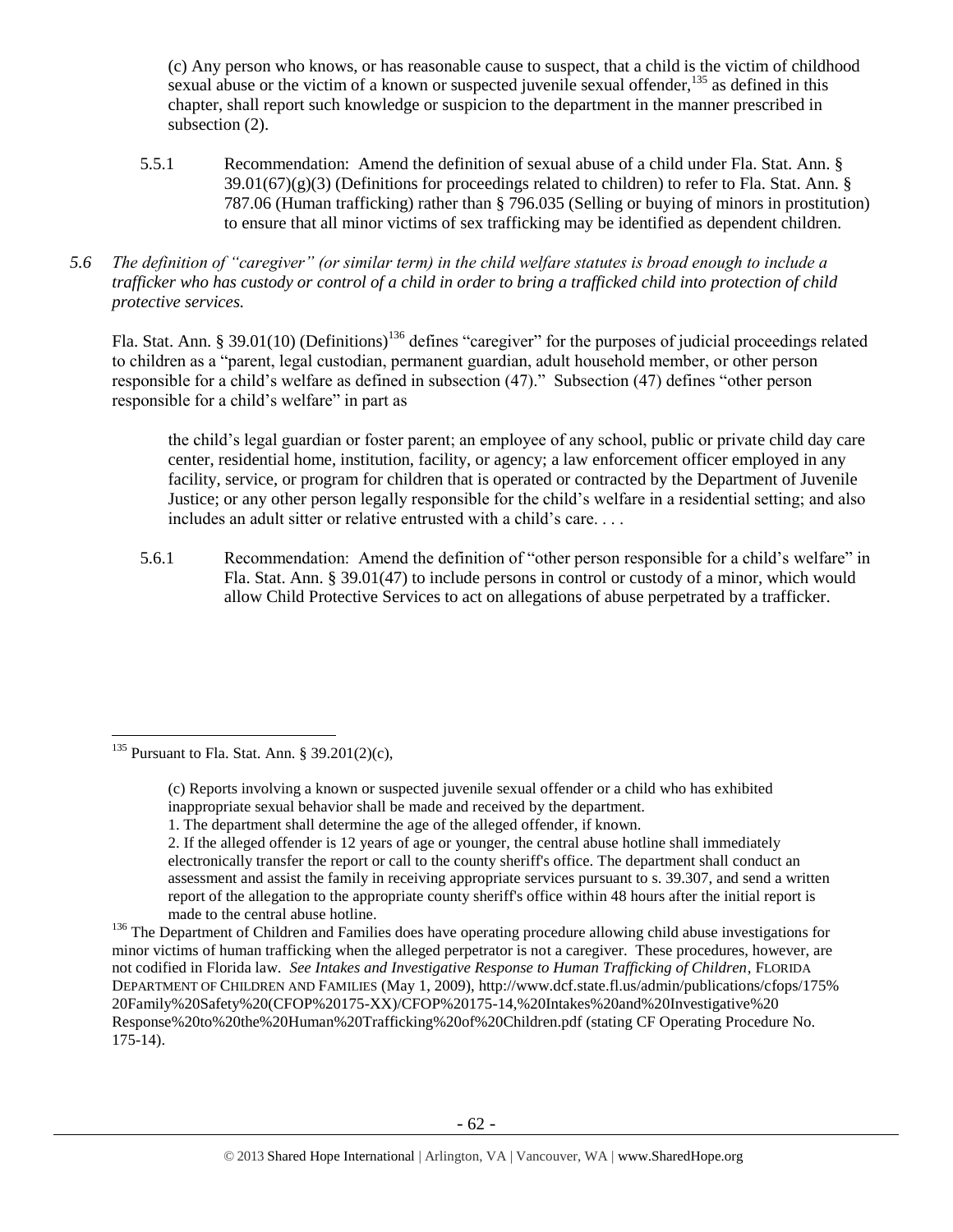(c) Any person who knows, or has reasonable cause to suspect, that a child is the victim of childhood sexual abuse or the victim of a known or suspected juvenile sexual offender,[135] as defined in this chapter, shall report such knowledge or suspicion to the department in the manner prescribed in subsection (2).

5.5.1 Recommendation: Amend the definition of sexual abuse of a child under Fla. Stat. Ann. § 39.01(67)(g)(3) (Definitions for proceedings related to children) to refer to Fla. Stat. Ann. § 787.06 (Human trafficking) rather than § 796.035 (Selling or buying of minors in prostitution) to ensure that all minor victims of sex trafficking may be identified as dependent children.

*5.6 The definition of "caregiver" (or similar term) in the child welfare statutes is broad enough to include a trafficker who has custody or control of a child in order to bring a trafficked child into protection of child protective services.*

Fla. Stat. Ann. § 39.01(10) (Definitions)[136] defines "caregiver" for the purposes of judicial proceedings related to children as a "parent, legal custodian, permanent guardian, adult household member, or other person responsible for a child's welfare as defined in subsection (47)." Subsection (47) defines "other person responsible for a child's welfare" in part as

> the child's legal guardian or foster parent; an employee of any school, public or private child day care center, residential home, institution, facility, or agency; a law enforcement officer employed in any facility, service, or program for children that is operated or contracted by the Department of Juvenile Justice; or any other person legally responsible for the child's welfare in a residential setting; and also includes an adult sitter or relative entrusted with a child's care. . . .

5.6.1 Recommendation: Amend the definition of "other person responsible for a child's welfare" in Fla. Stat. Ann. § 39.01(47) to include persons in control or custody of a minor, which would allow Child Protective Services to act on allegations of abuse perpetrated by a trafficker.

---

[135] Pursuant to Fla. Stat. Ann. § 39.201(2)(c),

> (c) Reports involving a known or suspected juvenile sexual offender or a child who has exhibited inappropriate sexual behavior shall be made and received by the department.
> 1. The department shall determine the age of the alleged offender, if known.
> 2. If the alleged offender is 12 years of age or younger, the central abuse hotline shall immediately electronically transfer the report or call to the county sheriff's office. The department shall conduct an assessment and assist the family in receiving appropriate services pursuant to s. 39.307, and send a written report of the allegation to the appropriate county sheriff's office within 48 hours after the initial report is made to the central abuse hotline.

[136] The Department of Children and Families does have operating procedure allowing child abuse investigations for minor victims of human trafficking when the alleged perpetrator is not a caregiver. These procedures, however, are not codified in Florida law. *See Intakes and Investigative Response to Human Trafficking of Children*, FLORIDA DEPARTMENT OF CHILDREN AND FAMILIES (May 1, 2009), http://www.dcf.state.fl.us/admin/publications/cfops/175%20Family%20Safety%20(CFOP%20175-XX)/CFOP%20175-14,%20Intakes%20and%20Investigative%20Response%20to%20the%20Human%20Trafficking%20of%20Children.pdf (stating CF Operating Procedure No. 175-14).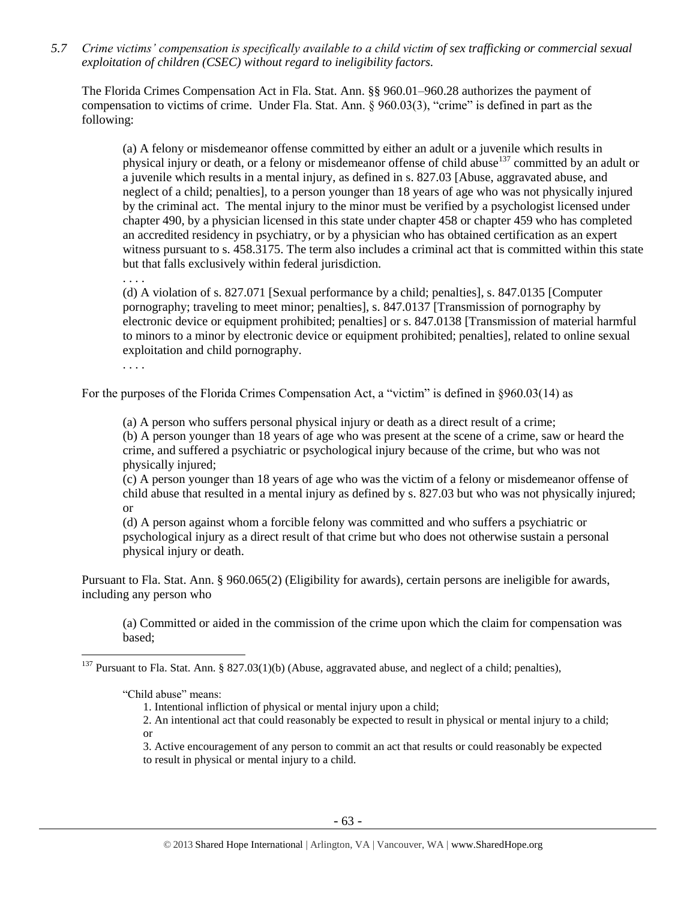*5.7 Crime victims' compensation is specifically available to a child victim of sex trafficking or commercial sexual exploitation of children (CSEC) without regard to ineligibility factors.*

The Florida Crimes Compensation Act in Fla. Stat. Ann. §§ 960.01–960.28 authorizes the payment of compensation to victims of crime. Under Fla. Stat. Ann. § 960.03(3), "crime" is defined in part as the following:

> (a) A felony or misdemeanor offense committed by either an adult or a juvenile which results in physical injury or death, or a felony or misdemeanor offense of child abuse[137] committed by an adult or a juvenile which results in a mental injury, as defined in s. 827.03 [Abuse, aggravated abuse, and neglect of a child; penalties], to a person younger than 18 years of age who was not physically injured by the criminal act. The mental injury to the minor must be verified by a psychologist licensed under chapter 490, by a physician licensed in this state under chapter 458 or chapter 459 who has completed an accredited residency in psychiatry, or by a physician who has obtained certification as an expert witness pursuant to s. 458.3175. The term also includes a criminal act that is committed within this state but that falls exclusively within federal jurisdiction.
>
> . . . .
>
> (d) A violation of s. 827.071 [Sexual performance by a child; penalties], s. 847.0135 [Computer pornography; traveling to meet minor; penalties], s. 847.0137 [Transmission of pornography by electronic device or equipment prohibited; penalties] or s. 847.0138 [Transmission of material harmful to minors to a minor by electronic device or equipment prohibited; penalties], related to online sexual exploitation and child pornography.
>
> . . . .

For the purposes of the Florida Crimes Compensation Act, a "victim" is defined in §960.03(14) as

> (a) A person who suffers personal physical injury or death as a direct result of a crime;
>
> (b) A person younger than 18 years of age who was present at the scene of a crime, saw or heard the crime, and suffered a psychiatric or psychological injury because of the crime, but who was not physically injured;
>
> (c) A person younger than 18 years of age who was the victim of a felony or misdemeanor offense of child abuse that resulted in a mental injury as defined by s. 827.03 but who was not physically injured; or
>
> (d) A person against whom a forcible felony was committed and who suffers a psychiatric or psychological injury as a direct result of that crime but who does not otherwise sustain a personal physical injury or death.

Pursuant to Fla. Stat. Ann. § 960.065(2) (Eligibility for awards), certain persons are ineligible for awards, including any person who

> (a) Committed or aided in the commission of the crime upon which the claim for compensation was based;

---

[137] Pursuant to Fla. Stat. Ann. § 827.03(1)(b) (Abuse, aggravated abuse, and neglect of a child; penalties),

> "Child abuse" means:
>
> 1. Intentional infliction of physical or mental injury upon a child;
> 2. An intentional act that could reasonably be expected to result in physical or mental injury to a child; or
> 3. Active encouragement of any person to commit an act that results or could reasonably be expected to result in physical or mental injury to a child.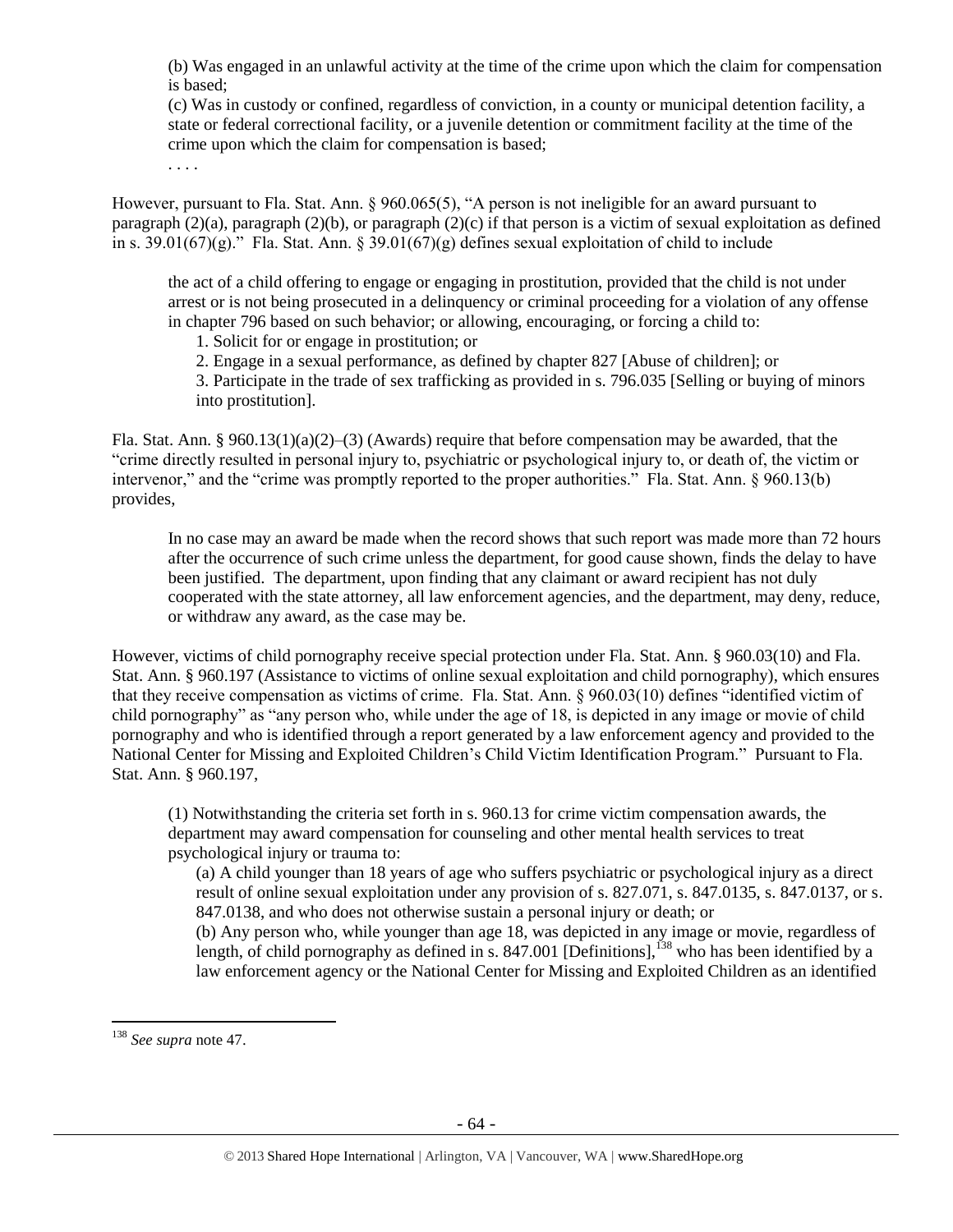> (b) Was engaged in an unlawful activity at the time of the crime upon which the claim for compensation is based;
>
> (c) Was in custody or confined, regardless of conviction, in a county or municipal detention facility, a state or federal correctional facility, or a juvenile detention or commitment facility at the time of the crime upon which the claim for compensation is based;
>
> . . . .

However, pursuant to Fla. Stat. Ann. § 960.065(5), "A person is not ineligible for an award pursuant to paragraph (2)(a), paragraph (2)(b), or paragraph (2)(c) if that person is a victim of sexual exploitation as defined in s. 39.01(67)(g)." Fla. Stat. Ann. § 39.01(67)(g) defines sexual exploitation of child to include

> the act of a child offering to engage or engaging in prostitution, provided that the child is not under arrest or is not being prosecuted in a delinquency or criminal proceeding for a violation of any offense in chapter 796 based on such behavior; or allowing, encouraging, or forcing a child to:
>
> 1. Solicit for or engage in prostitution; or
> 2. Engage in a sexual performance, as defined by chapter 827 [Abuse of children]; or
> 3. Participate in the trade of sex trafficking as provided in s. 796.035 [Selling or buying of minors into prostitution].

Fla. Stat. Ann. § 960.13(1)(a)(2)–(3) (Awards) require that before compensation may be awarded, that the "crime directly resulted in personal injury to, psychiatric or psychological injury to, or death of, the victim or intervenor," and the "crime was promptly reported to the proper authorities." Fla. Stat. Ann. § 960.13(b) provides,

> In no case may an award be made when the record shows that such report was made more than 72 hours after the occurrence of such crime unless the department, for good cause shown, finds the delay to have been justified. The department, upon finding that any claimant or award recipient has not duly cooperated with the state attorney, all law enforcement agencies, and the department, may deny, reduce, or withdraw any award, as the case may be.

However, victims of child pornography receive special protection under Fla. Stat. Ann. § 960.03(10) and Fla. Stat. Ann. § 960.197 (Assistance to victims of online sexual exploitation and child pornography), which ensures that they receive compensation as victims of crime. Fla. Stat. Ann. § 960.03(10) defines "identified victim of child pornography" as "any person who, while under the age of 18, is depicted in any image or movie of child pornography and who is identified through a report generated by a law enforcement agency and provided to the National Center for Missing and Exploited Children's Child Victim Identification Program." Pursuant to Fla. Stat. Ann. § 960.197,

> (1) Notwithstanding the criteria set forth in s. 960.13 for crime victim compensation awards, the department may award compensation for counseling and other mental health services to treat psychological injury or trauma to:
>
> (a) A child younger than 18 years of age who suffers psychiatric or psychological injury as a direct result of online sexual exploitation under any provision of s. 827.071, s. 847.0135, s. 847.0137, or s. 847.0138, and who does not otherwise sustain a personal injury or death; or
>
> (b) Any person who, while younger than age 18, was depicted in any image or movie, regardless of length, of child pornography as defined in s. 847.001 [Definitions],[138] who has been identified by a law enforcement agency or the National Center for Missing and Exploited Children as an identified

[138] *See supra* note 47.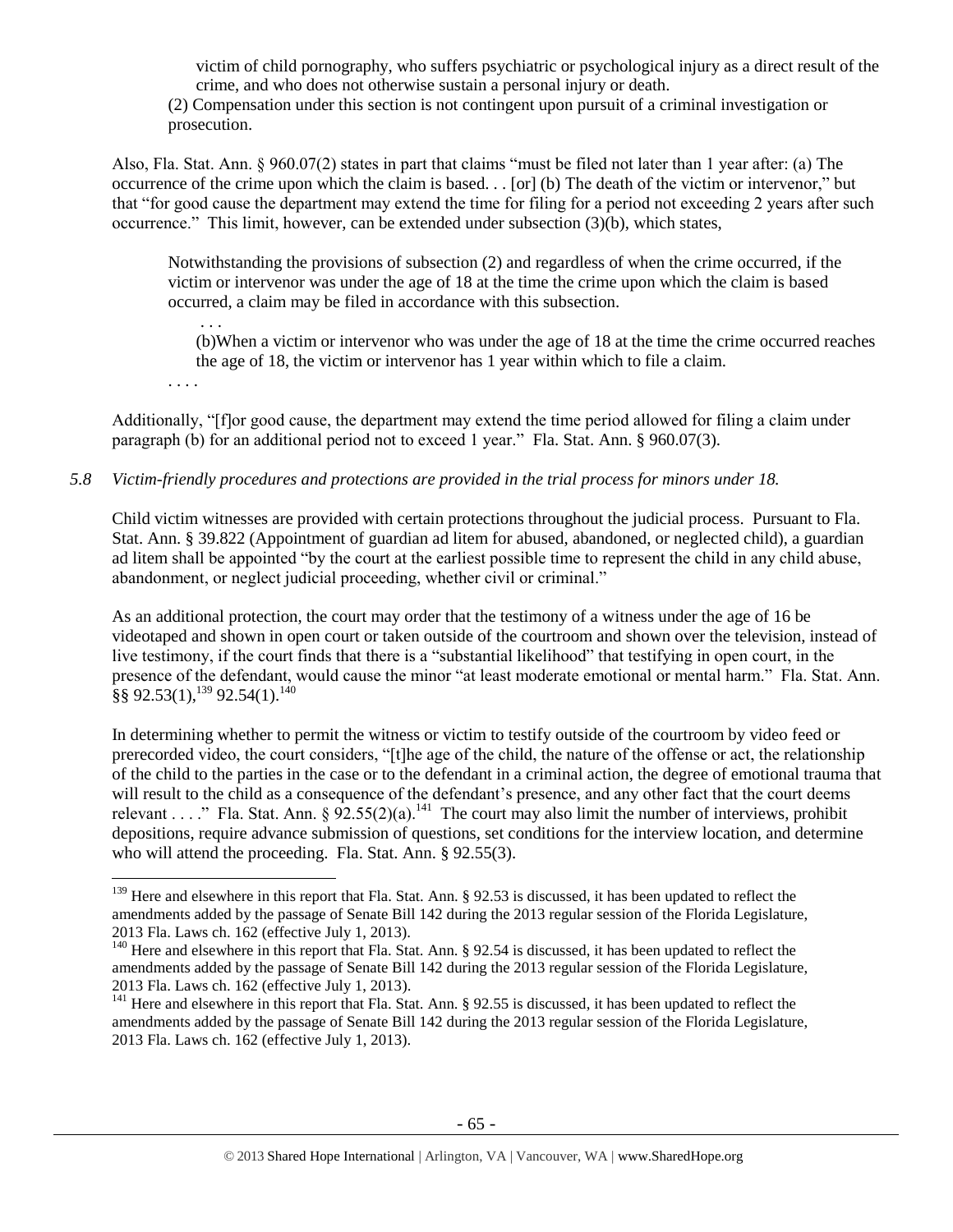> victim of child pornography, who suffers psychiatric or psychological injury as a direct result of the crime, and who does not otherwise sustain a personal injury or death.
>
> (2) Compensation under this section is not contingent upon pursuit of a criminal investigation or prosecution.

Also, Fla. Stat. Ann. § 960.07(2) states in part that claims "must be filed not later than 1 year after: (a) The occurrence of the crime upon which the claim is based. . . [or] (b) The death of the victim or intervenor," but that "for good cause the department may extend the time for filing for a period not exceeding 2 years after such occurrence." This limit, however, can be extended under subsection (3)(b), which states,

> Notwithstanding the provisions of subsection (2) and regardless of when the crime occurred, if the victim or intervenor was under the age of 18 at the time the crime upon which the claim is based occurred, a claim may be filed in accordance with this subsection.
>
> . . .
>
> (b)When a victim or intervenor who was under the age of 18 at the time the crime occurred reaches the age of 18, the victim or intervenor has 1 year within which to file a claim.
>
> . . . .

Additionally, "[f]or good cause, the department may extend the time period allowed for filing a claim under paragraph (b) for an additional period not to exceed 1 year." Fla. Stat. Ann. § 960.07(3).

*5.8 Victim-friendly procedures and protections are provided in the trial process for minors under 18.*

Child victim witnesses are provided with certain protections throughout the judicial process. Pursuant to Fla. Stat. Ann. § 39.822 (Appointment of guardian ad litem for abused, abandoned, or neglected child), a guardian ad litem shall be appointed "by the court at the earliest possible time to represent the child in any child abuse, abandonment, or neglect judicial proceeding, whether civil or criminal."

As an additional protection, the court may order that the testimony of a witness under the age of 16 be videotaped and shown in open court or taken outside of the courtroom and shown over the television, instead of live testimony, if the court finds that there is a "substantial likelihood" that testifying in open court, in the presence of the defendant, would cause the minor "at least moderate emotional or mental harm." Fla. Stat. Ann. §§ 92.53(1),[139] 92.54(1).[140]

In determining whether to permit the witness or victim to testify outside of the courtroom by video feed or prerecorded video, the court considers, "[t]he age of the child, the nature of the offense or act, the relationship of the child to the parties in the case or to the defendant in a criminal action, the degree of emotional trauma that will result to the child as a consequence of the defendant's presence, and any other fact that the court deems relevant . . . ." Fla. Stat. Ann. § 92.55(2)(a).[141] The court may also limit the number of interviews, prohibit depositions, require advance submission of questions, set conditions for the interview location, and determine who will attend the proceeding. Fla. Stat. Ann. § 92.55(3).

---

[139] Here and elsewhere in this report that Fla. Stat. Ann. § 92.53 is discussed, it has been updated to reflect the amendments added by the passage of Senate Bill 142 during the 2013 regular session of the Florida Legislature, 2013 Fla. Laws ch. 162 (effective July 1, 2013).

[140] Here and elsewhere in this report that Fla. Stat. Ann. § 92.54 is discussed, it has been updated to reflect the amendments added by the passage of Senate Bill 142 during the 2013 regular session of the Florida Legislature, 2013 Fla. Laws ch. 162 (effective July 1, 2013).

[141] Here and elsewhere in this report that Fla. Stat. Ann. § 92.55 is discussed, it has been updated to reflect the amendments added by the passage of Senate Bill 142 during the 2013 regular session of the Florida Legislature, 2013 Fla. Laws ch. 162 (effective July 1, 2013).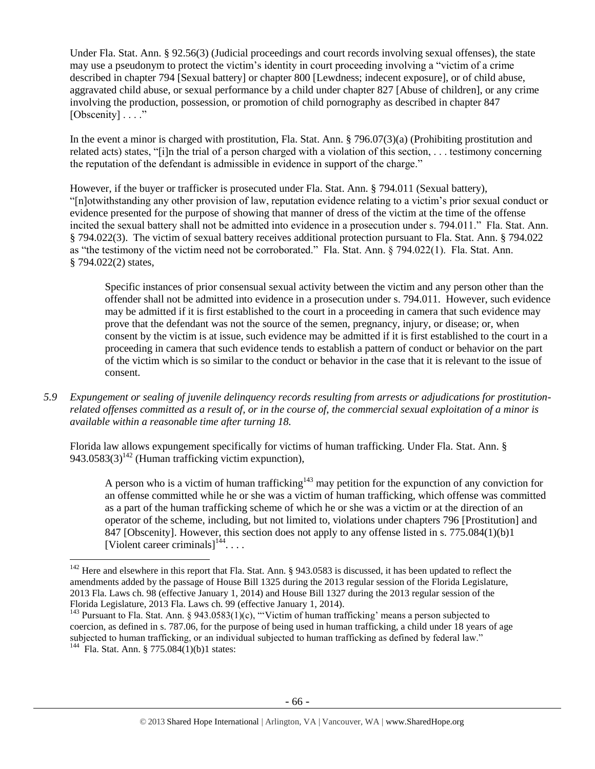Under Fla. Stat. Ann. § 92.56(3) (Judicial proceedings and court records involving sexual offenses), the state may use a pseudonym to protect the victim's identity in court proceeding involving a "victim of a crime described in chapter 794 [Sexual battery] or chapter 800 [Lewdness; indecent exposure], or of child abuse, aggravated child abuse, or sexual performance by a child under chapter 827 [Abuse of children], or any crime involving the production, possession, or promotion of child pornography as described in chapter 847 [Obscenity] . . . ."

In the event a minor is charged with prostitution, Fla. Stat. Ann. § 796.07(3)(a) (Prohibiting prostitution and related acts) states, "[i]n the trial of a person charged with a violation of this section, . . . testimony concerning the reputation of the defendant is admissible in evidence in support of the charge."

However, if the buyer or trafficker is prosecuted under Fla. Stat. Ann. § 794.011 (Sexual battery), "[n]otwithstanding any other provision of law, reputation evidence relating to a victim's prior sexual conduct or evidence presented for the purpose of showing that manner of dress of the victim at the time of the offense incited the sexual battery shall not be admitted into evidence in a prosecution under s. 794.011." Fla. Stat. Ann. § 794.022(3). The victim of sexual battery receives additional protection pursuant to Fla. Stat. Ann. § 794.022 as "the testimony of the victim need not be corroborated." Fla. Stat. Ann. § 794.022(1). Fla. Stat. Ann. § 794.022(2) states,

> Specific instances of prior consensual sexual activity between the victim and any person other than the offender shall not be admitted into evidence in a prosecution under s. 794.011. However, such evidence may be admitted if it is first established to the court in a proceeding in camera that such evidence may prove that the defendant was not the source of the semen, pregnancy, injury, or disease; or, when consent by the victim is at issue, such evidence may be admitted if it is first established to the court in a proceeding in camera that such evidence tends to establish a pattern of conduct or behavior on the part of the victim which is so similar to the conduct or behavior in the case that it is relevant to the issue of consent.

*5.9 Expungement or sealing of juvenile delinquency records resulting from arrests or adjudications for prostitution-related offenses committed as a result of, or in the course of, the commercial sexual exploitation of a minor is available within a reasonable time after turning 18.*

Florida law allows expungement specifically for victims of human trafficking. Under Fla. Stat. Ann. § 943.0583(3)[142] (Human trafficking victim expunction),

> A person who is a victim of human trafficking[143] may petition for the expunction of any conviction for an offense committed while he or she was a victim of human trafficking, which offense was committed as a part of the human trafficking scheme of which he or she was a victim or at the direction of an operator of the scheme, including, but not limited to, violations under chapters 796 [Prostitution] and 847 [Obscenity]. However, this section does not apply to any offense listed in s. 775.084(1)(b)1 [Violent career criminals][144]. . . .

---

[142] Here and elsewhere in this report that Fla. Stat. Ann. § 943.0583 is discussed, it has been updated to reflect the amendments added by the passage of House Bill 1325 during the 2013 regular session of the Florida Legislature, 2013 Fla. Laws ch. 98 (effective January 1, 2014) and House Bill 1327 during the 2013 regular session of the Florida Legislature, 2013 Fla. Laws ch. 99 (effective January 1, 2014).

[143] Pursuant to Fla. Stat. Ann. § 943.0583(1)(c), "'Victim of human trafficking' means a person subjected to coercion, as defined in s. 787.06, for the purpose of being used in human trafficking, a child under 18 years of age subjected to human trafficking, or an individual subjected to human trafficking as defined by federal law."

[144] Fla. Stat. Ann. § 775.084(1)(b)1 states: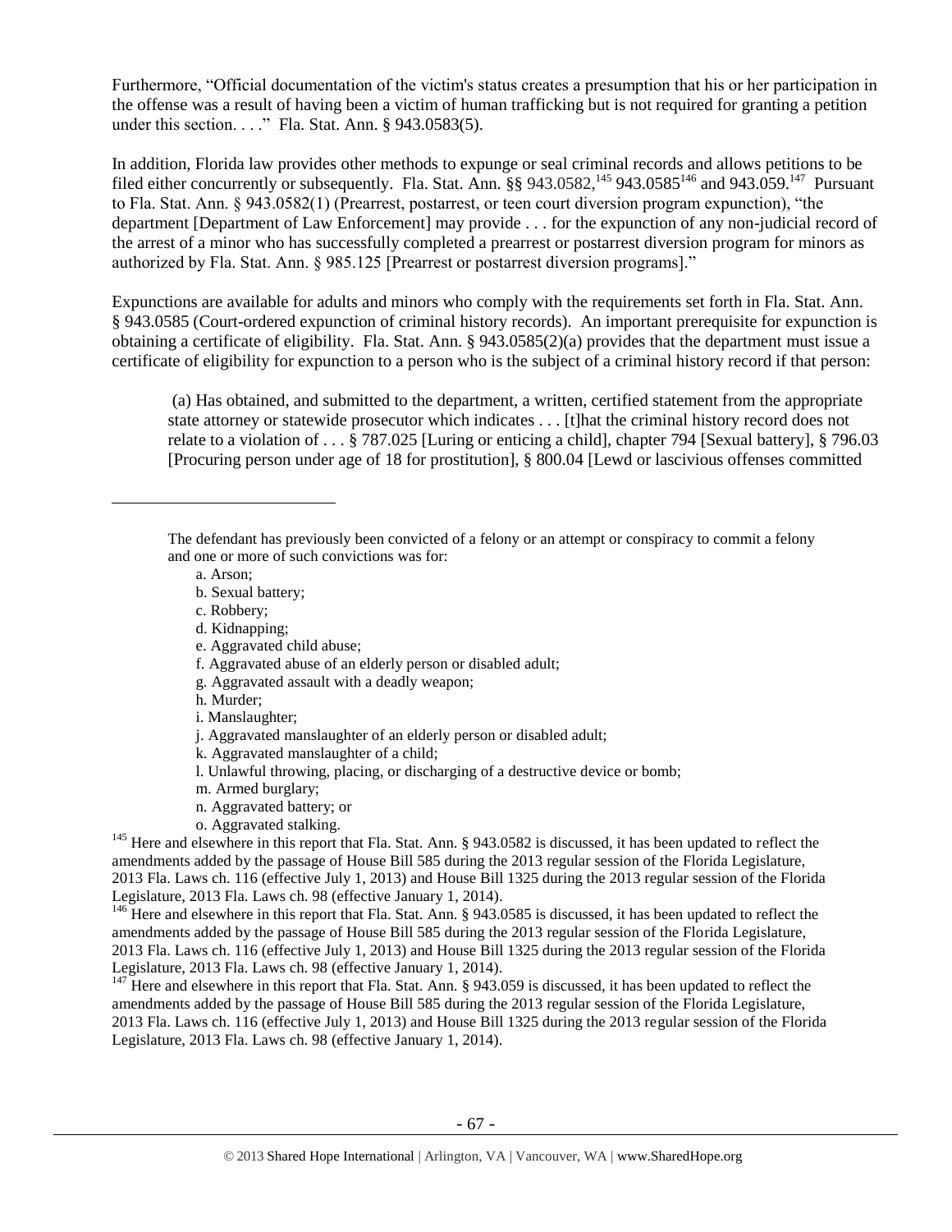Furthermore, "Official documentation of the victim's status creates a presumption that his or her participation in the offense was a result of having been a victim of human trafficking but is not required for granting a petition under this section. . . ." Fla. Stat. Ann. § 943.0583(5).

In addition, Florida law provides other methods to expunge or seal criminal records and allows petitions to be filed either concurrently or subsequently. Fla. Stat. Ann. §§ 943.0582,[145] 943.0585[146] and 943.059.[147] Pursuant to Fla. Stat. Ann. § 943.0582(1) (Prearrest, postarrest, or teen court diversion program expunction), "the department [Department of Law Enforcement] may provide . . . for the expunction of any non-judicial record of the arrest of a minor who has successfully completed a prearrest or postarrest diversion program for minors as authorized by Fla. Stat. Ann. § 985.125 [Prearrest or postarrest diversion programs]."

Expunctions are available for adults and minors who comply with the requirements set forth in Fla. Stat. Ann. § 943.0585 (Court-ordered expunction of criminal history records). An important prerequisite for expunction is obtaining a certificate of eligibility. Fla. Stat. Ann. § 943.0585(2)(a) provides that the department must issue a certificate of eligibility for expunction to a person who is the subject of a criminal history record if that person:

> (a) Has obtained, and submitted to the department, a written, certified statement from the appropriate state attorney or statewide prosecutor which indicates . . . [t]hat the criminal history record does not relate to a violation of . . . § 787.025 [Luring or enticing a child], chapter 794 [Sexual battery], § 796.03 [Procuring person under age of 18 for prostitution], § 800.04 [Lewd or lascivious offenses committed

---

> The defendant has previously been convicted of a felony or an attempt or conspiracy to commit a felony and one or more of such convictions was for:
>
> a. Arson;
> b. Sexual battery;
> c. Robbery;
> d. Kidnapping;
> e. Aggravated child abuse;
> f. Aggravated abuse of an elderly person or disabled adult;
> g. Aggravated assault with a deadly weapon;
> h. Murder;
> i. Manslaughter;
> j. Aggravated manslaughter of an elderly person or disabled adult;
> k. Aggravated manslaughter of a child;
> l. Unlawful throwing, placing, or discharging of a destructive device or bomb;
> m. Armed burglary;
> n. Aggravated battery; or
> o. Aggravated stalking.

[145] Here and elsewhere in this report that Fla. Stat. Ann. § 943.0582 is discussed, it has been updated to reflect the amendments added by the passage of House Bill 585 during the 2013 regular session of the Florida Legislature, 2013 Fla. Laws ch. 116 (effective July 1, 2013) and House Bill 1325 during the 2013 regular session of the Florida Legislature, 2013 Fla. Laws ch. 98 (effective January 1, 2014).

[146] Here and elsewhere in this report that Fla. Stat. Ann. § 943.0585 is discussed, it has been updated to reflect the amendments added by the passage of House Bill 585 during the 2013 regular session of the Florida Legislature, 2013 Fla. Laws ch. 116 (effective July 1, 2013) and House Bill 1325 during the 2013 regular session of the Florida Legislature, 2013 Fla. Laws ch. 98 (effective January 1, 2014).

[147] Here and elsewhere in this report that Fla. Stat. Ann. § 943.059 is discussed, it has been updated to reflect the amendments added by the passage of House Bill 585 during the 2013 regular session of the Florida Legislature, 2013 Fla. Laws ch. 116 (effective July 1, 2013) and House Bill 1325 during the 2013 regular session of the Florida Legislature, 2013 Fla. Laws ch. 98 (effective January 1, 2014).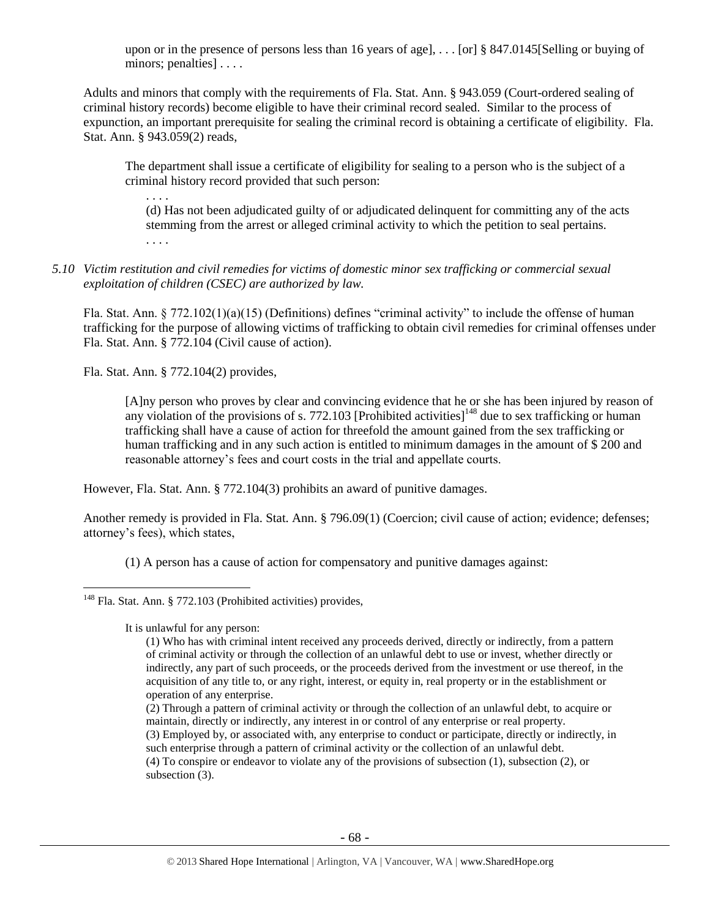> upon or in the presence of persons less than 16 years of age], . . . [or] § 847.0145[Selling or buying of minors; penalties] . . . .

Adults and minors that comply with the requirements of Fla. Stat. Ann. § 943.059 (Court-ordered sealing of criminal history records) become eligible to have their criminal record sealed. Similar to the process of expunction, an important prerequisite for sealing the criminal record is obtaining a certificate of eligibility. Fla. Stat. Ann. § 943.059(2) reads,

> The department shall issue a certificate of eligibility for sealing to a person who is the subject of a criminal history record provided that such person:
>
> . . . .
>
> (d) Has not been adjudicated guilty of or adjudicated delinquent for committing any of the acts stemming from the arrest or alleged criminal activity to which the petition to seal pertains.
>
> . . . .

*5.10 Victim restitution and civil remedies for victims of domestic minor sex trafficking or commercial sexual exploitation of children (CSEC) are authorized by law.*

Fla. Stat. Ann. § 772.102(1)(a)(15) (Definitions) defines "criminal activity" to include the offense of human trafficking for the purpose of allowing victims of trafficking to obtain civil remedies for criminal offenses under Fla. Stat. Ann. § 772.104 (Civil cause of action).

Fla. Stat. Ann. § 772.104(2) provides,

> [A]ny person who proves by clear and convincing evidence that he or she has been injured by reason of any violation of the provisions of s. 772.103 [Prohibited activities][148] due to sex trafficking or human trafficking shall have a cause of action for threefold the amount gained from the sex trafficking or human trafficking and in any such action is entitled to minimum damages in the amount of $ 200 and reasonable attorney's fees and court costs in the trial and appellate courts.

However, Fla. Stat. Ann. § 772.104(3) prohibits an award of punitive damages.

Another remedy is provided in Fla. Stat. Ann. § 796.09(1) (Coercion; civil cause of action; evidence; defenses; attorney's fees), which states,

> (1) A person has a cause of action for compensatory and punitive damages against:

---

[148] Fla. Stat. Ann. § 772.103 (Prohibited activities) provides,

> It is unlawful for any person:
>
> (1) Who has with criminal intent received any proceeds derived, directly or indirectly, from a pattern of criminal activity or through the collection of an unlawful debt to use or invest, whether directly or indirectly, any part of such proceeds, or the proceeds derived from the investment or use thereof, in the acquisition of any title to, or any right, interest, or equity in, real property or in the establishment or operation of any enterprise.
>
> (2) Through a pattern of criminal activity or through the collection of an unlawful debt, to acquire or maintain, directly or indirectly, any interest in or control of any enterprise or real property.
>
> (3) Employed by, or associated with, any enterprise to conduct or participate, directly or indirectly, in such enterprise through a pattern of criminal activity or the collection of an unlawful debt.
>
> (4) To conspire or endeavor to violate any of the provisions of subsection (1), subsection (2), or subsection (3).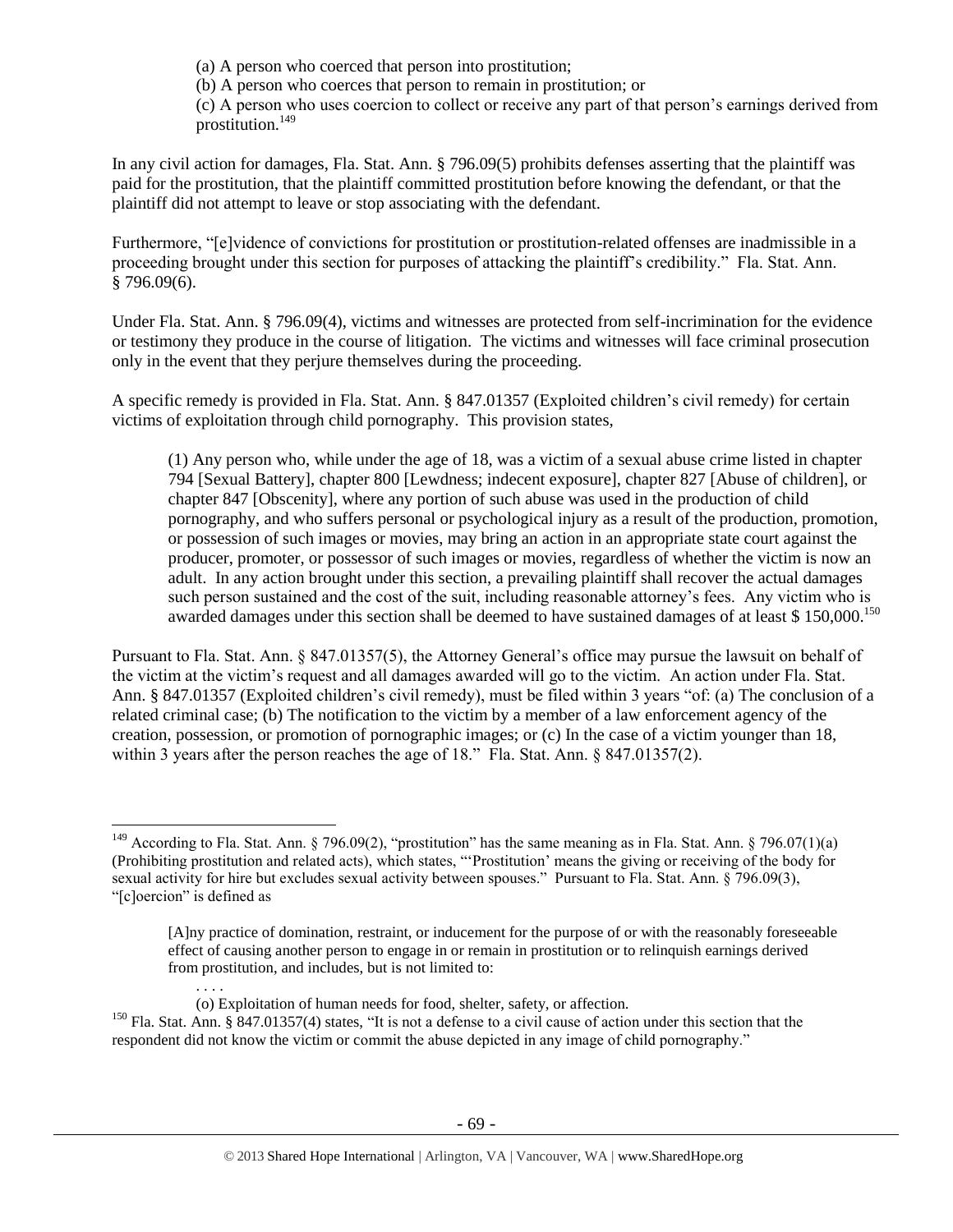(a) A person who coerced that person into prostitution;
(b) A person who coerces that person to remain in prostitution; or
(c) A person who uses coercion to collect or receive any part of that person's earnings derived from prostitution.[149]

In any civil action for damages, Fla. Stat. Ann. § 796.09(5) prohibits defenses asserting that the plaintiff was paid for the prostitution, that the plaintiff committed prostitution before knowing the defendant, or that the plaintiff did not attempt to leave or stop associating with the defendant.

Furthermore, "[e]vidence of convictions for prostitution or prostitution-related offenses are inadmissible in a proceeding brought under this section for purposes of attacking the plaintiff's credibility." Fla. Stat. Ann. § 796.09(6).

Under Fla. Stat. Ann. § 796.09(4), victims and witnesses are protected from self-incrimination for the evidence or testimony they produce in the course of litigation. The victims and witnesses will face criminal prosecution only in the event that they perjure themselves during the proceeding.

A specific remedy is provided in Fla. Stat. Ann. § 847.01357 (Exploited children's civil remedy) for certain victims of exploitation through child pornography. This provision states,

> (1) Any person who, while under the age of 18, was a victim of a sexual abuse crime listed in chapter 794 [Sexual Battery], chapter 800 [Lewdness; indecent exposure], chapter 827 [Abuse of children], or chapter 847 [Obscenity], where any portion of such abuse was used in the production of child pornography, and who suffers personal or psychological injury as a result of the production, promotion, or possession of such images or movies, may bring an action in an appropriate state court against the producer, promoter, or possessor of such images or movies, regardless of whether the victim is now an adult. In any action brought under this section, a prevailing plaintiff shall recover the actual damages such person sustained and the cost of the suit, including reasonable attorney's fees. Any victim who is awarded damages under this section shall be deemed to have sustained damages of at least $ 150,000.[150]

Pursuant to Fla. Stat. Ann. § 847.01357(5), the Attorney General's office may pursue the lawsuit on behalf of the victim at the victim's request and all damages awarded will go to the victim. An action under Fla. Stat. Ann. § 847.01357 (Exploited children's civil remedy), must be filed within 3 years "of: (a) The conclusion of a related criminal case; (b) The notification to the victim by a member of a law enforcement agency of the creation, possession, or promotion of pornographic images; or (c) In the case of a victim younger than 18, within 3 years after the person reaches the age of 18." Fla. Stat. Ann. § 847.01357(2).

---

[149] According to Fla. Stat. Ann. § 796.09(2), "prostitution" has the same meaning as in Fla. Stat. Ann. § 796.07(1)(a) (Prohibiting prostitution and related acts), which states, "'Prostitution' means the giving or receiving of the body for sexual activity for hire but excludes sexual activity between spouses." Pursuant to Fla. Stat. Ann. § 796.09(3), "[c]oercion" is defined as

> [A]ny practice of domination, restraint, or inducement for the purpose of or with the reasonably foreseeable effect of causing another person to engage in or remain in prostitution or to relinquish earnings derived from prostitution, and includes, but is not limited to:
>
> . . . .
>
> (o) Exploitation of human needs for food, shelter, safety, or affection.

[150] Fla. Stat. Ann. § 847.01357(4) states, "It is not a defense to a civil cause of action under this section that the respondent did not know the victim or commit the abuse depicted in any image of child pornography."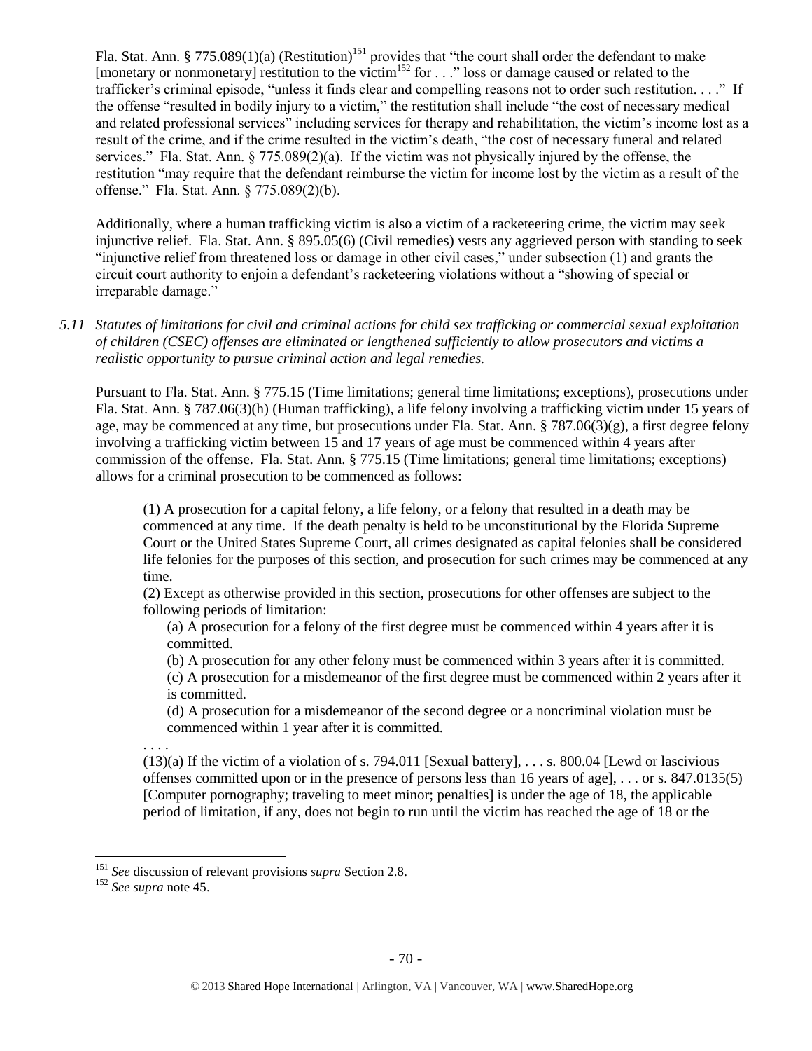Fla. Stat. Ann. § 775.089(1)(a) (Restitution)[151] provides that "the court shall order the defendant to make [monetary or nonmonetary] restitution to the victim[152] for . . ." loss or damage caused or related to the trafficker's criminal episode, "unless it finds clear and compelling reasons not to order such restitution. . . ." If the offense "resulted in bodily injury to a victim," the restitution shall include "the cost of necessary medical and related professional services" including services for therapy and rehabilitation, the victim's income lost as a result of the crime, and if the crime resulted in the victim's death, "the cost of necessary funeral and related services." Fla. Stat. Ann. § 775.089(2)(a). If the victim was not physically injured by the offense, the restitution "may require that the defendant reimburse the victim for income lost by the victim as a result of the offense." Fla. Stat. Ann. § 775.089(2)(b).

Additionally, where a human trafficking victim is also a victim of a racketeering crime, the victim may seek injunctive relief. Fla. Stat. Ann. § 895.05(6) (Civil remedies) vests any aggrieved person with standing to seek "injunctive relief from threatened loss or damage in other civil cases," under subsection (1) and grants the circuit court authority to enjoin a defendant's racketeering violations without a "showing of special or irreparable damage."

*5.11 Statutes of limitations for civil and criminal actions for child sex trafficking or commercial sexual exploitation of children (CSEC) offenses are eliminated or lengthened sufficiently to allow prosecutors and victims a realistic opportunity to pursue criminal action and legal remedies.*

Pursuant to Fla. Stat. Ann. § 775.15 (Time limitations; general time limitations; exceptions), prosecutions under Fla. Stat. Ann. § 787.06(3)(h) (Human trafficking), a life felony involving a trafficking victim under 15 years of age, may be commenced at any time, but prosecutions under Fla. Stat. Ann. § 787.06(3)(g), a first degree felony involving a trafficking victim between 15 and 17 years of age must be commenced within 4 years after commission of the offense. Fla. Stat. Ann. § 775.15 (Time limitations; general time limitations; exceptions) allows for a criminal prosecution to be commenced as follows:

> (1) A prosecution for a capital felony, a life felony, or a felony that resulted in a death may be commenced at any time. If the death penalty is held to be unconstitutional by the Florida Supreme Court or the United States Supreme Court, all crimes designated as capital felonies shall be considered life felonies for the purposes of this section, and prosecution for such crimes may be commenced at any time.
>
> (2) Except as otherwise provided in this section, prosecutions for other offenses are subject to the following periods of limitation:
>
> > (a) A prosecution for a felony of the first degree must be commenced within 4 years after it is committed.
> >
> > (b) A prosecution for any other felony must be commenced within 3 years after it is committed.
> >
> > (c) A prosecution for a misdemeanor of the first degree must be commenced within 2 years after it is committed.
> >
> > (d) A prosecution for a misdemeanor of the second degree or a noncriminal violation must be commenced within 1 year after it is committed.
>
> . . . .
>
> (13)(a) If the victim of a violation of s. 794.011 [Sexual battery], . . . s. 800.04 [Lewd or lascivious offenses committed upon or in the presence of persons less than 16 years of age], . . . or s. 847.0135(5) [Computer pornography; traveling to meet minor; penalties] is under the age of 18, the applicable period of limitation, if any, does not begin to run until the victim has reached the age of 18 or the

[151] *See* discussion of relevant provisions *supra* Section 2.8.

[152] *See supra* note 45.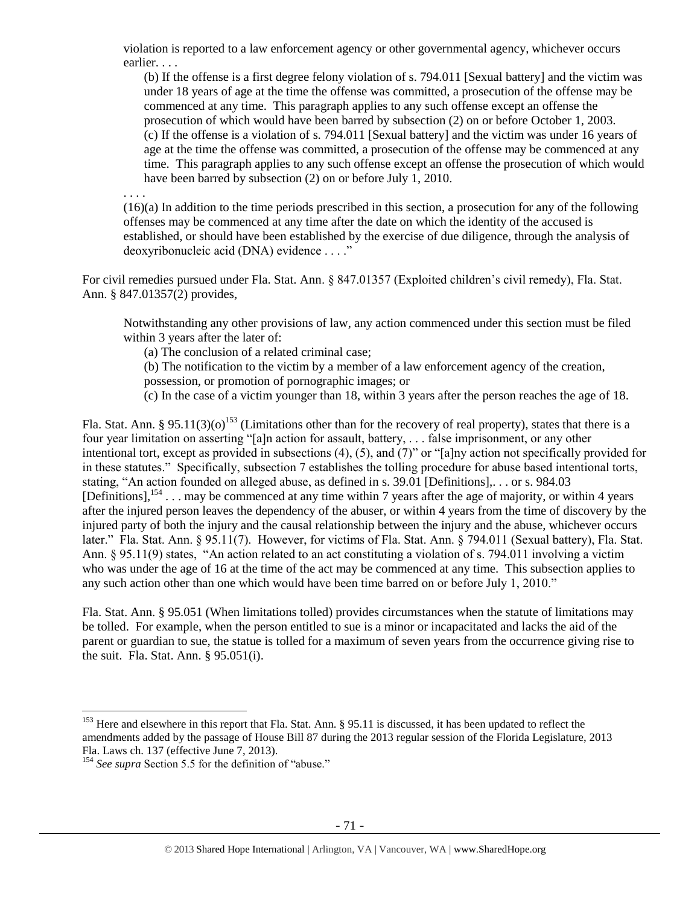violation is reported to a law enforcement agency or other governmental agency, whichever occurs earlier. . . .

> (b) If the offense is a first degree felony violation of s. 794.011 [Sexual battery] and the victim was under 18 years of age at the time the offense was committed, a prosecution of the offense may be commenced at any time. This paragraph applies to any such offense except an offense the prosecution of which would have been barred by subsection (2) on or before October 1, 2003.
>
> (c) If the offense is a violation of s. 794.011 [Sexual battery] and the victim was under 16 years of age at the time the offense was committed, a prosecution of the offense may be commenced at any time. This paragraph applies to any such offense except an offense the prosecution of which would have been barred by subsection (2) on or before July 1, 2010.

. . . .

(16)(a) In addition to the time periods prescribed in this section, a prosecution for any of the following offenses may be commenced at any time after the date on which the identity of the accused is established, or should have been established by the exercise of due diligence, through the analysis of deoxyribonucleic acid (DNA) evidence . . . ."

For civil remedies pursued under Fla. Stat. Ann. § 847.01357 (Exploited children's civil remedy), Fla. Stat. Ann. § 847.01357(2) provides,

> Notwithstanding any other provisions of law, any action commenced under this section must be filed within 3 years after the later of:
>
> (a) The conclusion of a related criminal case;
>
> (b) The notification to the victim by a member of a law enforcement agency of the creation, possession, or promotion of pornographic images; or
>
> (c) In the case of a victim younger than 18, within 3 years after the person reaches the age of 18.

Fla. Stat. Ann. § 95.11(3)(o)[153] (Limitations other than for the recovery of real property), states that there is a four year limitation on asserting "[a]n action for assault, battery, . . . false imprisonment, or any other intentional tort, except as provided in subsections (4), (5), and (7)" or "[a]ny action not specifically provided for in these statutes." Specifically, subsection 7 establishes the tolling procedure for abuse based intentional torts, stating, "An action founded on alleged abuse, as defined in s. 39.01 [Definitions],. . . or s. 984.03 [Definitions],[154] . . . may be commenced at any time within 7 years after the age of majority, or within 4 years after the injured person leaves the dependency of the abuser, or within 4 years from the time of discovery by the injured party of both the injury and the causal relationship between the injury and the abuse, whichever occurs later." Fla. Stat. Ann. § 95.11(7). However, for victims of Fla. Stat. Ann. § 794.011 (Sexual battery), Fla. Stat. Ann. § 95.11(9) states, "An action related to an act constituting a violation of s. 794.011 involving a victim who was under the age of 16 at the time of the act may be commenced at any time. This subsection applies to any such action other than one which would have been time barred on or before July 1, 2010."

Fla. Stat. Ann. § 95.051 (When limitations tolled) provides circumstances when the statute of limitations may be tolled. For example, when the person entitled to sue is a minor or incapacitated and lacks the aid of the parent or guardian to sue, the statue is tolled for a maximum of seven years from the occurrence giving rise to the suit. Fla. Stat. Ann. § 95.051(i).

---

[153] Here and elsewhere in this report that Fla. Stat. Ann. § 95.11 is discussed, it has been updated to reflect the amendments added by the passage of House Bill 87 during the 2013 regular session of the Florida Legislature, 2013 Fla. Laws ch. 137 (effective June 7, 2013).

[154] *See supra* Section 5.5 for the definition of "abuse."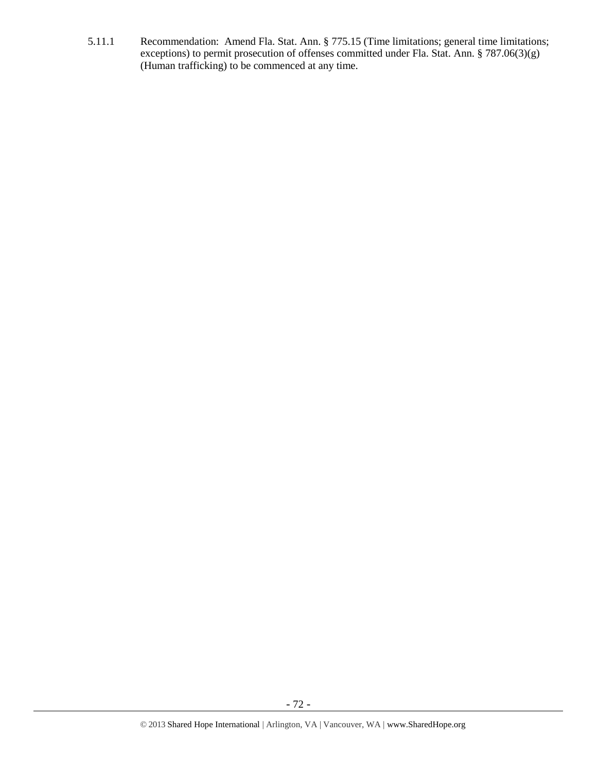5.11.1 Recommendation: Amend Fla. Stat. Ann. § 775.15 (Time limitations; general time limitations; exceptions) to permit prosecution of offenses committed under Fla. Stat. Ann. § 787.06(3)(g) (Human trafficking) to be commenced at any time.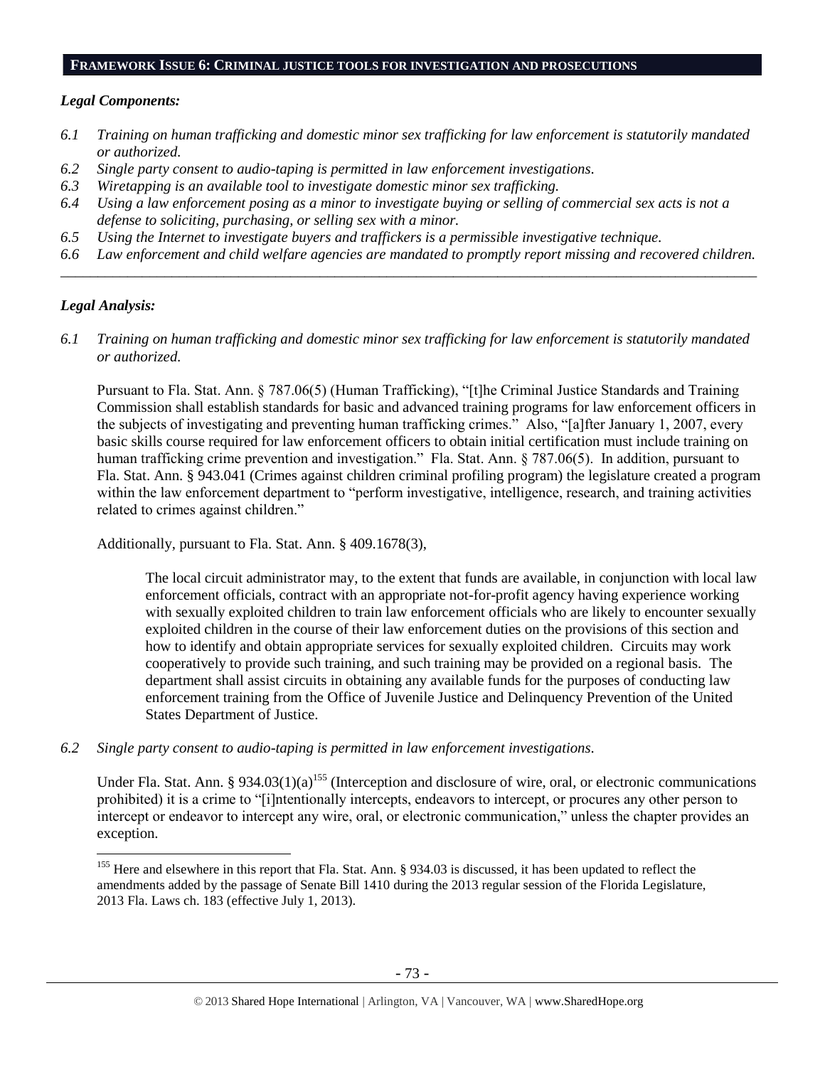## FRAMEWORK ISSUE 6: CRIMINAL JUSTICE TOOLS FOR INVESTIGATION AND PROSECUTIONS

### *Legal Components:*

- *6.1 Training on human trafficking and domestic minor sex trafficking for law enforcement is statutorily mandated or authorized.*
- *6.2 Single party consent to audio-taping is permitted in law enforcement investigations.*
- *6.3 Wiretapping is an available tool to investigate domestic minor sex trafficking.*
- *6.4 Using a law enforcement posing as a minor to investigate buying or selling of commercial sex acts is not a defense to soliciting, purchasing, or selling sex with a minor.*
- *6.5 Using the Internet to investigate buyers and traffickers is a permissible investigative technique.*
- *6.6 Law enforcement and child welfare agencies are mandated to promptly report missing and recovered children.*

---

### *Legal Analysis:*

*6.1 Training on human trafficking and domestic minor sex trafficking for law enforcement is statutorily mandated or authorized.*

Pursuant to Fla. Stat. Ann. § 787.06(5) (Human Trafficking), "[t]he Criminal Justice Standards and Training Commission shall establish standards for basic and advanced training programs for law enforcement officers in the subjects of investigating and preventing human trafficking crimes." Also, "[a]fter January 1, 2007, every basic skills course required for law enforcement officers to obtain initial certification must include training on human trafficking crime prevention and investigation." Fla. Stat. Ann. § 787.06(5). In addition, pursuant to Fla. Stat. Ann. § 943.041 (Crimes against children criminal profiling program) the legislature created a program within the law enforcement department to "perform investigative, intelligence, research, and training activities related to crimes against children."

Additionally, pursuant to Fla. Stat. Ann. § 409.1678(3),

> The local circuit administrator may, to the extent that funds are available, in conjunction with local law enforcement officials, contract with an appropriate not-for-profit agency having experience working with sexually exploited children to train law enforcement officials who are likely to encounter sexually exploited children in the course of their law enforcement duties on the provisions of this section and how to identify and obtain appropriate services for sexually exploited children. Circuits may work cooperatively to provide such training, and such training may be provided on a regional basis. The department shall assist circuits in obtaining any available funds for the purposes of conducting law enforcement training from the Office of Juvenile Justice and Delinquency Prevention of the United States Department of Justice.

*6.2 Single party consent to audio-taping is permitted in law enforcement investigations.*

Under Fla. Stat. Ann. § 934.03(1)(a)[155] (Interception and disclosure of wire, oral, or electronic communications prohibited) it is a crime to "[i]ntentionally intercepts, endeavors to intercept, or procures any other person to intercept or endeavor to intercept any wire, oral, or electronic communication," unless the chapter provides an exception.

---

[155] Here and elsewhere in this report that Fla. Stat. Ann. § 934.03 is discussed, it has been updated to reflect the amendments added by the passage of Senate Bill 1410 during the 2013 regular session of the Florida Legislature, 2013 Fla. Laws ch. 183 (effective July 1, 2013).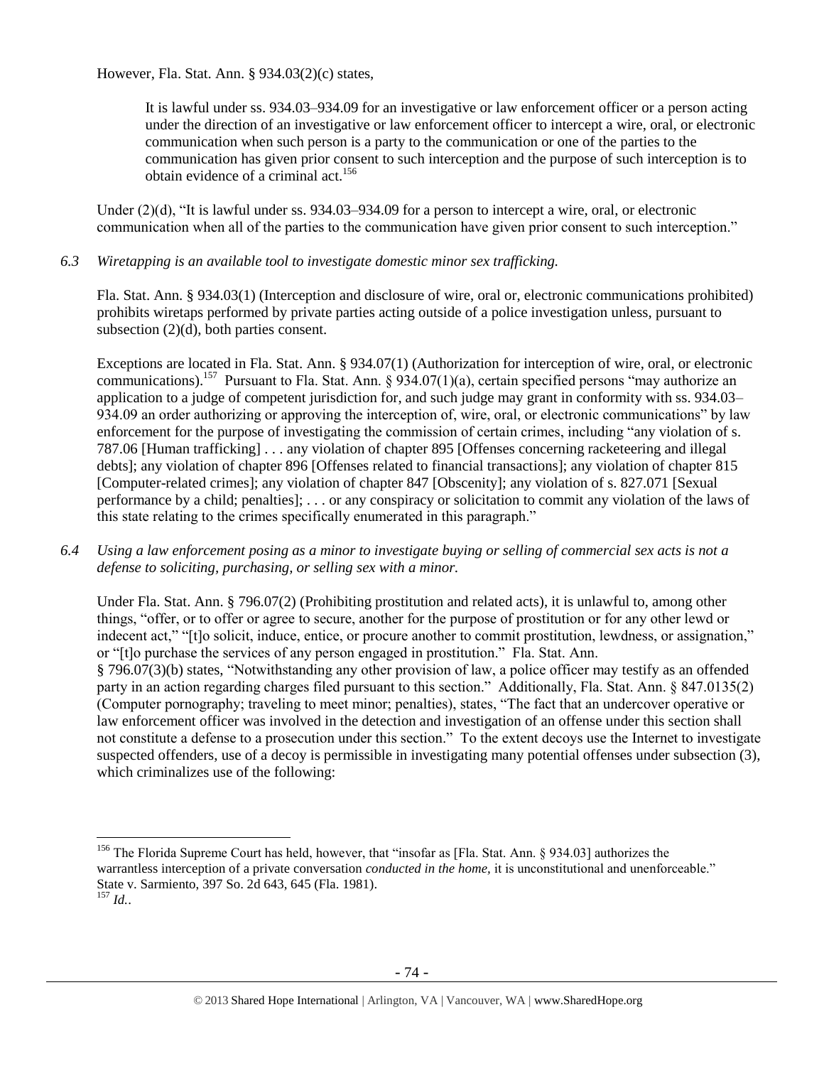However, Fla. Stat. Ann. § 934.03(2)(c) states,

> It is lawful under ss. 934.03–934.09 for an investigative or law enforcement officer or a person acting under the direction of an investigative or law enforcement officer to intercept a wire, oral, or electronic communication when such person is a party to the communication or one of the parties to the communication has given prior consent to such interception and the purpose of such interception is to obtain evidence of a criminal act.[156]

Under (2)(d), "It is lawful under ss. 934.03–934.09 for a person to intercept a wire, oral, or electronic communication when all of the parties to the communication have given prior consent to such interception."

*6.3 Wiretapping is an available tool to investigate domestic minor sex trafficking.*

Fla. Stat. Ann. § 934.03(1) (Interception and disclosure of wire, oral or, electronic communications prohibited) prohibits wiretaps performed by private parties acting outside of a police investigation unless, pursuant to subsection (2)(d), both parties consent.

Exceptions are located in Fla. Stat. Ann. § 934.07(1) (Authorization for interception of wire, oral, or electronic communications).[157] Pursuant to Fla. Stat. Ann. § 934.07(1)(a), certain specified persons "may authorize an application to a judge of competent jurisdiction for, and such judge may grant in conformity with ss. 934.03–934.09 an order authorizing or approving the interception of, wire, oral, or electronic communications" by law enforcement for the purpose of investigating the commission of certain crimes, including "any violation of s. 787.06 [Human trafficking] . . . any violation of chapter 895 [Offenses concerning racketeering and illegal debts]; any violation of chapter 896 [Offenses related to financial transactions]; any violation of chapter 815 [Computer-related crimes]; any violation of chapter 847 [Obscenity]; any violation of s. 827.071 [Sexual performance by a child; penalties]; . . . or any conspiracy or solicitation to commit any violation of the laws of this state relating to the crimes specifically enumerated in this paragraph."

*6.4 Using a law enforcement posing as a minor to investigate buying or selling of commercial sex acts is not a defense to soliciting, purchasing, or selling sex with a minor.*

Under Fla. Stat. Ann. § 796.07(2) (Prohibiting prostitution and related acts), it is unlawful to, among other things, "offer, or to offer or agree to secure, another for the purpose of prostitution or for any other lewd or indecent act," "[t]o solicit, induce, entice, or procure another to commit prostitution, lewdness, or assignation," or "[t]o purchase the services of any person engaged in prostitution." Fla. Stat. Ann. § 796.07(3)(b) states, "Notwithstanding any other provision of law, a police officer may testify as an offended party in an action regarding charges filed pursuant to this section." Additionally, Fla. Stat. Ann. § 847.0135(2) (Computer pornography; traveling to meet minor; penalties), states, "The fact that an undercover operative or law enforcement officer was involved in the detection and investigation of an offense under this section shall not constitute a defense to a prosecution under this section." To the extent decoys use the Internet to investigate suspected offenders, use of a decoy is permissible in investigating many potential offenses under subsection (3), which criminalizes use of the following:

---

[156] The Florida Supreme Court has held, however, that "insofar as [Fla. Stat. Ann. § 934.03] authorizes the warrantless interception of a private conversation *conducted in the home*, it is unconstitutional and unenforceable." State v. Sarmiento, 397 So. 2d 643, 645 (Fla. 1981).

[157] *Id.*.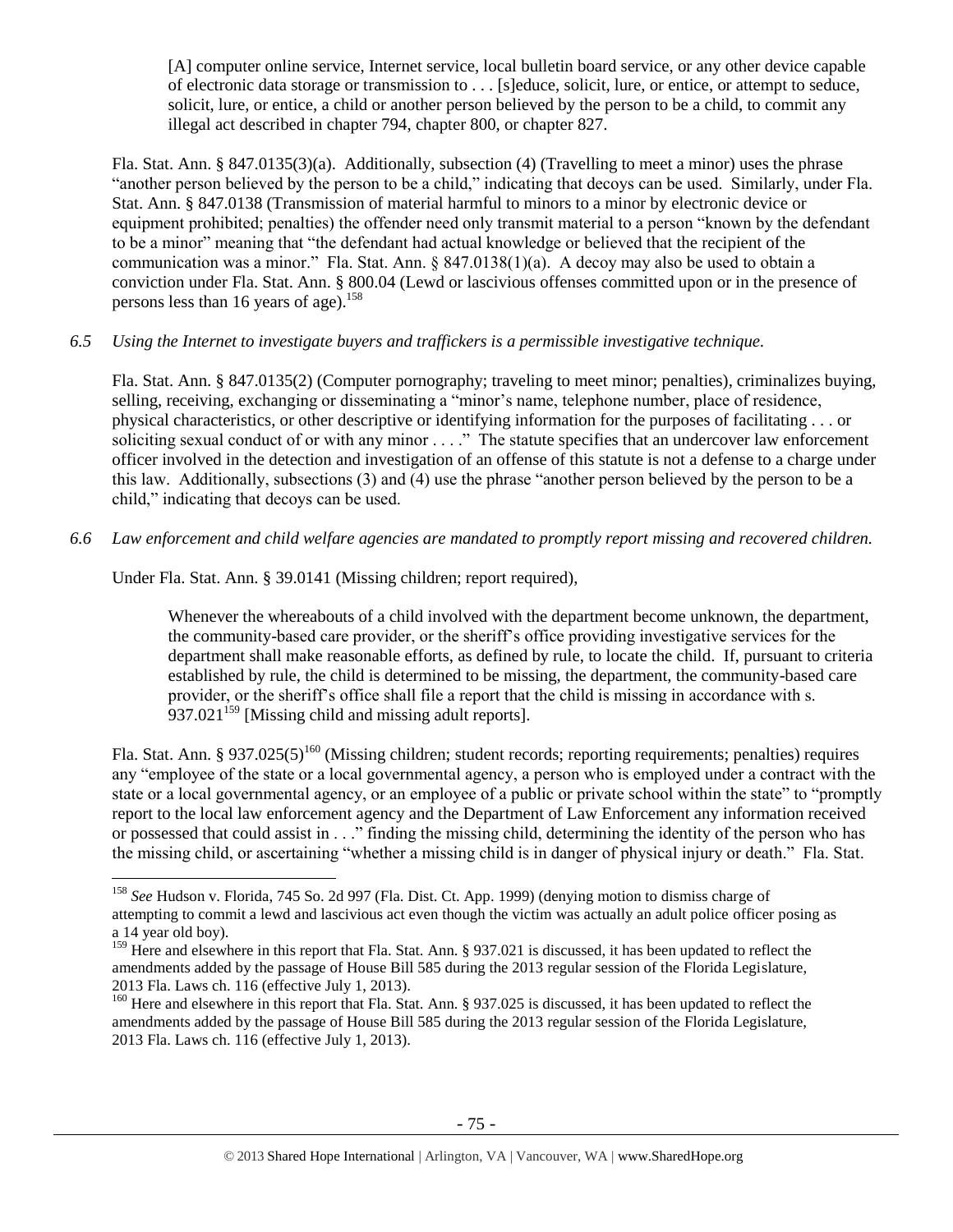> [A] computer online service, Internet service, local bulletin board service, or any other device capable of electronic data storage or transmission to . . . [s]educe, solicit, lure, or entice, or attempt to seduce, solicit, lure, or entice, a child or another person believed by the person to be a child, to commit any illegal act described in chapter 794, chapter 800, or chapter 827.

Fla. Stat. Ann. § 847.0135(3)(a). Additionally, subsection (4) (Travelling to meet a minor) uses the phrase "another person believed by the person to be a child," indicating that decoys can be used. Similarly, under Fla. Stat. Ann. § 847.0138 (Transmission of material harmful to minors to a minor by electronic device or equipment prohibited; penalties) the offender need only transmit material to a person "known by the defendant to be a minor" meaning that "the defendant had actual knowledge or believed that the recipient of the communication was a minor." Fla. Stat. Ann. § 847.0138(1)(a). A decoy may also be used to obtain a conviction under Fla. Stat. Ann. § 800.04 (Lewd or lascivious offenses committed upon or in the presence of persons less than 16 years of age).[158]

*6.5 Using the Internet to investigate buyers and traffickers is a permissible investigative technique.*

Fla. Stat. Ann. § 847.0135(2) (Computer pornography; traveling to meet minor; penalties), criminalizes buying, selling, receiving, exchanging or disseminating a "minor's name, telephone number, place of residence, physical characteristics, or other descriptive or identifying information for the purposes of facilitating . . . or soliciting sexual conduct of or with any minor . . . ." The statute specifies that an undercover law enforcement officer involved in the detection and investigation of an offense of this statute is not a defense to a charge under this law. Additionally, subsections (3) and (4) use the phrase "another person believed by the person to be a child," indicating that decoys can be used.

*6.6 Law enforcement and child welfare agencies are mandated to promptly report missing and recovered children.*

Under Fla. Stat. Ann. § 39.0141 (Missing children; report required),

> Whenever the whereabouts of a child involved with the department become unknown, the department, the community-based care provider, or the sheriff's office providing investigative services for the department shall make reasonable efforts, as defined by rule, to locate the child. If, pursuant to criteria established by rule, the child is determined to be missing, the department, the community-based care provider, or the sheriff's office shall file a report that the child is missing in accordance with s. 937.021[159] [Missing child and missing adult reports].

Fla. Stat. Ann. § 937.025(5)[160] (Missing children; student records; reporting requirements; penalties) requires any "employee of the state or a local governmental agency, a person who is employed under a contract with the state or a local governmental agency, or an employee of a public or private school within the state" to "promptly report to the local law enforcement agency and the Department of Law Enforcement any information received or possessed that could assist in . . ." finding the missing child, determining the identity of the person who has the missing child, or ascertaining "whether a missing child is in danger of physical injury or death." Fla. Stat.

---

[158] *See* Hudson v. Florida, 745 So. 2d 997 (Fla. Dist. Ct. App. 1999) (denying motion to dismiss charge of attempting to commit a lewd and lascivious act even though the victim was actually an adult police officer posing as a 14 year old boy).

[159] Here and elsewhere in this report that Fla. Stat. Ann. § 937.021 is discussed, it has been updated to reflect the amendments added by the passage of House Bill 585 during the 2013 regular session of the Florida Legislature, 2013 Fla. Laws ch. 116 (effective July 1, 2013).

[160] Here and elsewhere in this report that Fla. Stat. Ann. § 937.025 is discussed, it has been updated to reflect the amendments added by the passage of House Bill 585 during the 2013 regular session of the Florida Legislature, 2013 Fla. Laws ch. 116 (effective July 1, 2013).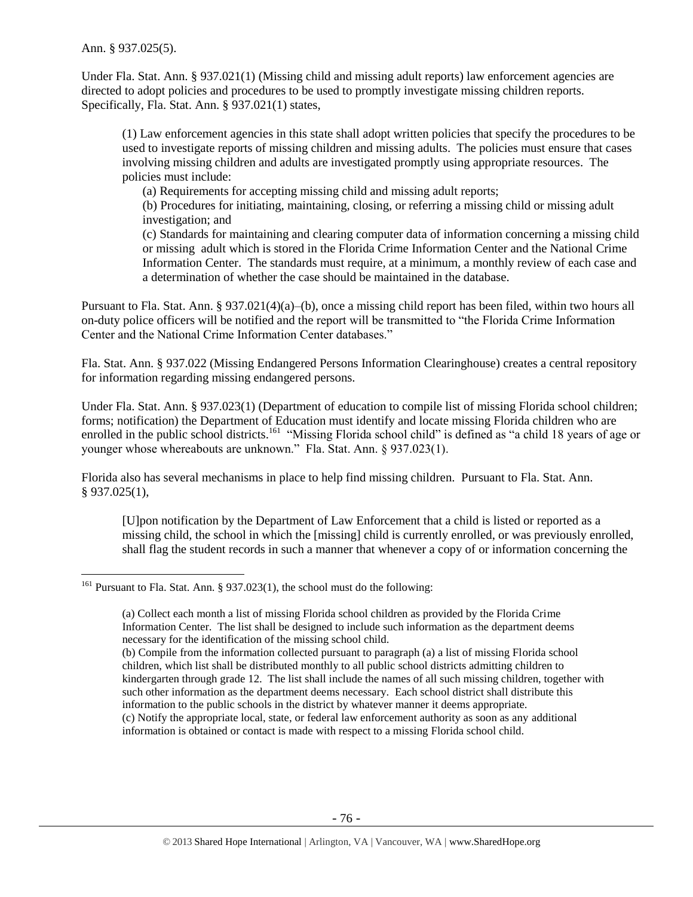Ann. § 937.025(5).

Under Fla. Stat. Ann. § 937.021(1) (Missing child and missing adult reports) law enforcement agencies are directed to adopt policies and procedures to be used to promptly investigate missing children reports. Specifically, Fla. Stat. Ann. § 937.021(1) states,

> (1) Law enforcement agencies in this state shall adopt written policies that specify the procedures to be used to investigate reports of missing children and missing adults. The policies must ensure that cases involving missing children and adults are investigated promptly using appropriate resources. The policies must include:
>
> (a) Requirements for accepting missing child and missing adult reports;
>
> (b) Procedures for initiating, maintaining, closing, or referring a missing child or missing adult investigation; and
>
> (c) Standards for maintaining and clearing computer data of information concerning a missing child or missing adult which is stored in the Florida Crime Information Center and the National Crime Information Center. The standards must require, at a minimum, a monthly review of each case and a determination of whether the case should be maintained in the database.

Pursuant to Fla. Stat. Ann. § 937.021(4)(a)–(b), once a missing child report has been filed, within two hours all on-duty police officers will be notified and the report will be transmitted to "the Florida Crime Information Center and the National Crime Information Center databases."

Fla. Stat. Ann. § 937.022 (Missing Endangered Persons Information Clearinghouse) creates a central repository for information regarding missing endangered persons.

Under Fla. Stat. Ann. § 937.023(1) (Department of education to compile list of missing Florida school children; forms; notification) the Department of Education must identify and locate missing Florida children who are enrolled in the public school districts.[161] "Missing Florida school child" is defined as "a child 18 years of age or younger whose whereabouts are unknown." Fla. Stat. Ann. § 937.023(1).

Florida also has several mechanisms in place to help find missing children. Pursuant to Fla. Stat. Ann. § 937.025(1),

> [U]pon notification by the Department of Law Enforcement that a child is listed or reported as a missing child, the school in which the [missing] child is currently enrolled, or was previously enrolled, shall flag the student records in such a manner that whenever a copy of or information concerning the

---

[161] Pursuant to Fla. Stat. Ann. § 937.023(1), the school must do the following:

> (a) Collect each month a list of missing Florida school children as provided by the Florida Crime Information Center. The list shall be designed to include such information as the department deems necessary for the identification of the missing school child.
>
> (b) Compile from the information collected pursuant to paragraph (a) a list of missing Florida school children, which list shall be distributed monthly to all public school districts admitting children to kindergarten through grade 12. The list shall include the names of all such missing children, together with such other information as the department deems necessary. Each school district shall distribute this information to the public schools in the district by whatever manner it deems appropriate.
>
> (c) Notify the appropriate local, state, or federal law enforcement authority as soon as any additional information is obtained or contact is made with respect to a missing Florida school child.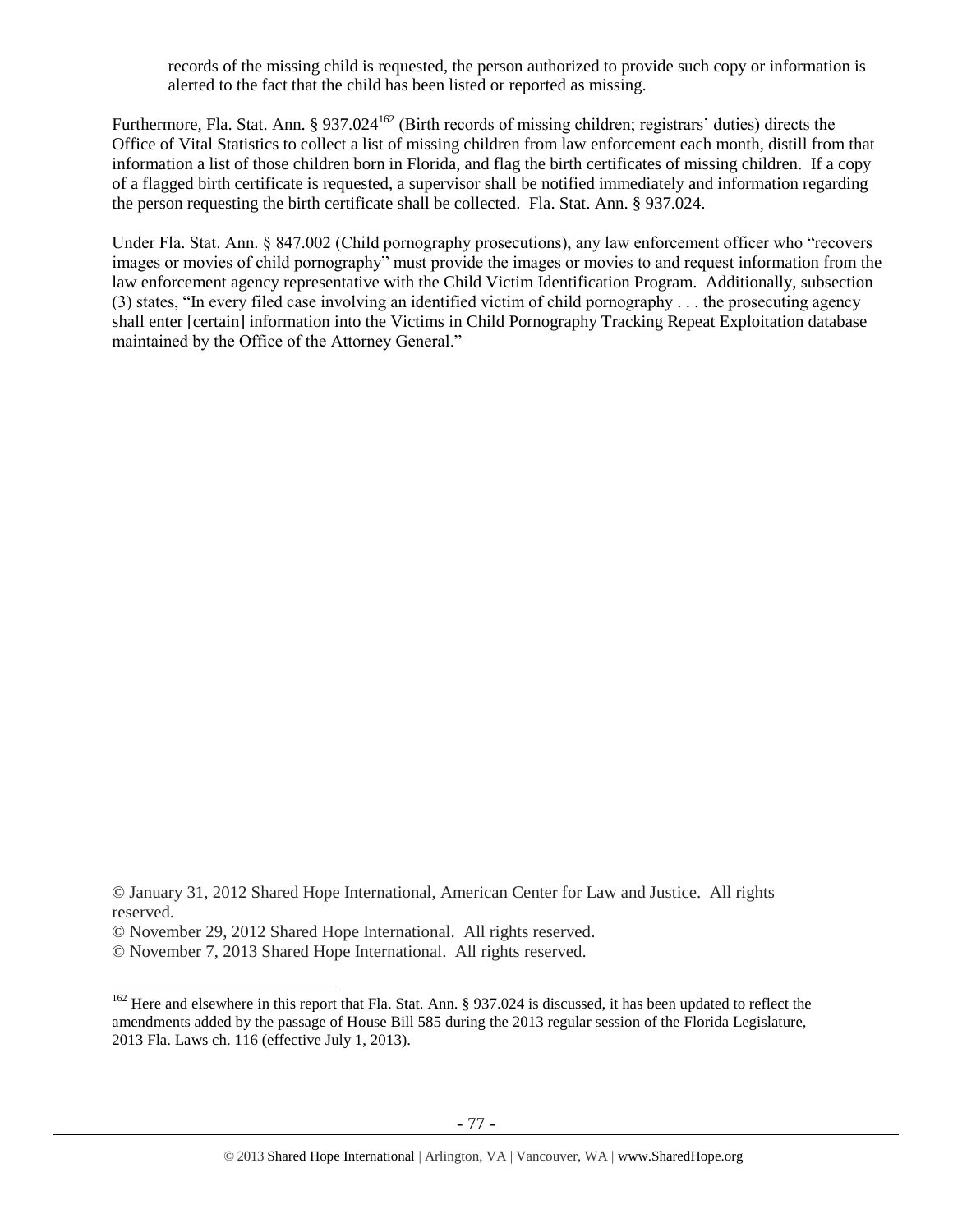records of the missing child is requested, the person authorized to provide such copy or information is alerted to the fact that the child has been listed or reported as missing.

Furthermore, Fla. Stat. Ann. § 937.024[162] (Birth records of missing children; registrars' duties) directs the Office of Vital Statistics to collect a list of missing children from law enforcement each month, distill from that information a list of those children born in Florida, and flag the birth certificates of missing children. If a copy of a flagged birth certificate is requested, a supervisor shall be notified immediately and information regarding the person requesting the birth certificate shall be collected. Fla. Stat. Ann. § 937.024.

Under Fla. Stat. Ann. § 847.002 (Child pornography prosecutions), any law enforcement officer who "recovers images or movies of child pornography" must provide the images or movies to and request information from the law enforcement agency representative with the Child Victim Identification Program. Additionally, subsection (3) states, "In every filed case involving an identified victim of child pornography . . . the prosecuting agency shall enter [certain] information into the Victims in Child Pornography Tracking Repeat Exploitation database maintained by the Office of the Attorney General."

© January 31, 2012 Shared Hope International, American Center for Law and Justice. All rights reserved.
© November 29, 2012 Shared Hope International. All rights reserved.
© November 7, 2013 Shared Hope International. All rights reserved.

[162] Here and elsewhere in this report that Fla. Stat. Ann. § 937.024 is discussed, it has been updated to reflect the amendments added by the passage of House Bill 585 during the 2013 regular session of the Florida Legislature, 2013 Fla. Laws ch. 116 (effective July 1, 2013).